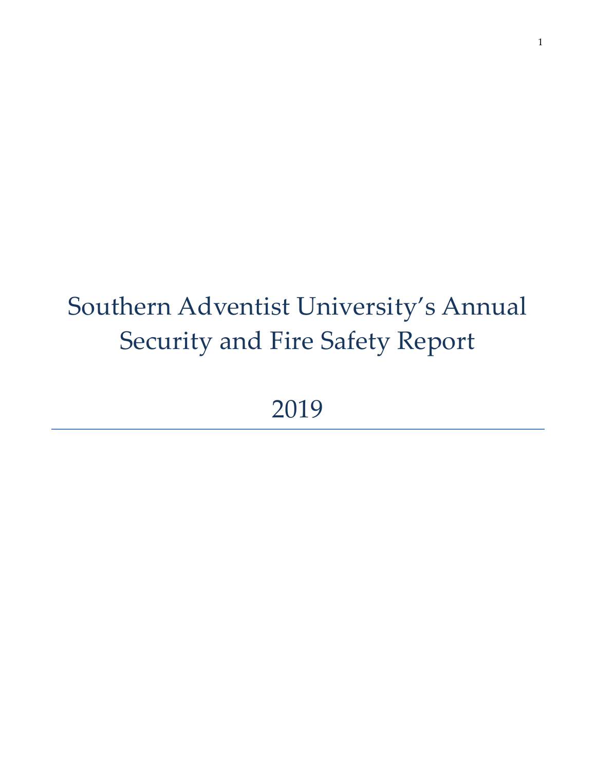# Southern Adventist University's Annual Security and Fire Safety Report

# 2019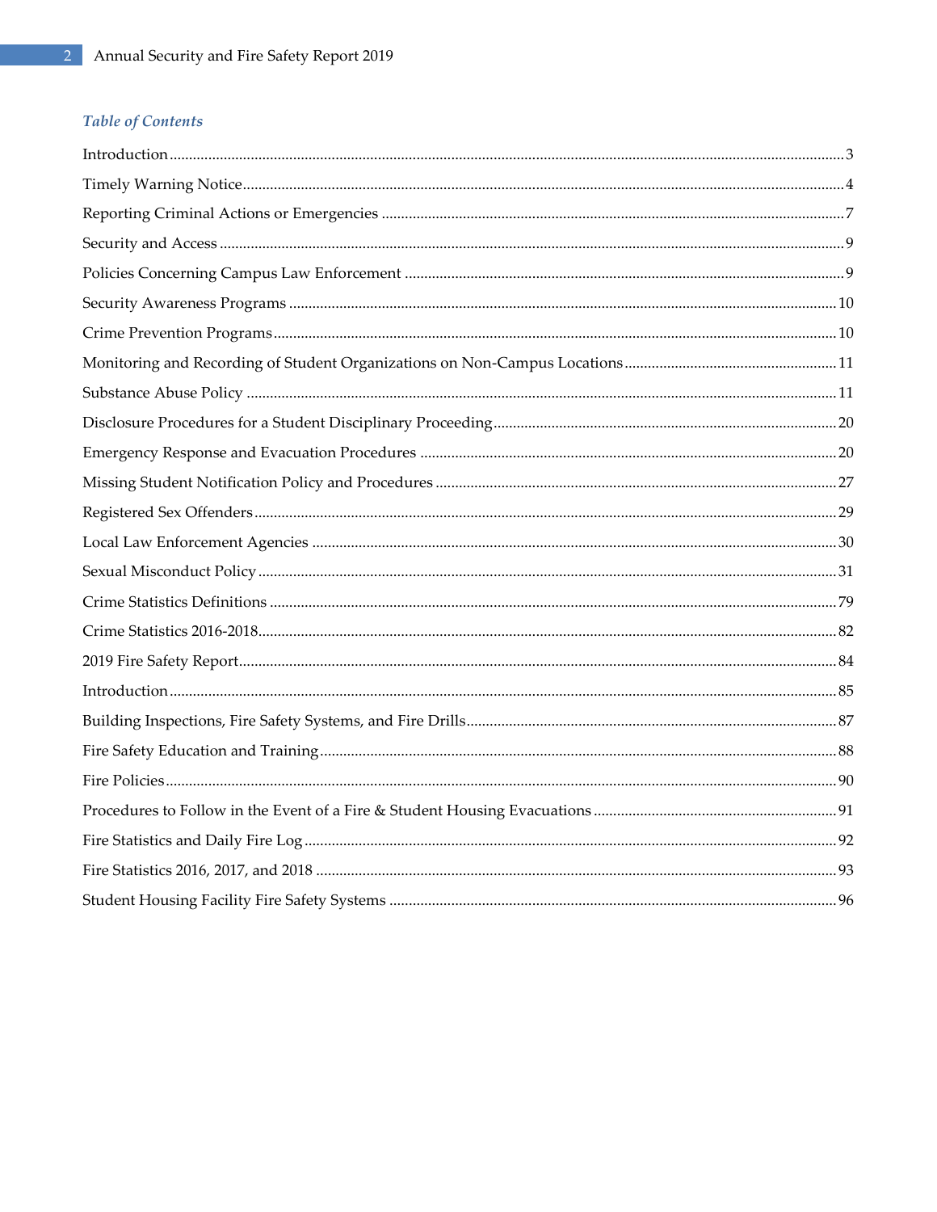## *Table of Contents*

Introduction .......... 3

Timely Warning Notice .......... 4

Reporting Criminal Actions or Emergencies .......... 7

Security and Access .......... 9

Policies Concerning Campus Law Enforcement .......... 9

Security Awareness Programs .......... 10

Crime Prevention Programs .......... 10

Monitoring and Recording of Student Organizations on Non-Campus Locations .......... 11

Substance Abuse Policy .......... 11

Disclosure Procedures for a Student Disciplinary Proceeding .......... 20

Emergency Response and Evacuation Procedures .......... 20

Missing Student Notification Policy and Procedures .......... 27

Registered Sex Offenders .......... 29

Local Law Enforcement Agencies .......... 30

Sexual Misconduct Policy .......... 31

Crime Statistics Definitions .......... 79

Crime Statistics 2016-2018 .......... 82

2019 Fire Safety Report .......... 84

Introduction .......... 85

Building Inspections, Fire Safety Systems, and Fire Drills .......... 87

Fire Safety Education and Training .......... 88

Fire Policies .......... 90

Procedures to Follow in the Event of a Fire & Student Housing Evacuations .......... 91

Fire Statistics and Daily Fire Log .......... 92

Fire Statistics 2016, 2017, and 2018 .......... 93

Student Housing Facility Fire Safety Systems .......... 96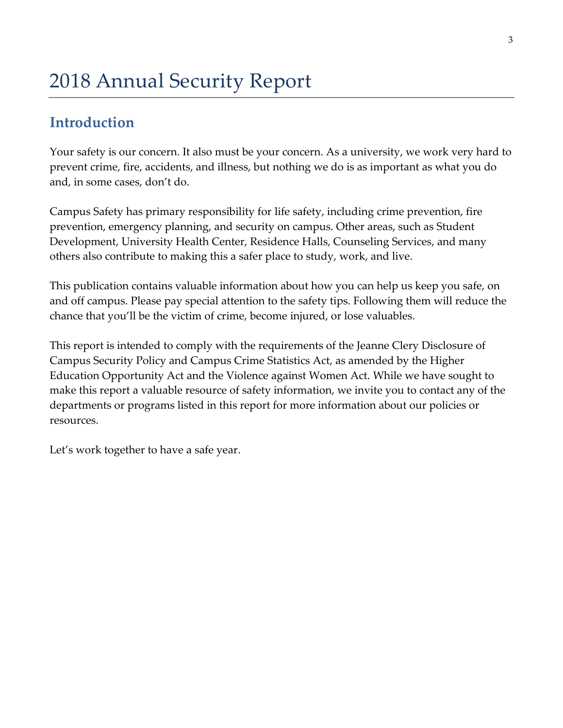# 2018 Annual Security Report

## Introduction

Your safety is our concern. It also must be your concern. As a university, we work very hard to prevent crime, fire, accidents, and illness, but nothing we do is as important as what you do and, in some cases, don't do.

Campus Safety has primary responsibility for life safety, including crime prevention, fire prevention, emergency planning, and security on campus. Other areas, such as Student Development, University Health Center, Residence Halls, Counseling Services, and many others also contribute to making this a safer place to study, work, and live.

This publication contains valuable information about how you can help us keep you safe, on and off campus. Please pay special attention to the safety tips. Following them will reduce the chance that you'll be the victim of crime, become injured, or lose valuables.

This report is intended to comply with the requirements of the Jeanne Clery Disclosure of Campus Security Policy and Campus Crime Statistics Act, as amended by the Higher Education Opportunity Act and the Violence against Women Act. While we have sought to make this report a valuable resource of safety information, we invite you to contact any of the departments or programs listed in this report for more information about our policies or resources.

Let's work together to have a safe year.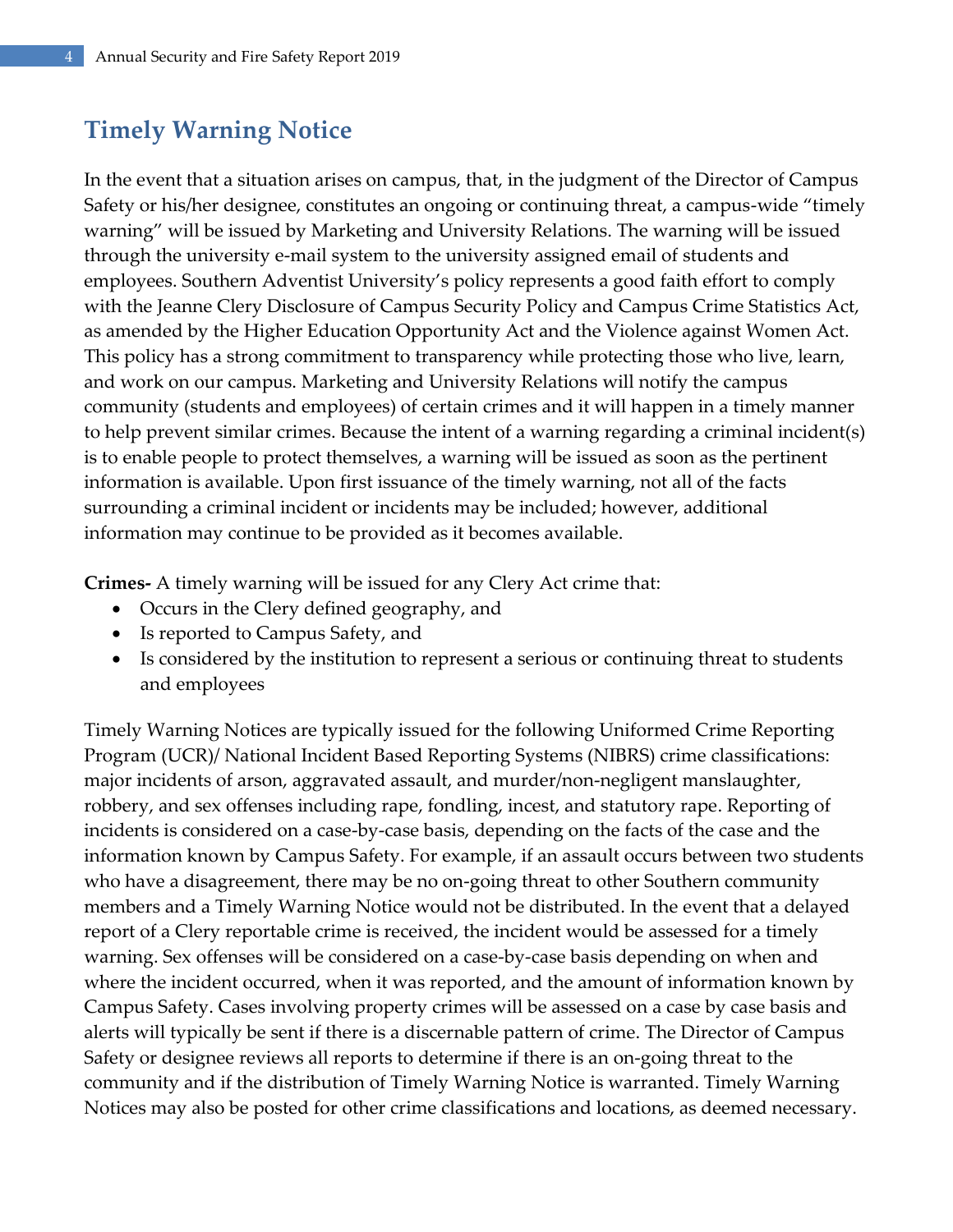## Timely Warning Notice

In the event that a situation arises on campus, that, in the judgment of the Director of Campus Safety or his/her designee, constitutes an ongoing or continuing threat, a campus-wide "timely warning" will be issued by Marketing and University Relations. The warning will be issued through the university e-mail system to the university assigned email of students and employees. Southern Adventist University's policy represents a good faith effort to comply with the Jeanne Clery Disclosure of Campus Security Policy and Campus Crime Statistics Act, as amended by the Higher Education Opportunity Act and the Violence against Women Act. This policy has a strong commitment to transparency while protecting those who live, learn, and work on our campus. Marketing and University Relations will notify the campus community (students and employees) of certain crimes and it will happen in a timely manner to help prevent similar crimes. Because the intent of a warning regarding a criminal incident(s) is to enable people to protect themselves, a warning will be issued as soon as the pertinent information is available. Upon first issuance of the timely warning, not all of the facts surrounding a criminal incident or incidents may be included; however, additional information may continue to be provided as it becomes available.

**Crimes-** A timely warning will be issued for any Clery Act crime that:

- Occurs in the Clery defined geography, and
- Is reported to Campus Safety, and
- Is considered by the institution to represent a serious or continuing threat to students and employees

Timely Warning Notices are typically issued for the following Uniformed Crime Reporting Program (UCR)/ National Incident Based Reporting Systems (NIBRS) crime classifications: major incidents of arson, aggravated assault, and murder/non-negligent manslaughter, robbery, and sex offenses including rape, fondling, incest, and statutory rape. Reporting of incidents is considered on a case-by-case basis, depending on the facts of the case and the information known by Campus Safety. For example, if an assault occurs between two students who have a disagreement, there may be no on-going threat to other Southern community members and a Timely Warning Notice would not be distributed. In the event that a delayed report of a Clery reportable crime is received, the incident would be assessed for a timely warning. Sex offenses will be considered on a case-by-case basis depending on when and where the incident occurred, when it was reported, and the amount of information known by Campus Safety. Cases involving property crimes will be assessed on a case by case basis and alerts will typically be sent if there is a discernable pattern of crime. The Director of Campus Safety or designee reviews all reports to determine if there is an on-going threat to the community and if the distribution of Timely Warning Notice is warranted. Timely Warning Notices may also be posted for other crime classifications and locations, as deemed necessary.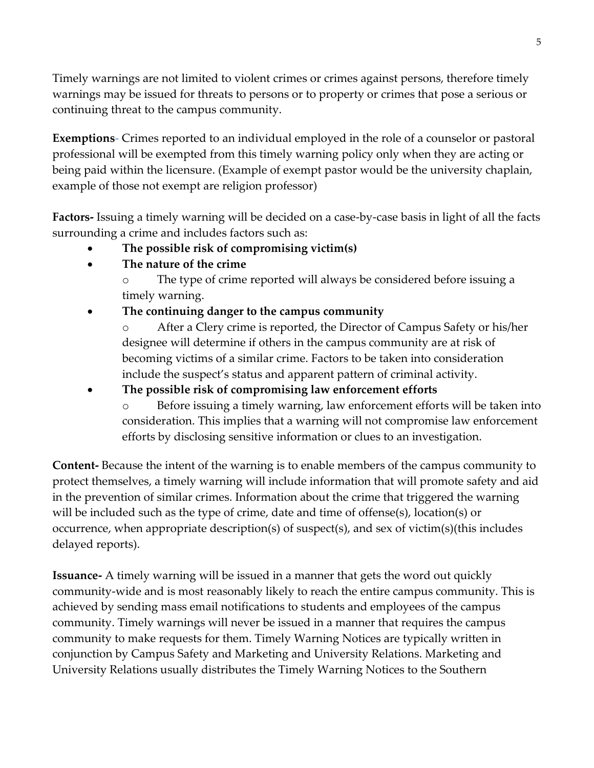Timely warnings are not limited to violent crimes or crimes against persons, therefore timely warnings may be issued for threats to persons or to property or crimes that pose a serious or continuing threat to the campus community.

**Exemptions**- Crimes reported to an individual employed in the role of a counselor or pastoral professional will be exempted from this timely warning policy only when they are acting or being paid within the licensure. (Example of exempt pastor would be the university chaplain, example of those not exempt are religion professor)

**Factors-** Issuing a timely warning will be decided on a case-by-case basis in light of all the facts surrounding a crime and includes factors such as:

- **The possible risk of compromising victim(s)**
- **The nature of the crime**
  - The type of crime reported will always be considered before issuing a timely warning.
- **The continuing danger to the campus community**
  - After a Clery crime is reported, the Director of Campus Safety or his/her designee will determine if others in the campus community are at risk of becoming victims of a similar crime. Factors to be taken into consideration include the suspect's status and apparent pattern of criminal activity.
- **The possible risk of compromising law enforcement efforts**
  - Before issuing a timely warning, law enforcement efforts will be taken into consideration. This implies that a warning will not compromise law enforcement efforts by disclosing sensitive information or clues to an investigation.

**Content-** Because the intent of the warning is to enable members of the campus community to protect themselves, a timely warning will include information that will promote safety and aid in the prevention of similar crimes. Information about the crime that triggered the warning will be included such as the type of crime, date and time of offense(s), location(s) or occurrence, when appropriate description(s) of suspect(s), and sex of victim(s)(this includes delayed reports).

**Issuance-** A timely warning will be issued in a manner that gets the word out quickly community-wide and is most reasonably likely to reach the entire campus community. This is achieved by sending mass email notifications to students and employees of the campus community. Timely warnings will never be issued in a manner that requires the campus community to make requests for them. Timely Warning Notices are typically written in conjunction by Campus Safety and Marketing and University Relations. Marketing and University Relations usually distributes the Timely Warning Notices to the Southern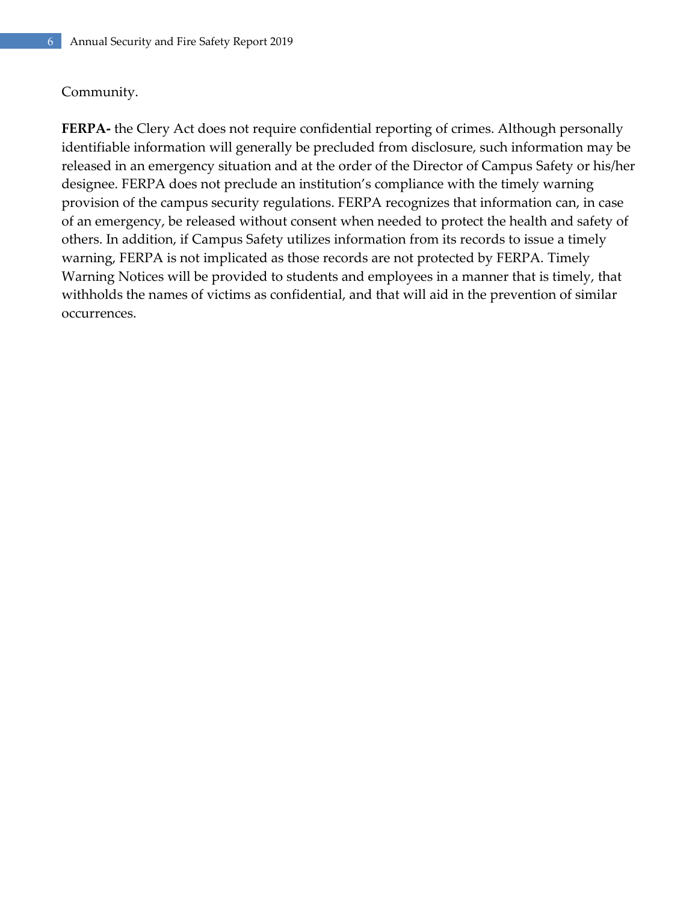Community.

**FERPA-** the Clery Act does not require confidential reporting of crimes. Although personally identifiable information will generally be precluded from disclosure, such information may be released in an emergency situation and at the order of the Director of Campus Safety or his/her designee. FERPA does not preclude an institution's compliance with the timely warning provision of the campus security regulations. FERPA recognizes that information can, in case of an emergency, be released without consent when needed to protect the health and safety of others. In addition, if Campus Safety utilizes information from its records to issue a timely warning, FERPA is not implicated as those records are not protected by FERPA. Timely Warning Notices will be provided to students and employees in a manner that is timely, that withholds the names of victims as confidential, and that will aid in the prevention of similar occurrences.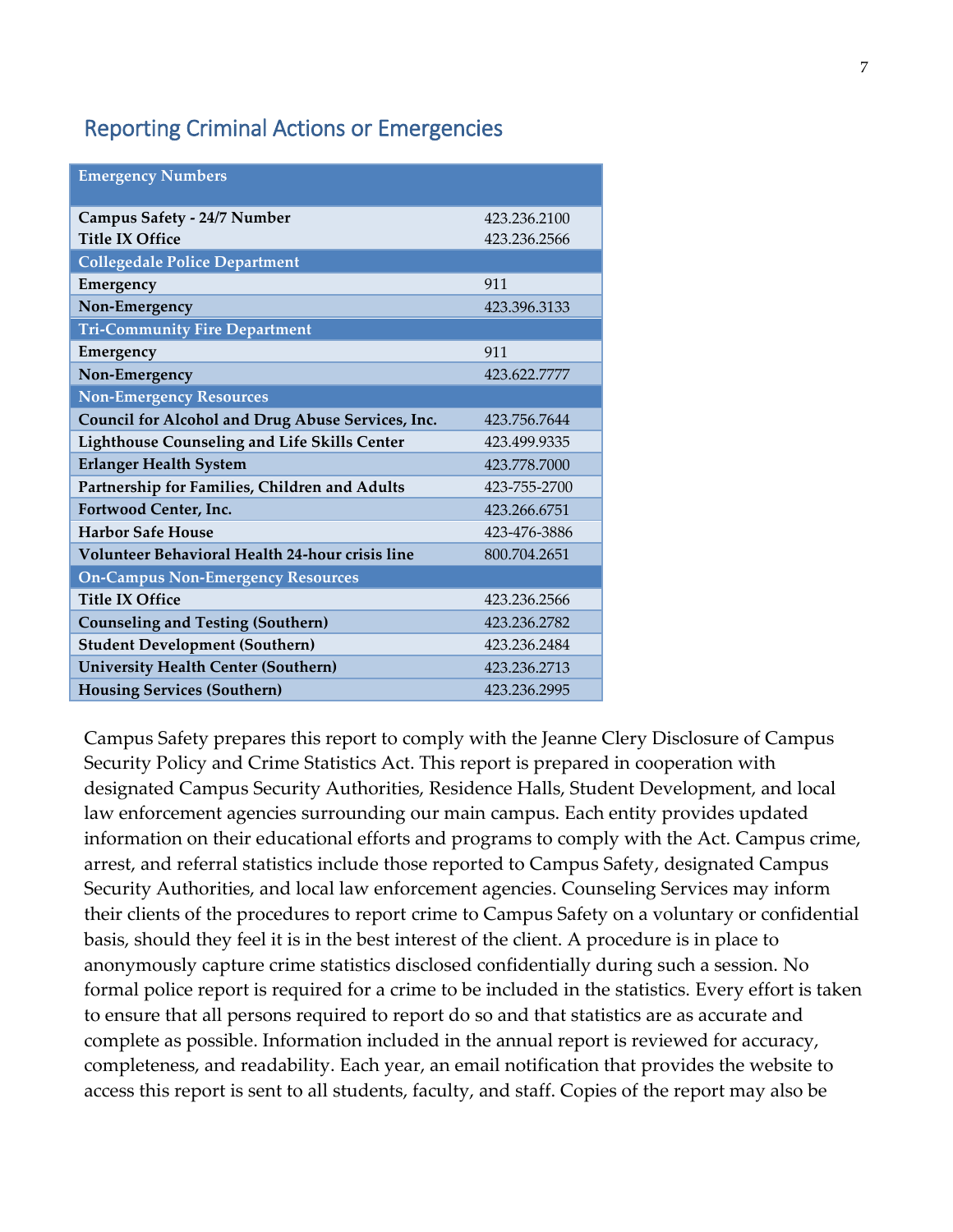## Reporting Criminal Actions or Emergencies

| Emergency Numbers | |
|---|---|
| **Campus Safety - 24/7 Number** | 423.236.2100 |
| **Title IX Office** | 423.236.2566 |
| **Collegedale Police Department** | |
| **Emergency** | 911 |
| **Non-Emergency** | 423.396.3133 |
| **Tri-Community Fire Department** | |
| **Emergency** | 911 |
| **Non-Emergency** | 423.622.7777 |
| **Non-Emergency Resources** | |
| **Council for Alcohol and Drug Abuse Services, Inc.** | 423.756.7644 |
| **Lighthouse Counseling and Life Skills Center** | 423.499.9335 |
| **Erlanger Health System** | 423.778.7000 |
| **Partnership for Families, Children and Adults** | 423-755-2700 |
| **Fortwood Center, Inc.** | 423.266.6751 |
| **Harbor Safe House** | 423-476-3886 |
| **Volunteer Behavioral Health 24-hour crisis line** | 800.704.2651 |
| **On-Campus Non-Emergency Resources** | |
| **Title IX Office** | 423.236.2566 |
| **Counseling and Testing (Southern)** | 423.236.2782 |
| **Student Development (Southern)** | 423.236.2484 |
| **University Health Center (Southern)** | 423.236.2713 |
| **Housing Services (Southern)** | 423.236.2995 |

Campus Safety prepares this report to comply with the Jeanne Clery Disclosure of Campus Security Policy and Crime Statistics Act. This report is prepared in cooperation with designated Campus Security Authorities, Residence Halls, Student Development, and local law enforcement agencies surrounding our main campus. Each entity provides updated information on their educational efforts and programs to comply with the Act. Campus crime, arrest, and referral statistics include those reported to Campus Safety, designated Campus Security Authorities, and local law enforcement agencies. Counseling Services may inform their clients of the procedures to report crime to Campus Safety on a voluntary or confidential basis, should they feel it is in the best interest of the client. A procedure is in place to anonymously capture crime statistics disclosed confidentially during such a session. No formal police report is required for a crime to be included in the statistics. Every effort is taken to ensure that all persons required to report do so and that statistics are as accurate and complete as possible. Information included in the annual report is reviewed for accuracy, completeness, and readability. Each year, an email notification that provides the website to access this report is sent to all students, faculty, and staff. Copies of the report may also be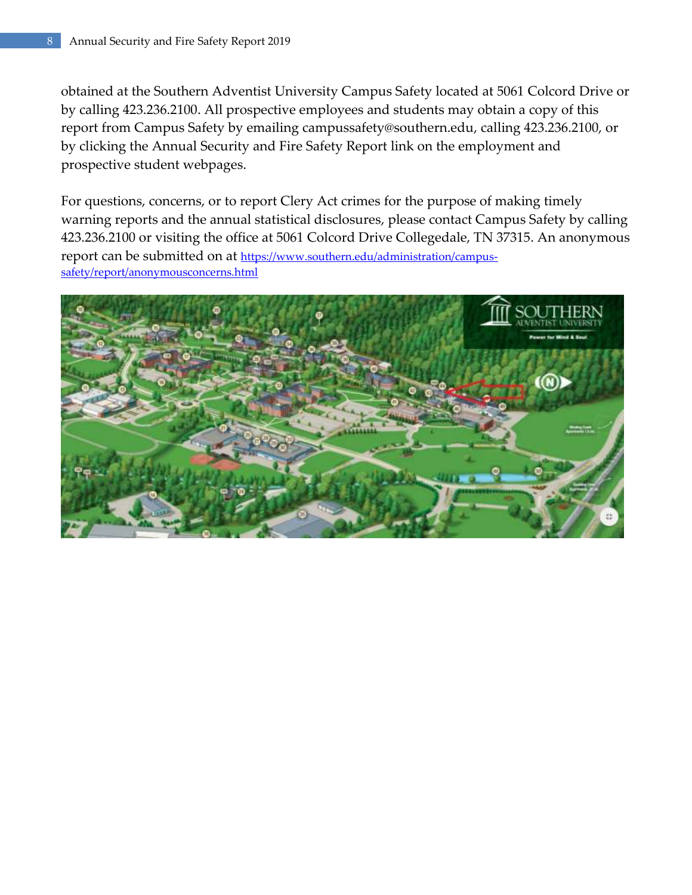obtained at the Southern Adventist University Campus Safety located at 5061 Colcord Drive or by calling 423.236.2100. All prospective employees and students may obtain a copy of this report from Campus Safety by emailing campussafety@southern.edu, calling 423.236.2100, or by clicking the Annual Security and Fire Safety Report link on the employment and prospective student webpages.

For questions, concerns, or to report Clery Act crimes for the purpose of making timely warning reports and the annual statistical disclosures, please contact Campus Safety by calling 423.236.2100 or visiting the office at 5061 Colcord Drive Collegedale, TN 37315. An anonymous report can be submitted on at [https://www.southern.edu/administration/campus-safety/report/anonymousconcerns.html](https://www.southern.edu/administration/campus-safety/report/anonymousconcerns.html)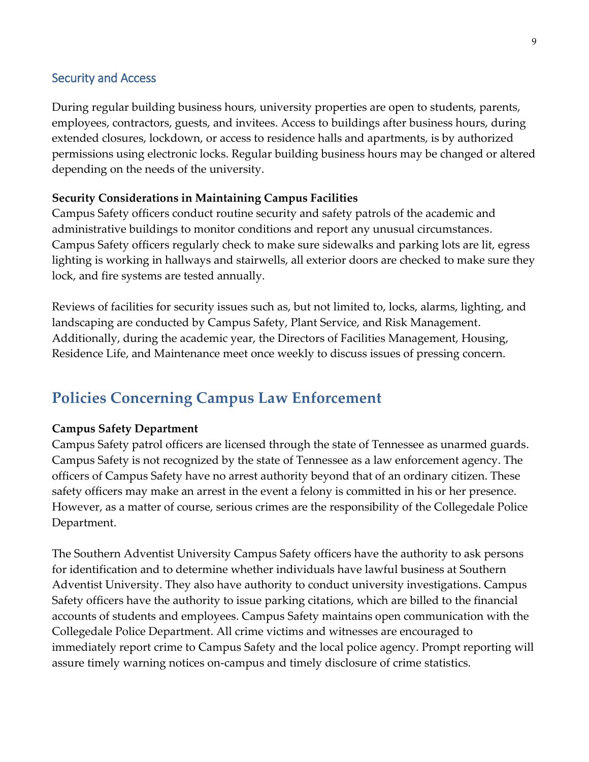### Security and Access

During regular building business hours, university properties are open to students, parents, employees, contractors, guests, and invitees. Access to buildings after business hours, during extended closures, lockdown, or access to residence halls and apartments, is by authorized permissions using electronic locks. Regular building business hours may be changed or altered depending on the needs of the university.

**Security Considerations in Maintaining Campus Facilities**

Campus Safety officers conduct routine security and safety patrols of the academic and administrative buildings to monitor conditions and report any unusual circumstances. Campus Safety officers regularly check to make sure sidewalks and parking lots are lit, egress lighting is working in hallways and stairwells, all exterior doors are checked to make sure they lock, and fire systems are tested annually.

Reviews of facilities for security issues such as, but not limited to, locks, alarms, lighting, and landscaping are conducted by Campus Safety, Plant Service, and Risk Management. Additionally, during the academic year, the Directors of Facilities Management, Housing, Residence Life, and Maintenance meet once weekly to discuss issues of pressing concern.

## Policies Concerning Campus Law Enforcement

**Campus Safety Department**

Campus Safety patrol officers are licensed through the state of Tennessee as unarmed guards. Campus Safety is not recognized by the state of Tennessee as a law enforcement agency. The officers of Campus Safety have no arrest authority beyond that of an ordinary citizen. These safety officers may make an arrest in the event a felony is committed in his or her presence. However, as a matter of course, serious crimes are the responsibility of the Collegedale Police Department.

The Southern Adventist University Campus Safety officers have the authority to ask persons for identification and to determine whether individuals have lawful business at Southern Adventist University. They also have authority to conduct university investigations. Campus Safety officers have the authority to issue parking citations, which are billed to the financial accounts of students and employees. Campus Safety maintains open communication with the Collegedale Police Department. All crime victims and witnesses are encouraged to immediately report crime to Campus Safety and the local police agency. Prompt reporting will assure timely warning notices on-campus and timely disclosure of crime statistics.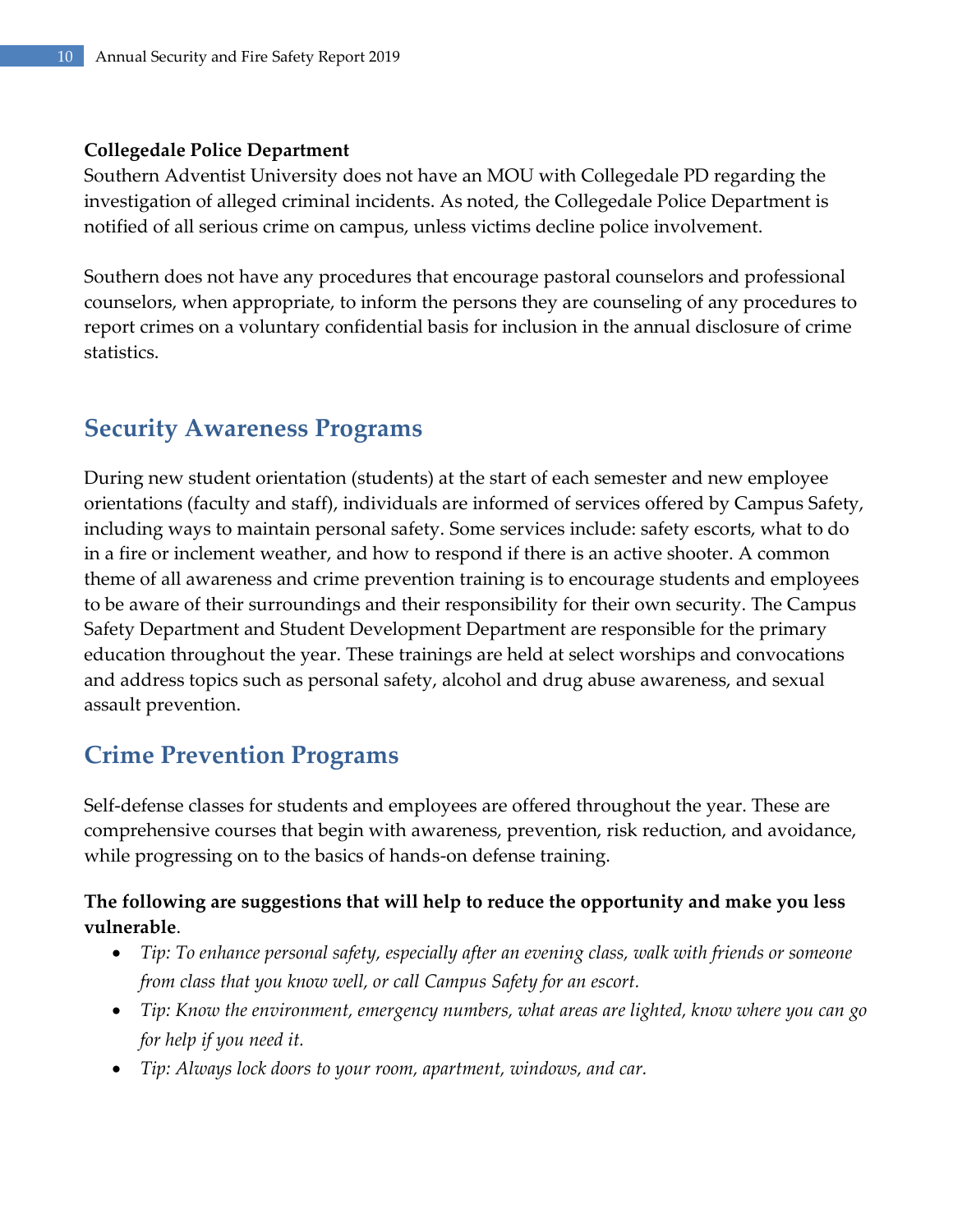**Collegedale Police Department**

Southern Adventist University does not have an MOU with Collegedale PD regarding the investigation of alleged criminal incidents. As noted, the Collegedale Police Department is notified of all serious crime on campus, unless victims decline police involvement.

Southern does not have any procedures that encourage pastoral counselors and professional counselors, when appropriate, to inform the persons they are counseling of any procedures to report crimes on a voluntary confidential basis for inclusion in the annual disclosure of crime statistics.

## Security Awareness Programs

During new student orientation (students) at the start of each semester and new employee orientations (faculty and staff), individuals are informed of services offered by Campus Safety, including ways to maintain personal safety. Some services include: safety escorts, what to do in a fire or inclement weather, and how to respond if there is an active shooter. A common theme of all awareness and crime prevention training is to encourage students and employees to be aware of their surroundings and their responsibility for their own security. The Campus Safety Department and Student Development Department are responsible for the primary education throughout the year. These trainings are held at select worships and convocations and address topics such as personal safety, alcohol and drug abuse awareness, and sexual assault prevention.

## Crime Prevention Programs

Self-defense classes for students and employees are offered throughout the year. These are comprehensive courses that begin with awareness, prevention, risk reduction, and avoidance, while progressing on to the basics of hands-on defense training.

**The following are suggestions that will help to reduce the opportunity and make you less vulnerable**.

- *Tip: To enhance personal safety, especially after an evening class, walk with friends or someone from class that you know well, or call Campus Safety for an escort.*
- *Tip: Know the environment, emergency numbers, what areas are lighted, know where you can go for help if you need it.*
- *Tip: Always lock doors to your room, apartment, windows, and car.*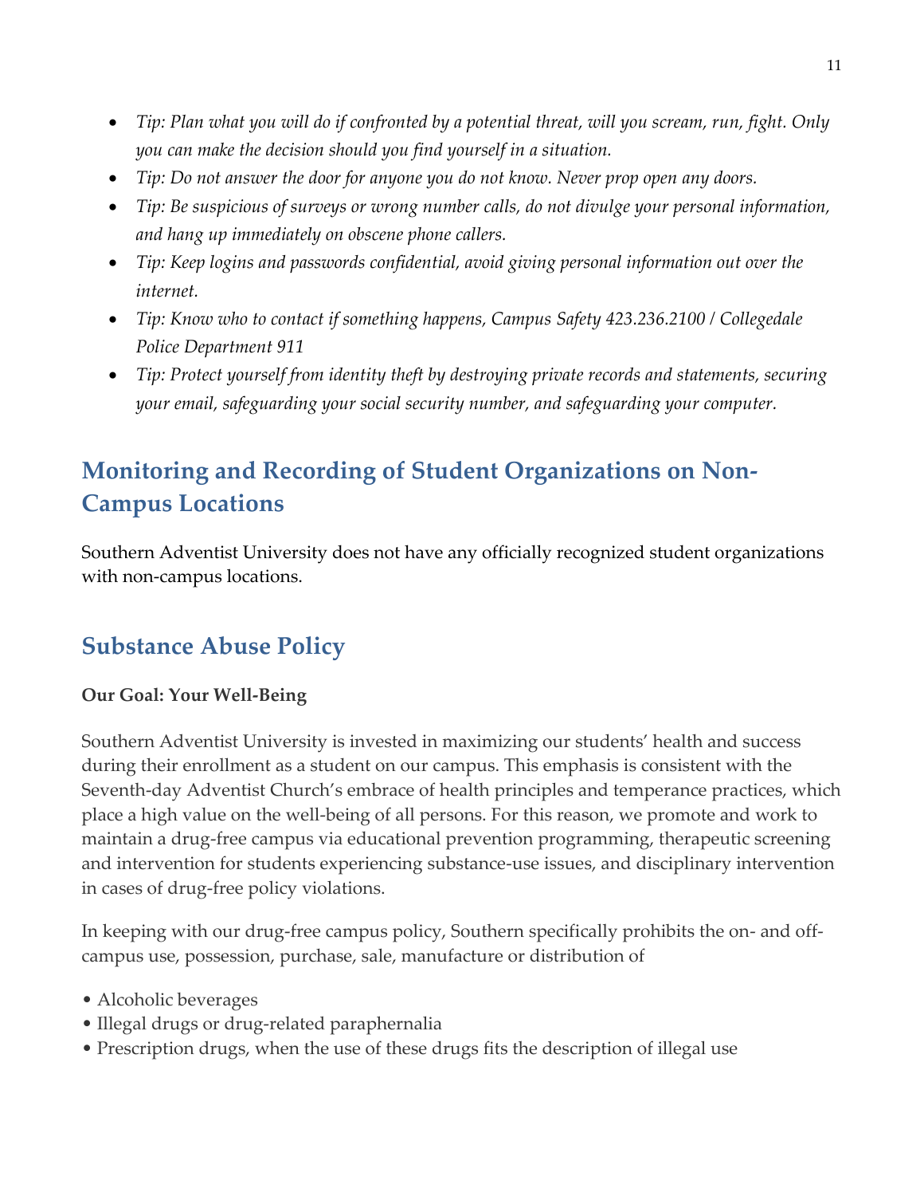- *Tip: Plan what you will do if confronted by a potential threat, will you scream, run, fight. Only you can make the decision should you find yourself in a situation.*
- *Tip: Do not answer the door for anyone you do not know. Never prop open any doors.*
- *Tip: Be suspicious of surveys or wrong number calls, do not divulge your personal information, and hang up immediately on obscene phone callers.*
- *Tip: Keep logins and passwords confidential, avoid giving personal information out over the internet.*
- *Tip: Know who to contact if something happens, Campus Safety 423.236.2100 / Collegedale Police Department 911*
- *Tip: Protect yourself from identity theft by destroying private records and statements, securing your email, safeguarding your social security number, and safeguarding your computer.*

## Monitoring and Recording of Student Organizations on Non-Campus Locations

Southern Adventist University does not have any officially recognized student organizations with non-campus locations.

## Substance Abuse Policy

**Our Goal: Your Well-Being**

Southern Adventist University is invested in maximizing our students' health and success during their enrollment as a student on our campus. This emphasis is consistent with the Seventh-day Adventist Church's embrace of health principles and temperance practices, which place a high value on the well-being of all persons. For this reason, we promote and work to maintain a drug-free campus via educational prevention programming, therapeutic screening and intervention for students experiencing substance-use issues, and disciplinary intervention in cases of drug-free policy violations.

In keeping with our drug-free campus policy, Southern specifically prohibits the on- and off-campus use, possession, purchase, sale, manufacture or distribution of

- Alcoholic beverages
- Illegal drugs or drug-related paraphernalia
- Prescription drugs, when the use of these drugs fits the description of illegal use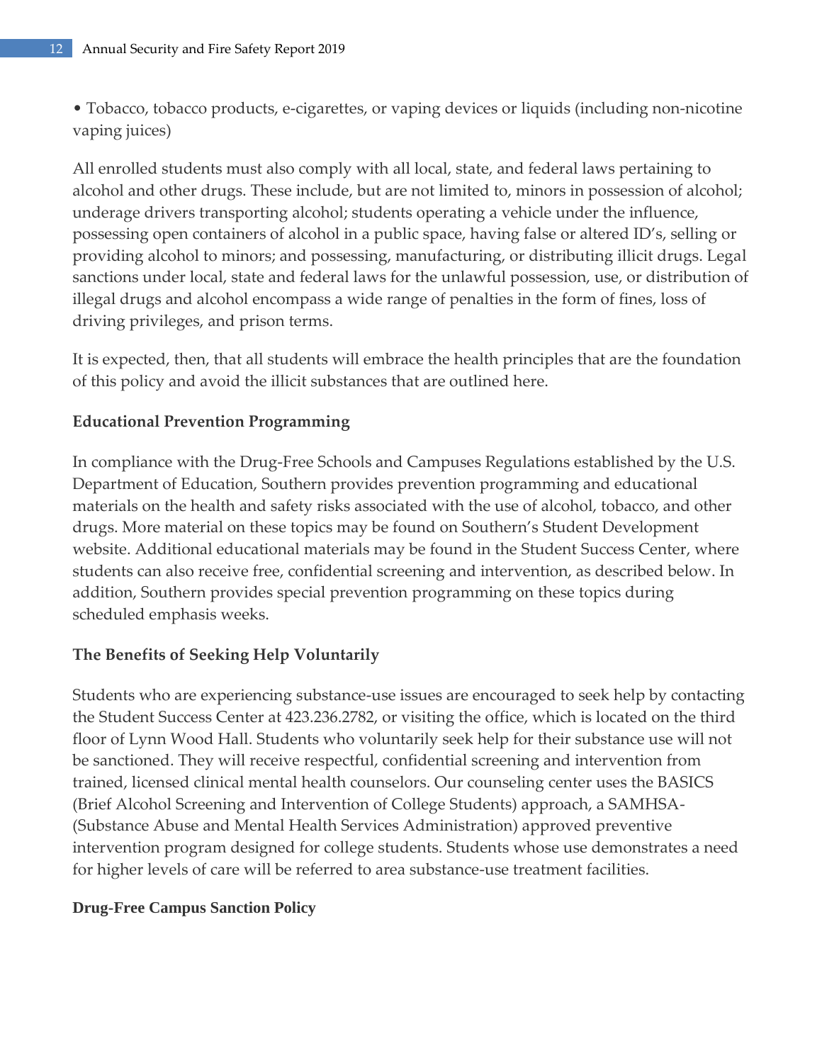- Tobacco, tobacco products, e-cigarettes, or vaping devices or liquids (including non-nicotine vaping juices)

All enrolled students must also comply with all local, state, and federal laws pertaining to alcohol and other drugs. These include, but are not limited to, minors in possession of alcohol; underage drivers transporting alcohol; students operating a vehicle under the influence, possessing open containers of alcohol in a public space, having false or altered ID's, selling or providing alcohol to minors; and possessing, manufacturing, or distributing illicit drugs. Legal sanctions under local, state and federal laws for the unlawful possession, use, or distribution of illegal drugs and alcohol encompass a wide range of penalties in the form of fines, loss of driving privileges, and prison terms.

It is expected, then, that all students will embrace the health principles that are the foundation of this policy and avoid the illicit substances that are outlined here.

**Educational Prevention Programming**

In compliance with the Drug-Free Schools and Campuses Regulations established by the U.S. Department of Education, Southern provides prevention programming and educational materials on the health and safety risks associated with the use of alcohol, tobacco, and other drugs. More material on these topics may be found on Southern's Student Development website. Additional educational materials may be found in the Student Success Center, where students can also receive free, confidential screening and intervention, as described below. In addition, Southern provides special prevention programming on these topics during scheduled emphasis weeks.

**The Benefits of Seeking Help Voluntarily**

Students who are experiencing substance-use issues are encouraged to seek help by contacting the Student Success Center at 423.236.2782, or visiting the office, which is located on the third floor of Lynn Wood Hall. Students who voluntarily seek help for their substance use will not be sanctioned. They will receive respectful, confidential screening and intervention from trained, licensed clinical mental health counselors. Our counseling center uses the BASICS (Brief Alcohol Screening and Intervention of College Students) approach, a SAMHSA- (Substance Abuse and Mental Health Services Administration) approved preventive intervention program designed for college students. Students whose use demonstrates a need for higher levels of care will be referred to area substance-use treatment facilities.

**Drug-Free Campus Sanction Policy**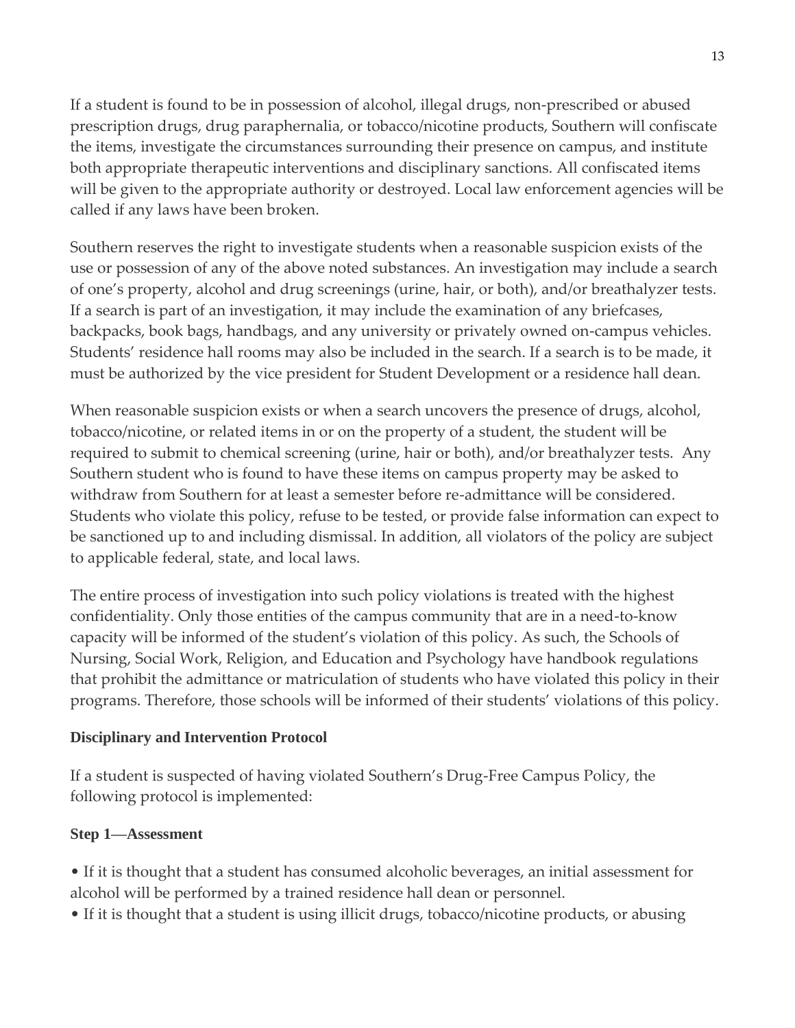If a student is found to be in possession of alcohol, illegal drugs, non-prescribed or abused prescription drugs, drug paraphernalia, or tobacco/nicotine products, Southern will confiscate the items, investigate the circumstances surrounding their presence on campus, and institute both appropriate therapeutic interventions and disciplinary sanctions. All confiscated items will be given to the appropriate authority or destroyed. Local law enforcement agencies will be called if any laws have been broken.

Southern reserves the right to investigate students when a reasonable suspicion exists of the use or possession of any of the above noted substances. An investigation may include a search of one's property, alcohol and drug screenings (urine, hair, or both), and/or breathalyzer tests. If a search is part of an investigation, it may include the examination of any briefcases, backpacks, book bags, handbags, and any university or privately owned on-campus vehicles. Students' residence hall rooms may also be included in the search. If a search is to be made, it must be authorized by the vice president for Student Development or a residence hall dean.

When reasonable suspicion exists or when a search uncovers the presence of drugs, alcohol, tobacco/nicotine, or related items in or on the property of a student, the student will be required to submit to chemical screening (urine, hair or both), and/or breathalyzer tests. Any Southern student who is found to have these items on campus property may be asked to withdraw from Southern for at least a semester before re-admittance will be considered. Students who violate this policy, refuse to be tested, or provide false information can expect to be sanctioned up to and including dismissal. In addition, all violators of the policy are subject to applicable federal, state, and local laws.

The entire process of investigation into such policy violations is treated with the highest confidentiality. Only those entities of the campus community that are in a need-to-know capacity will be informed of the student's violation of this policy. As such, the Schools of Nursing, Social Work, Religion, and Education and Psychology have handbook regulations that prohibit the admittance or matriculation of students who have violated this policy in their programs. Therefore, those schools will be informed of their students' violations of this policy.

**Disciplinary and Intervention Protocol**

If a student is suspected of having violated Southern's Drug-Free Campus Policy, the following protocol is implemented:

**Step 1—Assessment**

- If it is thought that a student has consumed alcoholic beverages, an initial assessment for alcohol will be performed by a trained residence hall dean or personnel.
- If it is thought that a student is using illicit drugs, tobacco/nicotine products, or abusing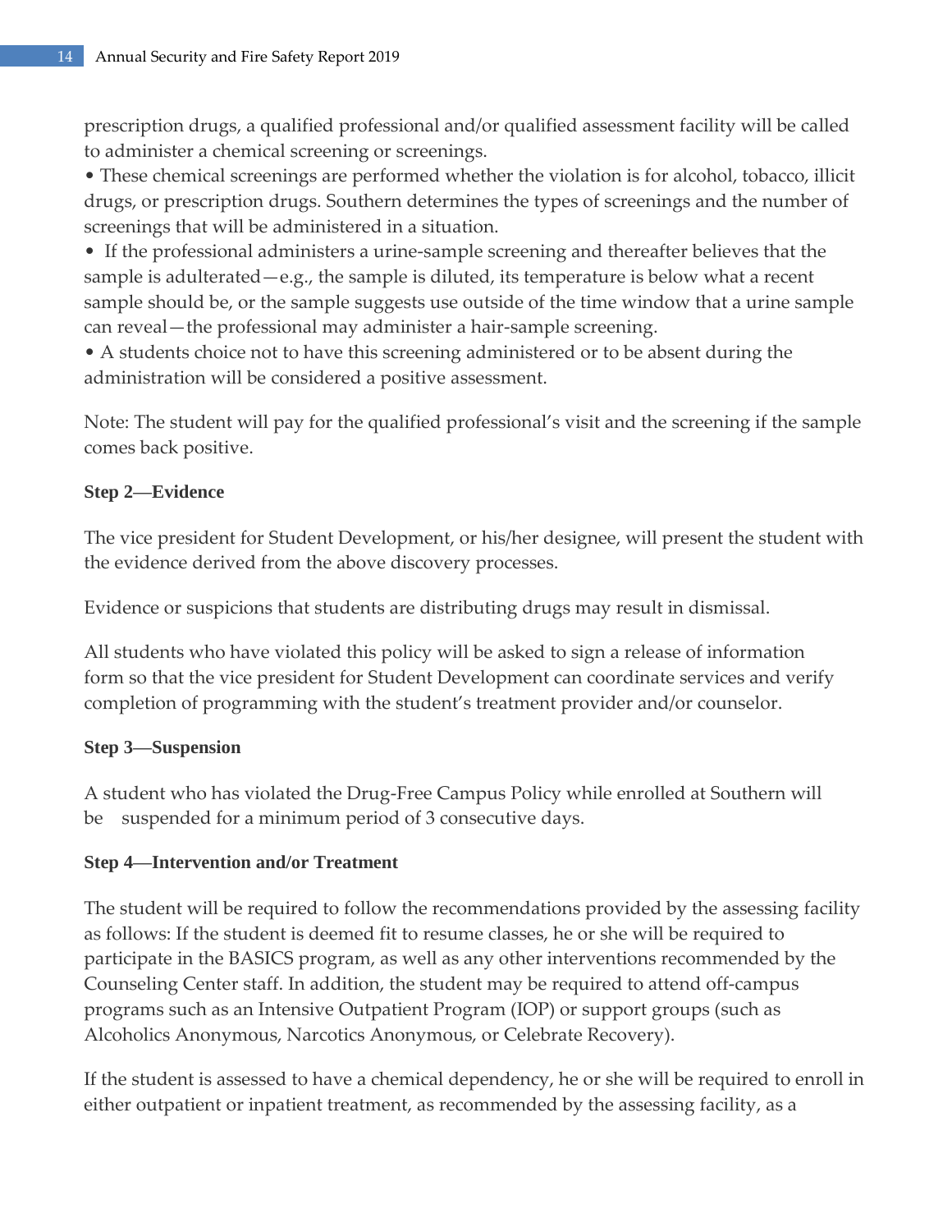prescription drugs, a qualified professional and/or qualified assessment facility will be called to administer a chemical screening or screenings.

- These chemical screenings are performed whether the violation is for alcohol, tobacco, illicit drugs, or prescription drugs. Southern determines the types of screenings and the number of screenings that will be administered in a situation.
- If the professional administers a urine-sample screening and thereafter believes that the sample is adulterated—e.g., the sample is diluted, its temperature is below what a recent sample should be, or the sample suggests use outside of the time window that a urine sample can reveal—the professional may administer a hair-sample screening.
- A students choice not to have this screening administered or to be absent during the administration will be considered a positive assessment.

Note: The student will pay for the qualified professional's visit and the screening if the sample comes back positive.

**Step 2—Evidence**

The vice president for Student Development, or his/her designee, will present the student with the evidence derived from the above discovery processes.

Evidence or suspicions that students are distributing drugs may result in dismissal.

All students who have violated this policy will be asked to sign a release of information form so that the vice president for Student Development can coordinate services and verify completion of programming with the student's treatment provider and/or counselor.

**Step 3—Suspension**

A student who has violated the Drug-Free Campus Policy while enrolled at Southern will be suspended for a minimum period of 3 consecutive days.

**Step 4—Intervention and/or Treatment**

The student will be required to follow the recommendations provided by the assessing facility as follows: If the student is deemed fit to resume classes, he or she will be required to participate in the BASICS program, as well as any other interventions recommended by the Counseling Center staff. In addition, the student may be required to attend off-campus programs such as an Intensive Outpatient Program (IOP) or support groups (such as Alcoholics Anonymous, Narcotics Anonymous, or Celebrate Recovery).

If the student is assessed to have a chemical dependency, he or she will be required to enroll in either outpatient or inpatient treatment, as recommended by the assessing facility, as a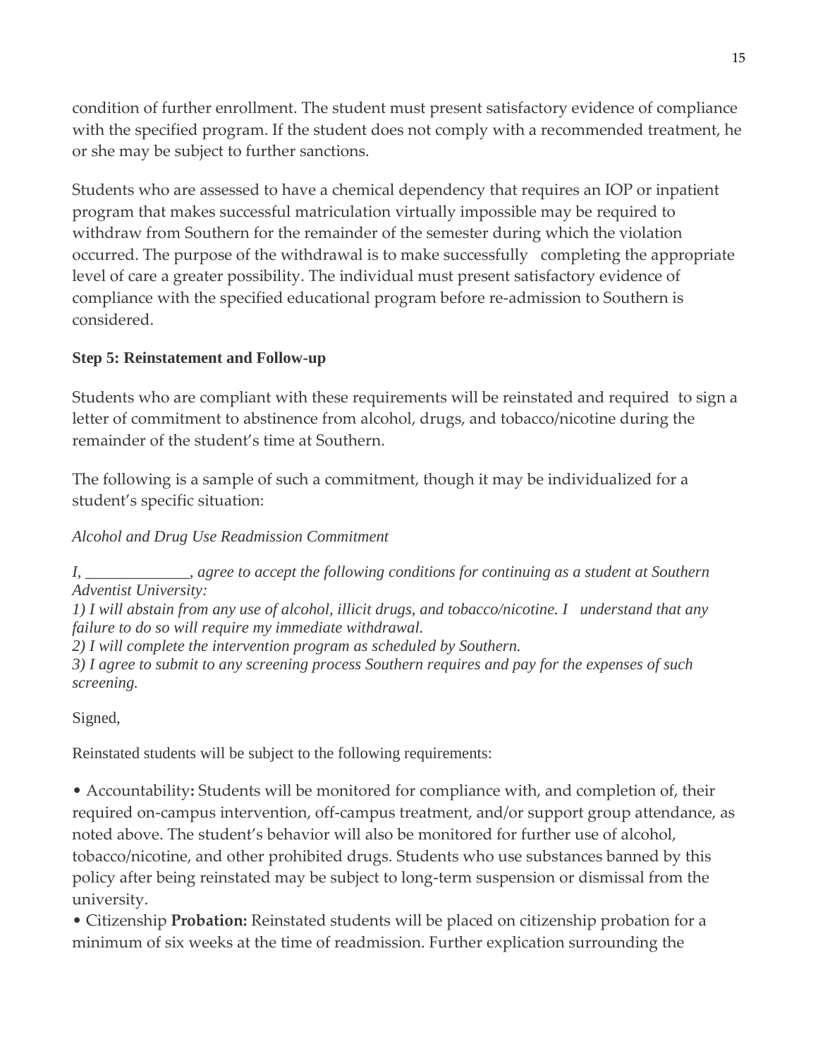condition of further enrollment. The student must present satisfactory evidence of compliance with the specified program. If the student does not comply with a recommended treatment, he or she may be subject to further sanctions.

Students who are assessed to have a chemical dependency that requires an IOP or inpatient program that makes successful matriculation virtually impossible may be required to withdraw from Southern for the remainder of the semester during which the violation occurred. The purpose of the withdrawal is to make successfully completing the appropriate level of care a greater possibility. The individual must present satisfactory evidence of compliance with the specified educational program before re-admission to Southern is considered.

**Step 5: Reinstatement and Follow-up**

Students who are compliant with these requirements will be reinstated and required to sign a letter of commitment to abstinence from alcohol, drugs, and tobacco/nicotine during the remainder of the student's time at Southern.

The following is a sample of such a commitment, though it may be individualized for a student's specific situation:

*Alcohol and Drug Use Readmission Commitment*

*I, _____________, agree to accept the following conditions for continuing as a student at Southern Adventist University:*
*1) I will abstain from any use of alcohol, illicit drugs, and tobacco/nicotine. I understand that any failure to do so will require my immediate withdrawal.*
*2) I will complete the intervention program as scheduled by Southern.*
*3) I agree to submit to any screening process Southern requires and pay for the expenses of such screening.*

Signed,

Reinstated students will be subject to the following requirements:

• Accountability**:** Students will be monitored for compliance with, and completion of, their required on-campus intervention, off-campus treatment, and/or support group attendance, as noted above. The student's behavior will also be monitored for further use of alcohol, tobacco/nicotine, and other prohibited drugs. Students who use substances banned by this policy after being reinstated may be subject to long-term suspension or dismissal from the university.
• Citizenship **Probation:** Reinstated students will be placed on citizenship probation for a minimum of six weeks at the time of readmission. Further explication surrounding the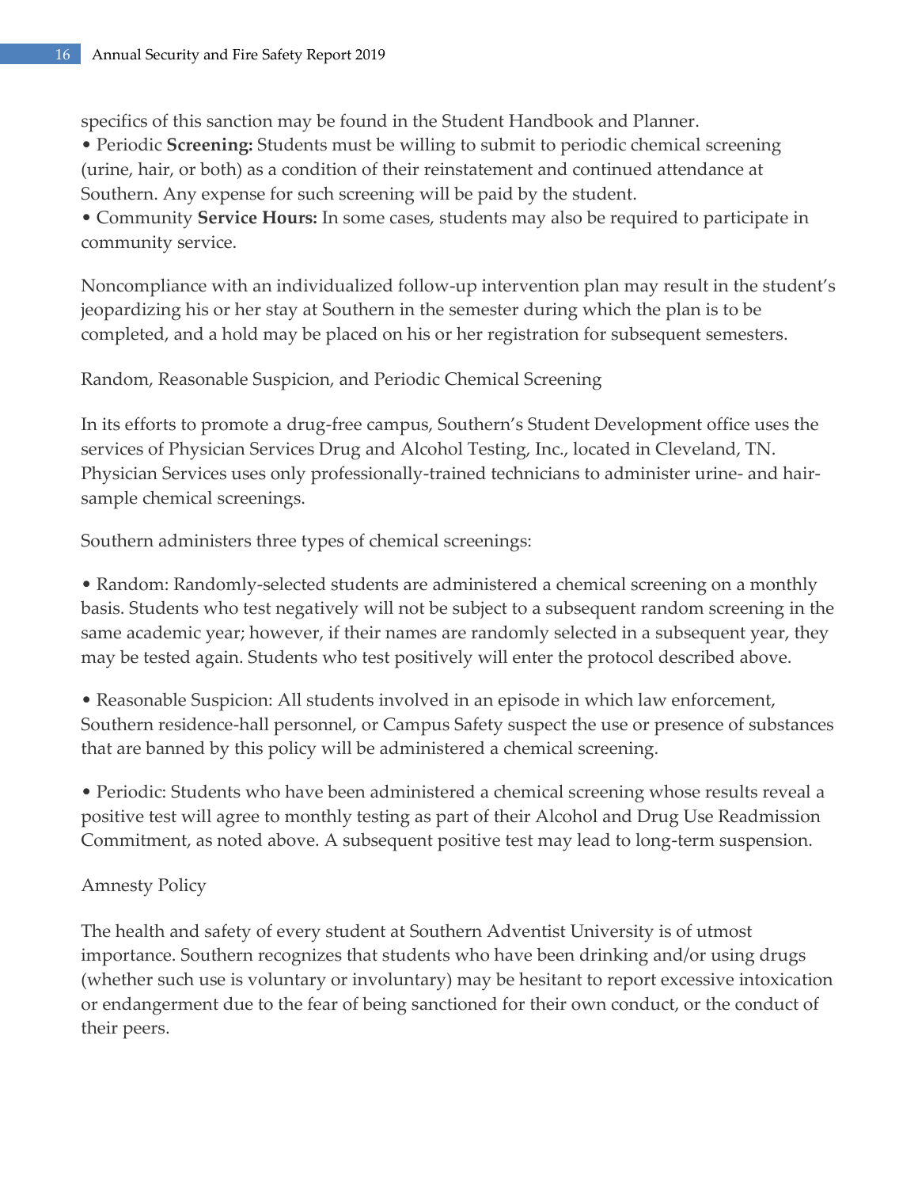specifics of this sanction may be found in the Student Handbook and Planner.

- Periodic **Screening:** Students must be willing to submit to periodic chemical screening (urine, hair, or both) as a condition of their reinstatement and continued attendance at Southern. Any expense for such screening will be paid by the student.
- Community **Service Hours:** In some cases, students may also be required to participate in community service.

Noncompliance with an individualized follow-up intervention plan may result in the student's jeopardizing his or her stay at Southern in the semester during which the plan is to be completed, and a hold may be placed on his or her registration for subsequent semesters.

Random, Reasonable Suspicion, and Periodic Chemical Screening

In its efforts to promote a drug-free campus, Southern's Student Development office uses the services of Physician Services Drug and Alcohol Testing, Inc., located in Cleveland, TN. Physician Services uses only professionally-trained technicians to administer urine- and hair-sample chemical screenings.

Southern administers three types of chemical screenings:

- Random: Randomly-selected students are administered a chemical screening on a monthly basis. Students who test negatively will not be subject to a subsequent random screening in the same academic year; however, if their names are randomly selected in a subsequent year, they may be tested again. Students who test positively will enter the protocol described above.

- Reasonable Suspicion: All students involved in an episode in which law enforcement, Southern residence-hall personnel, or Campus Safety suspect the use or presence of substances that are banned by this policy will be administered a chemical screening.

- Periodic: Students who have been administered a chemical screening whose results reveal a positive test will agree to monthly testing as part of their Alcohol and Drug Use Readmission Commitment, as noted above. A subsequent positive test may lead to long-term suspension.

Amnesty Policy

The health and safety of every student at Southern Adventist University is of utmost importance. Southern recognizes that students who have been drinking and/or using drugs (whether such use is voluntary or involuntary) may be hesitant to report excessive intoxication or endangerment due to the fear of being sanctioned for their own conduct, or the conduct of their peers.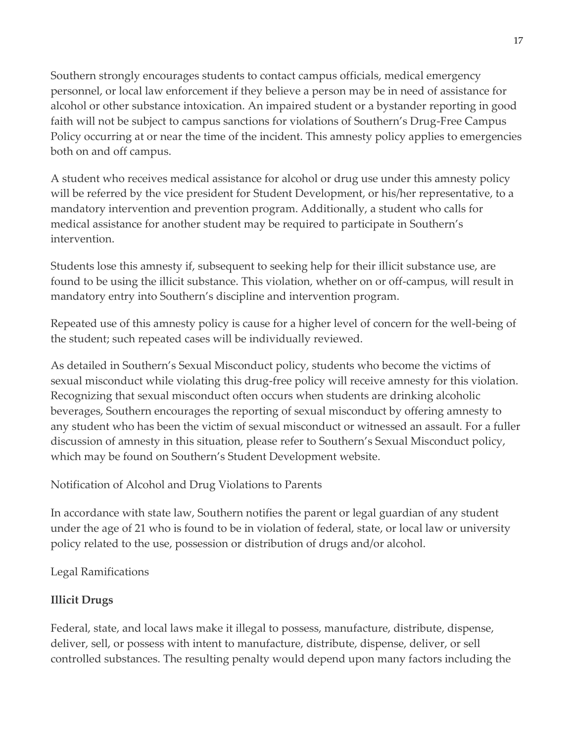Southern strongly encourages students to contact campus officials, medical emergency personnel, or local law enforcement if they believe a person may be in need of assistance for alcohol or other substance intoxication. An impaired student or a bystander reporting in good faith will not be subject to campus sanctions for violations of Southern's Drug-Free Campus Policy occurring at or near the time of the incident. This amnesty policy applies to emergencies both on and off campus.

A student who receives medical assistance for alcohol or drug use under this amnesty policy will be referred by the vice president for Student Development, or his/her representative, to a mandatory intervention and prevention program. Additionally, a student who calls for medical assistance for another student may be required to participate in Southern's intervention.

Students lose this amnesty if, subsequent to seeking help for their illicit substance use, are found to be using the illicit substance. This violation, whether on or off-campus, will result in mandatory entry into Southern's discipline and intervention program.

Repeated use of this amnesty policy is cause for a higher level of concern for the well-being of the student; such repeated cases will be individually reviewed.

As detailed in Southern's Sexual Misconduct policy, students who become the victims of sexual misconduct while violating this drug-free policy will receive amnesty for this violation. Recognizing that sexual misconduct often occurs when students are drinking alcoholic beverages, Southern encourages the reporting of sexual misconduct by offering amnesty to any student who has been the victim of sexual misconduct or witnessed an assault. For a fuller discussion of amnesty in this situation, please refer to Southern's Sexual Misconduct policy, which may be found on Southern's Student Development website.

Notification of Alcohol and Drug Violations to Parents

In accordance with state law, Southern notifies the parent or legal guardian of any student under the age of 21 who is found to be in violation of federal, state, or local law or university policy related to the use, possession or distribution of drugs and/or alcohol.

Legal Ramifications

**Illicit Drugs**

Federal, state, and local laws make it illegal to possess, manufacture, distribute, dispense, deliver, sell, or possess with intent to manufacture, distribute, dispense, deliver, or sell controlled substances. The resulting penalty would depend upon many factors including the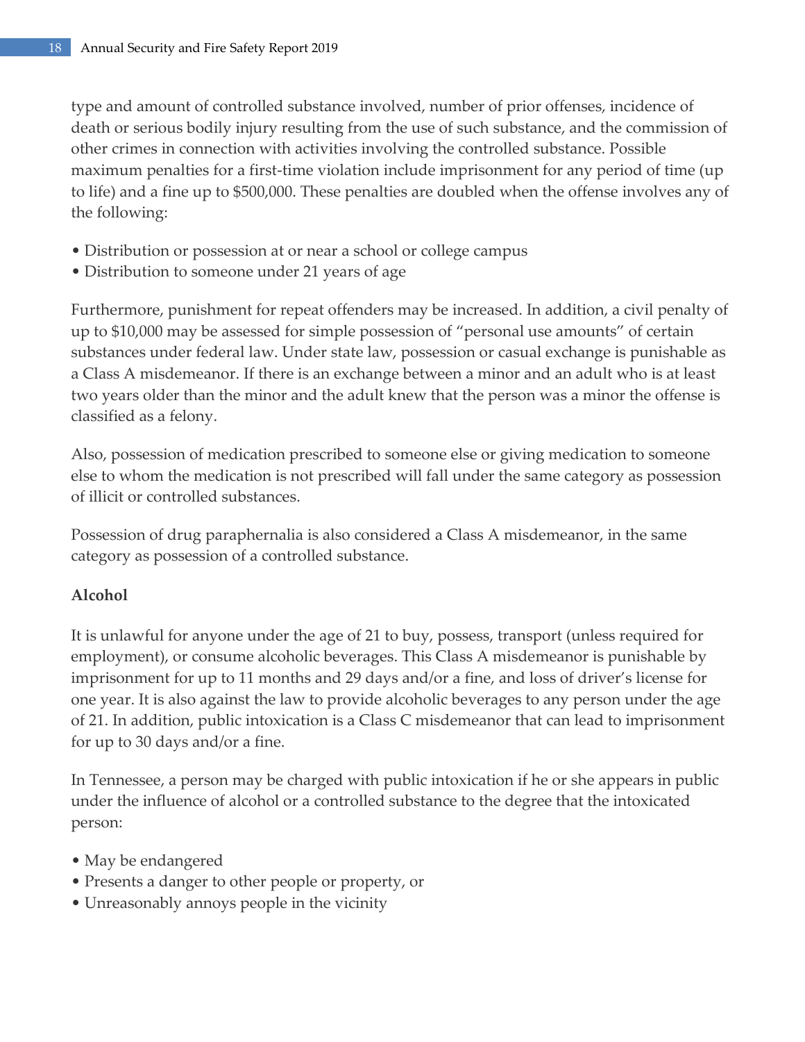type and amount of controlled substance involved, number of prior offenses, incidence of death or serious bodily injury resulting from the use of such substance, and the commission of other crimes in connection with activities involving the controlled substance. Possible maximum penalties for a first-time violation include imprisonment for any period of time (up to life) and a fine up to $500,000. These penalties are doubled when the offense involves any of the following:

- Distribution or possession at or near a school or college campus
- Distribution to someone under 21 years of age

Furthermore, punishment for repeat offenders may be increased. In addition, a civil penalty of up to $10,000 may be assessed for simple possession of "personal use amounts" of certain substances under federal law. Under state law, possession or casual exchange is punishable as a Class A misdemeanor. If there is an exchange between a minor and an adult who is at least two years older than the minor and the adult knew that the person was a minor the offense is classified as a felony.

Also, possession of medication prescribed to someone else or giving medication to someone else to whom the medication is not prescribed will fall under the same category as possession of illicit or controlled substances.

Possession of drug paraphernalia is also considered a Class A misdemeanor, in the same category as possession of a controlled substance.

**Alcohol**

It is unlawful for anyone under the age of 21 to buy, possess, transport (unless required for employment), or consume alcoholic beverages. This Class A misdemeanor is punishable by imprisonment for up to 11 months and 29 days and/or a fine, and loss of driver's license for one year. It is also against the law to provide alcoholic beverages to any person under the age of 21. In addition, public intoxication is a Class C misdemeanor that can lead to imprisonment for up to 30 days and/or a fine.

In Tennessee, a person may be charged with public intoxication if he or she appears in public under the influence of alcohol or a controlled substance to the degree that the intoxicated person:

- May be endangered
- Presents a danger to other people or property, or
- Unreasonably annoys people in the vicinity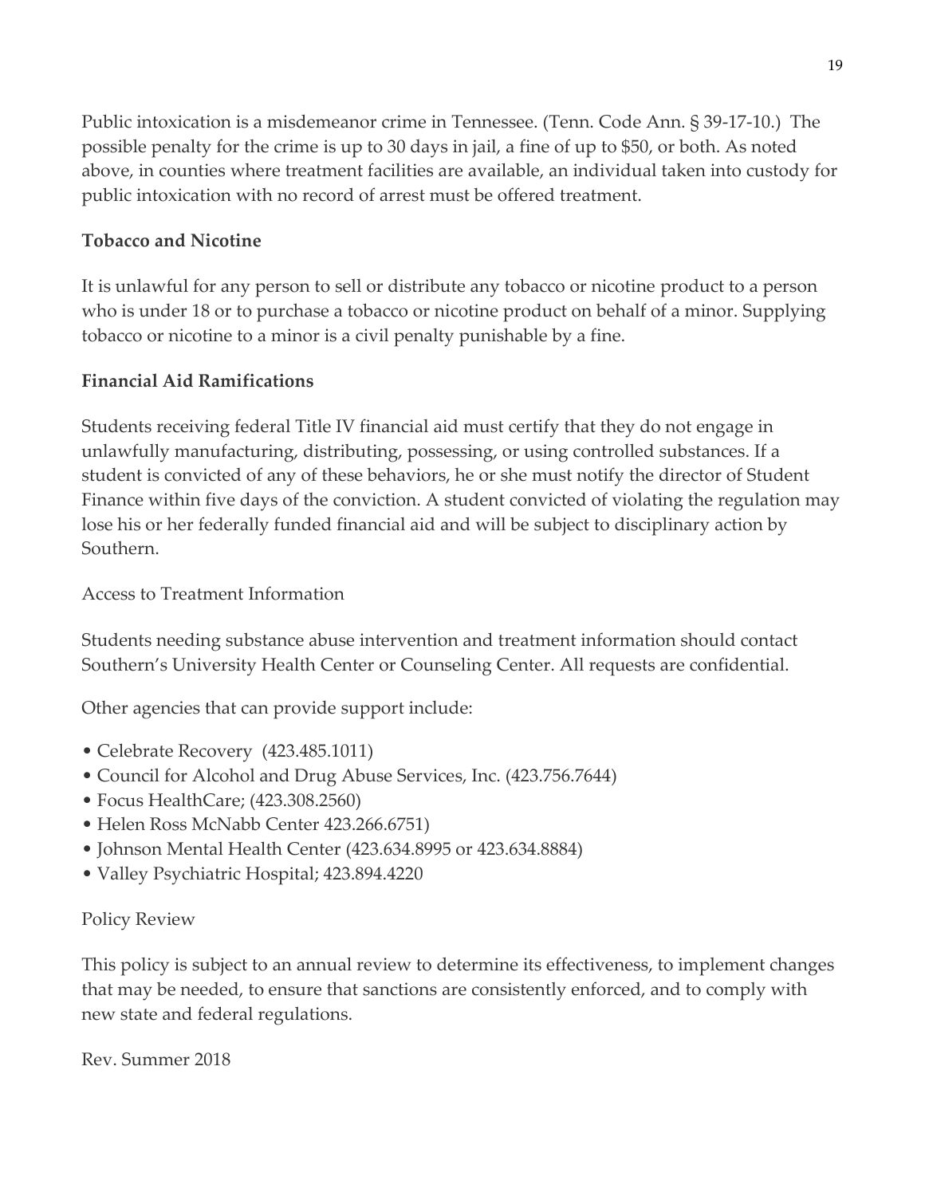Public intoxication is a misdemeanor crime in Tennessee. (Tenn. Code Ann. § 39-17-10.) The possible penalty for the crime is up to 30 days in jail, a fine of up to $50, or both. As noted above, in counties where treatment facilities are available, an individual taken into custody for public intoxication with no record of arrest must be offered treatment.

**Tobacco and Nicotine**

It is unlawful for any person to sell or distribute any tobacco or nicotine product to a person who is under 18 or to purchase a tobacco or nicotine product on behalf of a minor. Supplying tobacco or nicotine to a minor is a civil penalty punishable by a fine.

**Financial Aid Ramifications**

Students receiving federal Title IV financial aid must certify that they do not engage in unlawfully manufacturing, distributing, possessing, or using controlled substances. If a student is convicted of any of these behaviors, he or she must notify the director of Student Finance within five days of the conviction. A student convicted of violating the regulation may lose his or her federally funded financial aid and will be subject to disciplinary action by Southern.

Access to Treatment Information

Students needing substance abuse intervention and treatment information should contact Southern's University Health Center or Counseling Center. All requests are confidential.

Other agencies that can provide support include:

- Celebrate Recovery (423.485.1011)
- Council for Alcohol and Drug Abuse Services, Inc. (423.756.7644)
- Focus HealthCare; (423.308.2560)
- Helen Ross McNabb Center 423.266.6751)
- Johnson Mental Health Center (423.634.8995 or 423.634.8884)
- Valley Psychiatric Hospital; 423.894.4220

Policy Review

This policy is subject to an annual review to determine its effectiveness, to implement changes that may be needed, to ensure that sanctions are consistently enforced, and to comply with new state and federal regulations.

Rev. Summer 2018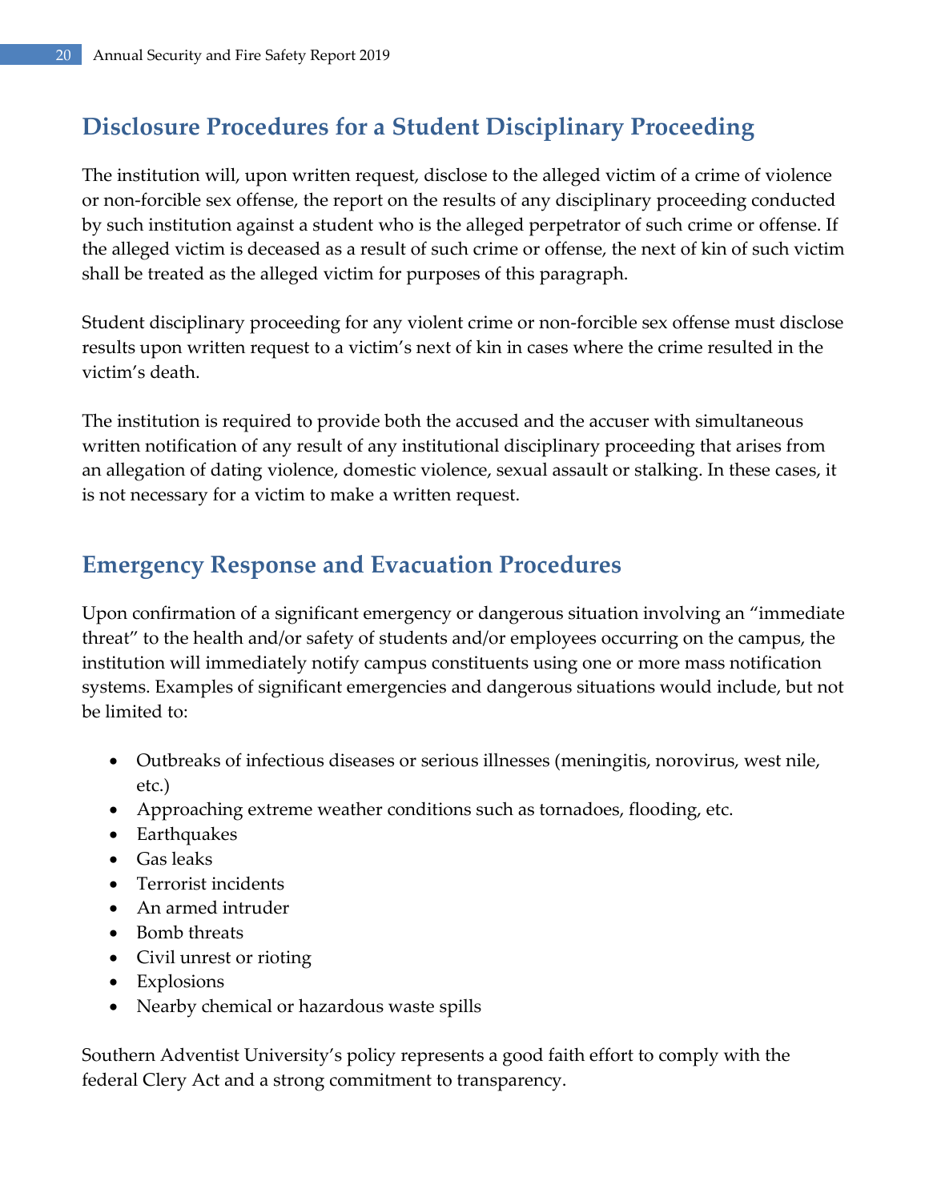## Disclosure Procedures for a Student Disciplinary Proceeding

The institution will, upon written request, disclose to the alleged victim of a crime of violence or non-forcible sex offense, the report on the results of any disciplinary proceeding conducted by such institution against a student who is the alleged perpetrator of such crime or offense. If the alleged victim is deceased as a result of such crime or offense, the next of kin of such victim shall be treated as the alleged victim for purposes of this paragraph.

Student disciplinary proceeding for any violent crime or non-forcible sex offense must disclose results upon written request to a victim's next of kin in cases where the crime resulted in the victim's death.

The institution is required to provide both the accused and the accuser with simultaneous written notification of any result of any institutional disciplinary proceeding that arises from an allegation of dating violence, domestic violence, sexual assault or stalking. In these cases, it is not necessary for a victim to make a written request.

## Emergency Response and Evacuation Procedures

Upon confirmation of a significant emergency or dangerous situation involving an "immediate threat" to the health and/or safety of students and/or employees occurring on the campus, the institution will immediately notify campus constituents using one or more mass notification systems. Examples of significant emergencies and dangerous situations would include, but not be limited to:

- Outbreaks of infectious diseases or serious illnesses (meningitis, norovirus, west nile, etc.)
- Approaching extreme weather conditions such as tornadoes, flooding, etc.
- Earthquakes
- Gas leaks
- Terrorist incidents
- An armed intruder
- Bomb threats
- Civil unrest or rioting
- Explosions
- Nearby chemical or hazardous waste spills

Southern Adventist University's policy represents a good faith effort to comply with the federal Clery Act and a strong commitment to transparency.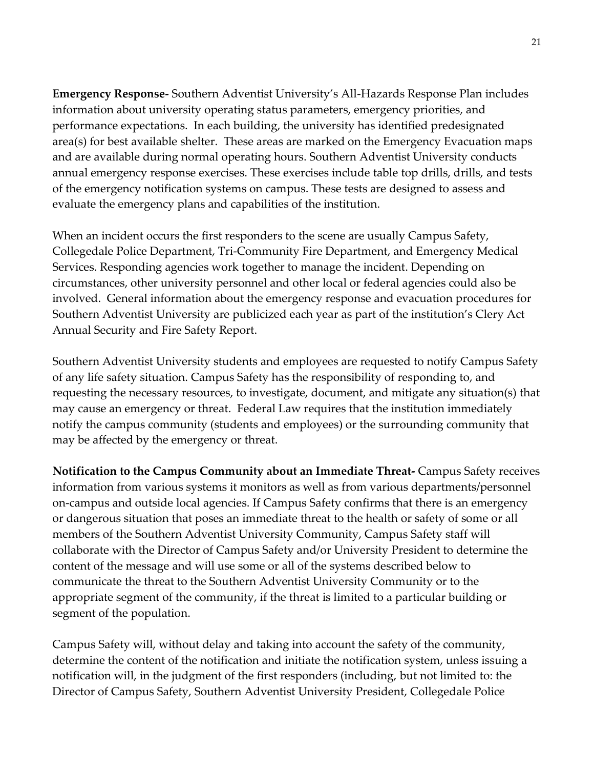**Emergency Response-** Southern Adventist University's All-Hazards Response Plan includes information about university operating status parameters, emergency priorities, and performance expectations. In each building, the university has identified predesignated area(s) for best available shelter. These areas are marked on the Emergency Evacuation maps and are available during normal operating hours. Southern Adventist University conducts annual emergency response exercises. These exercises include table top drills, drills, and tests of the emergency notification systems on campus. These tests are designed to assess and evaluate the emergency plans and capabilities of the institution.

When an incident occurs the first responders to the scene are usually Campus Safety, Collegedale Police Department, Tri-Community Fire Department, and Emergency Medical Services. Responding agencies work together to manage the incident. Depending on circumstances, other university personnel and other local or federal agencies could also be involved. General information about the emergency response and evacuation procedures for Southern Adventist University are publicized each year as part of the institution's Clery Act Annual Security and Fire Safety Report.

Southern Adventist University students and employees are requested to notify Campus Safety of any life safety situation. Campus Safety has the responsibility of responding to, and requesting the necessary resources, to investigate, document, and mitigate any situation(s) that may cause an emergency or threat. Federal Law requires that the institution immediately notify the campus community (students and employees) or the surrounding community that may be affected by the emergency or threat.

**Notification to the Campus Community about an Immediate Threat-** Campus Safety receives information from various systems it monitors as well as from various departments/personnel on-campus and outside local agencies. If Campus Safety confirms that there is an emergency or dangerous situation that poses an immediate threat to the health or safety of some or all members of the Southern Adventist University Community, Campus Safety staff will collaborate with the Director of Campus Safety and/or University President to determine the content of the message and will use some or all of the systems described below to communicate the threat to the Southern Adventist University Community or to the appropriate segment of the community, if the threat is limited to a particular building or segment of the population.

Campus Safety will, without delay and taking into account the safety of the community, determine the content of the notification and initiate the notification system, unless issuing a notification will, in the judgment of the first responders (including, but not limited to: the Director of Campus Safety, Southern Adventist University President, Collegedale Police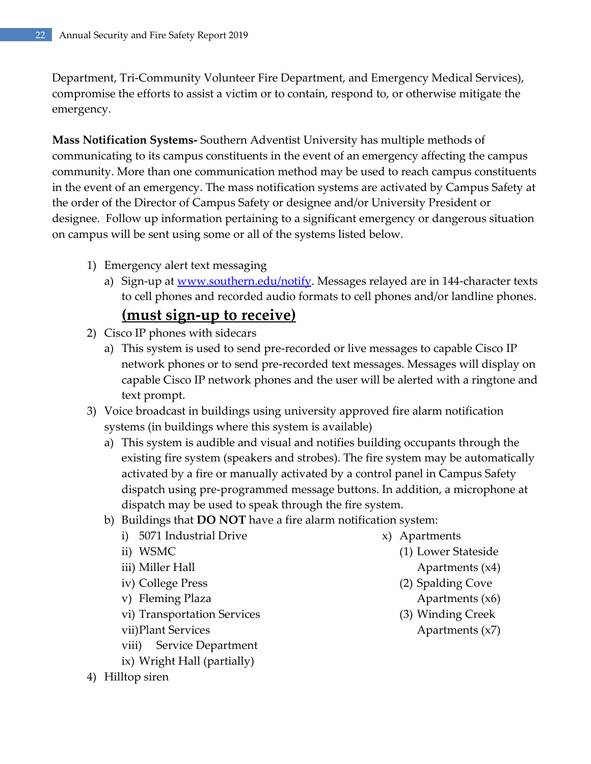Department, Tri-Community Volunteer Fire Department, and Emergency Medical Services), compromise the efforts to assist a victim or to contain, respond to, or otherwise mitigate the emergency.

**Mass Notification Systems-** Southern Adventist University has multiple methods of communicating to its campus constituents in the event of an emergency affecting the campus community. More than one communication method may be used to reach campus constituents in the event of an emergency. The mass notification systems are activated by Campus Safety at the order of the Director of Campus Safety or designee and/or University President or designee. Follow up information pertaining to a significant emergency or dangerous situation on campus will be sent using some or all of the systems listed below.

1) Emergency alert text messaging
    a) Sign-up at [www.southern.edu/notify](www.southern.edu/notify). Messages relayed are in 144-character texts to cell phones and recorded audio formats to cell phones and/or landline phones. **(must sign-up to receive)**
2) Cisco IP phones with sidecars
    a) This system is used to send pre-recorded or live messages to capable Cisco IP network phones or to send pre-recorded text messages. Messages will display on capable Cisco IP network phones and the user will be alerted with a ringtone and text prompt.
3) Voice broadcast in buildings using university approved fire alarm notification systems (in buildings where this system is available)
    a) This system is audible and visual and notifies building occupants through the existing fire system (speakers and strobes). The fire system may be automatically activated by a fire or manually activated by a control panel in Campus Safety dispatch using pre-programmed message buttons. In addition, a microphone at dispatch may be used to speak through the fire system.
    b) Buildings that **DO NOT** have a fire alarm notification system:
        i) 5071 Industrial Drive
        ii) WSMC
        iii) Miller Hall
        iv) College Press
        v) Fleming Plaza
        vi) Transportation Services
        vii) Plant Services
        viii) Service Department
        ix) Wright Hall (partially)
        x) Apartments
            (1) Lower Stateside Apartments (x4)
            (2) Spalding Cove Apartments (x6)
            (3) Winding Creek Apartments (x7)
4) Hilltop siren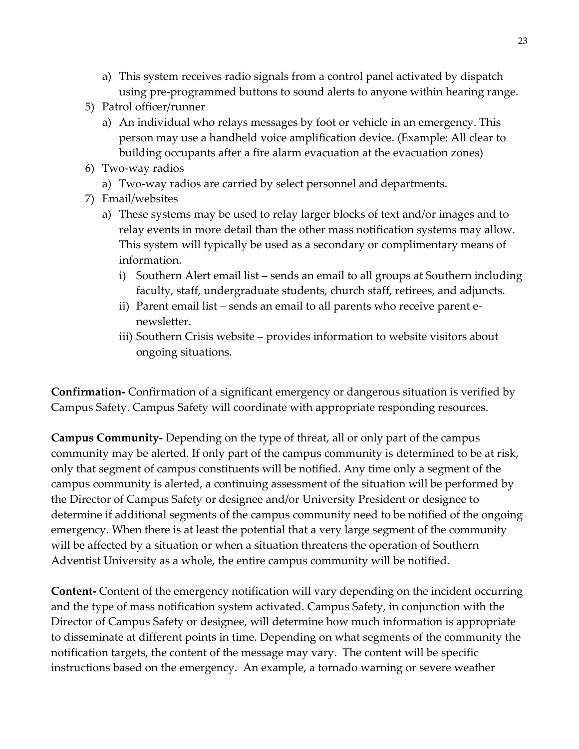a) This system receives radio signals from a control panel activated by dispatch using pre-programmed buttons to sound alerts to anyone within hearing range.

5) Patrol officer/runner
   a) An individual who relays messages by foot or vehicle in an emergency. This person may use a handheld voice amplification device. (Example: All clear to building occupants after a fire alarm evacuation at the evacuation zones)

6) Two-way radios
   a) Two-way radios are carried by select personnel and departments.

7) Email/websites
   a) These systems may be used to relay larger blocks of text and/or images and to relay events in more detail than the other mass notification systems may allow. This system will typically be used as a secondary or complimentary means of information.
      i) Southern Alert email list – sends an email to all groups at Southern including faculty, staff, undergraduate students, church staff, retirees, and adjuncts.
      ii) Parent email list – sends an email to all parents who receive parent e-newsletter.
      iii) Southern Crisis website – provides information to website visitors about ongoing situations.

**Confirmation-** Confirmation of a significant emergency or dangerous situation is verified by Campus Safety. Campus Safety will coordinate with appropriate responding resources.

**Campus Community-** Depending on the type of threat, all or only part of the campus community may be alerted. If only part of the campus community is determined to be at risk, only that segment of campus constituents will be notified. Any time only a segment of the campus community is alerted, a continuing assessment of the situation will be performed by the Director of Campus Safety or designee and/or University President or designee to determine if additional segments of the campus community need to be notified of the ongoing emergency. When there is at least the potential that a very large segment of the community will be affected by a situation or when a situation threatens the operation of Southern Adventist University as a whole, the entire campus community will be notified.

**Content-** Content of the emergency notification will vary depending on the incident occurring and the type of mass notification system activated. Campus Safety, in conjunction with the Director of Campus Safety or designee, will determine how much information is appropriate to disseminate at different points in time. Depending on what segments of the community the notification targets, the content of the message may vary. The content will be specific instructions based on the emergency. An example, a tornado warning or severe weather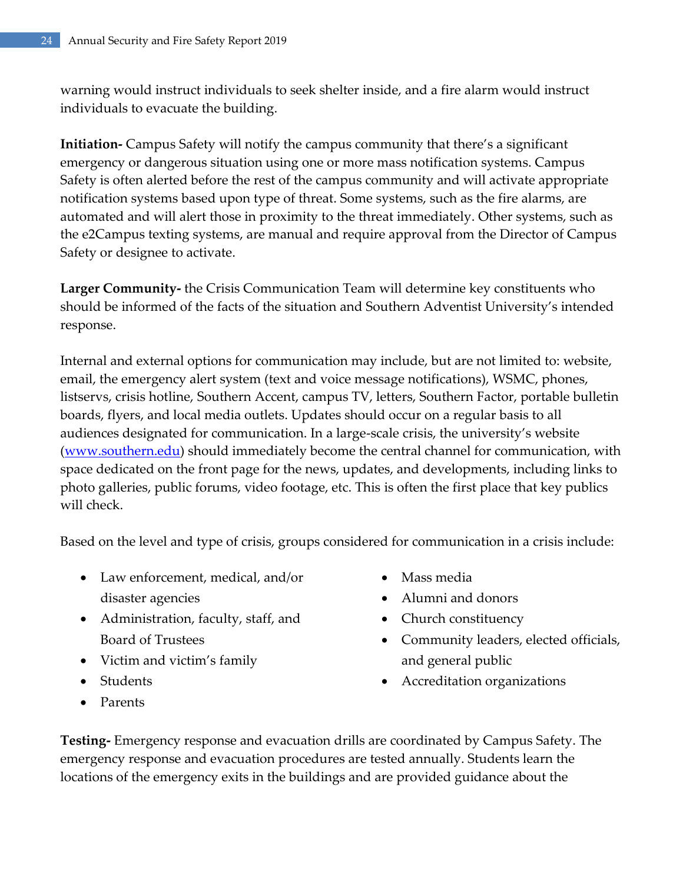warning would instruct individuals to seek shelter inside, and a fire alarm would instruct individuals to evacuate the building.

**Initiation-** Campus Safety will notify the campus community that there's a significant emergency or dangerous situation using one or more mass notification systems. Campus Safety is often alerted before the rest of the campus community and will activate appropriate notification systems based upon type of threat. Some systems, such as the fire alarms, are automated and will alert those in proximity to the threat immediately. Other systems, such as the e2Campus texting systems, are manual and require approval from the Director of Campus Safety or designee to activate.

**Larger Community-** the Crisis Communication Team will determine key constituents who should be informed of the facts of the situation and Southern Adventist University's intended response.

Internal and external options for communication may include, but are not limited to: website, email, the emergency alert system (text and voice message notifications), WSMC, phones, listservs, crisis hotline, Southern Accent, campus TV, letters, Southern Factor, portable bulletin boards, flyers, and local media outlets. Updates should occur on a regular basis to all audiences designated for communication. In a large-scale crisis, the university's website ([www.southern.edu](http://www.southern.edu)) should immediately become the central channel for communication, with space dedicated on the front page for the news, updates, and developments, including links to photo galleries, public forums, video footage, etc. This is often the first place that key publics will check.

Based on the level and type of crisis, groups considered for communication in a crisis include:

- Law enforcement, medical, and/or disaster agencies
- Administration, faculty, staff, and Board of Trustees
- Victim and victim's family
- Students
- Parents
- Mass media
- Alumni and donors
- Church constituency
- Community leaders, elected officials, and general public
- Accreditation organizations

**Testing-** Emergency response and evacuation drills are coordinated by Campus Safety. The emergency response and evacuation procedures are tested annually. Students learn the locations of the emergency exits in the buildings and are provided guidance about the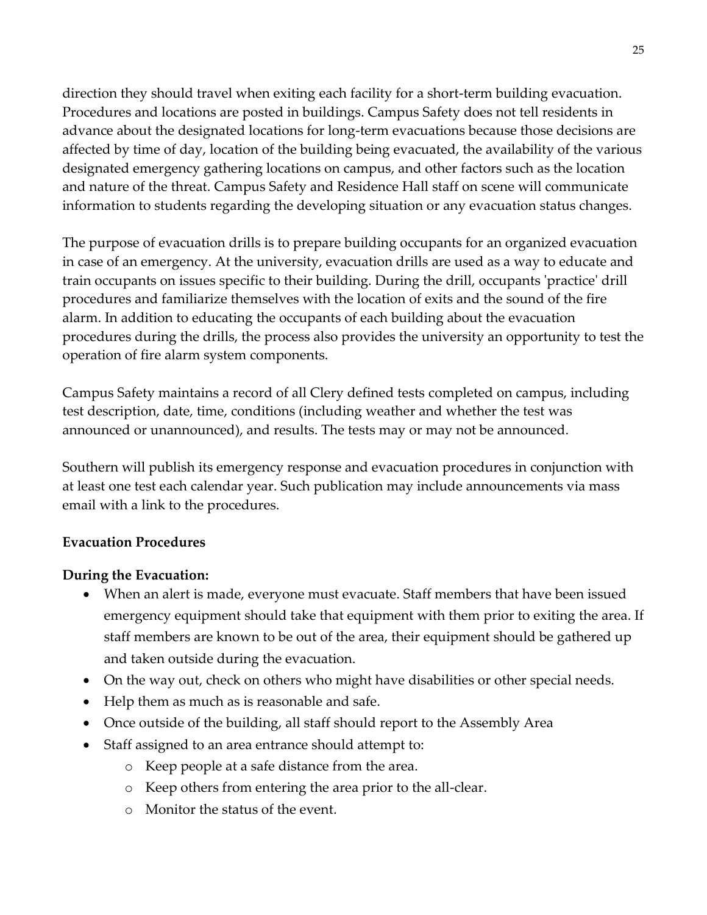direction they should travel when exiting each facility for a short-term building evacuation. Procedures and locations are posted in buildings. Campus Safety does not tell residents in advance about the designated locations for long-term evacuations because those decisions are affected by time of day, location of the building being evacuated, the availability of the various designated emergency gathering locations on campus, and other factors such as the location and nature of the threat. Campus Safety and Residence Hall staff on scene will communicate information to students regarding the developing situation or any evacuation status changes.

The purpose of evacuation drills is to prepare building occupants for an organized evacuation in case of an emergency. At the university, evacuation drills are used as a way to educate and train occupants on issues specific to their building. During the drill, occupants 'practice' drill procedures and familiarize themselves with the location of exits and the sound of the fire alarm. In addition to educating the occupants of each building about the evacuation procedures during the drills, the process also provides the university an opportunity to test the operation of fire alarm system components.

Campus Safety maintains a record of all Clery defined tests completed on campus, including test description, date, time, conditions (including weather and whether the test was announced or unannounced), and results. The tests may or may not be announced.

Southern will publish its emergency response and evacuation procedures in conjunction with at least one test each calendar year. Such publication may include announcements via mass email with a link to the procedures.

**Evacuation Procedures**

**During the Evacuation:**

- When an alert is made, everyone must evacuate. Staff members that have been issued emergency equipment should take that equipment with them prior to exiting the area. If staff members are known to be out of the area, their equipment should be gathered up and taken outside during the evacuation.
- On the way out, check on others who might have disabilities or other special needs.
- Help them as much as is reasonable and safe.
- Once outside of the building, all staff should report to the Assembly Area
- Staff assigned to an area entrance should attempt to:
  - Keep people at a safe distance from the area.
  - Keep others from entering the area prior to the all-clear.
  - Monitor the status of the event.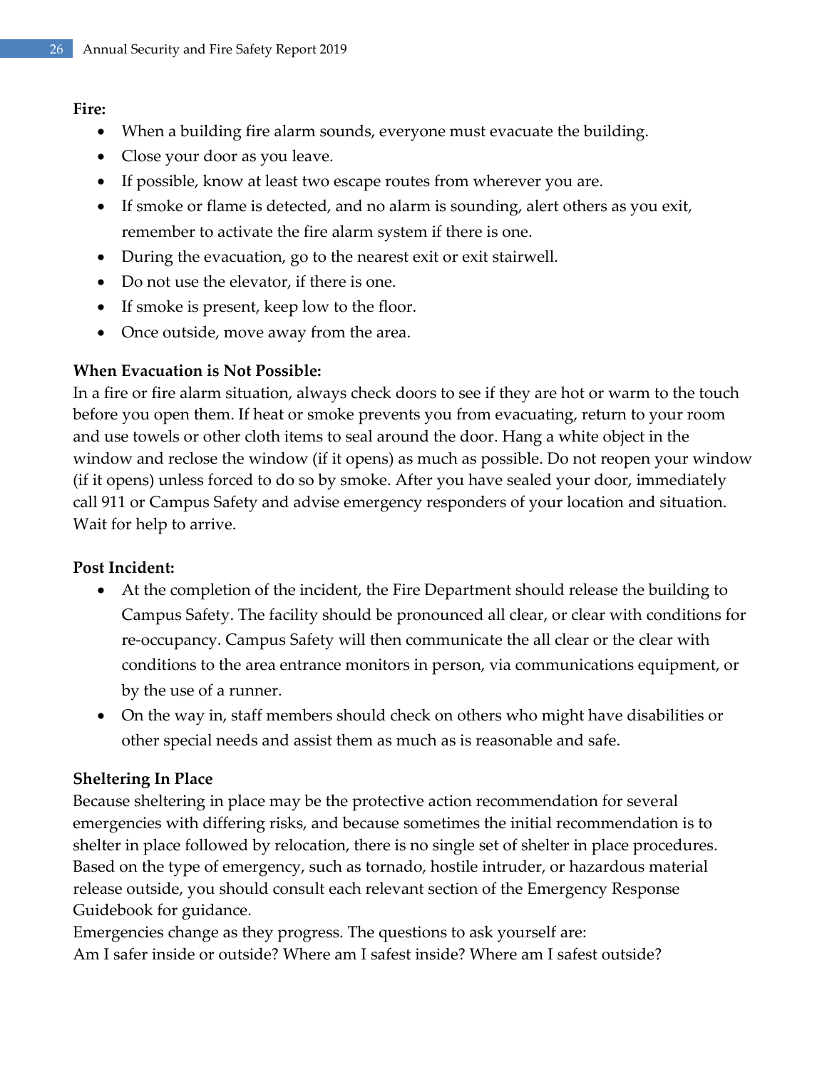**Fire:**

- When a building fire alarm sounds, everyone must evacuate the building.
- Close your door as you leave.
- If possible, know at least two escape routes from wherever you are.
- If smoke or flame is detected, and no alarm is sounding, alert others as you exit, remember to activate the fire alarm system if there is one.
- During the evacuation, go to the nearest exit or exit stairwell.
- Do not use the elevator, if there is one.
- If smoke is present, keep low to the floor.
- Once outside, move away from the area.

**When Evacuation is Not Possible:**

In a fire or fire alarm situation, always check doors to see if they are hot or warm to the touch before you open them. If heat or smoke prevents you from evacuating, return to your room and use towels or other cloth items to seal around the door. Hang a white object in the window and reclose the window (if it opens) as much as possible. Do not reopen your window (if it opens) unless forced to do so by smoke. After you have sealed your door, immediately call 911 or Campus Safety and advise emergency responders of your location and situation. Wait for help to arrive.

**Post Incident:**

- At the completion of the incident, the Fire Department should release the building to Campus Safety. The facility should be pronounced all clear, or clear with conditions for re-occupancy. Campus Safety will then communicate the all clear or the clear with conditions to the area entrance monitors in person, via communications equipment, or by the use of a runner.
- On the way in, staff members should check on others who might have disabilities or other special needs and assist them as much as is reasonable and safe.

**Sheltering In Place**

Because sheltering in place may be the protective action recommendation for several emergencies with differing risks, and because sometimes the initial recommendation is to shelter in place followed by relocation, there is no single set of shelter in place procedures. Based on the type of emergency, such as tornado, hostile intruder, or hazardous material release outside, you should consult each relevant section of the Emergency Response Guidebook for guidance.

Emergencies change as they progress. The questions to ask yourself are:

Am I safer inside or outside? Where am I safest inside? Where am I safest outside?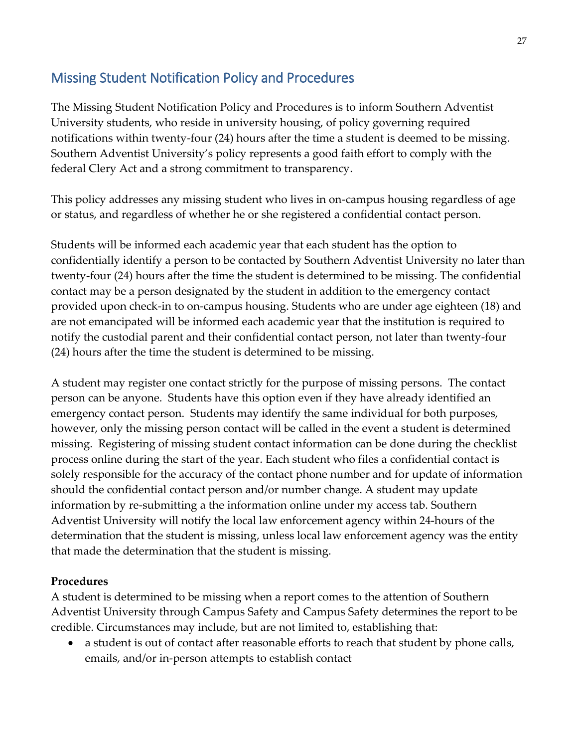## Missing Student Notification Policy and Procedures

The Missing Student Notification Policy and Procedures is to inform Southern Adventist University students, who reside in university housing, of policy governing required notifications within twenty-four (24) hours after the time a student is deemed to be missing. Southern Adventist University's policy represents a good faith effort to comply with the federal Clery Act and a strong commitment to transparency.

This policy addresses any missing student who lives in on-campus housing regardless of age or status, and regardless of whether he or she registered a confidential contact person.

Students will be informed each academic year that each student has the option to confidentially identify a person to be contacted by Southern Adventist University no later than twenty-four (24) hours after the time the student is determined to be missing. The confidential contact may be a person designated by the student in addition to the emergency contact provided upon check-in to on-campus housing. Students who are under age eighteen (18) and are not emancipated will be informed each academic year that the institution is required to notify the custodial parent and their confidential contact person, not later than twenty-four (24) hours after the time the student is determined to be missing.

A student may register one contact strictly for the purpose of missing persons. The contact person can be anyone. Students have this option even if they have already identified an emergency contact person. Students may identify the same individual for both purposes, however, only the missing person contact will be called in the event a student is determined missing. Registering of missing student contact information can be done during the checklist process online during the start of the year. Each student who files a confidential contact is solely responsible for the accuracy of the contact phone number and for update of information should the confidential contact person and/or number change. A student may update information by re-submitting a the information online under my access tab. Southern Adventist University will notify the local law enforcement agency within 24-hours of the determination that the student is missing, unless local law enforcement agency was the entity that made the determination that the student is missing.

**Procedures**

A student is determined to be missing when a report comes to the attention of Southern Adventist University through Campus Safety and Campus Safety determines the report to be credible. Circumstances may include, but are not limited to, establishing that:

- a student is out of contact after reasonable efforts to reach that student by phone calls, emails, and/or in-person attempts to establish contact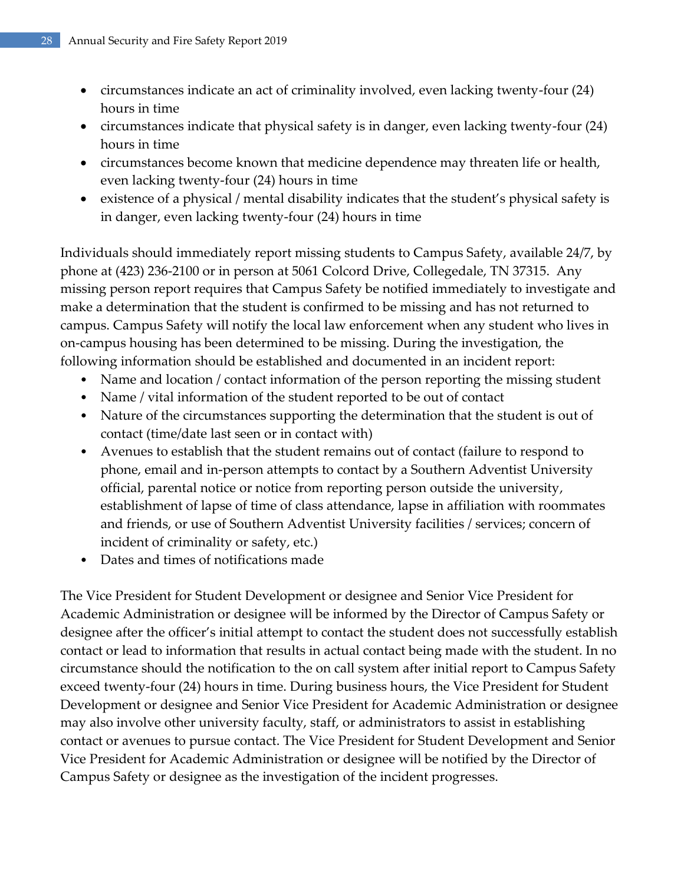- circumstances indicate an act of criminality involved, even lacking twenty-four (24) hours in time
- circumstances indicate that physical safety is in danger, even lacking twenty-four (24) hours in time
- circumstances become known that medicine dependence may threaten life or health, even lacking twenty-four (24) hours in time
- existence of a physical / mental disability indicates that the student's physical safety is in danger, even lacking twenty-four (24) hours in time

Individuals should immediately report missing students to Campus Safety, available 24/7, by phone at (423) 236-2100 or in person at 5061 Colcord Drive, Collegedale, TN 37315. Any missing person report requires that Campus Safety be notified immediately to investigate and make a determination that the student is confirmed to be missing and has not returned to campus. Campus Safety will notify the local law enforcement when any student who lives in on-campus housing has been determined to be missing. During the investigation, the following information should be established and documented in an incident report:

- Name and location / contact information of the person reporting the missing student
- Name / vital information of the student reported to be out of contact
- Nature of the circumstances supporting the determination that the student is out of contact (time/date last seen or in contact with)
- Avenues to establish that the student remains out of contact (failure to respond to phone, email and in-person attempts to contact by a Southern Adventist University official, parental notice or notice from reporting person outside the university, establishment of lapse of time of class attendance, lapse in affiliation with roommates and friends, or use of Southern Adventist University facilities / services; concern of incident of criminality or safety, etc.)
- Dates and times of notifications made

The Vice President for Student Development or designee and Senior Vice President for Academic Administration or designee will be informed by the Director of Campus Safety or designee after the officer's initial attempt to contact the student does not successfully establish contact or lead to information that results in actual contact being made with the student. In no circumstance should the notification to the on call system after initial report to Campus Safety exceed twenty-four (24) hours in time. During business hours, the Vice President for Student Development or designee and Senior Vice President for Academic Administration or designee may also involve other university faculty, staff, or administrators to assist in establishing contact or avenues to pursue contact. The Vice President for Student Development and Senior Vice President for Academic Administration or designee will be notified by the Director of Campus Safety or designee as the investigation of the incident progresses.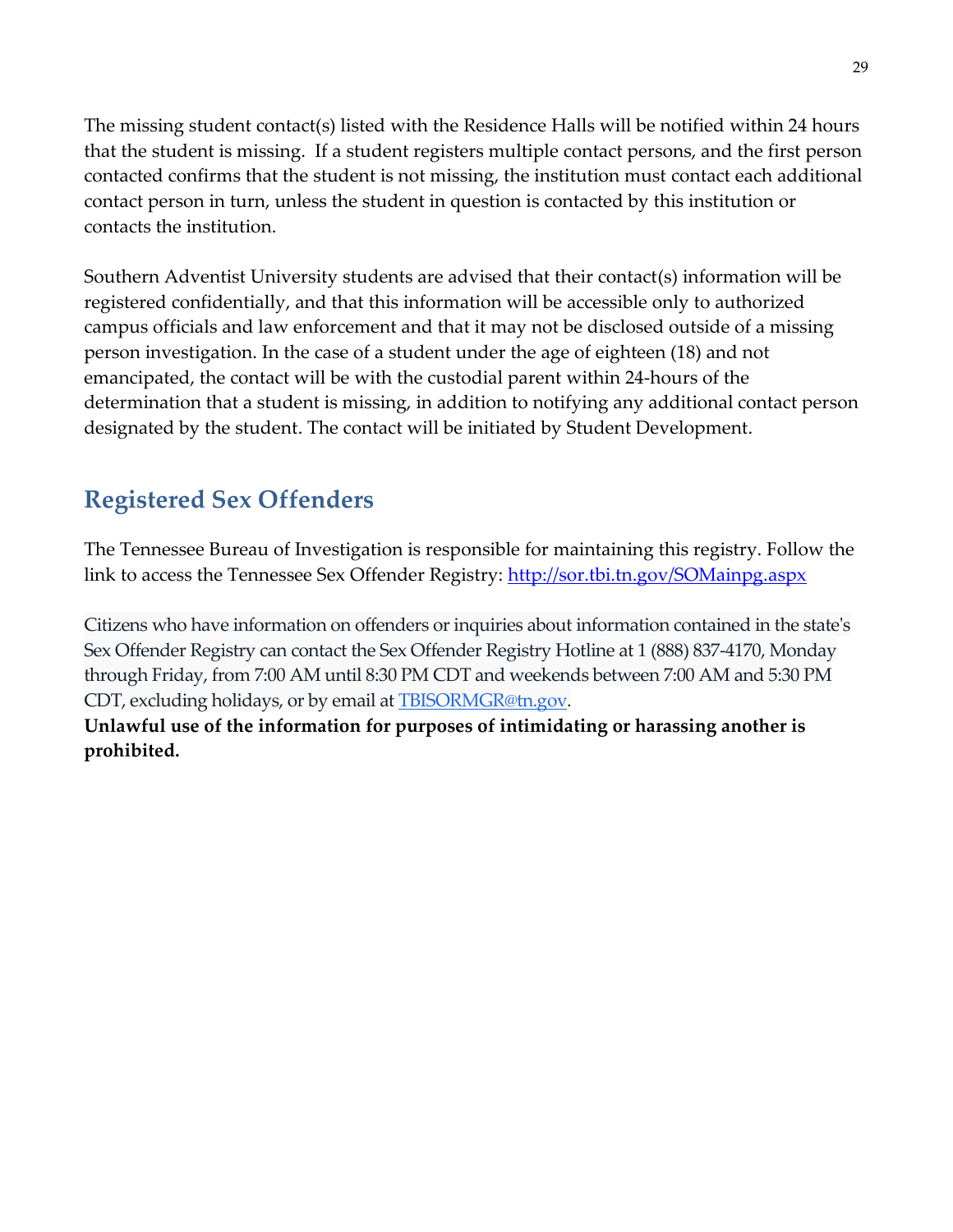The missing student contact(s) listed with the Residence Halls will be notified within 24 hours that the student is missing. If a student registers multiple contact persons, and the first person contacted confirms that the student is not missing, the institution must contact each additional contact person in turn, unless the student in question is contacted by this institution or contacts the institution.

Southern Adventist University students are advised that their contact(s) information will be registered confidentially, and that this information will be accessible only to authorized campus officials and law enforcement and that it may not be disclosed outside of a missing person investigation. In the case of a student under the age of eighteen (18) and not emancipated, the contact will be with the custodial parent within 24-hours of the determination that a student is missing, in addition to notifying any additional contact person designated by the student. The contact will be initiated by Student Development.

## Registered Sex Offenders

The Tennessee Bureau of Investigation is responsible for maintaining this registry. Follow the link to access the Tennessee Sex Offender Registry: [http://sor.tbi.tn.gov/SOMainpg.aspx](http://sor.tbi.tn.gov/SOMainpg.aspx)

Citizens who have information on offenders or inquiries about information contained in the state's Sex Offender Registry can contact the Sex Offender Registry Hotline at 1 (888) 837-4170, Monday through Friday, from 7:00 AM until 8:30 PM CDT and weekends between 7:00 AM and 5:30 PM CDT, excluding holidays, or by email at [TBISORMGR@tn.gov](mailto:TBISORMGR@tn.gov).

**Unlawful use of the information for purposes of intimidating or harassing another is prohibited.**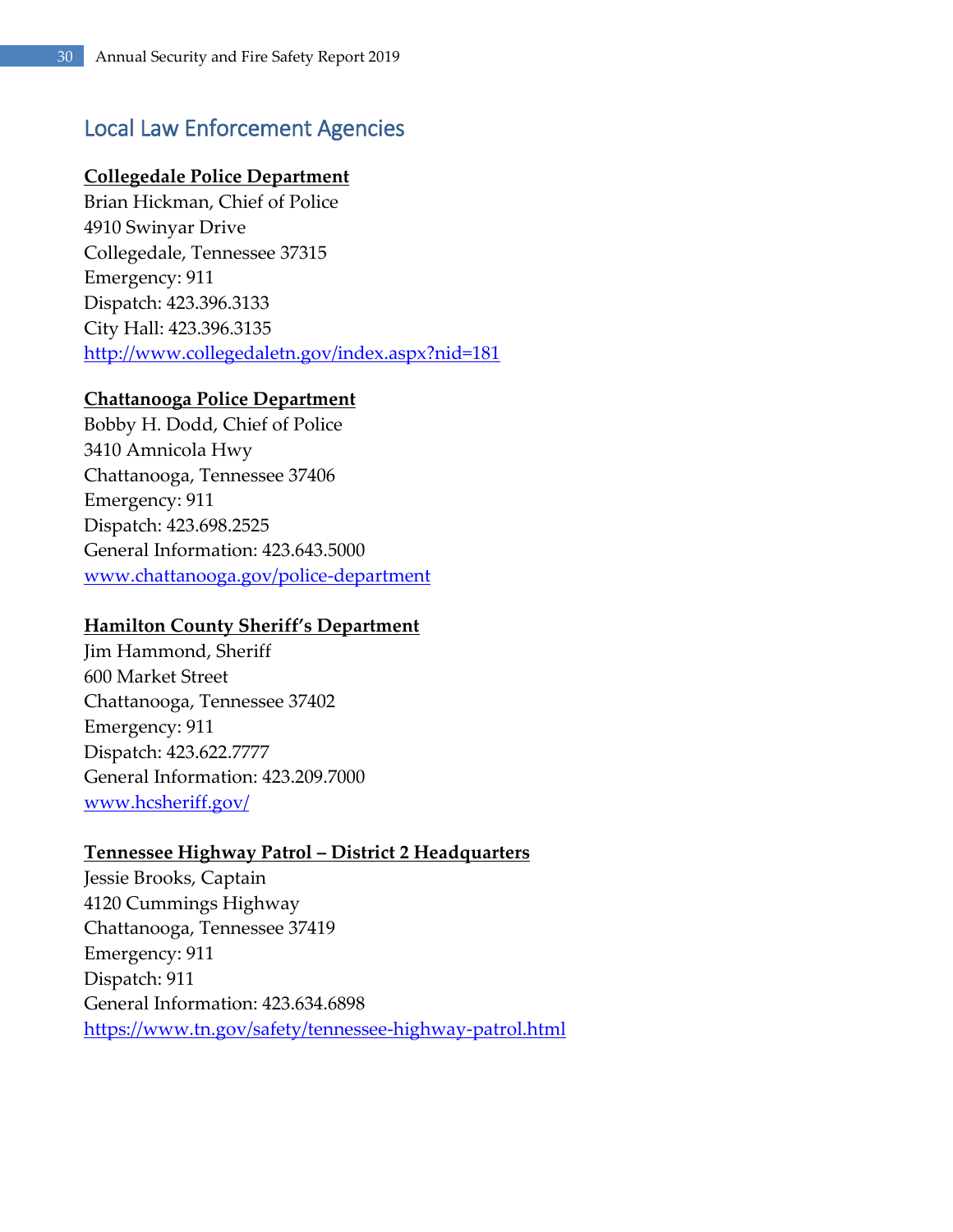## Local Law Enforcement Agencies

**Collegedale Police Department**
Brian Hickman, Chief of Police
4910 Swinyar Drive
Collegedale, Tennessee 37315
Emergency: 911
Dispatch: 423.396.3133
City Hall: 423.396.3135
http://www.collegedaletn.gov/index.aspx?nid=181

**Chattanooga Police Department**
Bobby H. Dodd, Chief of Police
3410 Amnicola Hwy
Chattanooga, Tennessee 37406
Emergency: 911
Dispatch: 423.698.2525
General Information: 423.643.5000
www.chattanooga.gov/police-department

**Hamilton County Sheriff's Department**
Jim Hammond, Sheriff
600 Market Street
Chattanooga, Tennessee 37402
Emergency: 911
Dispatch: 423.622.7777
General Information: 423.209.7000
www.hcsheriff.gov/

**Tennessee Highway Patrol – District 2 Headquarters**
Jessie Brooks, Captain
4120 Cummings Highway
Chattanooga, Tennessee 37419
Emergency: 911
Dispatch: 911
General Information: 423.634.6898
https://www.tn.gov/safety/tennessee-highway-patrol.html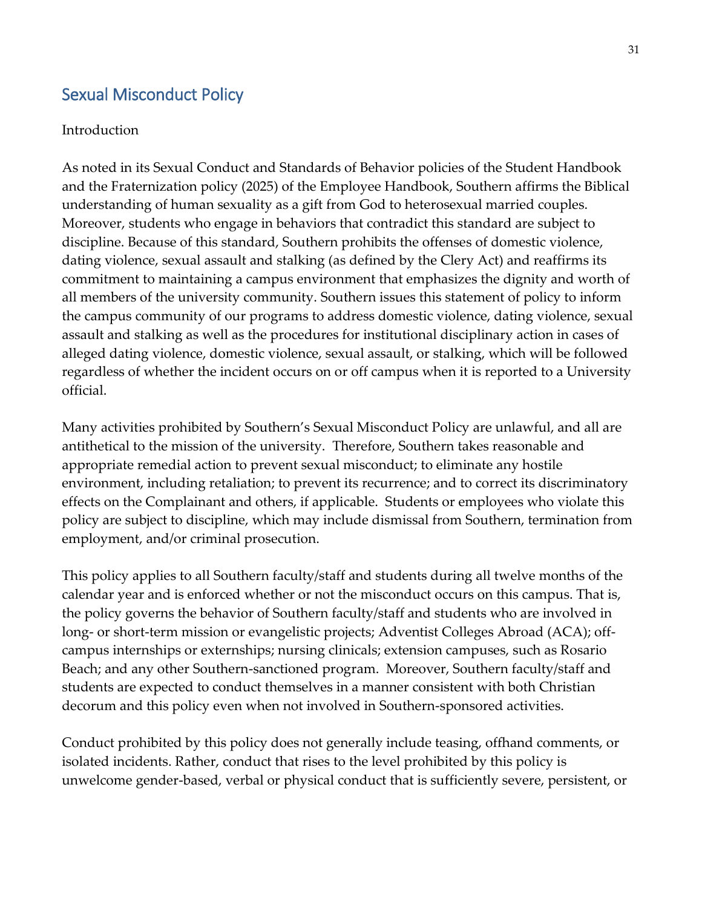## Sexual Misconduct Policy

Introduction

As noted in its Sexual Conduct and Standards of Behavior policies of the Student Handbook and the Fraternization policy (2025) of the Employee Handbook, Southern affirms the Biblical understanding of human sexuality as a gift from God to heterosexual married couples. Moreover, students who engage in behaviors that contradict this standard are subject to discipline. Because of this standard, Southern prohibits the offenses of domestic violence, dating violence, sexual assault and stalking (as defined by the Clery Act) and reaffirms its commitment to maintaining a campus environment that emphasizes the dignity and worth of all members of the university community. Southern issues this statement of policy to inform the campus community of our programs to address domestic violence, dating violence, sexual assault and stalking as well as the procedures for institutional disciplinary action in cases of alleged dating violence, domestic violence, sexual assault, or stalking, which will be followed regardless of whether the incident occurs on or off campus when it is reported to a University official.

Many activities prohibited by Southern's Sexual Misconduct Policy are unlawful, and all are antithetical to the mission of the university. Therefore, Southern takes reasonable and appropriate remedial action to prevent sexual misconduct; to eliminate any hostile environment, including retaliation; to prevent its recurrence; and to correct its discriminatory effects on the Complainant and others, if applicable. Students or employees who violate this policy are subject to discipline, which may include dismissal from Southern, termination from employment, and/or criminal prosecution.

This policy applies to all Southern faculty/staff and students during all twelve months of the calendar year and is enforced whether or not the misconduct occurs on this campus. That is, the policy governs the behavior of Southern faculty/staff and students who are involved in long- or short-term mission or evangelistic projects; Adventist Colleges Abroad (ACA); off-campus internships or externships; nursing clinicals; extension campuses, such as Rosario Beach; and any other Southern-sanctioned program. Moreover, Southern faculty/staff and students are expected to conduct themselves in a manner consistent with both Christian decorum and this policy even when not involved in Southern-sponsored activities.

Conduct prohibited by this policy does not generally include teasing, offhand comments, or isolated incidents. Rather, conduct that rises to the level prohibited by this policy is unwelcome gender-based, verbal or physical conduct that is sufficiently severe, persistent, or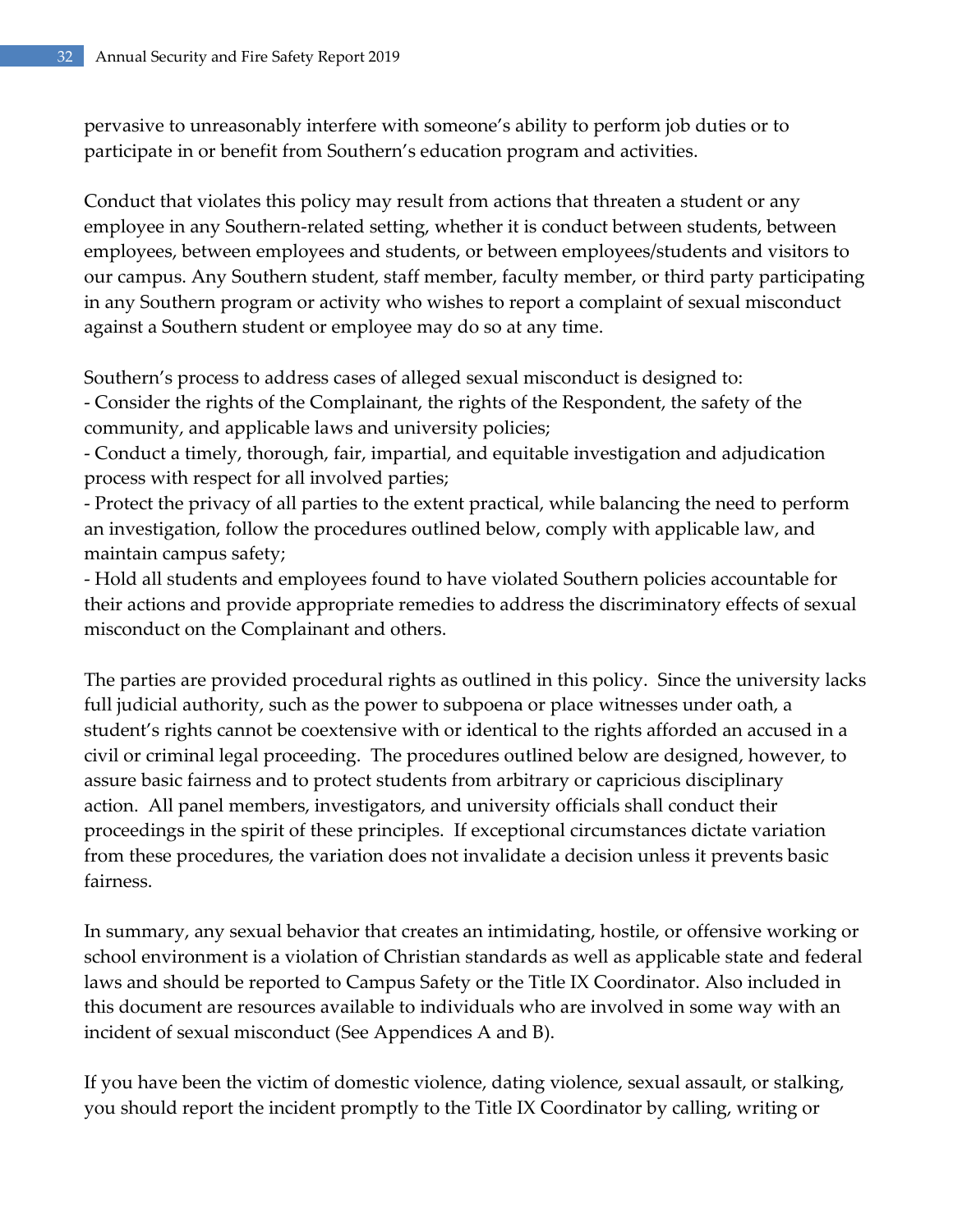pervasive to unreasonably interfere with someone's ability to perform job duties or to participate in or benefit from Southern's education program and activities.

Conduct that violates this policy may result from actions that threaten a student or any employee in any Southern-related setting, whether it is conduct between students, between employees, between employees and students, or between employees/students and visitors to our campus. Any Southern student, staff member, faculty member, or third party participating in any Southern program or activity who wishes to report a complaint of sexual misconduct against a Southern student or employee may do so at any time.

Southern's process to address cases of alleged sexual misconduct is designed to:

- Consider the rights of the Complainant, the rights of the Respondent, the safety of the community, and applicable laws and university policies;
- Conduct a timely, thorough, fair, impartial, and equitable investigation and adjudication process with respect for all involved parties;
- Protect the privacy of all parties to the extent practical, while balancing the need to perform an investigation, follow the procedures outlined below, comply with applicable law, and maintain campus safety;
- Hold all students and employees found to have violated Southern policies accountable for their actions and provide appropriate remedies to address the discriminatory effects of sexual misconduct on the Complainant and others.

The parties are provided procedural rights as outlined in this policy. Since the university lacks full judicial authority, such as the power to subpoena or place witnesses under oath, a student's rights cannot be coextensive with or identical to the rights afforded an accused in a civil or criminal legal proceeding. The procedures outlined below are designed, however, to assure basic fairness and to protect students from arbitrary or capricious disciplinary action. All panel members, investigators, and university officials shall conduct their proceedings in the spirit of these principles. If exceptional circumstances dictate variation from these procedures, the variation does not invalidate a decision unless it prevents basic fairness.

In summary, any sexual behavior that creates an intimidating, hostile, or offensive working or school environment is a violation of Christian standards as well as applicable state and federal laws and should be reported to Campus Safety or the Title IX Coordinator. Also included in this document are resources available to individuals who are involved in some way with an incident of sexual misconduct (See Appendices A and B).

If you have been the victim of domestic violence, dating violence, sexual assault, or stalking, you should report the incident promptly to the Title IX Coordinator by calling, writing or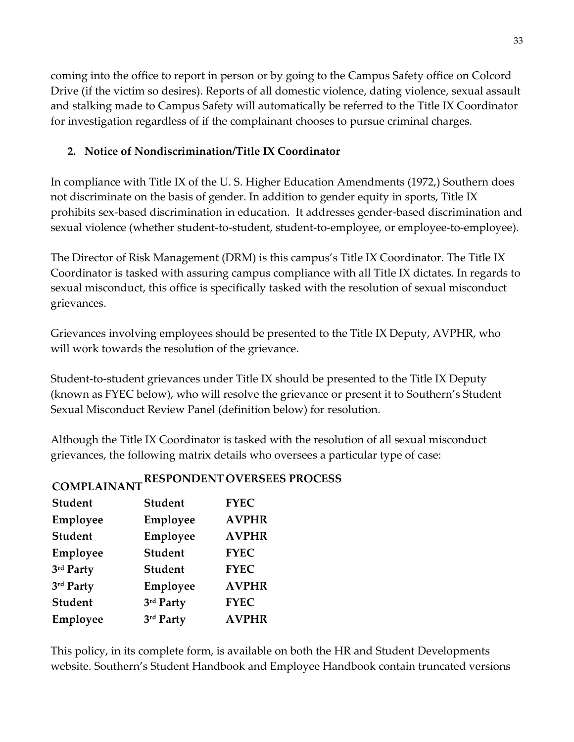coming into the office to report in person or by going to the Campus Safety office on Colcord Drive (if the victim so desires). Reports of all domestic violence, dating violence, sexual assault and stalking made to Campus Safety will automatically be referred to the Title IX Coordinator for investigation regardless of if the complainant chooses to pursue criminal charges.

**2. Notice of Nondiscrimination/Title IX Coordinator**

In compliance with Title IX of the U. S. Higher Education Amendments (1972,) Southern does not discriminate on the basis of gender. In addition to gender equity in sports, Title IX prohibits sex-based discrimination in education. It addresses gender-based discrimination and sexual violence (whether student-to-student, student-to-employee, or employee-to-employee).

The Director of Risk Management (DRM) is this campus's Title IX Coordinator. The Title IX Coordinator is tasked with assuring campus compliance with all Title IX dictates. In regards to sexual misconduct, this office is specifically tasked with the resolution of sexual misconduct grievances.

Grievances involving employees should be presented to the Title IX Deputy, AVPHR, who will work towards the resolution of the grievance.

Student-to-student grievances under Title IX should be presented to the Title IX Deputy (known as FYEC below), who will resolve the grievance or present it to Southern's Student Sexual Misconduct Review Panel (definition below) for resolution.

Although the Title IX Coordinator is tasked with the resolution of all sexual misconduct grievances, the following matrix details who oversees a particular type of case:

| COMPLAINANT | RESPONDENT | OVERSEES PROCESS |
|---|---|---|
| **Student** | **Student** | **FYEC** |
| **Employee** | **Employee** | **AVPHR** |
| **Student** | **Employee** | **AVPHR** |
| **Employee** | **Student** | **FYEC** |
| **3rd Party** | **Student** | **FYEC** |
| **3rd Party** | **Employee** | **AVPHR** |
| **Student** | **3rd Party** | **FYEC** |
| **Employee** | **3rd Party** | **AVPHR** |

This policy, in its complete form, is available on both the HR and Student Developments website. Southern's Student Handbook and Employee Handbook contain truncated versions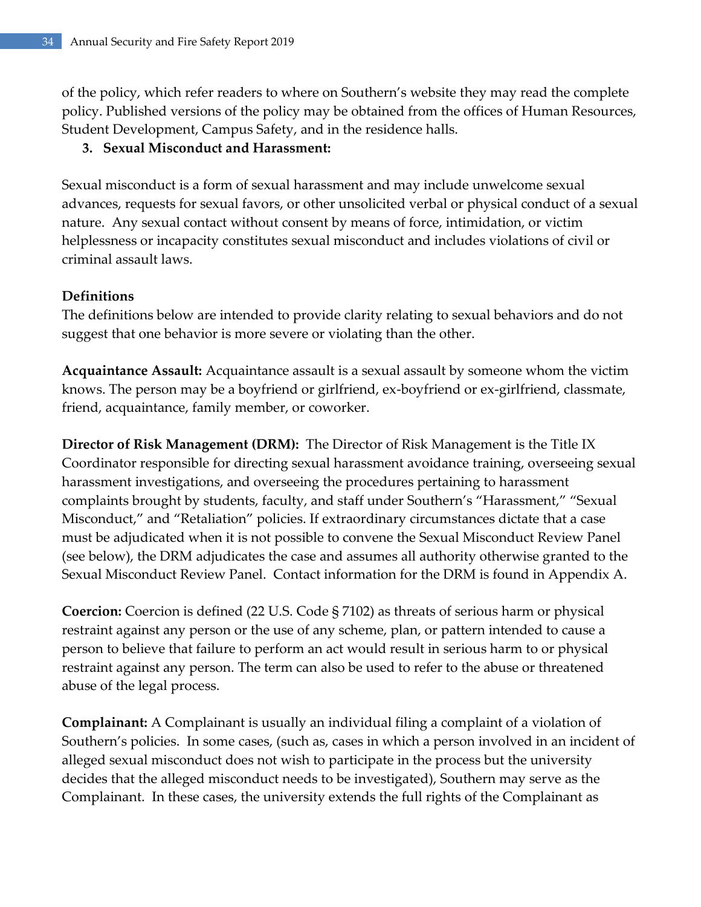of the policy, which refer readers to where on Southern's website they may read the complete policy. Published versions of the policy may be obtained from the offices of Human Resources, Student Development, Campus Safety, and in the residence halls.

3. **Sexual Misconduct and Harassment:**

Sexual misconduct is a form of sexual harassment and may include unwelcome sexual advances, requests for sexual favors, or other unsolicited verbal or physical conduct of a sexual nature. Any sexual contact without consent by means of force, intimidation, or victim helplessness or incapacity constitutes sexual misconduct and includes violations of civil or criminal assault laws.

**Definitions**

The definitions below are intended to provide clarity relating to sexual behaviors and do not suggest that one behavior is more severe or violating than the other.

**Acquaintance Assault:** Acquaintance assault is a sexual assault by someone whom the victim knows. The person may be a boyfriend or girlfriend, ex-boyfriend or ex-girlfriend, classmate, friend, acquaintance, family member, or coworker.

**Director of Risk Management (DRM):** The Director of Risk Management is the Title IX Coordinator responsible for directing sexual harassment avoidance training, overseeing sexual harassment investigations, and overseeing the procedures pertaining to harassment complaints brought by students, faculty, and staff under Southern's "Harassment," "Sexual Misconduct," and "Retaliation" policies. If extraordinary circumstances dictate that a case must be adjudicated when it is not possible to convene the Sexual Misconduct Review Panel (see below), the DRM adjudicates the case and assumes all authority otherwise granted to the Sexual Misconduct Review Panel. Contact information for the DRM is found in Appendix A.

**Coercion:** Coercion is defined (22 U.S. Code § 7102) as threats of serious harm or physical restraint against any person or the use of any scheme, plan, or pattern intended to cause a person to believe that failure to perform an act would result in serious harm to or physical restraint against any person. The term can also be used to refer to the abuse or threatened abuse of the legal process.

**Complainant:** A Complainant is usually an individual filing a complaint of a violation of Southern's policies. In some cases, (such as, cases in which a person involved in an incident of alleged sexual misconduct does not wish to participate in the process but the university decides that the alleged misconduct needs to be investigated), Southern may serve as the Complainant. In these cases, the university extends the full rights of the Complainant as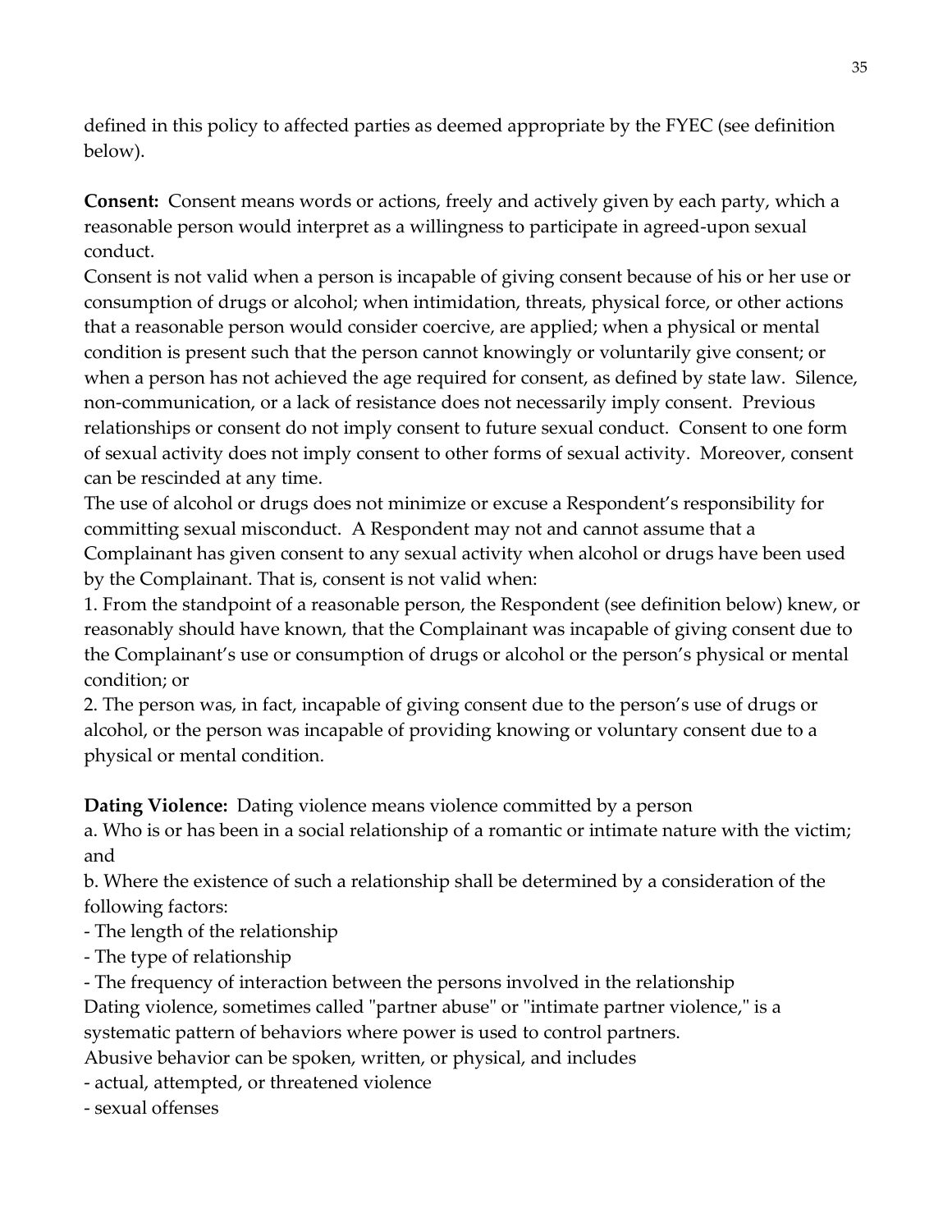defined in this policy to affected parties as deemed appropriate by the FYEC (see definition below).

**Consent:** Consent means words or actions, freely and actively given by each party, which a reasonable person would interpret as a willingness to participate in agreed-upon sexual conduct.

Consent is not valid when a person is incapable of giving consent because of his or her use or consumption of drugs or alcohol; when intimidation, threats, physical force, or other actions that a reasonable person would consider coercive, are applied; when a physical or mental condition is present such that the person cannot knowingly or voluntarily give consent; or when a person has not achieved the age required for consent, as defined by state law. Silence, non-communication, or a lack of resistance does not necessarily imply consent. Previous relationships or consent do not imply consent to future sexual conduct. Consent to one form of sexual activity does not imply consent to other forms of sexual activity. Moreover, consent can be rescinded at any time.

The use of alcohol or drugs does not minimize or excuse a Respondent's responsibility for committing sexual misconduct. A Respondent may not and cannot assume that a Complainant has given consent to any sexual activity when alcohol or drugs have been used by the Complainant. That is, consent is not valid when:

1. From the standpoint of a reasonable person, the Respondent (see definition below) knew, or reasonably should have known, that the Complainant was incapable of giving consent due to the Complainant's use or consumption of drugs or alcohol or the person's physical or mental condition; or
2. The person was, in fact, incapable of giving consent due to the person's use of drugs or alcohol, or the person was incapable of providing knowing or voluntary consent due to a physical or mental condition.

**Dating Violence:** Dating violence means violence committed by a person

a. Who is or has been in a social relationship of a romantic or intimate nature with the victim; and

b. Where the existence of such a relationship shall be determined by a consideration of the following factors:

- The length of the relationship
- The type of relationship
- The frequency of interaction between the persons involved in the relationship

Dating violence, sometimes called "partner abuse" or "intimate partner violence," is a systematic pattern of behaviors where power is used to control partners.

Abusive behavior can be spoken, written, or physical, and includes

- actual, attempted, or threatened violence
- sexual offenses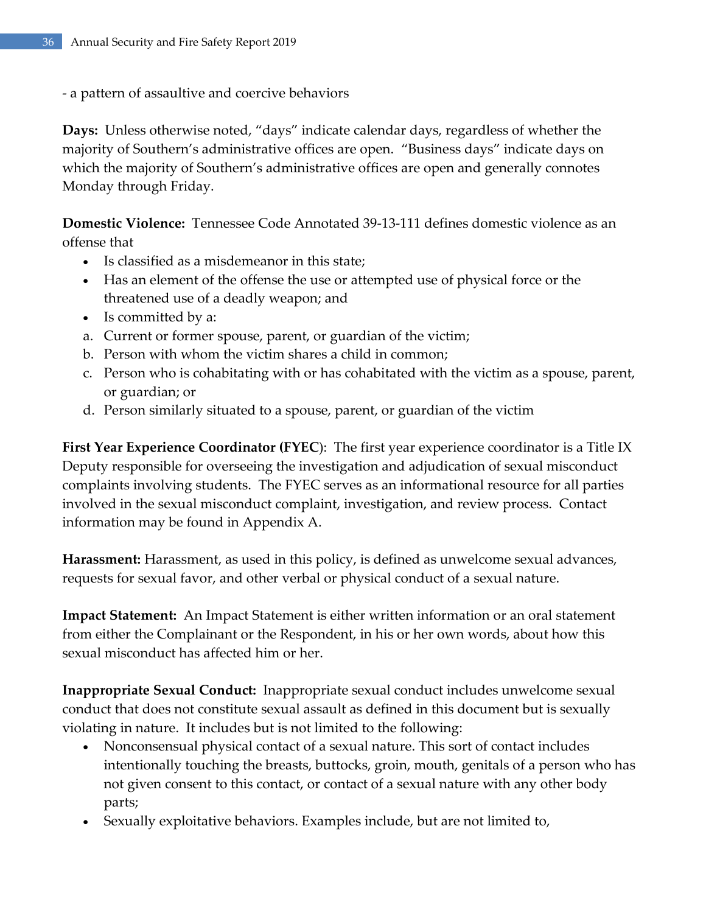- a pattern of assaultive and coercive behaviors

**Days:** Unless otherwise noted, "days" indicate calendar days, regardless of whether the majority of Southern's administrative offices are open. "Business days" indicate days on which the majority of Southern's administrative offices are open and generally connotes Monday through Friday.

**Domestic Violence:** Tennessee Code Annotated 39-13-111 defines domestic violence as an offense that

- Is classified as a misdemeanor in this state;
- Has an element of the offense the use or attempted use of physical force or the threatened use of a deadly weapon; and
- Is committed by a:

a. Current or former spouse, parent, or guardian of the victim;
b. Person with whom the victim shares a child in common;
c. Person who is cohabitating with or has cohabitated with the victim as a spouse, parent, or guardian; or
d. Person similarly situated to a spouse, parent, or guardian of the victim

**First Year Experience Coordinator (FYEC**): The first year experience coordinator is a Title IX Deputy responsible for overseeing the investigation and adjudication of sexual misconduct complaints involving students. The FYEC serves as an informational resource for all parties involved in the sexual misconduct complaint, investigation, and review process. Contact information may be found in Appendix A.

**Harassment:** Harassment, as used in this policy, is defined as unwelcome sexual advances, requests for sexual favor, and other verbal or physical conduct of a sexual nature.

**Impact Statement:** An Impact Statement is either written information or an oral statement from either the Complainant or the Respondent, in his or her own words, about how this sexual misconduct has affected him or her.

**Inappropriate Sexual Conduct:** Inappropriate sexual conduct includes unwelcome sexual conduct that does not constitute sexual assault as defined in this document but is sexually violating in nature. It includes but is not limited to the following:

- Nonconsensual physical contact of a sexual nature. This sort of contact includes intentionally touching the breasts, buttocks, groin, mouth, genitals of a person who has not given consent to this contact, or contact of a sexual nature with any other body parts;
- Sexually exploitative behaviors. Examples include, but are not limited to,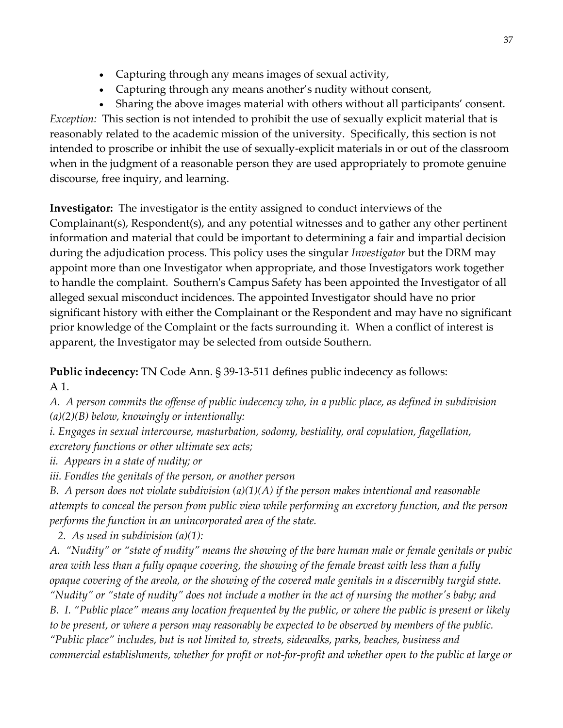- Capturing through any means images of sexual activity,
- Capturing through any means another's nudity without consent,
- Sharing the above images material with others without all participants' consent.

*Exception:* This section is not intended to prohibit the use of sexually explicit material that is reasonably related to the academic mission of the university. Specifically, this section is not intended to proscribe or inhibit the use of sexually-explicit materials in or out of the classroom when in the judgment of a reasonable person they are used appropriately to promote genuine discourse, free inquiry, and learning.

**Investigator:** The investigator is the entity assigned to conduct interviews of the Complainant(s), Respondent(s), and any potential witnesses and to gather any other pertinent information and material that could be important to determining a fair and impartial decision during the adjudication process. This policy uses the singular *Investigator* but the DRM may appoint more than one Investigator when appropriate, and those Investigators work together to handle the complaint. Southern's Campus Safety has been appointed the Investigator of all alleged sexual misconduct incidences. The appointed Investigator should have no prior significant history with either the Complainant or the Respondent and may have no significant prior knowledge of the Complaint or the facts surrounding it. When a conflict of interest is apparent, the Investigator may be selected from outside Southern.

**Public indecency:** TN Code Ann. § 39-13-511 defines public indecency as follows:

A 1.

*A. A person commits the offense of public indecency who, in a public place, as defined in subdivision (a)(2)(B) below, knowingly or intentionally:*

*i. Engages in sexual intercourse, masturbation, sodomy, bestiality, oral copulation, flagellation, excretory functions or other ultimate sex acts;*

*ii. Appears in a state of nudity; or*

*iii. Fondles the genitals of the person, or another person*

*B. A person does not violate subdivision (a)(1)(A) if the person makes intentional and reasonable attempts to conceal the person from public view while performing an excretory function, and the person performs the function in an unincorporated area of the state.*

*2. As used in subdivision (a)(1):*

*A. "Nudity" or "state of nudity" means the showing of the bare human male or female genitals or pubic area with less than a fully opaque covering, the showing of the female breast with less than a fully opaque covering of the areola, or the showing of the covered male genitals in a discernibly turgid state. "Nudity" or "state of nudity" does not include a mother in the act of nursing the mother's baby; and*

*B. I. "Public place" means any location frequented by the public, or where the public is present or likely to be present, or where a person may reasonably be expected to be observed by members of the public. "Public place" includes, but is not limited to, streets, sidewalks, parks, beaches, business and commercial establishments, whether for profit or not-for-profit and whether open to the public at large or*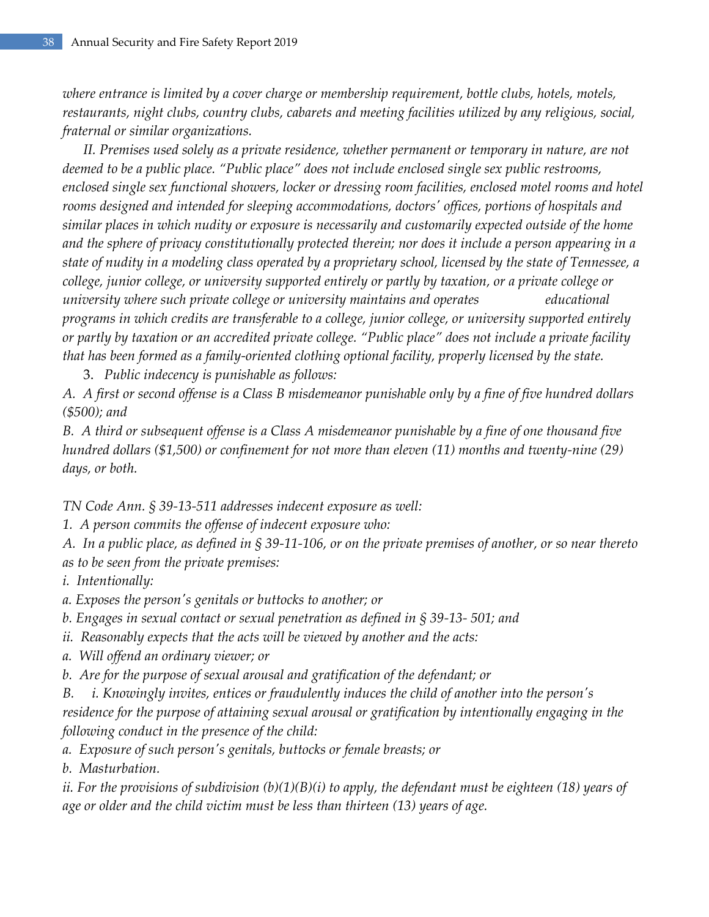*where entrance is limited by a cover charge or membership requirement, bottle clubs, hotels, motels, restaurants, night clubs, country clubs, cabarets and meeting facilities utilized by any religious, social, fraternal or similar organizations.*

*II. Premises used solely as a private residence, whether permanent or temporary in nature, are not deemed to be a public place. "Public place" does not include enclosed single sex public restrooms, enclosed single sex functional showers, locker or dressing room facilities, enclosed motel rooms and hotel rooms designed and intended for sleeping accommodations, doctors' offices, portions of hospitals and similar places in which nudity or exposure is necessarily and customarily expected outside of the home and the sphere of privacy constitutionally protected therein; nor does it include a person appearing in a state of nudity in a modeling class operated by a proprietary school, licensed by the state of Tennessee, a college, junior college, or university supported entirely or partly by taxation, or a private college or university where such private college or university maintains and operates educational programs in which credits are transferable to a college, junior college, or university supported entirely or partly by taxation or an accredited private college. "Public place" does not include a private facility that has been formed as a family-oriented clothing optional facility, properly licensed by the state.*

3. *Public indecency is punishable as follows:*

*A. A first or second offense is a Class B misdemeanor punishable only by a fine of five hundred dollars ($500); and*

*B. A third or subsequent offense is a Class A misdemeanor punishable by a fine of one thousand five hundred dollars ($1,500) or confinement for not more than eleven (11) months and twenty-nine (29) days, or both.*

*TN Code Ann. § 39-13-511 addresses indecent exposure as well:*

*1. A person commits the offense of indecent exposure who:*

*A. In a public place, as defined in § 39-11-106, or on the private premises of another, or so near thereto as to be seen from the private premises:*

*i. Intentionally:*

*a. Exposes the person's genitals or buttocks to another; or*

*b. Engages in sexual contact or sexual penetration as defined in § 39-13- 501; and*

*ii. Reasonably expects that the acts will be viewed by another and the acts:*

*a. Will offend an ordinary viewer; or*

*b. Are for the purpose of sexual arousal and gratification of the defendant; or*

*B. i. Knowingly invites, entices or fraudulently induces the child of another into the person's residence for the purpose of attaining sexual arousal or gratification by intentionally engaging in the following conduct in the presence of the child:*

*a. Exposure of such person's genitals, buttocks or female breasts; or*

*b. Masturbation.*

*ii. For the provisions of subdivision (b)(1)(B)(i) to apply, the defendant must be eighteen (18) years of age or older and the child victim must be less than thirteen (13) years of age.*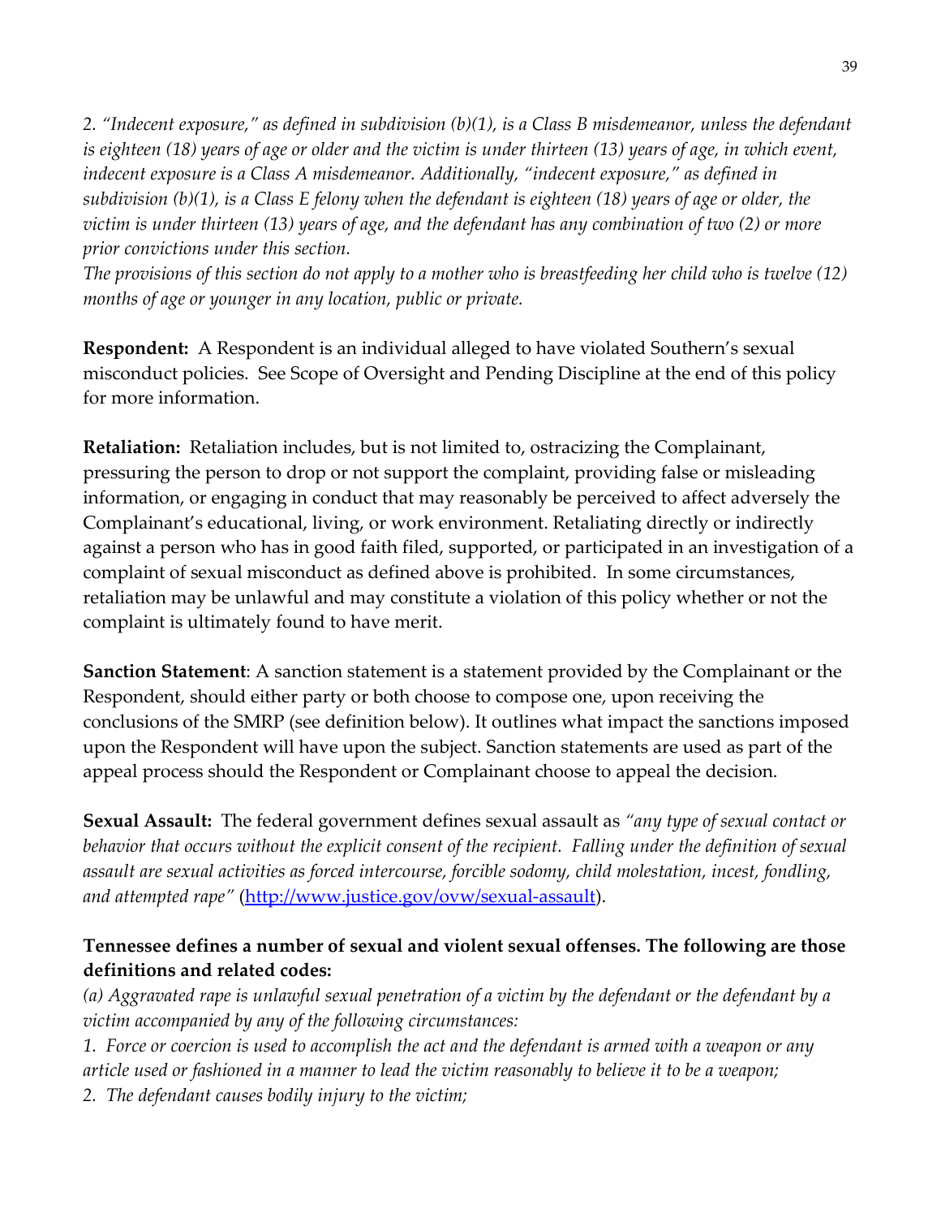*2. "Indecent exposure," as defined in subdivision (b)(1), is a Class B misdemeanor, unless the defendant is eighteen (18) years of age or older and the victim is under thirteen (13) years of age, in which event, indecent exposure is a Class A misdemeanor. Additionally, "indecent exposure," as defined in subdivision (b)(1), is a Class E felony when the defendant is eighteen (18) years of age or older, the victim is under thirteen (13) years of age, and the defendant has any combination of two (2) or more prior convictions under this section.*
*The provisions of this section do not apply to a mother who is breastfeeding her child who is twelve (12) months of age or younger in any location, public or private.*

**Respondent:** A Respondent is an individual alleged to have violated Southern's sexual misconduct policies. See Scope of Oversight and Pending Discipline at the end of this policy for more information.

**Retaliation:** Retaliation includes, but is not limited to, ostracizing the Complainant, pressuring the person to drop or not support the complaint, providing false or misleading information, or engaging in conduct that may reasonably be perceived to affect adversely the Complainant's educational, living, or work environment. Retaliating directly or indirectly against a person who has in good faith filed, supported, or participated in an investigation of a complaint of sexual misconduct as defined above is prohibited. In some circumstances, retaliation may be unlawful and may constitute a violation of this policy whether or not the complaint is ultimately found to have merit.

**Sanction Statement**: A sanction statement is a statement provided by the Complainant or the Respondent, should either party or both choose to compose one, upon receiving the conclusions of the SMRP (see definition below). It outlines what impact the sanctions imposed upon the Respondent will have upon the subject. Sanction statements are used as part of the appeal process should the Respondent or Complainant choose to appeal the decision.

**Sexual Assault:** The federal government defines sexual assault as *"any type of sexual contact or behavior that occurs without the explicit consent of the recipient. Falling under the definition of sexual assault are sexual activities as forced intercourse, forcible sodomy, child molestation, incest, fondling, and attempted rape"* (http://www.justice.gov/ovw/sexual-assault).

**Tennessee defines a number of sexual and violent sexual offenses. The following are those definitions and related codes:**
*(a) Aggravated rape is unlawful sexual penetration of a victim by the defendant or the defendant by a victim accompanied by any of the following circumstances:*
*1. Force or coercion is used to accomplish the act and the defendant is armed with a weapon or any article used or fashioned in a manner to lead the victim reasonably to believe it to be a weapon;*
*2. The defendant causes bodily injury to the victim;*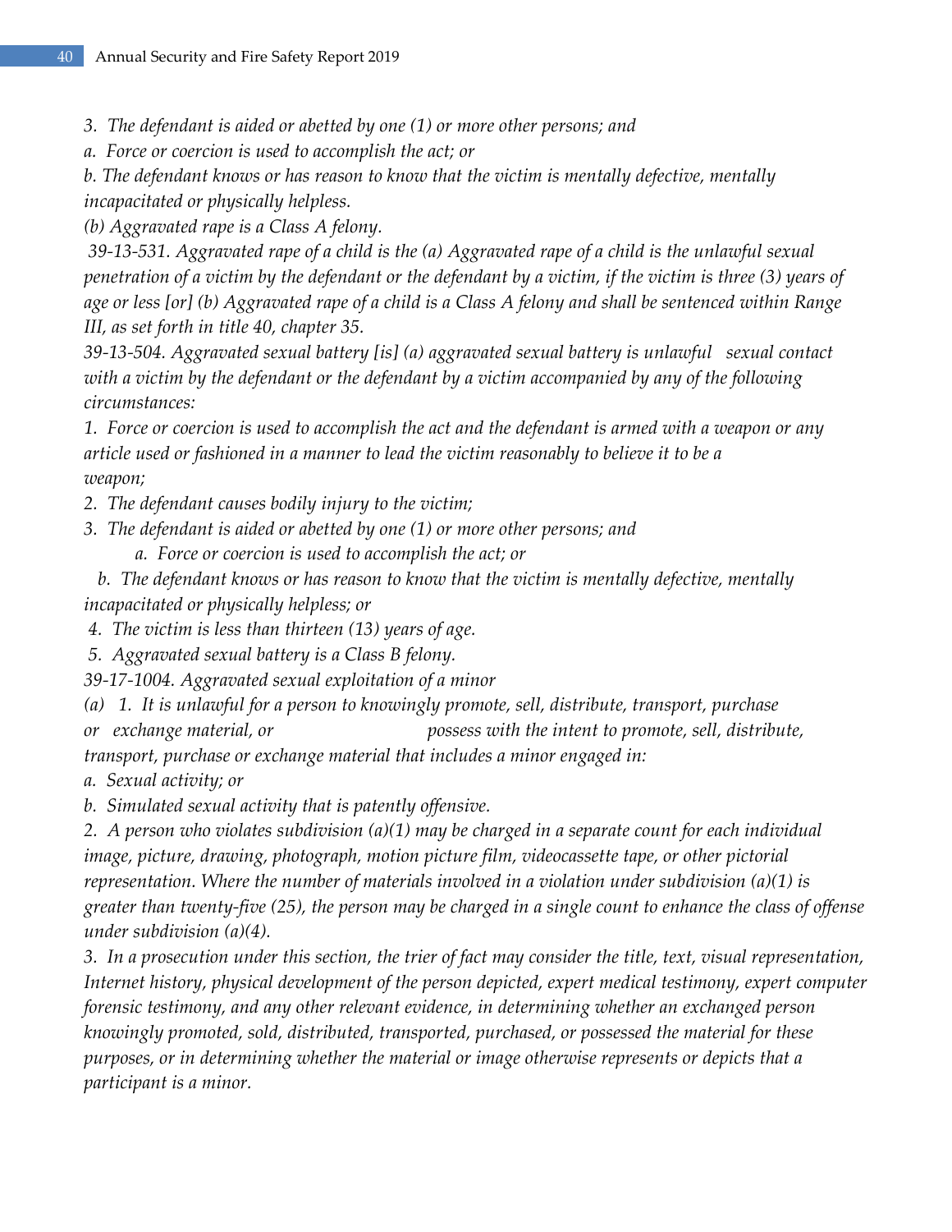*3. The defendant is aided or abetted by one (1) or more other persons; and*

*a. Force or coercion is used to accomplish the act; or*

*b. The defendant knows or has reason to know that the victim is mentally defective, mentally incapacitated or physically helpless.*

*(b) Aggravated rape is a Class A felony.*

*39-13-531. Aggravated rape of a child is the (a) Aggravated rape of a child is the unlawful sexual penetration of a victim by the defendant or the defendant by a victim, if the victim is three (3) years of age or less [or] (b) Aggravated rape of a child is a Class A felony and shall be sentenced within Range III, as set forth in title 40, chapter 35.*

*39-13-504. Aggravated sexual battery [is] (a) aggravated sexual battery is unlawful sexual contact with a victim by the defendant or the defendant by a victim accompanied by any of the following circumstances:*

*1. Force or coercion is used to accomplish the act and the defendant is armed with a weapon or any article used or fashioned in a manner to lead the victim reasonably to believe it to be a weapon;*

*2. The defendant causes bodily injury to the victim;*

*3. The defendant is aided or abetted by one (1) or more other persons; and*

*a. Force or coercion is used to accomplish the act; or*

*b. The defendant knows or has reason to know that the victim is mentally defective, mentally incapacitated or physically helpless; or*

*4. The victim is less than thirteen (13) years of age.*

*5. Aggravated sexual battery is a Class B felony.*

*39-17-1004. Aggravated sexual exploitation of a minor*

*(a) 1. It is unlawful for a person to knowingly promote, sell, distribute, transport, purchase or exchange material, or possess with the intent to promote, sell, distribute, transport, purchase or exchange material that includes a minor engaged in:*

*a. Sexual activity; or*

*b. Simulated sexual activity that is patently offensive.*

*2. A person who violates subdivision (a)(1) may be charged in a separate count for each individual image, picture, drawing, photograph, motion picture film, videocassette tape, or other pictorial representation. Where the number of materials involved in a violation under subdivision (a)(1) is greater than twenty-five (25), the person may be charged in a single count to enhance the class of offense under subdivision (a)(4).*

*3. In a prosecution under this section, the trier of fact may consider the title, text, visual representation, Internet history, physical development of the person depicted, expert medical testimony, expert computer forensic testimony, and any other relevant evidence, in determining whether an exchanged person knowingly promoted, sold, distributed, transported, purchased, or possessed the material for these purposes, or in determining whether the material or image otherwise represents or depicts that a participant is a minor.*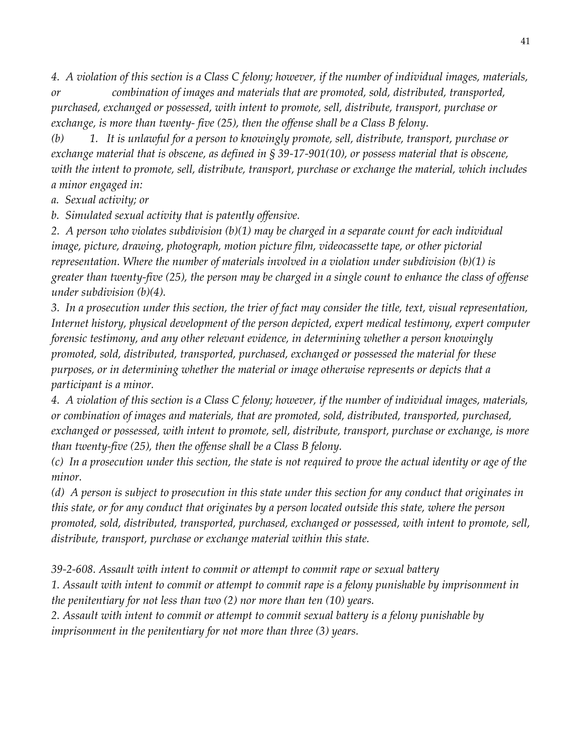*4. A violation of this section is a Class C felony; however, if the number of individual images, materials, or combination of images and materials that are promoted, sold, distributed, transported, purchased, exchanged or possessed, with intent to promote, sell, distribute, transport, purchase or exchange, is more than twenty- five (25), then the offense shall be a Class B felony.*

*(b) 1. It is unlawful for a person to knowingly promote, sell, distribute, transport, purchase or exchange material that is obscene, as defined in § 39-17-901(10), or possess material that is obscene, with the intent to promote, sell, distribute, transport, purchase or exchange the material, which includes a minor engaged in:*

*a. Sexual activity; or*

*b. Simulated sexual activity that is patently offensive.*

*2. A person who violates subdivision (b)(1) may be charged in a separate count for each individual image, picture, drawing, photograph, motion picture film, videocassette tape, or other pictorial representation. Where the number of materials involved in a violation under subdivision (b)(1) is greater than twenty-five (25), the person may be charged in a single count to enhance the class of offense under subdivision (b)(4).*

*3. In a prosecution under this section, the trier of fact may consider the title, text, visual representation, Internet history, physical development of the person depicted, expert medical testimony, expert computer forensic testimony, and any other relevant evidence, in determining whether a person knowingly promoted, sold, distributed, transported, purchased, exchanged or possessed the material for these purposes, or in determining whether the material or image otherwise represents or depicts that a participant is a minor.*

*4. A violation of this section is a Class C felony; however, if the number of individual images, materials, or combination of images and materials, that are promoted, sold, distributed, transported, purchased, exchanged or possessed, with intent to promote, sell, distribute, transport, purchase or exchange, is more than twenty-five (25), then the offense shall be a Class B felony.*

*(c) In a prosecution under this section, the state is not required to prove the actual identity or age of the minor.*

*(d) A person is subject to prosecution in this state under this section for any conduct that originates in this state, or for any conduct that originates by a person located outside this state, where the person promoted, sold, distributed, transported, purchased, exchanged or possessed, with intent to promote, sell, distribute, transport, purchase or exchange material within this state.*

*39-2-608. Assault with intent to commit or attempt to commit rape or sexual battery*

*1. Assault with intent to commit or attempt to commit rape is a felony punishable by imprisonment in the penitentiary for not less than two (2) nor more than ten (10) years.*

*2. Assault with intent to commit or attempt to commit sexual battery is a felony punishable by imprisonment in the penitentiary for not more than three (3) years.*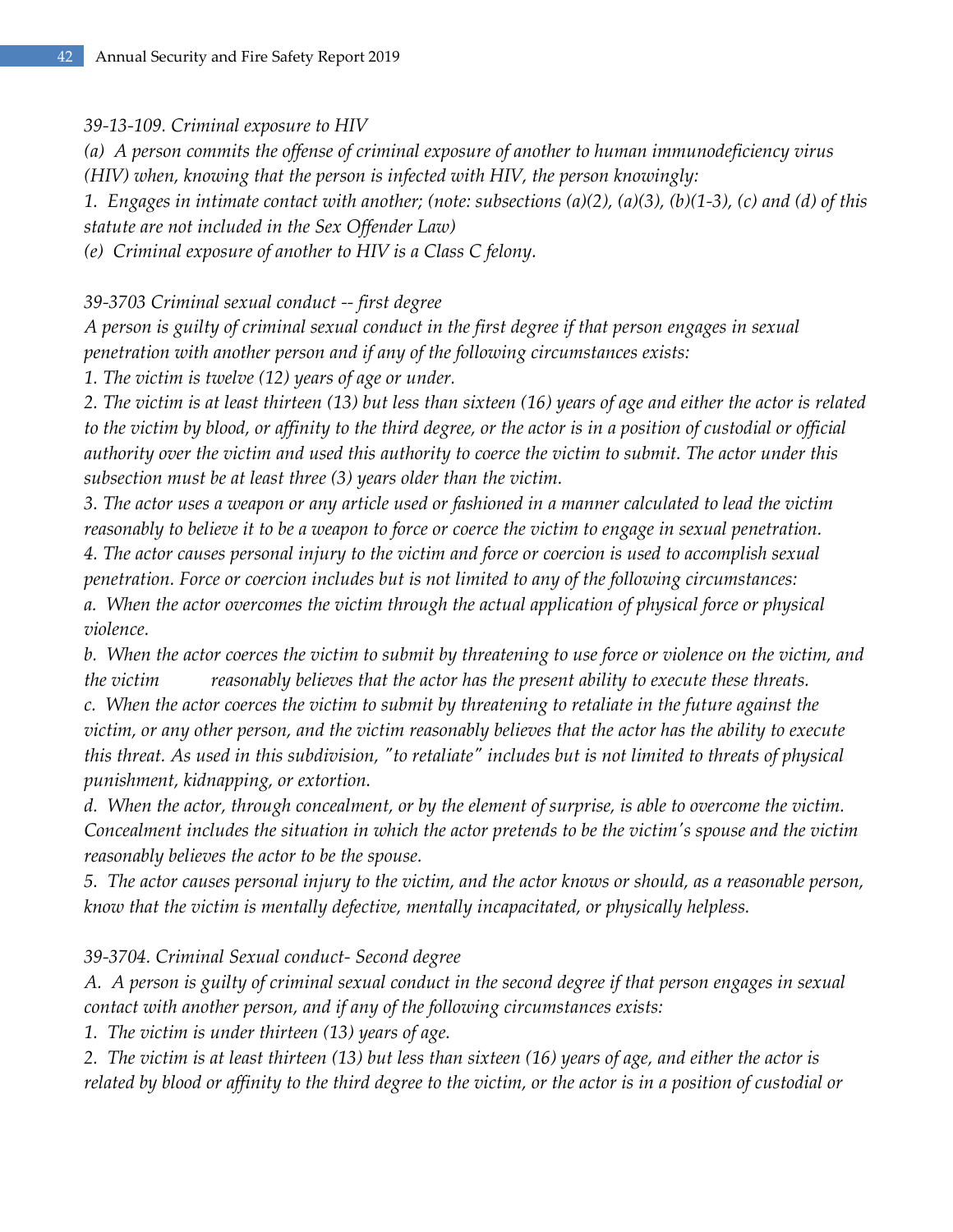*39-13-109. Criminal exposure to HIV*

*(a) A person commits the offense of criminal exposure of another to human immunodeficiency virus (HIV) when, knowing that the person is infected with HIV, the person knowingly:*

*1. Engages in intimate contact with another; (note: subsections (a)(2), (a)(3), (b)(1-3), (c) and (d) of this statute are not included in the Sex Offender Law)*

*(e) Criminal exposure of another to HIV is a Class C felony.*

*39-3703 Criminal sexual conduct -- first degree*

*A person is guilty of criminal sexual conduct in the first degree if that person engages in sexual penetration with another person and if any of the following circumstances exists:*

*1. The victim is twelve (12) years of age or under.*

*2. The victim is at least thirteen (13) but less than sixteen (16) years of age and either the actor is related to the victim by blood, or affinity to the third degree, or the actor is in a position of custodial or official authority over the victim and used this authority to coerce the victim to submit. The actor under this subsection must be at least three (3) years older than the victim.*

*3. The actor uses a weapon or any article used or fashioned in a manner calculated to lead the victim reasonably to believe it to be a weapon to force or coerce the victim to engage in sexual penetration.*

*4. The actor causes personal injury to the victim and force or coercion is used to accomplish sexual penetration. Force or coercion includes but is not limited to any of the following circumstances:*

*a. When the actor overcomes the victim through the actual application of physical force or physical violence.*

*b. When the actor coerces the victim to submit by threatening to use force or violence on the victim, and the victim reasonably believes that the actor has the present ability to execute these threats.*

*c. When the actor coerces the victim to submit by threatening to retaliate in the future against the victim, or any other person, and the victim reasonably believes that the actor has the ability to execute this threat. As used in this subdivision, "to retaliate" includes but is not limited to threats of physical punishment, kidnapping, or extortion.*

*d. When the actor, through concealment, or by the element of surprise, is able to overcome the victim. Concealment includes the situation in which the actor pretends to be the victim's spouse and the victim reasonably believes the actor to be the spouse.*

*5. The actor causes personal injury to the victim, and the actor knows or should, as a reasonable person, know that the victim is mentally defective, mentally incapacitated, or physically helpless.*

*39-3704. Criminal Sexual conduct- Second degree*

*A. A person is guilty of criminal sexual conduct in the second degree if that person engages in sexual contact with another person, and if any of the following circumstances exists:*

*1. The victim is under thirteen (13) years of age.*

*2. The victim is at least thirteen (13) but less than sixteen (16) years of age, and either the actor is related by blood or affinity to the third degree to the victim, or the actor is in a position of custodial or*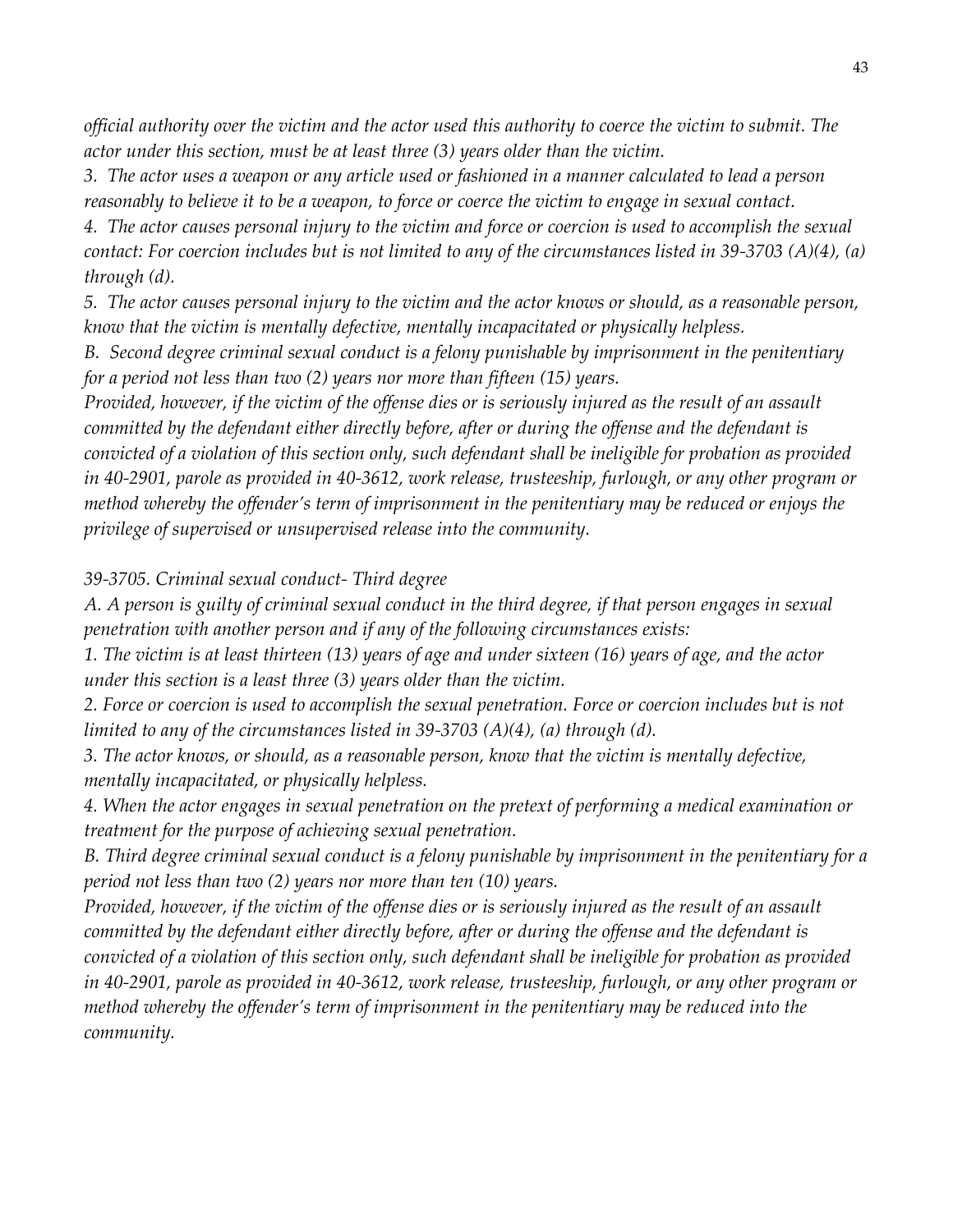*official authority over the victim and the actor used this authority to coerce the victim to submit. The actor under this section, must be at least three (3) years older than the victim.*

*3. The actor uses a weapon or any article used or fashioned in a manner calculated to lead a person reasonably to believe it to be a weapon, to force or coerce the victim to engage in sexual contact.*

*4. The actor causes personal injury to the victim and force or coercion is used to accomplish the sexual contact: For coercion includes but is not limited to any of the circumstances listed in 39-3703 (A)(4), (a) through (d).*

*5. The actor causes personal injury to the victim and the actor knows or should, as a reasonable person, know that the victim is mentally defective, mentally incapacitated or physically helpless.*

*B. Second degree criminal sexual conduct is a felony punishable by imprisonment in the penitentiary for a period not less than two (2) years nor more than fifteen (15) years.*

*Provided, however, if the victim of the offense dies or is seriously injured as the result of an assault committed by the defendant either directly before, after or during the offense and the defendant is convicted of a violation of this section only, such defendant shall be ineligible for probation as provided in 40-2901, parole as provided in 40-3612, work release, trusteeship, furlough, or any other program or method whereby the offender's term of imprisonment in the penitentiary may be reduced or enjoys the privilege of supervised or unsupervised release into the community.*

*39-3705. Criminal sexual conduct- Third degree*

*A. A person is guilty of criminal sexual conduct in the third degree, if that person engages in sexual penetration with another person and if any of the following circumstances exists:*

*1. The victim is at least thirteen (13) years of age and under sixteen (16) years of age, and the actor under this section is a least three (3) years older than the victim.*

*2. Force or coercion is used to accomplish the sexual penetration. Force or coercion includes but is not limited to any of the circumstances listed in 39-3703 (A)(4), (a) through (d).*

*3. The actor knows, or should, as a reasonable person, know that the victim is mentally defective, mentally incapacitated, or physically helpless.*

*4. When the actor engages in sexual penetration on the pretext of performing a medical examination or treatment for the purpose of achieving sexual penetration.*

*B. Third degree criminal sexual conduct is a felony punishable by imprisonment in the penitentiary for a period not less than two (2) years nor more than ten (10) years.*

*Provided, however, if the victim of the offense dies or is seriously injured as the result of an assault committed by the defendant either directly before, after or during the offense and the defendant is convicted of a violation of this section only, such defendant shall be ineligible for probation as provided in 40-2901, parole as provided in 40-3612, work release, trusteeship, furlough, or any other program or method whereby the offender's term of imprisonment in the penitentiary may be reduced into the community.*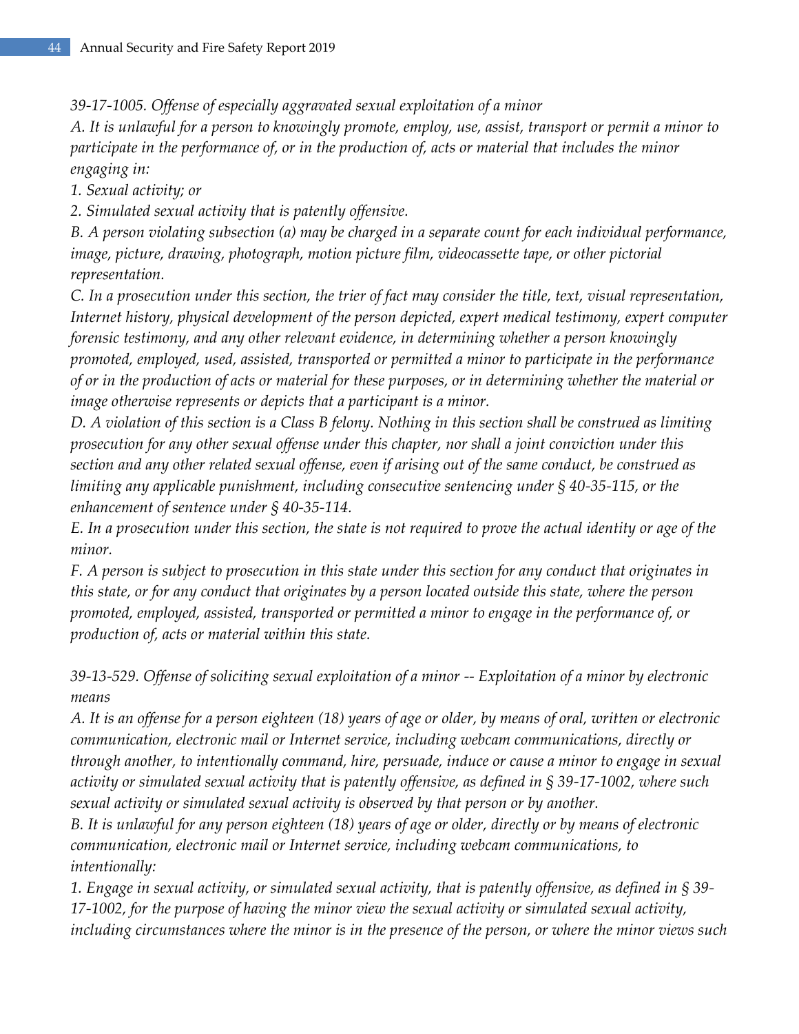*39-17-1005. Offense of especially aggravated sexual exploitation of a minor*

*A. It is unlawful for a person to knowingly promote, employ, use, assist, transport or permit a minor to participate in the performance of, or in the production of, acts or material that includes the minor engaging in:*

*1. Sexual activity; or*

*2. Simulated sexual activity that is patently offensive.*

*B. A person violating subsection (a) may be charged in a separate count for each individual performance, image, picture, drawing, photograph, motion picture film, videocassette tape, or other pictorial representation.*

*C. In a prosecution under this section, the trier of fact may consider the title, text, visual representation, Internet history, physical development of the person depicted, expert medical testimony, expert computer forensic testimony, and any other relevant evidence, in determining whether a person knowingly promoted, employed, used, assisted, transported or permitted a minor to participate in the performance of or in the production of acts or material for these purposes, or in determining whether the material or image otherwise represents or depicts that a participant is a minor.*

*D. A violation of this section is a Class B felony. Nothing in this section shall be construed as limiting prosecution for any other sexual offense under this chapter, nor shall a joint conviction under this section and any other related sexual offense, even if arising out of the same conduct, be construed as limiting any applicable punishment, including consecutive sentencing under § 40-35-115, or the enhancement of sentence under § 40-35-114.*

*E. In a prosecution under this section, the state is not required to prove the actual identity or age of the minor.*

*F. A person is subject to prosecution in this state under this section for any conduct that originates in this state, or for any conduct that originates by a person located outside this state, where the person promoted, employed, assisted, transported or permitted a minor to engage in the performance of, or production of, acts or material within this state.*

*39-13-529. Offense of soliciting sexual exploitation of a minor -- Exploitation of a minor by electronic means*

*A. It is an offense for a person eighteen (18) years of age or older, by means of oral, written or electronic communication, electronic mail or Internet service, including webcam communications, directly or through another, to intentionally command, hire, persuade, induce or cause a minor to engage in sexual activity or simulated sexual activity that is patently offensive, as defined in § 39-17-1002, where such sexual activity or simulated sexual activity is observed by that person or by another.*

*B. It is unlawful for any person eighteen (18) years of age or older, directly or by means of electronic communication, electronic mail or Internet service, including webcam communications, to intentionally:*

*1. Engage in sexual activity, or simulated sexual activity, that is patently offensive, as defined in § 39-17-1002, for the purpose of having the minor view the sexual activity or simulated sexual activity, including circumstances where the minor is in the presence of the person, or where the minor views such*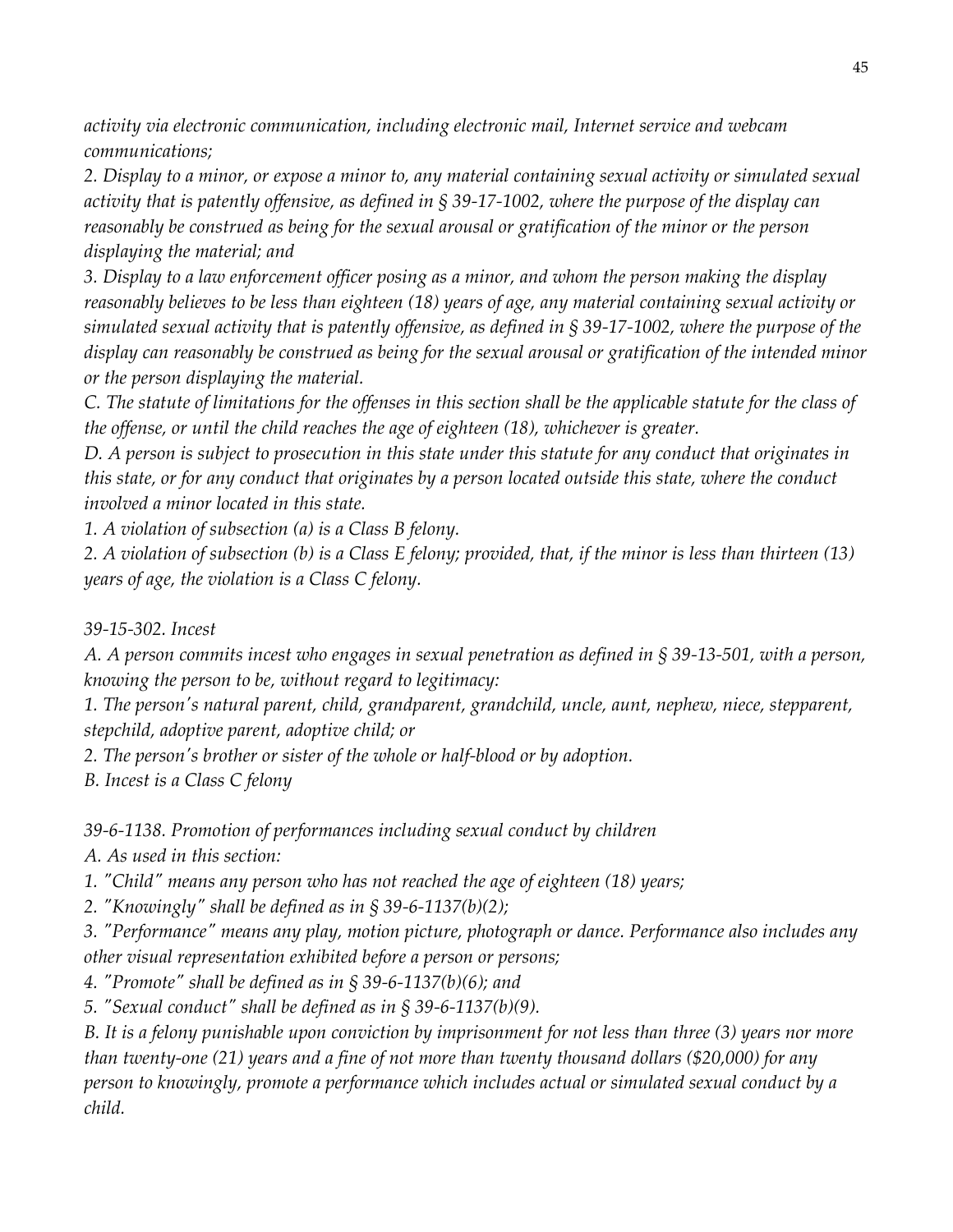*activity via electronic communication, including electronic mail, Internet service and webcam communications;*

*2. Display to a minor, or expose a minor to, any material containing sexual activity or simulated sexual activity that is patently offensive, as defined in § 39-17-1002, where the purpose of the display can reasonably be construed as being for the sexual arousal or gratification of the minor or the person displaying the material; and*

*3. Display to a law enforcement officer posing as a minor, and whom the person making the display reasonably believes to be less than eighteen (18) years of age, any material containing sexual activity or simulated sexual activity that is patently offensive, as defined in § 39-17-1002, where the purpose of the display can reasonably be construed as being for the sexual arousal or gratification of the intended minor or the person displaying the material.*

*C. The statute of limitations for the offenses in this section shall be the applicable statute for the class of the offense, or until the child reaches the age of eighteen (18), whichever is greater.*

*D. A person is subject to prosecution in this state under this statute for any conduct that originates in this state, or for any conduct that originates by a person located outside this state, where the conduct involved a minor located in this state.*

*1. A violation of subsection (a) is a Class B felony.*

*2. A violation of subsection (b) is a Class E felony; provided, that, if the minor is less than thirteen (13) years of age, the violation is a Class C felony.*

*39-15-302. Incest*

*A. A person commits incest who engages in sexual penetration as defined in § 39-13-501, with a person, knowing the person to be, without regard to legitimacy:*

*1. The person's natural parent, child, grandparent, grandchild, uncle, aunt, nephew, niece, stepparent, stepchild, adoptive parent, adoptive child; or*

*2. The person's brother or sister of the whole or half-blood or by adoption.*

*B. Incest is a Class C felony*

*39-6-1138. Promotion of performances including sexual conduct by children*

*A. As used in this section:*

*1. "Child" means any person who has not reached the age of eighteen (18) years;*

*2. "Knowingly" shall be defined as in § 39-6-1137(b)(2);*

*3. "Performance" means any play, motion picture, photograph or dance. Performance also includes any other visual representation exhibited before a person or persons;*

*4. "Promote" shall be defined as in § 39-6-1137(b)(6); and*

*5. "Sexual conduct" shall be defined as in § 39-6-1137(b)(9).*

*B. It is a felony punishable upon conviction by imprisonment for not less than three (3) years nor more than twenty-one (21) years and a fine of not more than twenty thousand dollars ($20,000) for any person to knowingly, promote a performance which includes actual or simulated sexual conduct by a child.*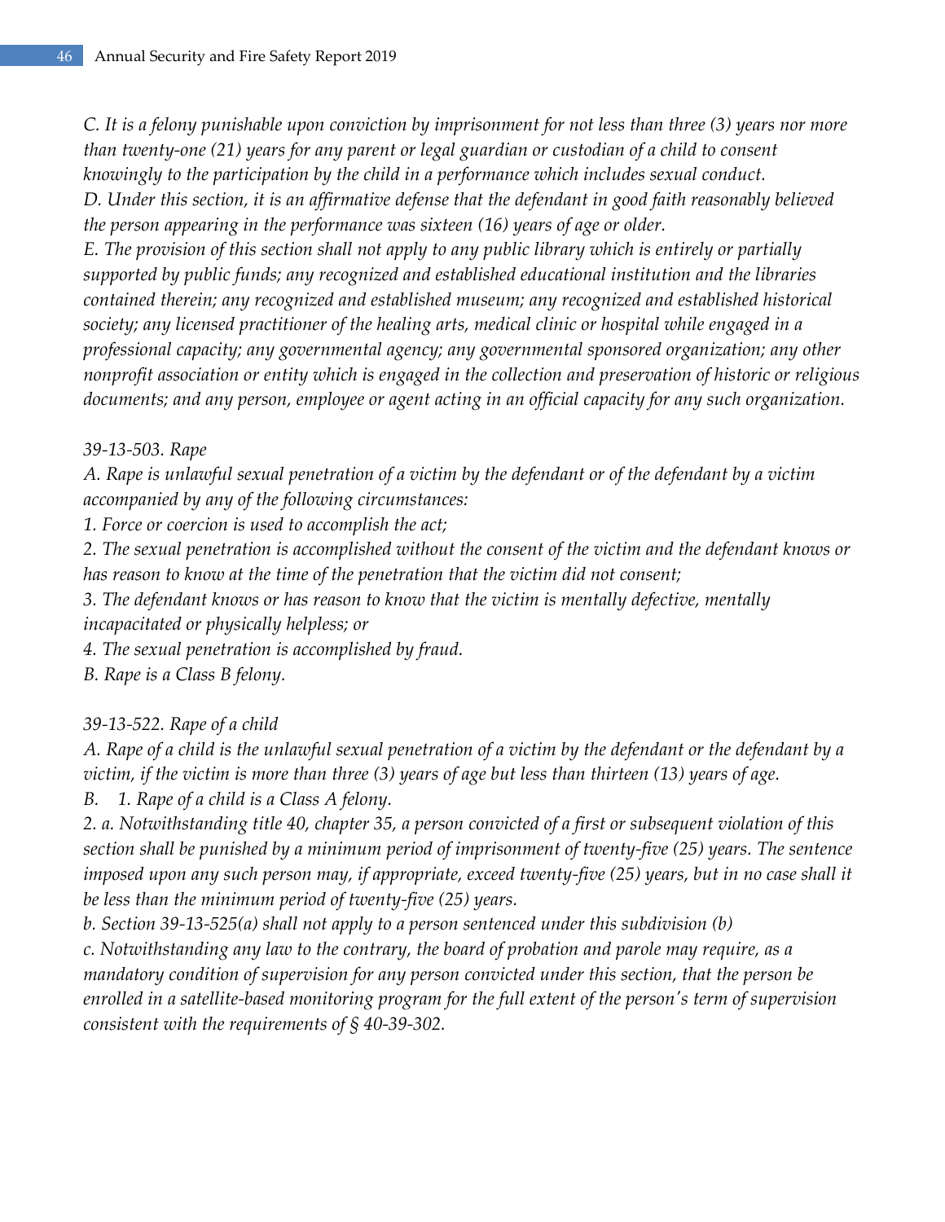*C. It is a felony punishable upon conviction by imprisonment for not less than three (3) years nor more than twenty-one (21) years for any parent or legal guardian or custodian of a child to consent knowingly to the participation by the child in a performance which includes sexual conduct.*
*D. Under this section, it is an affirmative defense that the defendant in good faith reasonably believed the person appearing in the performance was sixteen (16) years of age or older.*
*E. The provision of this section shall not apply to any public library which is entirely or partially supported by public funds; any recognized and established educational institution and the libraries contained therein; any recognized and established museum; any recognized and established historical society; any licensed practitioner of the healing arts, medical clinic or hospital while engaged in a professional capacity; any governmental agency; any governmental sponsored organization; any other nonprofit association or entity which is engaged in the collection and preservation of historic or religious documents; and any person, employee or agent acting in an official capacity for any such organization.*

*39-13-503. Rape*
*A. Rape is unlawful sexual penetration of a victim by the defendant or of the defendant by a victim accompanied by any of the following circumstances:*
*1. Force or coercion is used to accomplish the act;*
*2. The sexual penetration is accomplished without the consent of the victim and the defendant knows or has reason to know at the time of the penetration that the victim did not consent;*
*3. The defendant knows or has reason to know that the victim is mentally defective, mentally incapacitated or physically helpless; or*
*4. The sexual penetration is accomplished by fraud.*
*B. Rape is a Class B felony.*

*39-13-522. Rape of a child*
*A. Rape of a child is the unlawful sexual penetration of a victim by the defendant or the defendant by a victim, if the victim is more than three (3) years of age but less than thirteen (13) years of age.*
*B. 1. Rape of a child is a Class A felony.*
*2. a. Notwithstanding title 40, chapter 35, a person convicted of a first or subsequent violation of this section shall be punished by a minimum period of imprisonment of twenty-five (25) years. The sentence imposed upon any such person may, if appropriate, exceed twenty-five (25) years, but in no case shall it be less than the minimum period of twenty-five (25) years.*
*b. Section 39-13-525(a) shall not apply to a person sentenced under this subdivision (b)*
*c. Notwithstanding any law to the contrary, the board of probation and parole may require, as a mandatory condition of supervision for any person convicted under this section, that the person be enrolled in a satellite-based monitoring program for the full extent of the person's term of supervision consistent with the requirements of § 40-39-302.*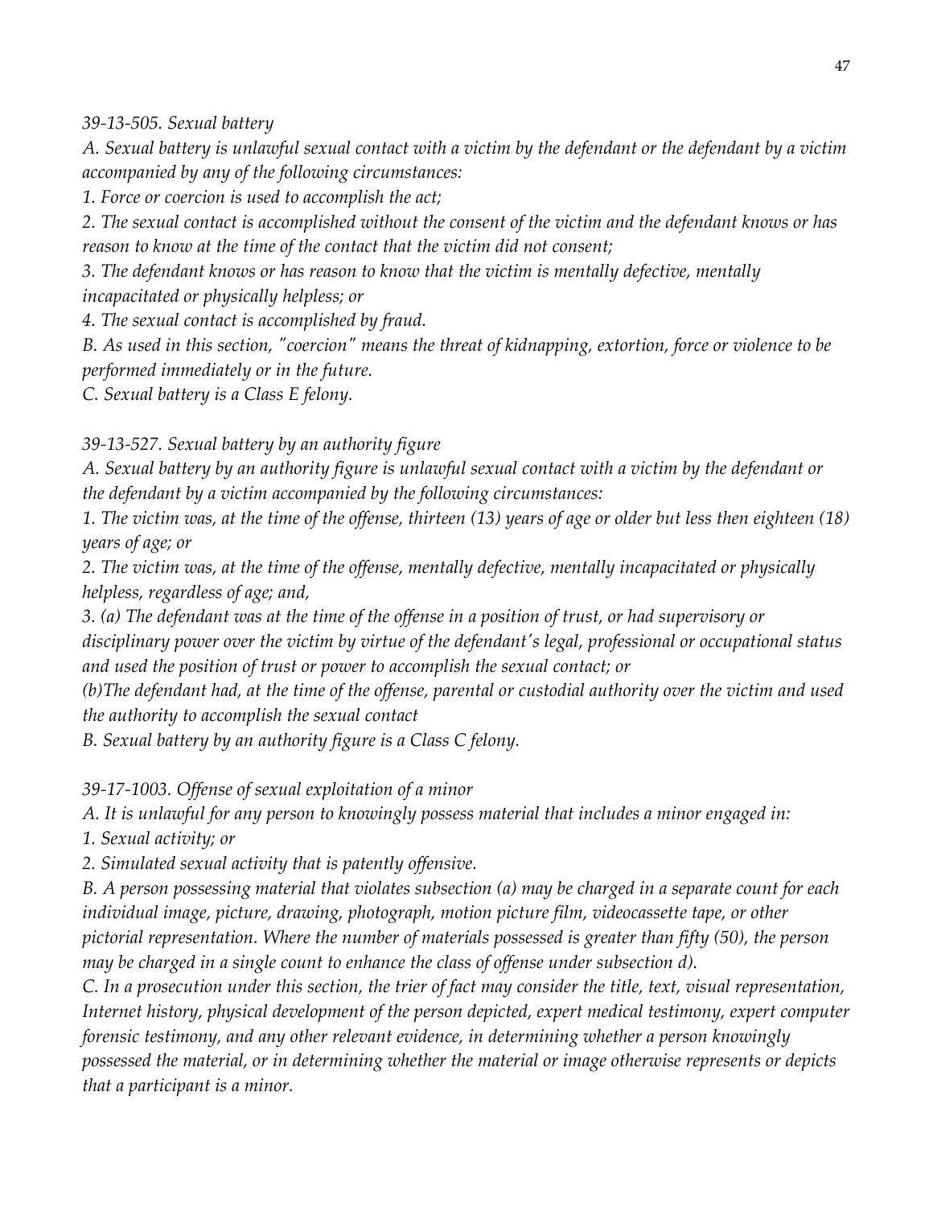*39-13-505. Sexual battery*

*A. Sexual battery is unlawful sexual contact with a victim by the defendant or the defendant by a victim accompanied by any of the following circumstances:*

*1. Force or coercion is used to accomplish the act;*

*2. The sexual contact is accomplished without the consent of the victim and the defendant knows or has reason to know at the time of the contact that the victim did not consent;*

*3. The defendant knows or has reason to know that the victim is mentally defective, mentally incapacitated or physically helpless; or*

*4. The sexual contact is accomplished by fraud.*

*B. As used in this section, "coercion" means the threat of kidnapping, extortion, force or violence to be performed immediately or in the future.*

*C. Sexual battery is a Class E felony.*

*39-13-527. Sexual battery by an authority figure*

*A. Sexual battery by an authority figure is unlawful sexual contact with a victim by the defendant or the defendant by a victim accompanied by the following circumstances:*

*1. The victim was, at the time of the offense, thirteen (13) years of age or older but less then eighteen (18) years of age; or*

*2. The victim was, at the time of the offense, mentally defective, mentally incapacitated or physically helpless, regardless of age; and,*

*3. (a) The defendant was at the time of the offense in a position of trust, or had supervisory or disciplinary power over the victim by virtue of the defendant's legal, professional or occupational status and used the position of trust or power to accomplish the sexual contact; or*

*(b)The defendant had, at the time of the offense, parental or custodial authority over the victim and used the authority to accomplish the sexual contact*

*B. Sexual battery by an authority figure is a Class C felony.*

*39-17-1003. Offense of sexual exploitation of a minor*

*A. It is unlawful for any person to knowingly possess material that includes a minor engaged in:*

*1. Sexual activity; or*

*2. Simulated sexual activity that is patently offensive.*

*B. A person possessing material that violates subsection (a) may be charged in a separate count for each individual image, picture, drawing, photograph, motion picture film, videocassette tape, or other pictorial representation. Where the number of materials possessed is greater than fifty (50), the person may be charged in a single count to enhance the class of offense under subsection d).*

*C. In a prosecution under this section, the trier of fact may consider the title, text, visual representation, Internet history, physical development of the person depicted, expert medical testimony, expert computer forensic testimony, and any other relevant evidence, in determining whether a person knowingly possessed the material, or in determining whether the material or image otherwise represents or depicts that a participant is a minor.*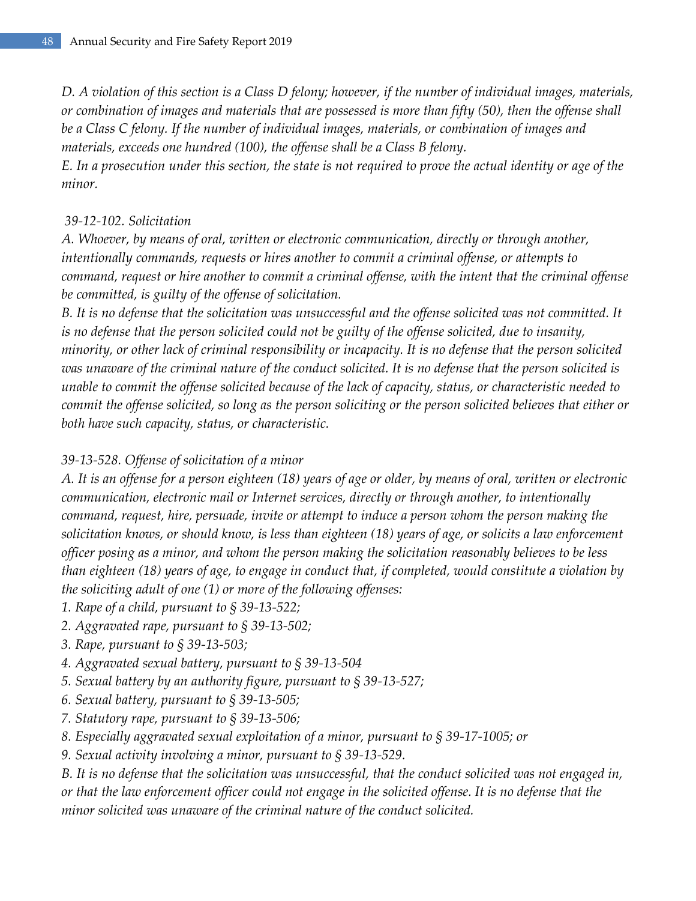*D. A violation of this section is a Class D felony; however, if the number of individual images, materials, or combination of images and materials that are possessed is more than fifty (50), then the offense shall be a Class C felony. If the number of individual images, materials, or combination of images and materials, exceeds one hundred (100), the offense shall be a Class B felony.*
*E. In a prosecution under this section, the state is not required to prove the actual identity or age of the minor.*

*39-12-102. Solicitation*
*A. Whoever, by means of oral, written or electronic communication, directly or through another, intentionally commands, requests or hires another to commit a criminal offense, or attempts to command, request or hire another to commit a criminal offense, with the intent that the criminal offense be committed, is guilty of the offense of solicitation.*
*B. It is no defense that the solicitation was unsuccessful and the offense solicited was not committed. It is no defense that the person solicited could not be guilty of the offense solicited, due to insanity, minority, or other lack of criminal responsibility or incapacity. It is no defense that the person solicited was unaware of the criminal nature of the conduct solicited. It is no defense that the person solicited is unable to commit the offense solicited because of the lack of capacity, status, or characteristic needed to commit the offense solicited, so long as the person soliciting or the person solicited believes that either or both have such capacity, status, or characteristic.*

*39-13-528. Offense of solicitation of a minor*
*A. It is an offense for a person eighteen (18) years of age or older, by means of oral, written or electronic communication, electronic mail or Internet services, directly or through another, to intentionally command, request, hire, persuade, invite or attempt to induce a person whom the person making the solicitation knows, or should know, is less than eighteen (18) years of age, or solicits a law enforcement officer posing as a minor, and whom the person making the solicitation reasonably believes to be less than eighteen (18) years of age, to engage in conduct that, if completed, would constitute a violation by the soliciting adult of one (1) or more of the following offenses:*
*1. Rape of a child, pursuant to § 39-13-522;*
*2. Aggravated rape, pursuant to § 39-13-502;*
*3. Rape, pursuant to § 39-13-503;*
*4. Aggravated sexual battery, pursuant to § 39-13-504*
*5. Sexual battery by an authority figure, pursuant to § 39-13-527;*
*6. Sexual battery, pursuant to § 39-13-505;*
*7. Statutory rape, pursuant to § 39-13-506;*
*8. Especially aggravated sexual exploitation of a minor, pursuant to § 39-17-1005; or*
*9. Sexual activity involving a minor, pursuant to § 39-13-529.*
*B. It is no defense that the solicitation was unsuccessful, that the conduct solicited was not engaged in, or that the law enforcement officer could not engage in the solicited offense. It is no defense that the minor solicited was unaware of the criminal nature of the conduct solicited.*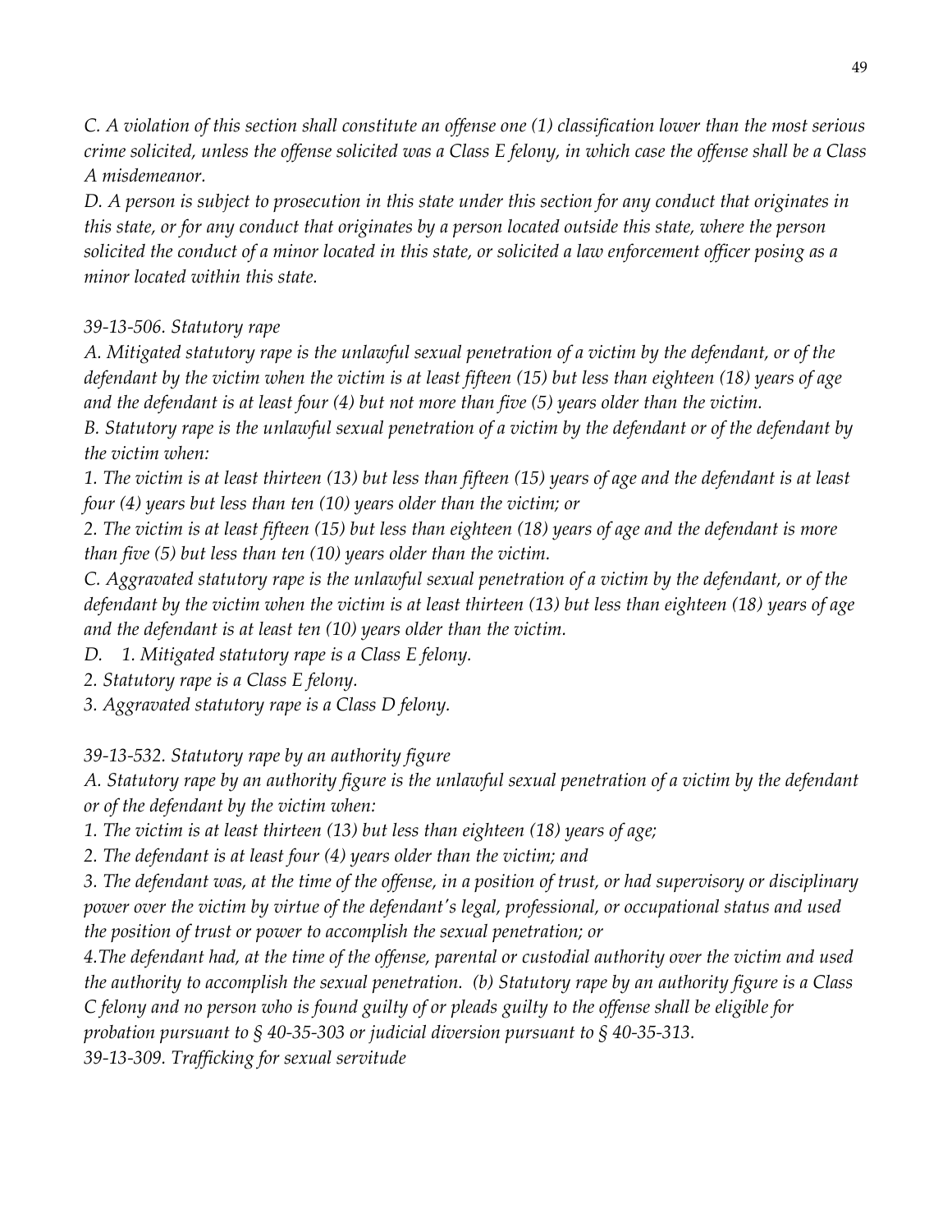*C. A violation of this section shall constitute an offense one (1) classification lower than the most serious crime solicited, unless the offense solicited was a Class E felony, in which case the offense shall be a Class A misdemeanor.*

*D. A person is subject to prosecution in this state under this section for any conduct that originates in this state, or for any conduct that originates by a person located outside this state, where the person solicited the conduct of a minor located in this state, or solicited a law enforcement officer posing as a minor located within this state.*

*39-13-506. Statutory rape*

*A. Mitigated statutory rape is the unlawful sexual penetration of a victim by the defendant, or of the defendant by the victim when the victim is at least fifteen (15) but less than eighteen (18) years of age and the defendant is at least four (4) but not more than five (5) years older than the victim.*

*B. Statutory rape is the unlawful sexual penetration of a victim by the defendant or of the defendant by the victim when:*

*1. The victim is at least thirteen (13) but less than fifteen (15) years of age and the defendant is at least four (4) years but less than ten (10) years older than the victim; or*

*2. The victim is at least fifteen (15) but less than eighteen (18) years of age and the defendant is more than five (5) but less than ten (10) years older than the victim.*

*C. Aggravated statutory rape is the unlawful sexual penetration of a victim by the defendant, or of the defendant by the victim when the victim is at least thirteen (13) but less than eighteen (18) years of age and the defendant is at least ten (10) years older than the victim.*

*D. 1. Mitigated statutory rape is a Class E felony.*

*2. Statutory rape is a Class E felony.*

*3. Aggravated statutory rape is a Class D felony.*

*39-13-532. Statutory rape by an authority figure*

*A. Statutory rape by an authority figure is the unlawful sexual penetration of a victim by the defendant or of the defendant by the victim when:*

*1. The victim is at least thirteen (13) but less than eighteen (18) years of age;*

*2. The defendant is at least four (4) years older than the victim; and*

*3. The defendant was, at the time of the offense, in a position of trust, or had supervisory or disciplinary power over the victim by virtue of the defendant's legal, professional, or occupational status and used the position of trust or power to accomplish the sexual penetration; or*

*4.The defendant had, at the time of the offense, parental or custodial authority over the victim and used the authority to accomplish the sexual penetration. (b) Statutory rape by an authority figure is a Class C felony and no person who is found guilty of or pleads guilty to the offense shall be eligible for probation pursuant to § 40-35-303 or judicial diversion pursuant to § 40-35-313.*

*39-13-309. Trafficking for sexual servitude*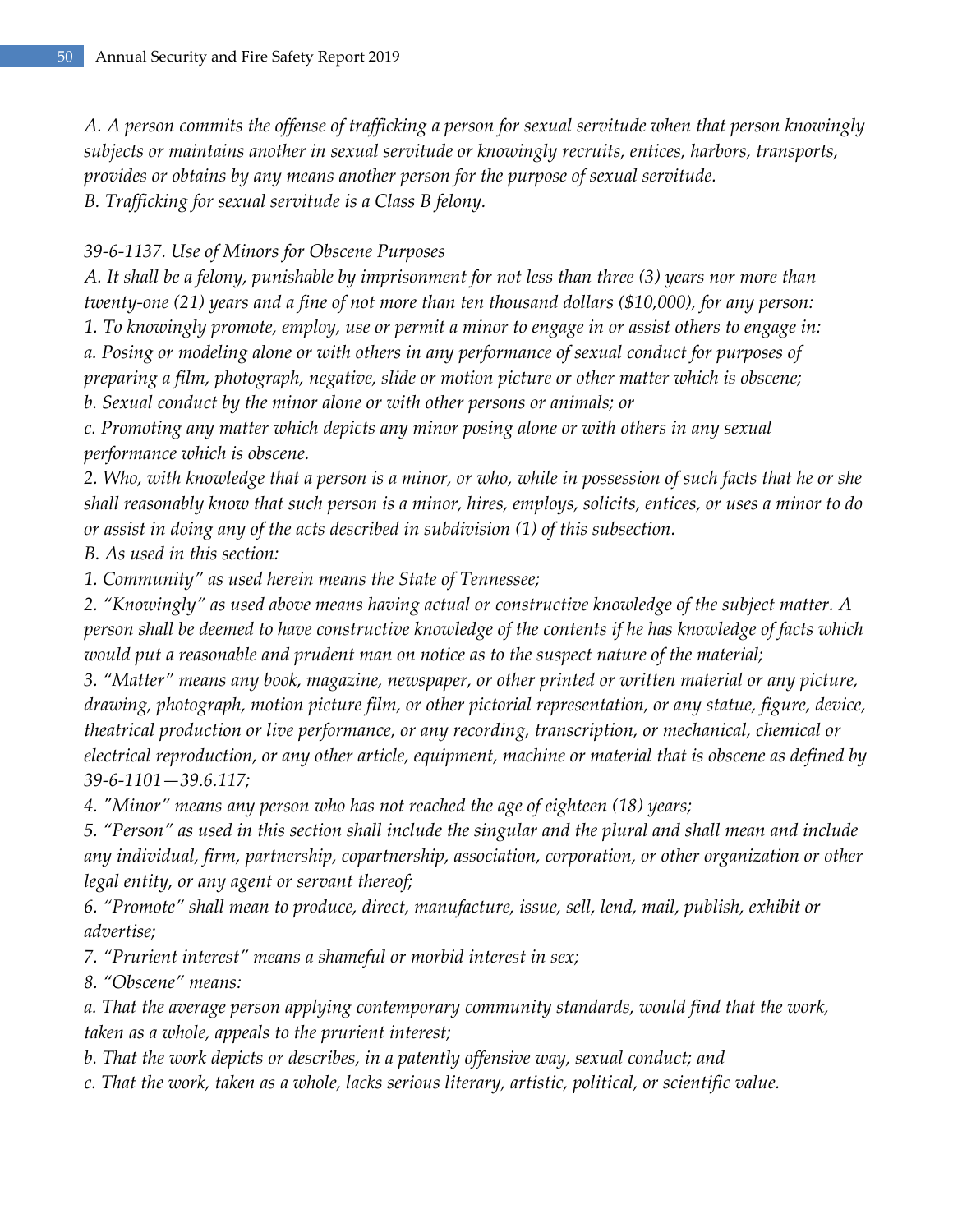*A. A person commits the offense of trafficking a person for sexual servitude when that person knowingly subjects or maintains another in sexual servitude or knowingly recruits, entices, harbors, transports, provides or obtains by any means another person for the purpose of sexual servitude.*
*B. Trafficking for sexual servitude is a Class B felony.*

*39-6-1137. Use of Minors for Obscene Purposes*

*A. It shall be a felony, punishable by imprisonment for not less than three (3) years nor more than twenty-one (21) years and a fine of not more than ten thousand dollars ($10,000), for any person:*
*1. To knowingly promote, employ, use or permit a minor to engage in or assist others to engage in:*
*a. Posing or modeling alone or with others in any performance of sexual conduct for purposes of preparing a film, photograph, negative, slide or motion picture or other matter which is obscene;*
*b. Sexual conduct by the minor alone or with other persons or animals; or*
*c. Promoting any matter which depicts any minor posing alone or with others in any sexual performance which is obscene.*
*2. Who, with knowledge that a person is a minor, or who, while in possession of such facts that he or she shall reasonably know that such person is a minor, hires, employs, solicits, entices, or uses a minor to do or assist in doing any of the acts described in subdivision (1) of this subsection.*
*B. As used in this section:*
*1. Community" as used herein means the State of Tennessee;*
*2. "Knowingly" as used above means having actual or constructive knowledge of the subject matter. A person shall be deemed to have constructive knowledge of the contents if he has knowledge of facts which would put a reasonable and prudent man on notice as to the suspect nature of the material;*
*3. "Matter" means any book, magazine, newspaper, or other printed or written material or any picture, drawing, photograph, motion picture film, or other pictorial representation, or any statue, figure, device, theatrical production or live performance, or any recording, transcription, or mechanical, chemical or electrical reproduction, or any other article, equipment, machine or material that is obscene as defined by 39-6-1101—39.6.117;*
*4. "Minor" means any person who has not reached the age of eighteen (18) years;*
*5. "Person" as used in this section shall include the singular and the plural and shall mean and include any individual, firm, partnership, copartnership, association, corporation, or other organization or other legal entity, or any agent or servant thereof;*
*6. "Promote" shall mean to produce, direct, manufacture, issue, sell, lend, mail, publish, exhibit or advertise;*
*7. "Prurient interest" means a shameful or morbid interest in sex;*
*8. "Obscene" means:*
*a. That the average person applying contemporary community standards, would find that the work, taken as a whole, appeals to the prurient interest;*
*b. That the work depicts or describes, in a patently offensive way, sexual conduct; and*
*c. That the work, taken as a whole, lacks serious literary, artistic, political, or scientific value.*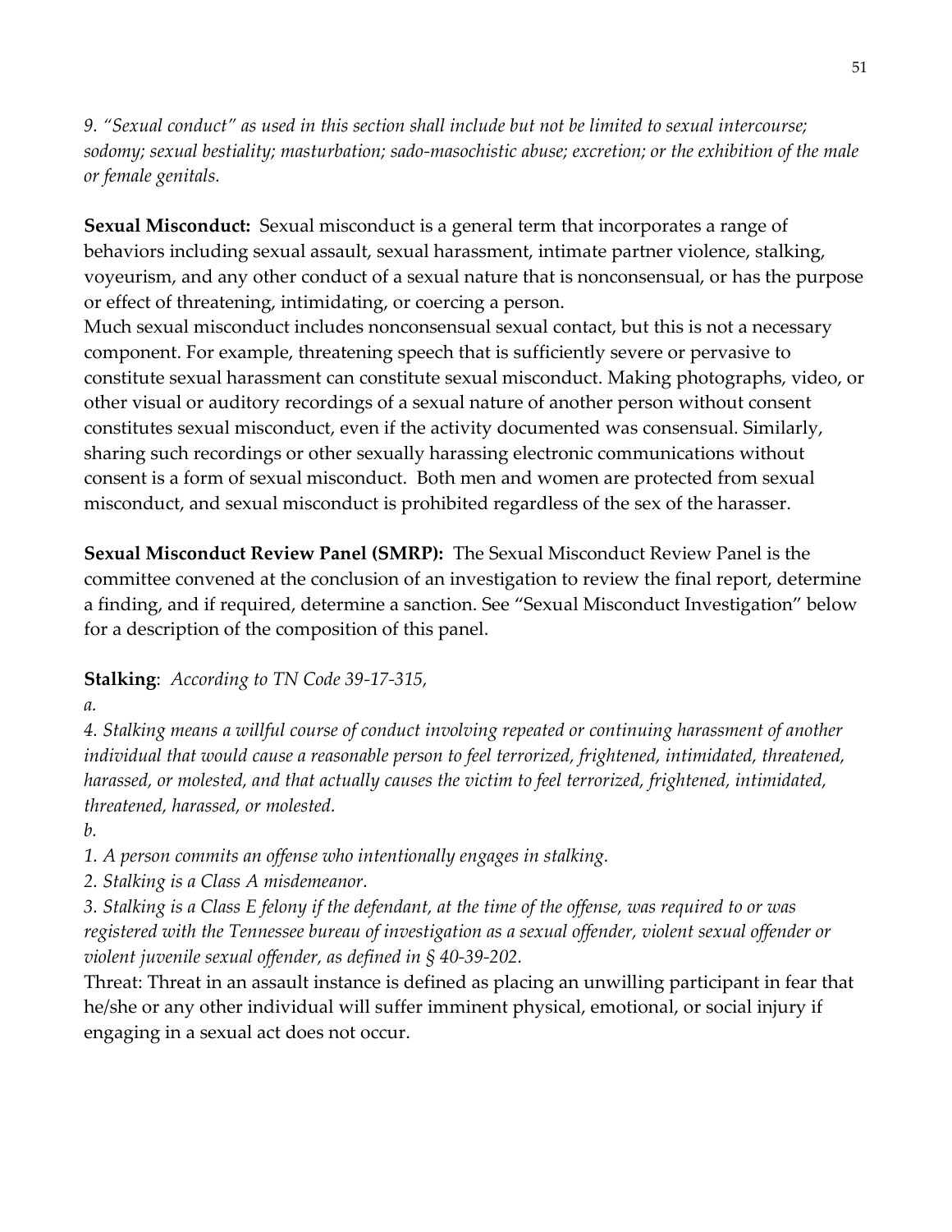*9. "Sexual conduct" as used in this section shall include but not be limited to sexual intercourse; sodomy; sexual bestiality; masturbation; sado-masochistic abuse; excretion; or the exhibition of the male or female genitals.*

**Sexual Misconduct:** Sexual misconduct is a general term that incorporates a range of behaviors including sexual assault, sexual harassment, intimate partner violence, stalking, voyeurism, and any other conduct of a sexual nature that is nonconsensual, or has the purpose or effect of threatening, intimidating, or coercing a person.
Much sexual misconduct includes nonconsensual sexual contact, but this is not a necessary component. For example, threatening speech that is sufficiently severe or pervasive to constitute sexual harassment can constitute sexual misconduct. Making photographs, video, or other visual or auditory recordings of a sexual nature of another person without consent constitutes sexual misconduct, even if the activity documented was consensual. Similarly, sharing such recordings or other sexually harassing electronic communications without consent is a form of sexual misconduct. Both men and women are protected from sexual misconduct, and sexual misconduct is prohibited regardless of the sex of the harasser.

**Sexual Misconduct Review Panel (SMRP):** The Sexual Misconduct Review Panel is the committee convened at the conclusion of an investigation to review the final report, determine a finding, and if required, determine a sanction. See "Sexual Misconduct Investigation" below for a description of the composition of this panel.

**Stalking**: *According to TN Code 39-17-315,*

*a.*

*4. Stalking means a willful course of conduct involving repeated or continuing harassment of another individual that would cause a reasonable person to feel terrorized, frightened, intimidated, threatened, harassed, or molested, and that actually causes the victim to feel terrorized, frightened, intimidated, threatened, harassed, or molested.*

*b.*

*1. A person commits an offense who intentionally engages in stalking.*

*2. Stalking is a Class A misdemeanor.*

*3. Stalking is a Class E felony if the defendant, at the time of the offense, was required to or was registered with the Tennessee bureau of investigation as a sexual offender, violent sexual offender or violent juvenile sexual offender, as defined in § 40-39-202.*

Threat: Threat in an assault instance is defined as placing an unwilling participant in fear that he/she or any other individual will suffer imminent physical, emotional, or social injury if engaging in a sexual act does not occur.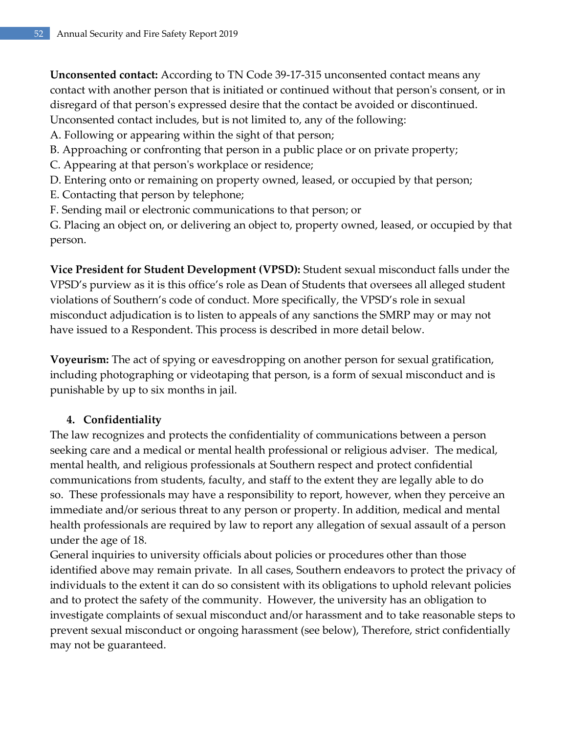**Unconsented contact:** According to TN Code 39-17-315 unconsented contact means any contact with another person that is initiated or continued without that person's consent, or in disregard of that person's expressed desire that the contact be avoided or discontinued. Unconsented contact includes, but is not limited to, any of the following:

A. Following or appearing within the sight of that person;
B. Approaching or confronting that person in a public place or on private property;
C. Appearing at that person's workplace or residence;
D. Entering onto or remaining on property owned, leased, or occupied by that person;
E. Contacting that person by telephone;
F. Sending mail or electronic communications to that person; or
G. Placing an object on, or delivering an object to, property owned, leased, or occupied by that person.

**Vice President for Student Development (VPSD):** Student sexual misconduct falls under the VPSD's purview as it is this office's role as Dean of Students that oversees all alleged student violations of Southern's code of conduct. More specifically, the VPSD's role in sexual misconduct adjudication is to listen to appeals of any sanctions the SMRP may or may not have issued to a Respondent. This process is described in more detail below.

**Voyeurism:** The act of spying or eavesdropping on another person for sexual gratification, including photographing or videotaping that person, is a form of sexual misconduct and is punishable by up to six months in jail.

## 4. Confidentiality

The law recognizes and protects the confidentiality of communications between a person seeking care and a medical or mental health professional or religious adviser. The medical, mental health, and religious professionals at Southern respect and protect confidential communications from students, faculty, and staff to the extent they are legally able to do so. These professionals may have a responsibility to report, however, when they perceive an immediate and/or serious threat to any person or property. In addition, medical and mental health professionals are required by law to report any allegation of sexual assault of a person under the age of 18.

General inquiries to university officials about policies or procedures other than those identified above may remain private. In all cases, Southern endeavors to protect the privacy of individuals to the extent it can do so consistent with its obligations to uphold relevant policies and to protect the safety of the community. However, the university has an obligation to investigate complaints of sexual misconduct and/or harassment and to take reasonable steps to prevent sexual misconduct or ongoing harassment (see below), Therefore, strict confidentially may not be guaranteed.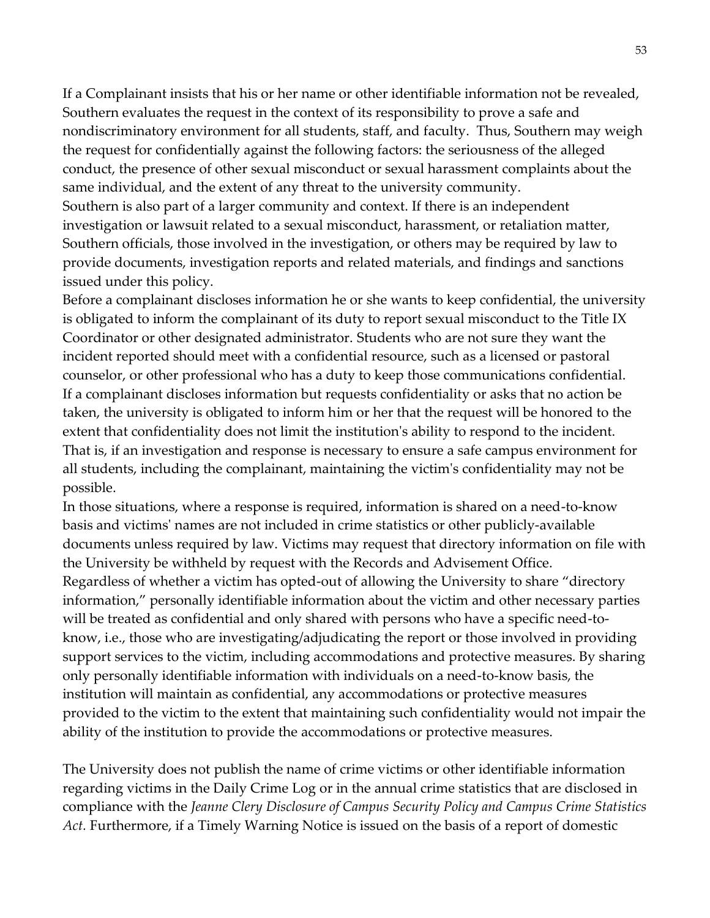If a Complainant insists that his or her name or other identifiable information not be revealed, Southern evaluates the request in the context of its responsibility to prove a safe and nondiscriminatory environment for all students, staff, and faculty. Thus, Southern may weigh the request for confidentially against the following factors: the seriousness of the alleged conduct, the presence of other sexual misconduct or sexual harassment complaints about the same individual, and the extent of any threat to the university community.

Southern is also part of a larger community and context. If there is an independent investigation or lawsuit related to a sexual misconduct, harassment, or retaliation matter, Southern officials, those involved in the investigation, or others may be required by law to provide documents, investigation reports and related materials, and findings and sanctions issued under this policy.

Before a complainant discloses information he or she wants to keep confidential, the university is obligated to inform the complainant of its duty to report sexual misconduct to the Title IX Coordinator or other designated administrator. Students who are not sure they want the incident reported should meet with a confidential resource, such as a licensed or pastoral counselor, or other professional who has a duty to keep those communications confidential.

If a complainant discloses information but requests confidentiality or asks that no action be taken, the university is obligated to inform him or her that the request will be honored to the extent that confidentiality does not limit the institution's ability to respond to the incident. That is, if an investigation and response is necessary to ensure a safe campus environment for all students, including the complainant, maintaining the victim's confidentiality may not be possible.

In those situations, where a response is required, information is shared on a need-to-know basis and victims' names are not included in crime statistics or other publicly-available documents unless required by law. Victims may request that directory information on file with the University be withheld by request with the Records and Advisement Office.

Regardless of whether a victim has opted-out of allowing the University to share "directory information," personally identifiable information about the victim and other necessary parties will be treated as confidential and only shared with persons who have a specific need-to-know, i.e., those who are investigating/adjudicating the report or those involved in providing support services to the victim, including accommodations and protective measures. By sharing only personally identifiable information with individuals on a need-to-know basis, the institution will maintain as confidential, any accommodations or protective measures provided to the victim to the extent that maintaining such confidentiality would not impair the ability of the institution to provide the accommodations or protective measures.

The University does not publish the name of crime victims or other identifiable information regarding victims in the Daily Crime Log or in the annual crime statistics that are disclosed in compliance with the *Jeanne Clery Disclosure of Campus Security Policy and Campus Crime Statistics Act.* Furthermore, if a Timely Warning Notice is issued on the basis of a report of domestic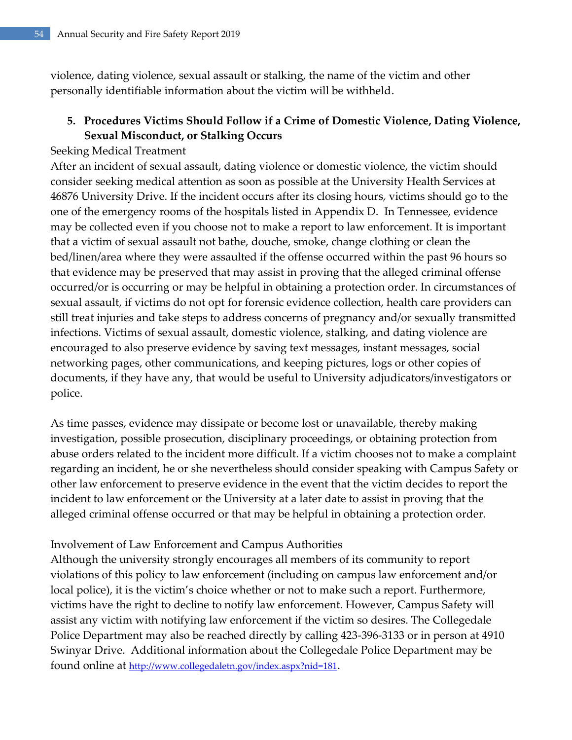violence, dating violence, sexual assault or stalking, the name of the victim and other personally identifiable information about the victim will be withheld.

5. **Procedures Victims Should Follow if a Crime of Domestic Violence, Dating Violence, Sexual Misconduct, or Stalking Occurs**

Seeking Medical Treatment

After an incident of sexual assault, dating violence or domestic violence, the victim should consider seeking medical attention as soon as possible at the University Health Services at 46876 University Drive. If the incident occurs after its closing hours, victims should go to the one of the emergency rooms of the hospitals listed in Appendix D. In Tennessee, evidence may be collected even if you choose not to make a report to law enforcement. It is important that a victim of sexual assault not bathe, douche, smoke, change clothing or clean the bed/linen/area where they were assaulted if the offense occurred within the past 96 hours so that evidence may be preserved that may assist in proving that the alleged criminal offense occurred/or is occurring or may be helpful in obtaining a protection order. In circumstances of sexual assault, if victims do not opt for forensic evidence collection, health care providers can still treat injuries and take steps to address concerns of pregnancy and/or sexually transmitted infections. Victims of sexual assault, domestic violence, stalking, and dating violence are encouraged to also preserve evidence by saving text messages, instant messages, social networking pages, other communications, and keeping pictures, logs or other copies of documents, if they have any, that would be useful to University adjudicators/investigators or police.

As time passes, evidence may dissipate or become lost or unavailable, thereby making investigation, possible prosecution, disciplinary proceedings, or obtaining protection from abuse orders related to the incident more difficult. If a victim chooses not to make a complaint regarding an incident, he or she nevertheless should consider speaking with Campus Safety or other law enforcement to preserve evidence in the event that the victim decides to report the incident to law enforcement or the University at a later date to assist in proving that the alleged criminal offense occurred or that may be helpful in obtaining a protection order.

Involvement of Law Enforcement and Campus Authorities

Although the university strongly encourages all members of its community to report violations of this policy to law enforcement (including on campus law enforcement and/or local police), it is the victim's choice whether or not to make such a report. Furthermore, victims have the right to decline to notify law enforcement. However, Campus Safety will assist any victim with notifying law enforcement if the victim so desires. The Collegedale Police Department may also be reached directly by calling 423-396-3133 or in person at 4910 Swinyar Drive. Additional information about the Collegedale Police Department may be found online at http://www.collegedaletn.gov/index.aspx?nid=181.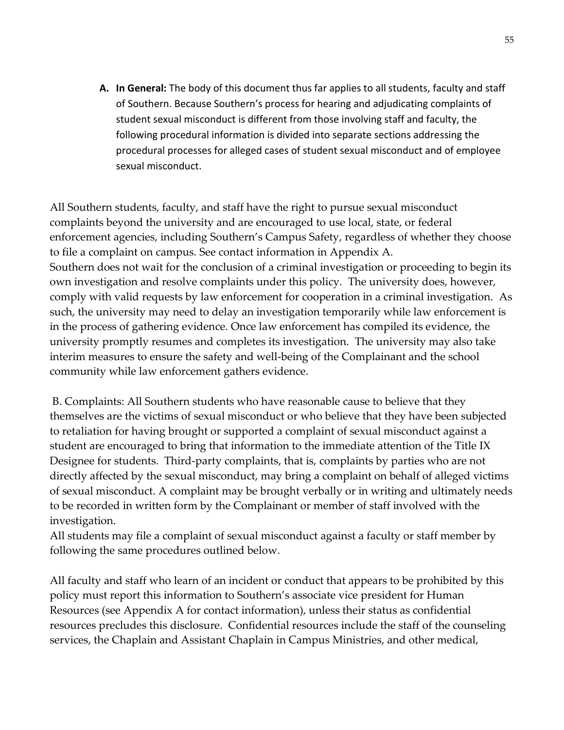**A. In General:** The body of this document thus far applies to all students, faculty and staff of Southern. Because Southern's process for hearing and adjudicating complaints of student sexual misconduct is different from those involving staff and faculty, the following procedural information is divided into separate sections addressing the procedural processes for alleged cases of student sexual misconduct and of employee sexual misconduct.

All Southern students, faculty, and staff have the right to pursue sexual misconduct complaints beyond the university and are encouraged to use local, state, or federal enforcement agencies, including Southern's Campus Safety, regardless of whether they choose to file a complaint on campus. See contact information in Appendix A.

Southern does not wait for the conclusion of a criminal investigation or proceeding to begin its own investigation and resolve complaints under this policy. The university does, however, comply with valid requests by law enforcement for cooperation in a criminal investigation. As such, the university may need to delay an investigation temporarily while law enforcement is in the process of gathering evidence. Once law enforcement has compiled its evidence, the university promptly resumes and completes its investigation. The university may also take interim measures to ensure the safety and well-being of the Complainant and the school community while law enforcement gathers evidence.

B. Complaints: All Southern students who have reasonable cause to believe that they themselves are the victims of sexual misconduct or who believe that they have been subjected to retaliation for having brought or supported a complaint of sexual misconduct against a student are encouraged to bring that information to the immediate attention of the Title IX Designee for students. Third-party complaints, that is, complaints by parties who are not directly affected by the sexual misconduct, may bring a complaint on behalf of alleged victims of sexual misconduct. A complaint may be brought verbally or in writing and ultimately needs to be recorded in written form by the Complainant or member of staff involved with the investigation.

All students may file a complaint of sexual misconduct against a faculty or staff member by following the same procedures outlined below.

All faculty and staff who learn of an incident or conduct that appears to be prohibited by this policy must report this information to Southern's associate vice president for Human Resources (see Appendix A for contact information), unless their status as confidential resources precludes this disclosure. Confidential resources include the staff of the counseling services, the Chaplain and Assistant Chaplain in Campus Ministries, and other medical,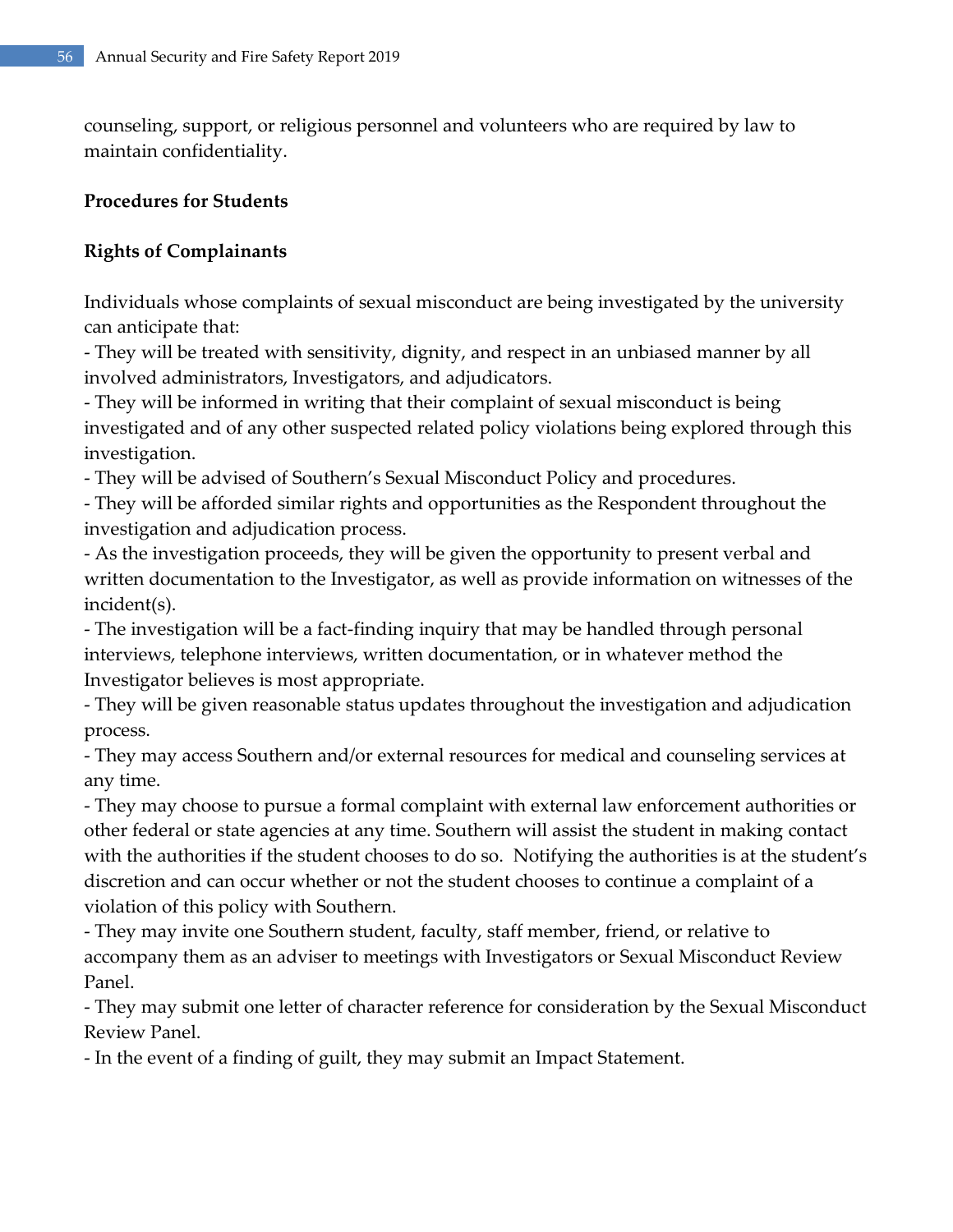counseling, support, or religious personnel and volunteers who are required by law to maintain confidentiality.

**Procedures for Students**

**Rights of Complainants**

Individuals whose complaints of sexual misconduct are being investigated by the university can anticipate that:

- They will be treated with sensitivity, dignity, and respect in an unbiased manner by all involved administrators, Investigators, and adjudicators.
- They will be informed in writing that their complaint of sexual misconduct is being investigated and of any other suspected related policy violations being explored through this investigation.
- They will be advised of Southern's Sexual Misconduct Policy and procedures.
- They will be afforded similar rights and opportunities as the Respondent throughout the investigation and adjudication process.
- As the investigation proceeds, they will be given the opportunity to present verbal and written documentation to the Investigator, as well as provide information on witnesses of the incident(s).
- The investigation will be a fact-finding inquiry that may be handled through personal interviews, telephone interviews, written documentation, or in whatever method the Investigator believes is most appropriate.
- They will be given reasonable status updates throughout the investigation and adjudication process.
- They may access Southern and/or external resources for medical and counseling services at any time.
- They may choose to pursue a formal complaint with external law enforcement authorities or other federal or state agencies at any time. Southern will assist the student in making contact with the authorities if the student chooses to do so. Notifying the authorities is at the student's discretion and can occur whether or not the student chooses to continue a complaint of a violation of this policy with Southern.
- They may invite one Southern student, faculty, staff member, friend, or relative to accompany them as an adviser to meetings with Investigators or Sexual Misconduct Review Panel.
- They may submit one letter of character reference for consideration by the Sexual Misconduct Review Panel.
- In the event of a finding of guilt, they may submit an Impact Statement.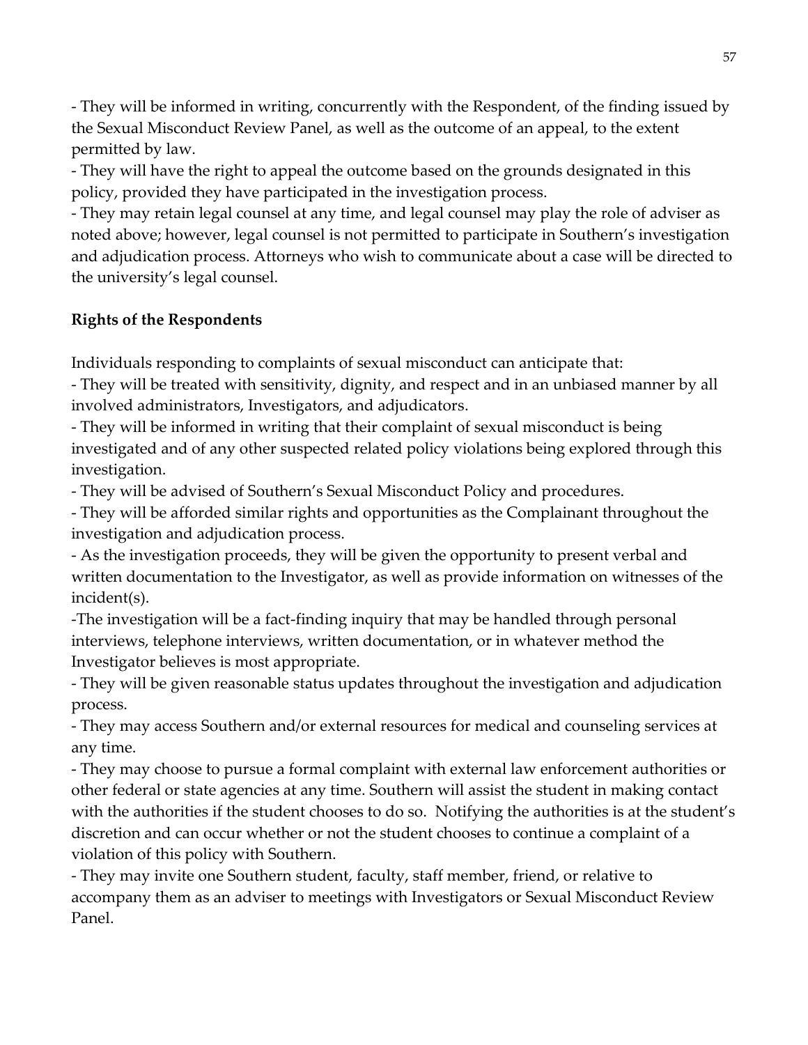- They will be informed in writing, concurrently with the Respondent, of the finding issued by the Sexual Misconduct Review Panel, as well as the outcome of an appeal, to the extent permitted by law.
- They will have the right to appeal the outcome based on the grounds designated in this policy, provided they have participated in the investigation process.
- They may retain legal counsel at any time, and legal counsel may play the role of adviser as noted above; however, legal counsel is not permitted to participate in Southern's investigation and adjudication process. Attorneys who wish to communicate about a case will be directed to the university's legal counsel.

**Rights of the Respondents**

Individuals responding to complaints of sexual misconduct can anticipate that:
- They will be treated with sensitivity, dignity, and respect and in an unbiased manner by all involved administrators, Investigators, and adjudicators.
- They will be informed in writing that their complaint of sexual misconduct is being investigated and of any other suspected related policy violations being explored through this investigation.
- They will be advised of Southern's Sexual Misconduct Policy and procedures.
- They will be afforded similar rights and opportunities as the Complainant throughout the investigation and adjudication process.
- As the investigation proceeds, they will be given the opportunity to present verbal and written documentation to the Investigator, as well as provide information on witnesses of the incident(s).
-The investigation will be a fact-finding inquiry that may be handled through personal interviews, telephone interviews, written documentation, or in whatever method the Investigator believes is most appropriate.
- They will be given reasonable status updates throughout the investigation and adjudication process.
- They may access Southern and/or external resources for medical and counseling services at any time.
- They may choose to pursue a formal complaint with external law enforcement authorities or other federal or state agencies at any time. Southern will assist the student in making contact with the authorities if the student chooses to do so. Notifying the authorities is at the student's discretion and can occur whether or not the student chooses to continue a complaint of a violation of this policy with Southern.
- They may invite one Southern student, faculty, staff member, friend, or relative to accompany them as an adviser to meetings with Investigators or Sexual Misconduct Review Panel.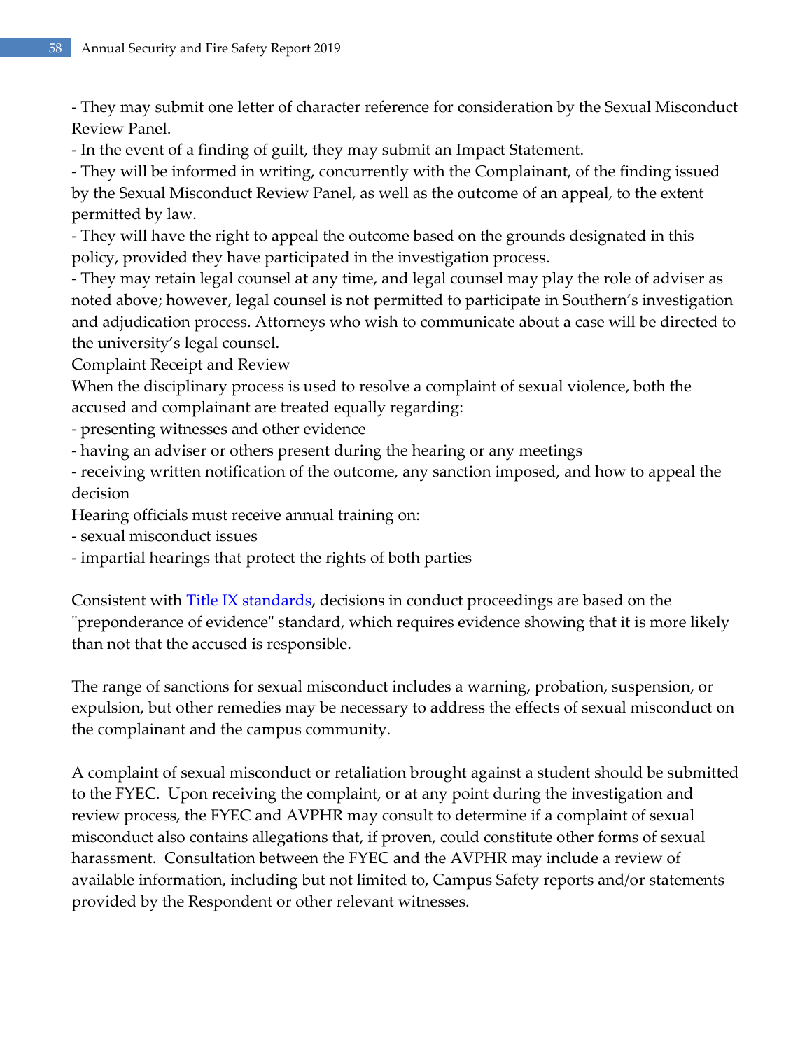- They may submit one letter of character reference for consideration by the Sexual Misconduct Review Panel.
- In the event of a finding of guilt, they may submit an Impact Statement.
- They will be informed in writing, concurrently with the Complainant, of the finding issued by the Sexual Misconduct Review Panel, as well as the outcome of an appeal, to the extent permitted by law.
- They will have the right to appeal the outcome based on the grounds designated in this policy, provided they have participated in the investigation process.
- They may retain legal counsel at any time, and legal counsel may play the role of adviser as noted above; however, legal counsel is not permitted to participate in Southern's investigation and adjudication process. Attorneys who wish to communicate about a case will be directed to the university's legal counsel.

Complaint Receipt and Review

When the disciplinary process is used to resolve a complaint of sexual violence, both the accused and complainant are treated equally regarding:

- presenting witnesses and other evidence
- having an adviser or others present during the hearing or any meetings
- receiving written notification of the outcome, any sanction imposed, and how to appeal the decision

Hearing officials must receive annual training on:

- sexual misconduct issues
- impartial hearings that protect the rights of both parties

Consistent with [Title IX standards](), decisions in conduct proceedings are based on the "preponderance of evidence" standard, which requires evidence showing that it is more likely than not that the accused is responsible.

The range of sanctions for sexual misconduct includes a warning, probation, suspension, or expulsion, but other remedies may be necessary to address the effects of sexual misconduct on the complainant and the campus community.

A complaint of sexual misconduct or retaliation brought against a student should be submitted to the FYEC. Upon receiving the complaint, or at any point during the investigation and review process, the FYEC and AVPHR may consult to determine if a complaint of sexual misconduct also contains allegations that, if proven, could constitute other forms of sexual harassment. Consultation between the FYEC and the AVPHR may include a review of available information, including but not limited to, Campus Safety reports and/or statements provided by the Respondent or other relevant witnesses.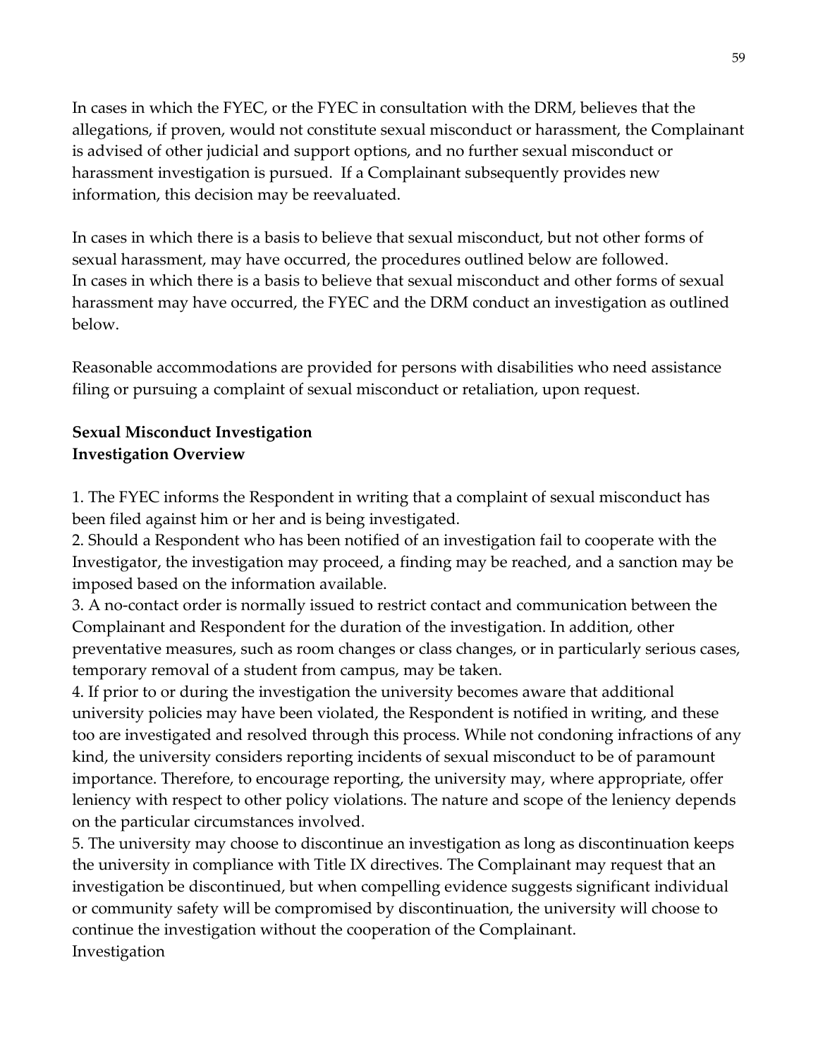In cases in which the FYEC, or the FYEC in consultation with the DRM, believes that the allegations, if proven, would not constitute sexual misconduct or harassment, the Complainant is advised of other judicial and support options, and no further sexual misconduct or harassment investigation is pursued. If a Complainant subsequently provides new information, this decision may be reevaluated.

In cases in which there is a basis to believe that sexual misconduct, but not other forms of sexual harassment, may have occurred, the procedures outlined below are followed. In cases in which there is a basis to believe that sexual misconduct and other forms of sexual harassment may have occurred, the FYEC and the DRM conduct an investigation as outlined below.

Reasonable accommodations are provided for persons with disabilities who need assistance filing or pursuing a complaint of sexual misconduct or retaliation, upon request.

**Sexual Misconduct Investigation**
**Investigation Overview**

1. The FYEC informs the Respondent in writing that a complaint of sexual misconduct has been filed against him or her and is being investigated.
2. Should a Respondent who has been notified of an investigation fail to cooperate with the Investigator, the investigation may proceed, a finding may be reached, and a sanction may be imposed based on the information available.
3. A no-contact order is normally issued to restrict contact and communication between the Complainant and Respondent for the duration of the investigation. In addition, other preventative measures, such as room changes or class changes, or in particularly serious cases, temporary removal of a student from campus, may be taken.
4. If prior to or during the investigation the university becomes aware that additional university policies may have been violated, the Respondent is notified in writing, and these too are investigated and resolved through this process. While not condoning infractions of any kind, the university considers reporting incidents of sexual misconduct to be of paramount importance. Therefore, to encourage reporting, the university may, where appropriate, offer leniency with respect to other policy violations. The nature and scope of the leniency depends on the particular circumstances involved.
5. The university may choose to discontinue an investigation as long as discontinuation keeps the university in compliance with Title IX directives. The Complainant may request that an investigation be discontinued, but when compelling evidence suggests significant individual or community safety will be compromised by discontinuation, the university will choose to continue the investigation without the cooperation of the Complainant.

Investigation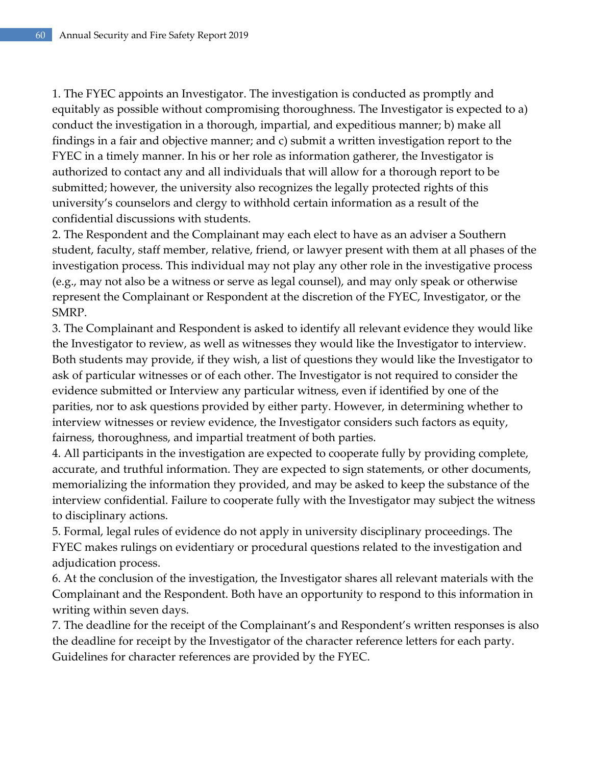1. The FYEC appoints an Investigator. The investigation is conducted as promptly and equitably as possible without compromising thoroughness. The Investigator is expected to a) conduct the investigation in a thorough, impartial, and expeditious manner; b) make all findings in a fair and objective manner; and c) submit a written investigation report to the FYEC in a timely manner. In his or her role as information gatherer, the Investigator is authorized to contact any and all individuals that will allow for a thorough report to be submitted; however, the university also recognizes the legally protected rights of this university's counselors and clergy to withhold certain information as a result of the confidential discussions with students.
2. The Respondent and the Complainant may each elect to have as an adviser a Southern student, faculty, staff member, relative, friend, or lawyer present with them at all phases of the investigation process. This individual may not play any other role in the investigative process (e.g., may not also be a witness or serve as legal counsel), and may only speak or otherwise represent the Complainant or Respondent at the discretion of the FYEC, Investigator, or the SMRP.
3. The Complainant and Respondent is asked to identify all relevant evidence they would like the Investigator to review, as well as witnesses they would like the Investigator to interview. Both students may provide, if they wish, a list of questions they would like the Investigator to ask of particular witnesses or of each other. The Investigator is not required to consider the evidence submitted or Interview any particular witness, even if identified by one of the parities, nor to ask questions provided by either party. However, in determining whether to interview witnesses or review evidence, the Investigator considers such factors as equity, fairness, thoroughness, and impartial treatment of both parties.
4. All participants in the investigation are expected to cooperate fully by providing complete, accurate, and truthful information. They are expected to sign statements, or other documents, memorializing the information they provided, and may be asked to keep the substance of the interview confidential. Failure to cooperate fully with the Investigator may subject the witness to disciplinary actions.
5. Formal, legal rules of evidence do not apply in university disciplinary proceedings. The FYEC makes rulings on evidentiary or procedural questions related to the investigation and adjudication process.
6. At the conclusion of the investigation, the Investigator shares all relevant materials with the Complainant and the Respondent. Both have an opportunity to respond to this information in writing within seven days.
7. The deadline for the receipt of the Complainant's and Respondent's written responses is also the deadline for receipt by the Investigator of the character reference letters for each party. Guidelines for character references are provided by the FYEC.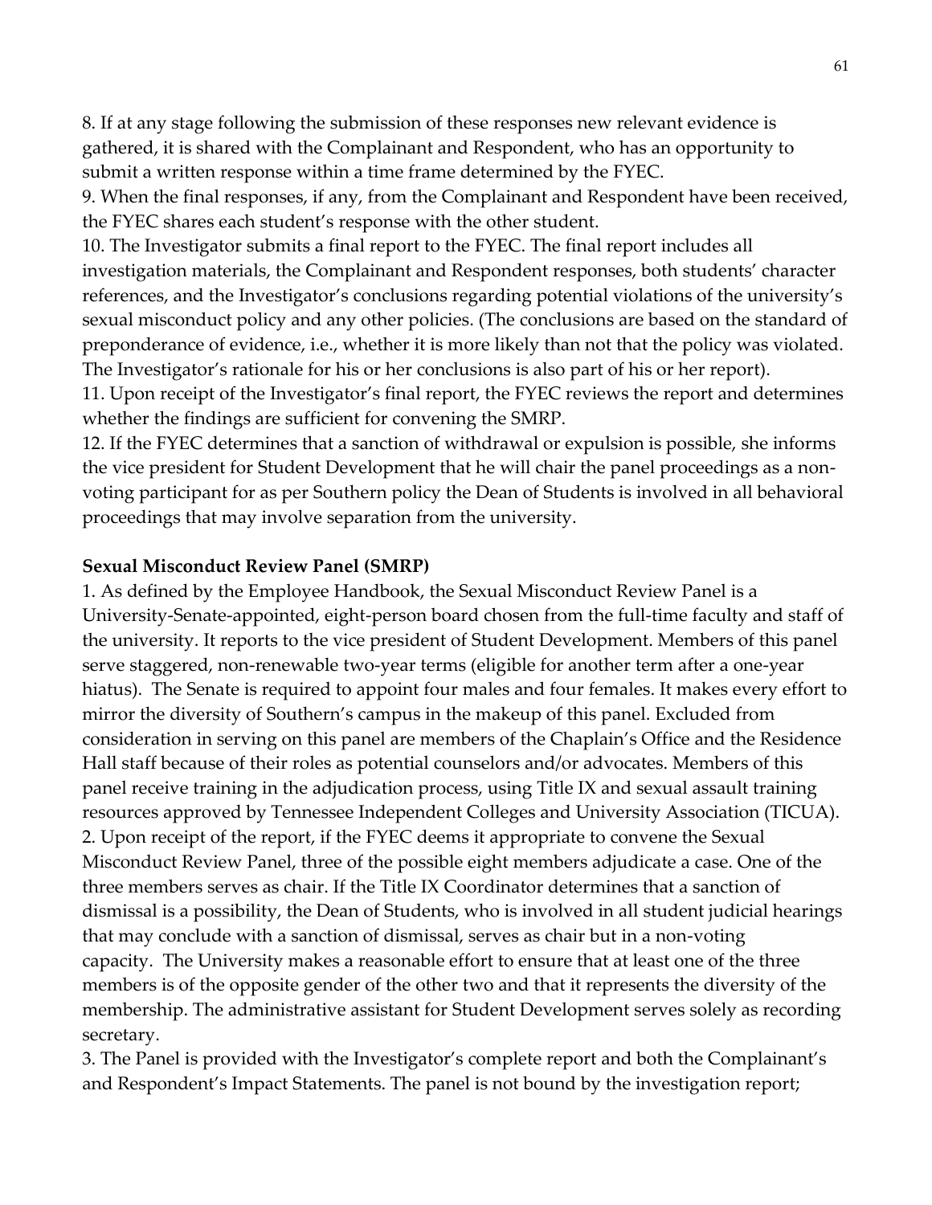8. If at any stage following the submission of these responses new relevant evidence is gathered, it is shared with the Complainant and Respondent, who has an opportunity to submit a written response within a time frame determined by the FYEC.
9. When the final responses, if any, from the Complainant and Respondent have been received, the FYEC shares each student's response with the other student.
10. The Investigator submits a final report to the FYEC. The final report includes all investigation materials, the Complainant and Respondent responses, both students' character references, and the Investigator's conclusions regarding potential violations of the university's sexual misconduct policy and any other policies. (The conclusions are based on the standard of preponderance of evidence, i.e., whether it is more likely than not that the policy was violated. The Investigator's rationale for his or her conclusions is also part of his or her report).
11. Upon receipt of the Investigator's final report, the FYEC reviews the report and determines whether the findings are sufficient for convening the SMRP.
12. If the FYEC determines that a sanction of withdrawal or expulsion is possible, she informs the vice president for Student Development that he will chair the panel proceedings as a non-voting participant for as per Southern policy the Dean of Students is involved in all behavioral proceedings that may involve separation from the university.

**Sexual Misconduct Review Panel (SMRP)**

1. As defined by the Employee Handbook, the Sexual Misconduct Review Panel is a University-Senate-appointed, eight-person board chosen from the full-time faculty and staff of the university. It reports to the vice president of Student Development. Members of this panel serve staggered, non-renewable two-year terms (eligible for another term after a one-year hiatus). The Senate is required to appoint four males and four females. It makes every effort to mirror the diversity of Southern's campus in the makeup of this panel. Excluded from consideration in serving on this panel are members of the Chaplain's Office and the Residence Hall staff because of their roles as potential counselors and/or advocates. Members of this panel receive training in the adjudication process, using Title IX and sexual assault training resources approved by Tennessee Independent Colleges and University Association (TICUA).
2. Upon receipt of the report, if the FYEC deems it appropriate to convene the Sexual Misconduct Review Panel, three of the possible eight members adjudicate a case. One of the three members serves as chair. If the Title IX Coordinator determines that a sanction of dismissal is a possibility, the Dean of Students, who is involved in all student judicial hearings that may conclude with a sanction of dismissal, serves as chair but in a non-voting capacity. The University makes a reasonable effort to ensure that at least one of the three members is of the opposite gender of the other two and that it represents the diversity of the membership. The administrative assistant for Student Development serves solely as recording secretary.
3. The Panel is provided with the Investigator's complete report and both the Complainant's and Respondent's Impact Statements. The panel is not bound by the investigation report;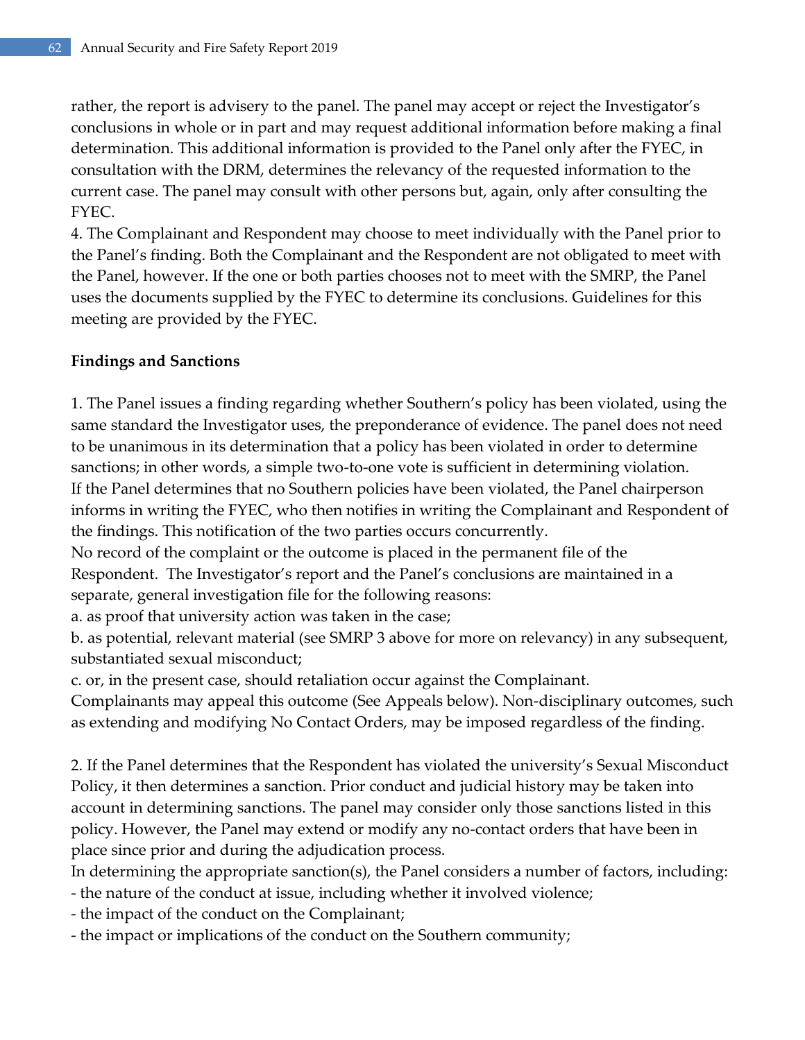rather, the report is advisery to the panel. The panel may accept or reject the Investigator's conclusions in whole or in part and may request additional information before making a final determination. This additional information is provided to the Panel only after the FYEC, in consultation with the DRM, determines the relevancy of the requested information to the current case. The panel may consult with other persons but, again, only after consulting the FYEC.

4. The Complainant and Respondent may choose to meet individually with the Panel prior to the Panel's finding. Both the Complainant and the Respondent are not obligated to meet with the Panel, however. If the one or both parties chooses not to meet with the SMRP, the Panel uses the documents supplied by the FYEC to determine its conclusions. Guidelines for this meeting are provided by the FYEC.

**Findings and Sanctions**

1. The Panel issues a finding regarding whether Southern's policy has been violated, using the same standard the Investigator uses, the preponderance of evidence. The panel does not need to be unanimous in its determination that a policy has been violated in order to determine sanctions; in other words, a simple two-to-one vote is sufficient in determining violation.
If the Panel determines that no Southern policies have been violated, the Panel chairperson informs in writing the FYEC, who then notifies in writing the Complainant and Respondent of the findings. This notification of the two parties occurs concurrently.
No record of the complaint or the outcome is placed in the permanent file of the Respondent. The Investigator's report and the Panel's conclusions are maintained in a separate, general investigation file for the following reasons:
a. as proof that university action was taken in the case;
b. as potential, relevant material (see SMRP 3 above for more on relevancy) in any subsequent, substantiated sexual misconduct;
c. or, in the present case, should retaliation occur against the Complainant.
Complainants may appeal this outcome (See Appeals below). Non-disciplinary outcomes, such as extending and modifying No Contact Orders, may be imposed regardless of the finding.

2. If the Panel determines that the Respondent has violated the university's Sexual Misconduct Policy, it then determines a sanction. Prior conduct and judicial history may be taken into account in determining sanctions. The panel may consider only those sanctions listed in this policy. However, the Panel may extend or modify any no-contact orders that have been in place since prior and during the adjudication process.
In determining the appropriate sanction(s), the Panel considers a number of factors, including:
- the nature of the conduct at issue, including whether it involved violence;
- the impact of the conduct on the Complainant;
- the impact or implications of the conduct on the Southern community;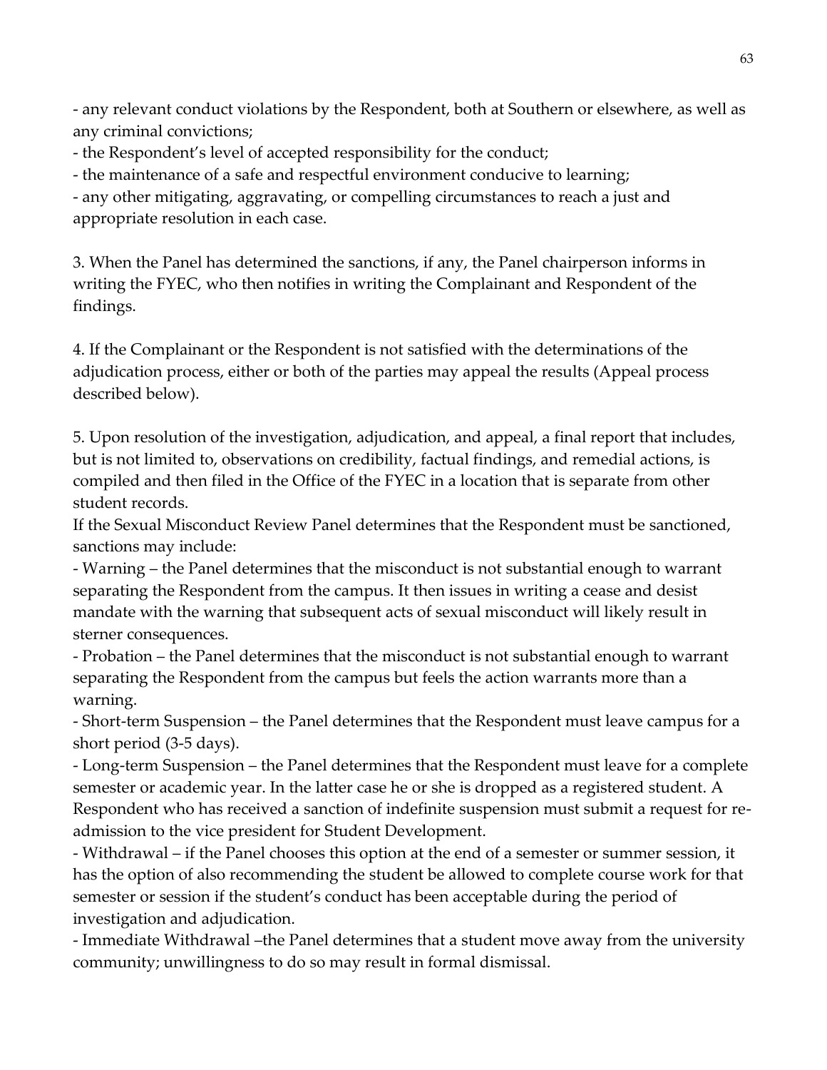- any relevant conduct violations by the Respondent, both at Southern or elsewhere, as well as any criminal convictions;
- the Respondent's level of accepted responsibility for the conduct;
- the maintenance of a safe and respectful environment conducive to learning;
- any other mitigating, aggravating, or compelling circumstances to reach a just and appropriate resolution in each case.

3. When the Panel has determined the sanctions, if any, the Panel chairperson informs in writing the FYEC, who then notifies in writing the Complainant and Respondent of the findings.

4. If the Complainant or the Respondent is not satisfied with the determinations of the adjudication process, either or both of the parties may appeal the results (Appeal process described below).

5. Upon resolution of the investigation, adjudication, and appeal, a final report that includes, but is not limited to, observations on credibility, factual findings, and remedial actions, is compiled and then filed in the Office of the FYEC in a location that is separate from other student records.

If the Sexual Misconduct Review Panel determines that the Respondent must be sanctioned, sanctions may include:

- Warning – the Panel determines that the misconduct is not substantial enough to warrant separating the Respondent from the campus. It then issues in writing a cease and desist mandate with the warning that subsequent acts of sexual misconduct will likely result in sterner consequences.
- Probation – the Panel determines that the misconduct is not substantial enough to warrant separating the Respondent from the campus but feels the action warrants more than a warning.
- Short-term Suspension – the Panel determines that the Respondent must leave campus for a short period (3-5 days).
- Long-term Suspension – the Panel determines that the Respondent must leave for a complete semester or academic year. In the latter case he or she is dropped as a registered student. A Respondent who has received a sanction of indefinite suspension must submit a request for re-admission to the vice president for Student Development.
- Withdrawal – if the Panel chooses this option at the end of a semester or summer session, it has the option of also recommending the student be allowed to complete course work for that semester or session if the student's conduct has been acceptable during the period of investigation and adjudication.
- Immediate Withdrawal –the Panel determines that a student move away from the university community; unwillingness to do so may result in formal dismissal.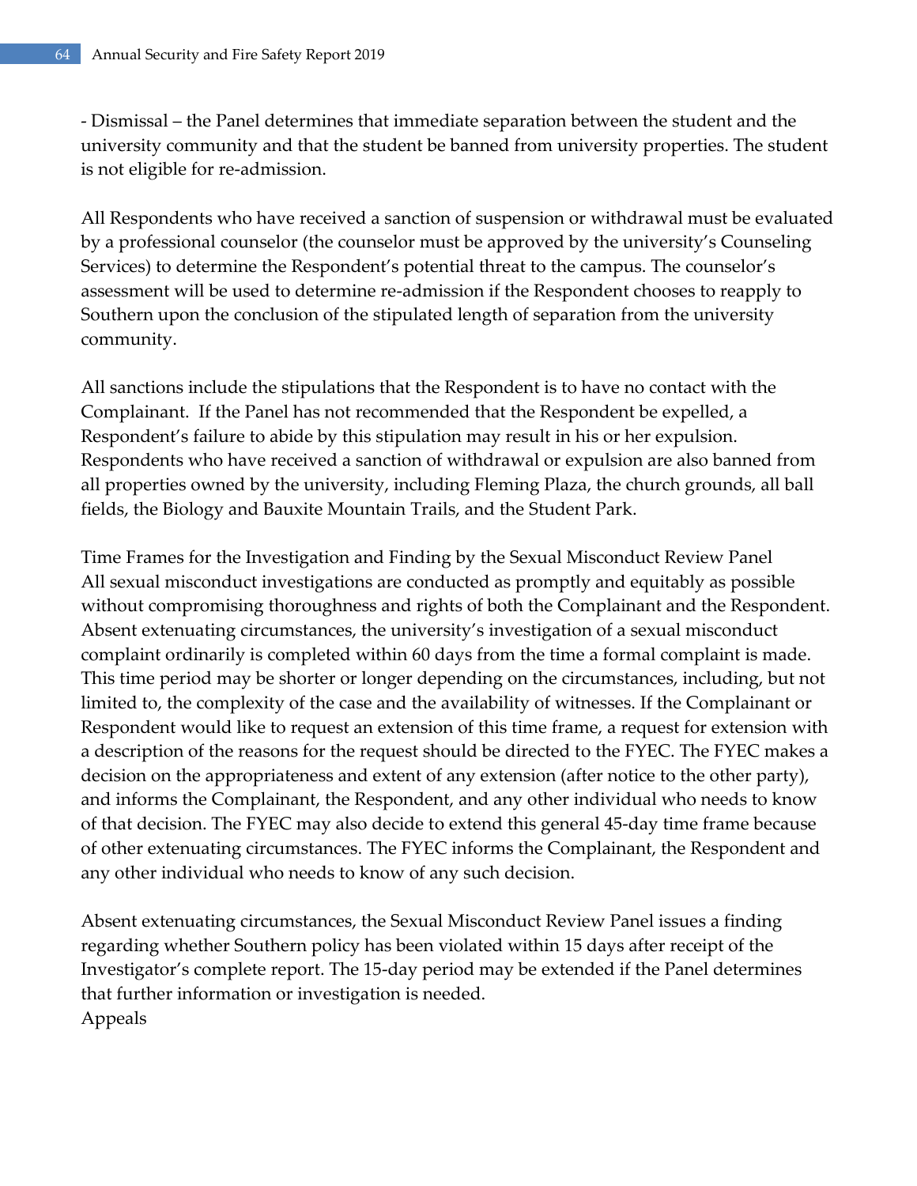- Dismissal – the Panel determines that immediate separation between the student and the university community and that the student be banned from university properties. The student is not eligible for re-admission.

All Respondents who have received a sanction of suspension or withdrawal must be evaluated by a professional counselor (the counselor must be approved by the university's Counseling Services) to determine the Respondent's potential threat to the campus. The counselor's assessment will be used to determine re-admission if the Respondent chooses to reapply to Southern upon the conclusion of the stipulated length of separation from the university community.

All sanctions include the stipulations that the Respondent is to have no contact with the Complainant. If the Panel has not recommended that the Respondent be expelled, a Respondent's failure to abide by this stipulation may result in his or her expulsion. Respondents who have received a sanction of withdrawal or expulsion are also banned from all properties owned by the university, including Fleming Plaza, the church grounds, all ball fields, the Biology and Bauxite Mountain Trails, and the Student Park.

### Time Frames for the Investigation and Finding by the Sexual Misconduct Review Panel

All sexual misconduct investigations are conducted as promptly and equitably as possible without compromising thoroughness and rights of both the Complainant and the Respondent. Absent extenuating circumstances, the university's investigation of a sexual misconduct complaint ordinarily is completed within 60 days from the time a formal complaint is made. This time period may be shorter or longer depending on the circumstances, including, but not limited to, the complexity of the case and the availability of witnesses. If the Complainant or Respondent would like to request an extension of this time frame, a request for extension with a description of the reasons for the request should be directed to the FYEC. The FYEC makes a decision on the appropriateness and extent of any extension (after notice to the other party), and informs the Complainant, the Respondent, and any other individual who needs to know of that decision. The FYEC may also decide to extend this general 45-day time frame because of other extenuating circumstances. The FYEC informs the Complainant, the Respondent and any other individual who needs to know of any such decision.

Absent extenuating circumstances, the Sexual Misconduct Review Panel issues a finding regarding whether Southern policy has been violated within 15 days after receipt of the Investigator's complete report. The 15-day period may be extended if the Panel determines that further information or investigation is needed.

### Appeals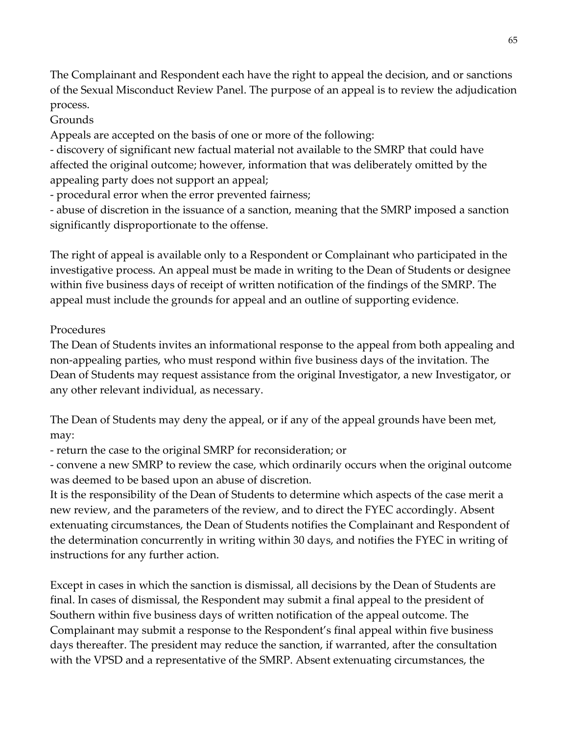The Complainant and Respondent each have the right to appeal the decision, and or sanctions of the Sexual Misconduct Review Panel. The purpose of an appeal is to review the adjudication process.

Grounds

Appeals are accepted on the basis of one or more of the following:

- discovery of significant new factual material not available to the SMRP that could have affected the original outcome; however, information that was deliberately omitted by the appealing party does not support an appeal;
- procedural error when the error prevented fairness;
- abuse of discretion in the issuance of a sanction, meaning that the SMRP imposed a sanction significantly disproportionate to the offense.

The right of appeal is available only to a Respondent or Complainant who participated in the investigative process. An appeal must be made in writing to the Dean of Students or designee within five business days of receipt of written notification of the findings of the SMRP. The appeal must include the grounds for appeal and an outline of supporting evidence.

Procedures

The Dean of Students invites an informational response to the appeal from both appealing and non-appealing parties, who must respond within five business days of the invitation. The Dean of Students may request assistance from the original Investigator, a new Investigator, or any other relevant individual, as necessary.

The Dean of Students may deny the appeal, or if any of the appeal grounds have been met, may:

- return the case to the original SMRP for reconsideration; or
- convene a new SMRP to review the case, which ordinarily occurs when the original outcome was deemed to be based upon an abuse of discretion.

It is the responsibility of the Dean of Students to determine which aspects of the case merit a new review, and the parameters of the review, and to direct the FYEC accordingly. Absent extenuating circumstances, the Dean of Students notifies the Complainant and Respondent of the determination concurrently in writing within 30 days, and notifies the FYEC in writing of instructions for any further action.

Except in cases in which the sanction is dismissal, all decisions by the Dean of Students are final. In cases of dismissal, the Respondent may submit a final appeal to the president of Southern within five business days of written notification of the appeal outcome. The Complainant may submit a response to the Respondent's final appeal within five business days thereafter. The president may reduce the sanction, if warranted, after the consultation with the VPSD and a representative of the SMRP. Absent extenuating circumstances, the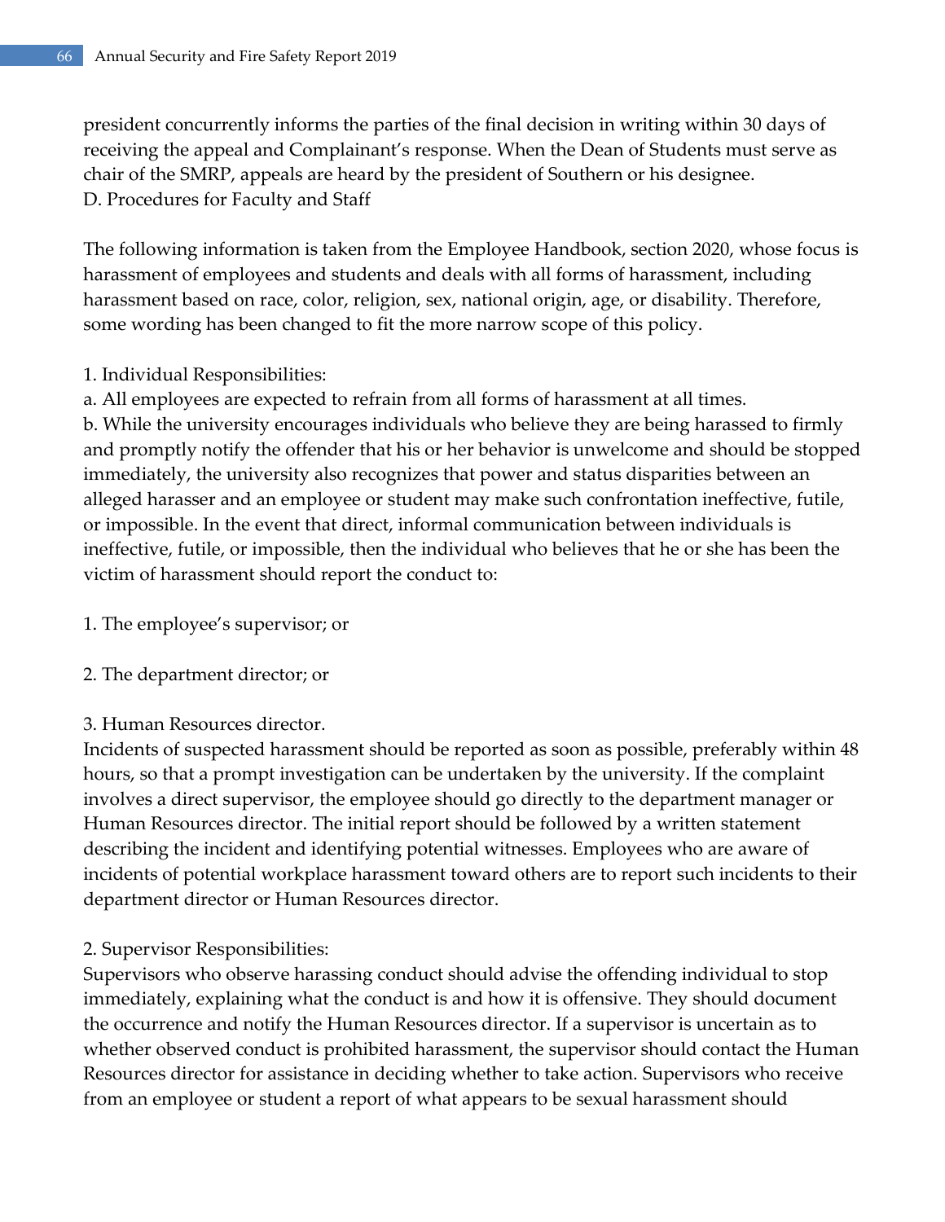president concurrently informs the parties of the final decision in writing within 30 days of receiving the appeal and Complainant's response. When the Dean of Students must serve as chair of the SMRP, appeals are heard by the president of Southern or his designee.

D. Procedures for Faculty and Staff

The following information is taken from the Employee Handbook, section 2020, whose focus is harassment of employees and students and deals with all forms of harassment, including harassment based on race, color, religion, sex, national origin, age, or disability. Therefore, some wording has been changed to fit the more narrow scope of this policy.

1. Individual Responsibilities:

a. All employees are expected to refrain from all forms of harassment at all times.

b. While the university encourages individuals who believe they are being harassed to firmly and promptly notify the offender that his or her behavior is unwelcome and should be stopped immediately, the university also recognizes that power and status disparities between an alleged harasser and an employee or student may make such confrontation ineffective, futile, or impossible. In the event that direct, informal communication between individuals is ineffective, futile, or impossible, then the individual who believes that he or she has been the victim of harassment should report the conduct to:

1. The employee's supervisor; or

2. The department director; or

3. Human Resources director.

Incidents of suspected harassment should be reported as soon as possible, preferably within 48 hours, so that a prompt investigation can be undertaken by the university. If the complaint involves a direct supervisor, the employee should go directly to the department manager or Human Resources director. The initial report should be followed by a written statement describing the incident and identifying potential witnesses. Employees who are aware of incidents of potential workplace harassment toward others are to report such incidents to their department director or Human Resources director.

2. Supervisor Responsibilities:

Supervisors who observe harassing conduct should advise the offending individual to stop immediately, explaining what the conduct is and how it is offensive. They should document the occurrence and notify the Human Resources director. If a supervisor is uncertain as to whether observed conduct is prohibited harassment, the supervisor should contact the Human Resources director for assistance in deciding whether to take action. Supervisors who receive from an employee or student a report of what appears to be sexual harassment should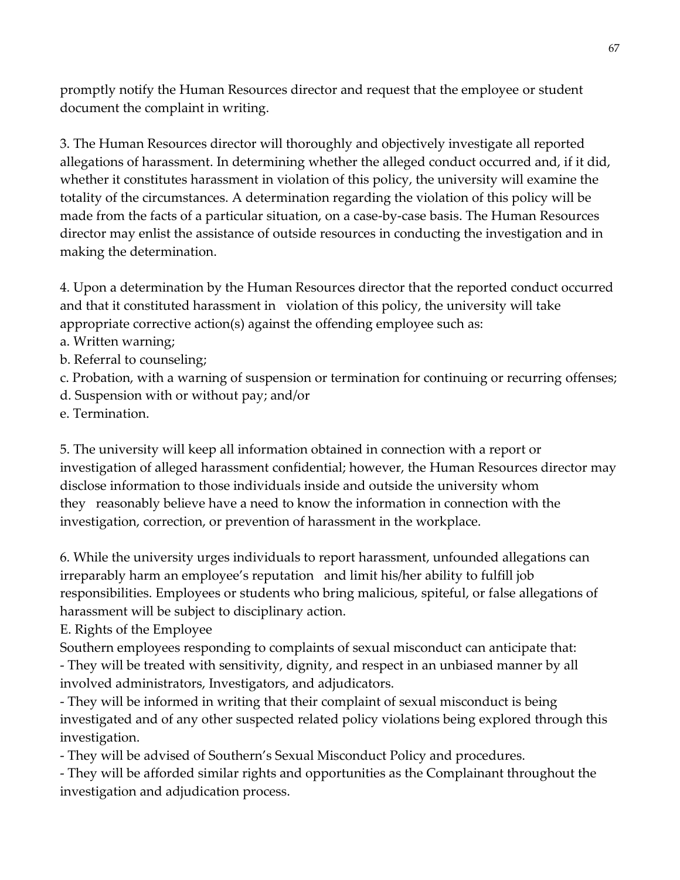promptly notify the Human Resources director and request that the employee or student document the complaint in writing.

3. The Human Resources director will thoroughly and objectively investigate all reported allegations of harassment. In determining whether the alleged conduct occurred and, if it did, whether it constitutes harassment in violation of this policy, the university will examine the totality of the circumstances. A determination regarding the violation of this policy will be made from the facts of a particular situation, on a case-by-case basis. The Human Resources director may enlist the assistance of outside resources in conducting the investigation and in making the determination.

4. Upon a determination by the Human Resources director that the reported conduct occurred and that it constituted harassment in violation of this policy, the university will take appropriate corrective action(s) against the offending employee such as:

a. Written warning;
b. Referral to counseling;
c. Probation, with a warning of suspension or termination for continuing or recurring offenses;
d. Suspension with or without pay; and/or
e. Termination.

5. The university will keep all information obtained in connection with a report or investigation of alleged harassment confidential; however, the Human Resources director may disclose information to those individuals inside and outside the university whom they reasonably believe have a need to know the information in connection with the investigation, correction, or prevention of harassment in the workplace.

6. While the university urges individuals to report harassment, unfounded allegations can irreparably harm an employee's reputation and limit his/her ability to fulfill job responsibilities. Employees or students who bring malicious, spiteful, or false allegations of harassment will be subject to disciplinary action.

E. Rights of the Employee

Southern employees responding to complaints of sexual misconduct can anticipate that:

- They will be treated with sensitivity, dignity, and respect in an unbiased manner by all involved administrators, Investigators, and adjudicators.
- They will be informed in writing that their complaint of sexual misconduct is being investigated and of any other suspected related policy violations being explored through this investigation.
- They will be advised of Southern's Sexual Misconduct Policy and procedures.
- They will be afforded similar rights and opportunities as the Complainant throughout the investigation and adjudication process.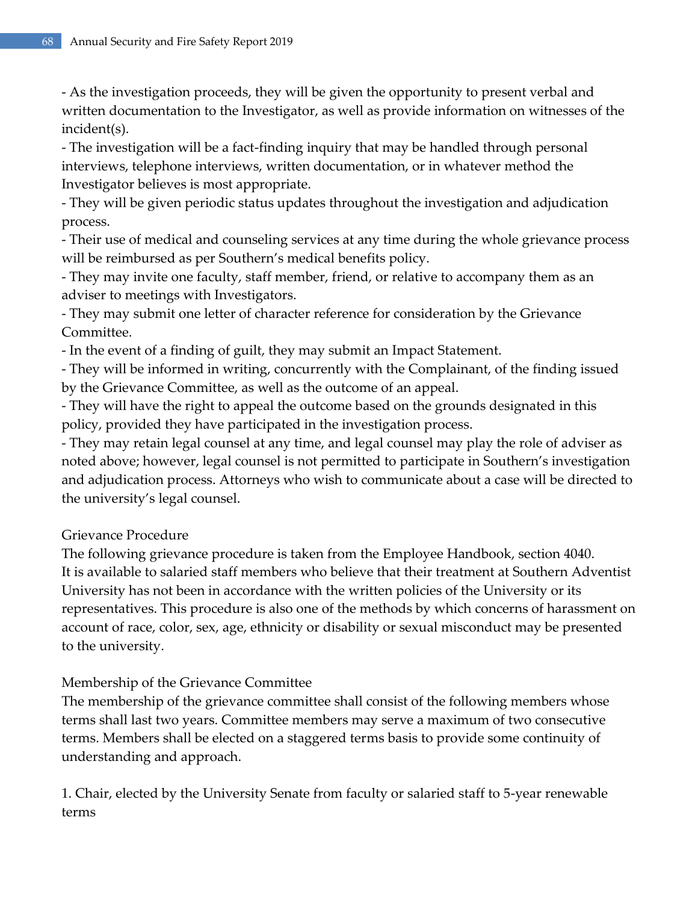- As the investigation proceeds, they will be given the opportunity to present verbal and written documentation to the Investigator, as well as provide information on witnesses of the incident(s).
- The investigation will be a fact-finding inquiry that may be handled through personal interviews, telephone interviews, written documentation, or in whatever method the Investigator believes is most appropriate.
- They will be given periodic status updates throughout the investigation and adjudication process.
- Their use of medical and counseling services at any time during the whole grievance process will be reimbursed as per Southern's medical benefits policy.
- They may invite one faculty, staff member, friend, or relative to accompany them as an adviser to meetings with Investigators.
- They may submit one letter of character reference for consideration by the Grievance Committee.
- In the event of a finding of guilt, they may submit an Impact Statement.
- They will be informed in writing, concurrently with the Complainant, of the finding issued by the Grievance Committee, as well as the outcome of an appeal.
- They will have the right to appeal the outcome based on the grounds designated in this policy, provided they have participated in the investigation process.
- They may retain legal counsel at any time, and legal counsel may play the role of adviser as noted above; however, legal counsel is not permitted to participate in Southern's investigation and adjudication process. Attorneys who wish to communicate about a case will be directed to the university's legal counsel.

## Grievance Procedure

The following grievance procedure is taken from the Employee Handbook, section 4040. It is available to salaried staff members who believe that their treatment at Southern Adventist University has not been in accordance with the written policies of the University or its representatives. This procedure is also one of the methods by which concerns of harassment on account of race, color, sex, age, ethnicity or disability or sexual misconduct may be presented to the university.

## Membership of the Grievance Committee

The membership of the grievance committee shall consist of the following members whose terms shall last two years. Committee members may serve a maximum of two consecutive terms. Members shall be elected on a staggered terms basis to provide some continuity of understanding and approach.

1. Chair, elected by the University Senate from faculty or salaried staff to 5-year renewable terms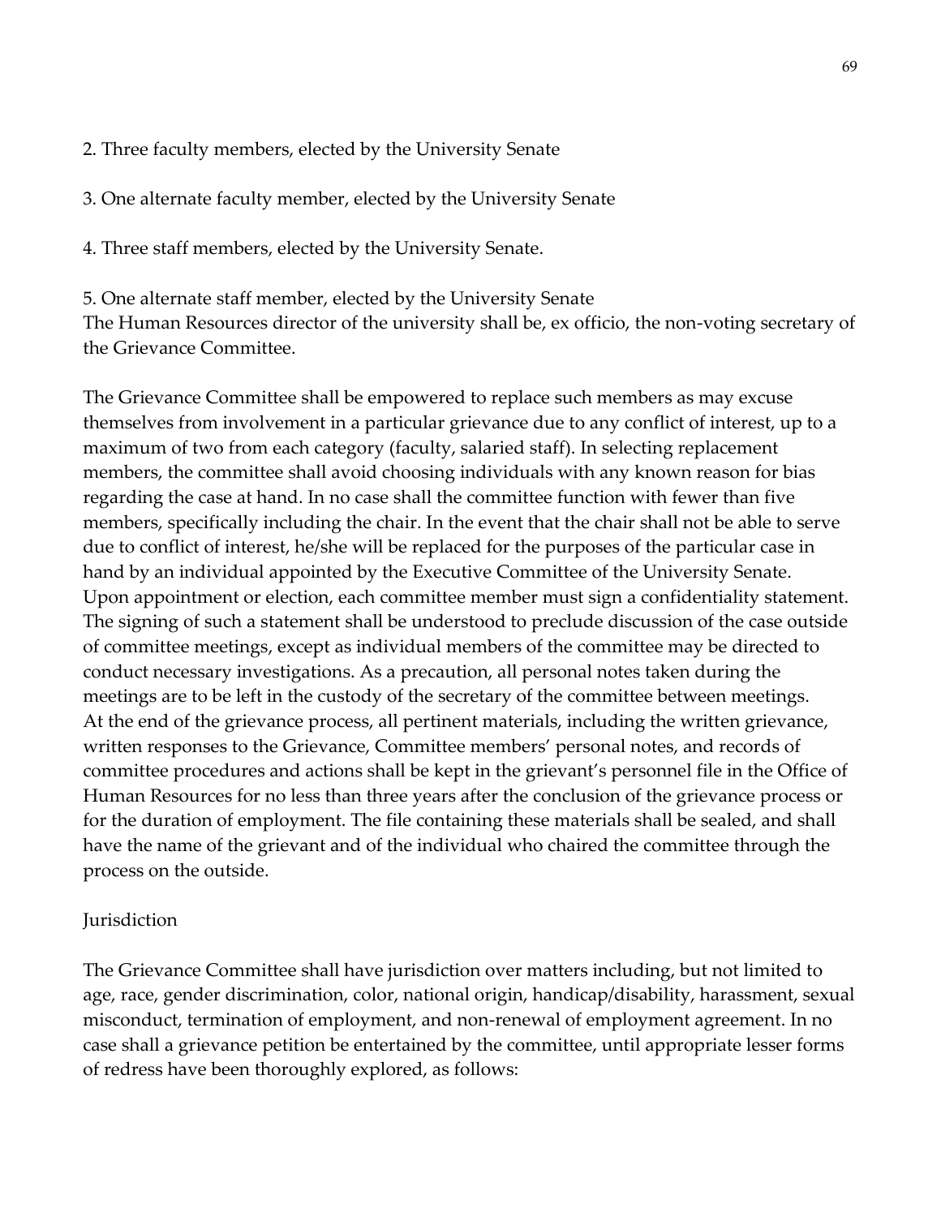2. Three faculty members, elected by the University Senate

3. One alternate faculty member, elected by the University Senate

4. Three staff members, elected by the University Senate.

5. One alternate staff member, elected by the University Senate
The Human Resources director of the university shall be, ex officio, the non-voting secretary of the Grievance Committee.

The Grievance Committee shall be empowered to replace such members as may excuse themselves from involvement in a particular grievance due to any conflict of interest, up to a maximum of two from each category (faculty, salaried staff). In selecting replacement members, the committee shall avoid choosing individuals with any known reason for bias regarding the case at hand. In no case shall the committee function with fewer than five members, specifically including the chair. In the event that the chair shall not be able to serve due to conflict of interest, he/she will be replaced for the purposes of the particular case in hand by an individual appointed by the Executive Committee of the University Senate.
Upon appointment or election, each committee member must sign a confidentiality statement. The signing of such a statement shall be understood to preclude discussion of the case outside of committee meetings, except as individual members of the committee may be directed to conduct necessary investigations. As a precaution, all personal notes taken during the meetings are to be left in the custody of the secretary of the committee between meetings.
At the end of the grievance process, all pertinent materials, including the written grievance, written responses to the Grievance, Committee members' personal notes, and records of committee procedures and actions shall be kept in the grievant's personnel file in the Office of Human Resources for no less than three years after the conclusion of the grievance process or for the duration of employment. The file containing these materials shall be sealed, and shall have the name of the grievant and of the individual who chaired the committee through the process on the outside.

Jurisdiction

The Grievance Committee shall have jurisdiction over matters including, but not limited to age, race, gender discrimination, color, national origin, handicap/disability, harassment, sexual misconduct, termination of employment, and non-renewal of employment agreement. In no case shall a grievance petition be entertained by the committee, until appropriate lesser forms of redress have been thoroughly explored, as follows: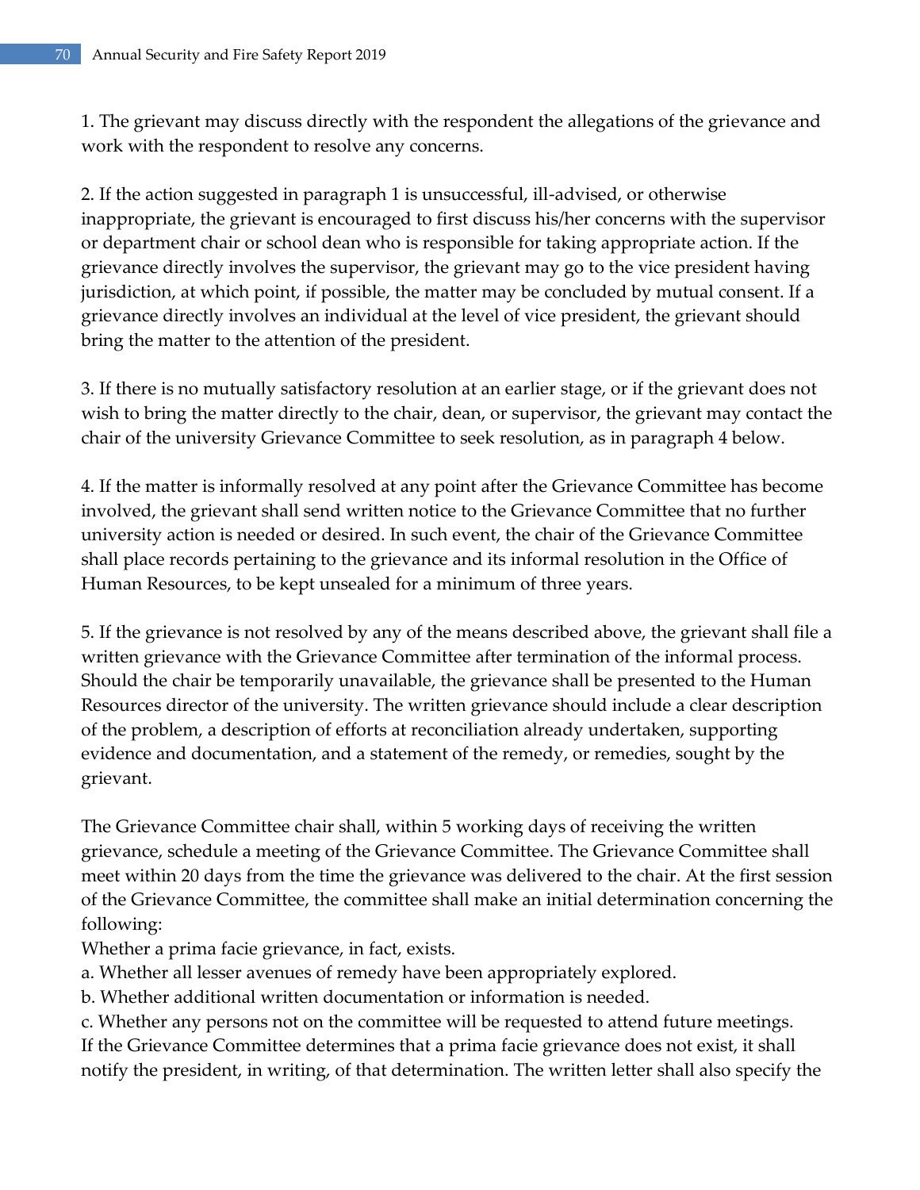1. The grievant may discuss directly with the respondent the allegations of the grievance and work with the respondent to resolve any concerns.

2. If the action suggested in paragraph 1 is unsuccessful, ill-advised, or otherwise inappropriate, the grievant is encouraged to first discuss his/her concerns with the supervisor or department chair or school dean who is responsible for taking appropriate action. If the grievance directly involves the supervisor, the grievant may go to the vice president having jurisdiction, at which point, if possible, the matter may be concluded by mutual consent. If a grievance directly involves an individual at the level of vice president, the grievant should bring the matter to the attention of the president.

3. If there is no mutually satisfactory resolution at an earlier stage, or if the grievant does not wish to bring the matter directly to the chair, dean, or supervisor, the grievant may contact the chair of the university Grievance Committee to seek resolution, as in paragraph 4 below.

4. If the matter is informally resolved at any point after the Grievance Committee has become involved, the grievant shall send written notice to the Grievance Committee that no further university action is needed or desired. In such event, the chair of the Grievance Committee shall place records pertaining to the grievance and its informal resolution in the Office of Human Resources, to be kept unsealed for a minimum of three years.

5. If the grievance is not resolved by any of the means described above, the grievant shall file a written grievance with the Grievance Committee after termination of the informal process. Should the chair be temporarily unavailable, the grievance shall be presented to the Human Resources director of the university. The written grievance should include a clear description of the problem, a description of efforts at reconciliation already undertaken, supporting evidence and documentation, and a statement of the remedy, or remedies, sought by the grievant.

The Grievance Committee chair shall, within 5 working days of receiving the written grievance, schedule a meeting of the Grievance Committee. The Grievance Committee shall meet within 20 days from the time the grievance was delivered to the chair. At the first session of the Grievance Committee, the committee shall make an initial determination concerning the following:

Whether a prima facie grievance, in fact, exists.

a. Whether all lesser avenues of remedy have been appropriately explored.

b. Whether additional written documentation or information is needed.

c. Whether any persons not on the committee will be requested to attend future meetings.

If the Grievance Committee determines that a prima facie grievance does not exist, it shall notify the president, in writing, of that determination. The written letter shall also specify the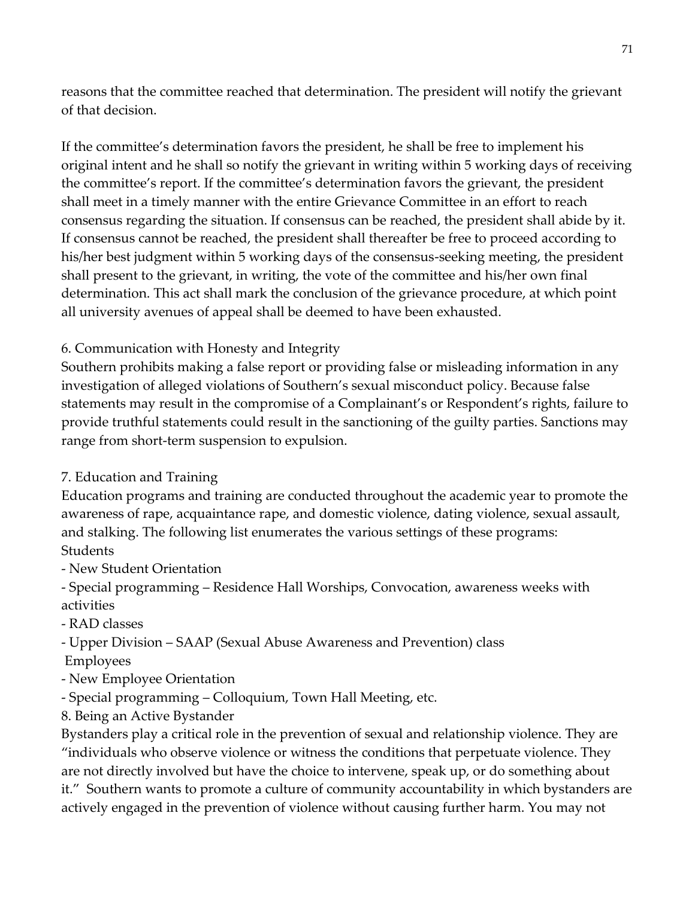reasons that the committee reached that determination. The president will notify the grievant of that decision.

If the committee's determination favors the president, he shall be free to implement his original intent and he shall so notify the grievant in writing within 5 working days of receiving the committee's report. If the committee's determination favors the grievant, the president shall meet in a timely manner with the entire Grievance Committee in an effort to reach consensus regarding the situation. If consensus can be reached, the president shall abide by it. If consensus cannot be reached, the president shall thereafter be free to proceed according to his/her best judgment within 5 working days of the consensus-seeking meeting, the president shall present to the grievant, in writing, the vote of the committee and his/her own final determination. This act shall mark the conclusion of the grievance procedure, at which point all university avenues of appeal shall be deemed to have been exhausted.

6. Communication with Honesty and Integrity

Southern prohibits making a false report or providing false or misleading information in any investigation of alleged violations of Southern's sexual misconduct policy. Because false statements may result in the compromise of a Complainant's or Respondent's rights, failure to provide truthful statements could result in the sanctioning of the guilty parties. Sanctions may range from short-term suspension to expulsion.

7. Education and Training

Education programs and training are conducted throughout the academic year to promote the awareness of rape, acquaintance rape, and domestic violence, dating violence, sexual assault, and stalking. The following list enumerates the various settings of these programs:

Students

- New Student Orientation
- Special programming – Residence Hall Worships, Convocation, awareness weeks with activities
- RAD classes
- Upper Division – SAAP (Sexual Abuse Awareness and Prevention) class

Employees

- New Employee Orientation
- Special programming – Colloquium, Town Hall Meeting, etc.

8. Being an Active Bystander

Bystanders play a critical role in the prevention of sexual and relationship violence. They are "individuals who observe violence or witness the conditions that perpetuate violence. They are not directly involved but have the choice to intervene, speak up, or do something about it." Southern wants to promote a culture of community accountability in which bystanders are actively engaged in the prevention of violence without causing further harm. You may not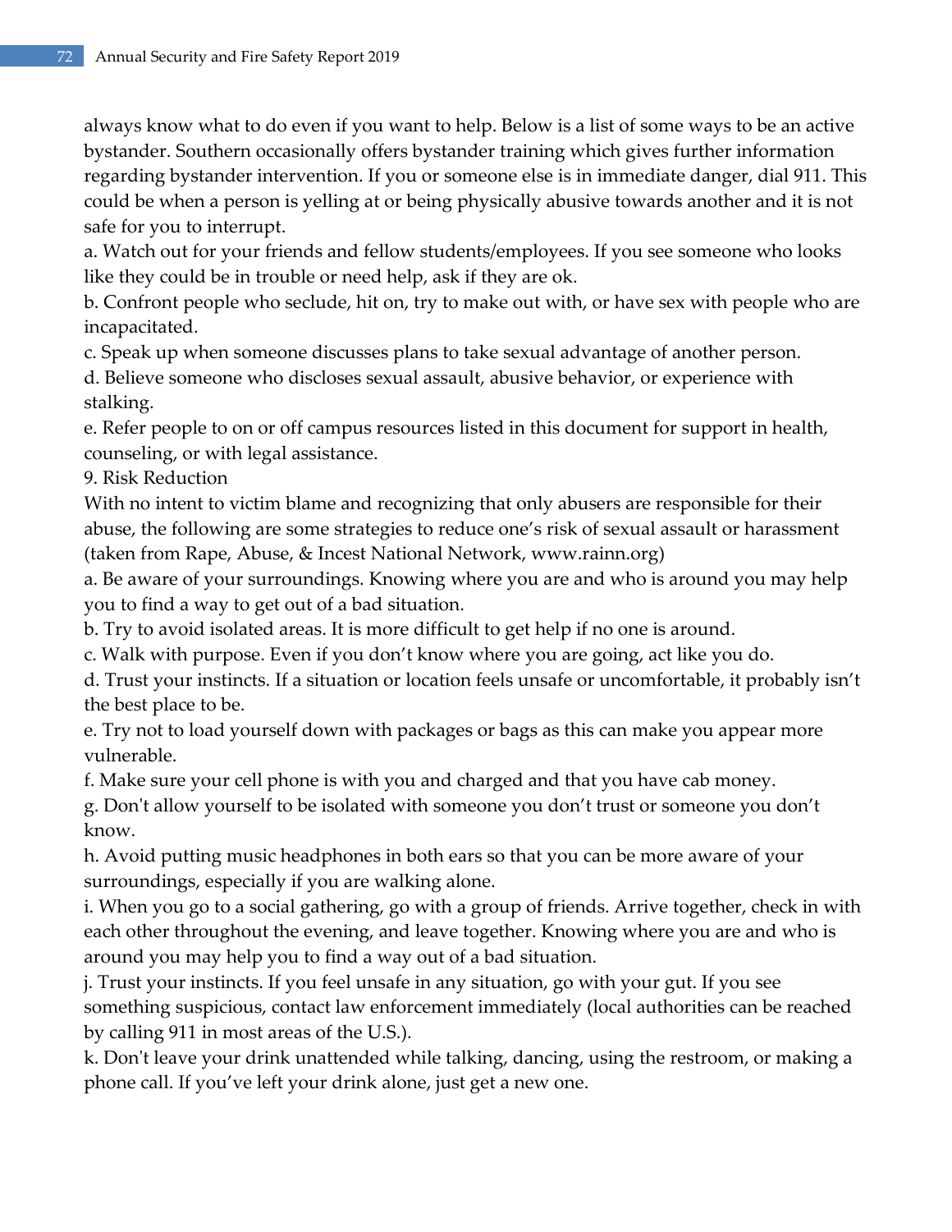always know what to do even if you want to help. Below is a list of some ways to be an active bystander. Southern occasionally offers bystander training which gives further information regarding bystander intervention. If you or someone else is in immediate danger, dial 911. This could be when a person is yelling at or being physically abusive towards another and it is not safe for you to interrupt.

a. Watch out for your friends and fellow students/employees. If you see someone who looks like they could be in trouble or need help, ask if they are ok.

b. Confront people who seclude, hit on, try to make out with, or have sex with people who are incapacitated.

c. Speak up when someone discusses plans to take sexual advantage of another person.

d. Believe someone who discloses sexual assault, abusive behavior, or experience with stalking.

e. Refer people to on or off campus resources listed in this document for support in health, counseling, or with legal assistance.

9. Risk Reduction

With no intent to victim blame and recognizing that only abusers are responsible for their abuse, the following are some strategies to reduce one's risk of sexual assault or harassment (taken from Rape, Abuse, & Incest National Network, www.rainn.org)

a. Be aware of your surroundings. Knowing where you are and who is around you may help you to find a way to get out of a bad situation.

b. Try to avoid isolated areas. It is more difficult to get help if no one is around.

c. Walk with purpose. Even if you don't know where you are going, act like you do.

d. Trust your instincts. If a situation or location feels unsafe or uncomfortable, it probably isn't the best place to be.

e. Try not to load yourself down with packages or bags as this can make you appear more vulnerable.

f. Make sure your cell phone is with you and charged and that you have cab money.

g. Don't allow yourself to be isolated with someone you don't trust or someone you don't know.

h. Avoid putting music headphones in both ears so that you can be more aware of your surroundings, especially if you are walking alone.

i. When you go to a social gathering, go with a group of friends. Arrive together, check in with each other throughout the evening, and leave together. Knowing where you are and who is around you may help you to find a way out of a bad situation.

j. Trust your instincts. If you feel unsafe in any situation, go with your gut. If you see something suspicious, contact law enforcement immediately (local authorities can be reached by calling 911 in most areas of the U.S.).

k. Don't leave your drink unattended while talking, dancing, using the restroom, or making a phone call. If you've left your drink alone, just get a new one.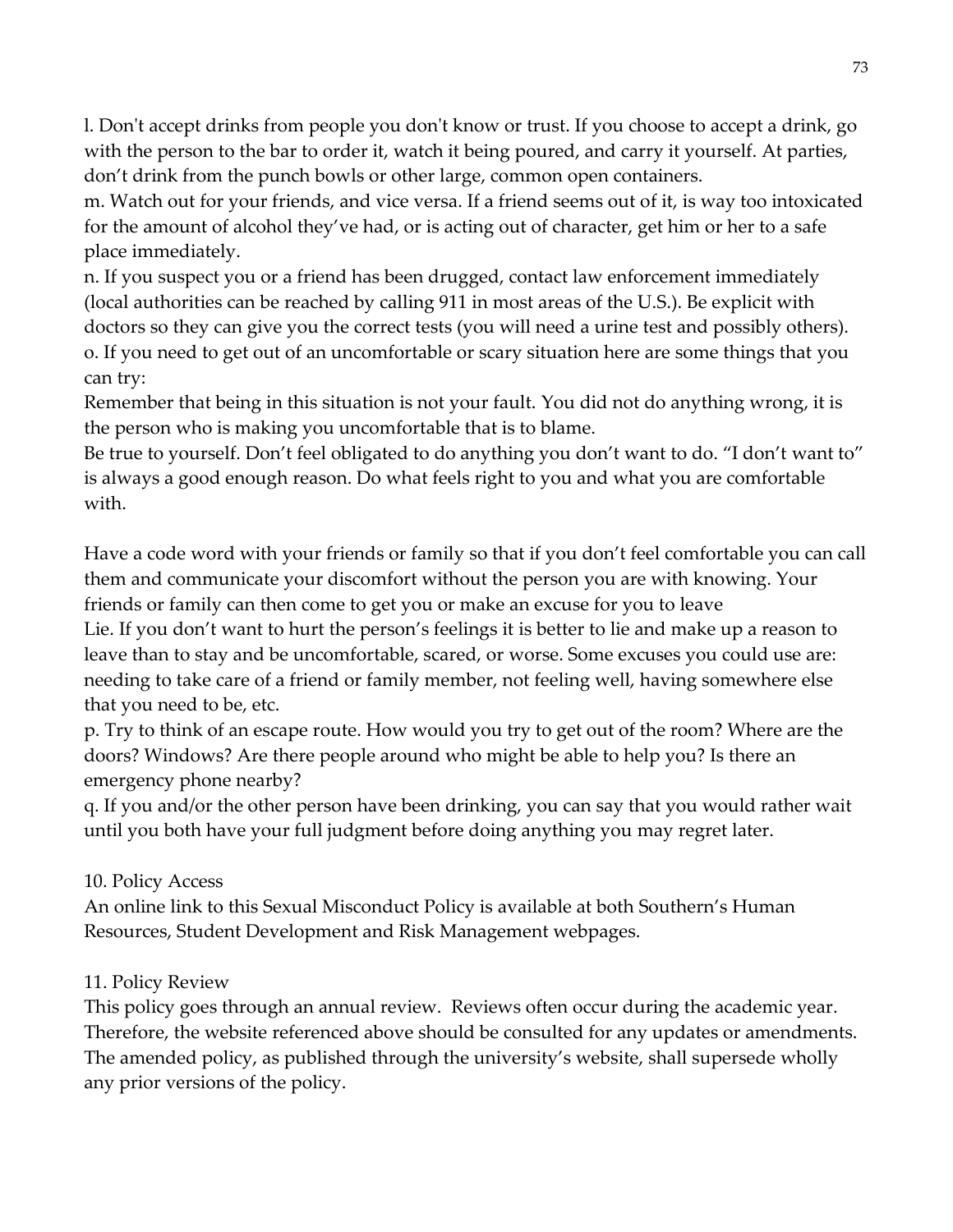l. Don't accept drinks from people you don't know or trust. If you choose to accept a drink, go with the person to the bar to order it, watch it being poured, and carry it yourself. At parties, don't drink from the punch bowls or other large, common open containers.

m. Watch out for your friends, and vice versa. If a friend seems out of it, is way too intoxicated for the amount of alcohol they've had, or is acting out of character, get him or her to a safe place immediately.

n. If you suspect you or a friend has been drugged, contact law enforcement immediately (local authorities can be reached by calling 911 in most areas of the U.S.). Be explicit with doctors so they can give you the correct tests (you will need a urine test and possibly others).

o. If you need to get out of an uncomfortable or scary situation here are some things that you can try:

Remember that being in this situation is not your fault. You did not do anything wrong, it is the person who is making you uncomfortable that is to blame.

Be true to yourself. Don't feel obligated to do anything you don't want to do. "I don't want to" is always a good enough reason. Do what feels right to you and what you are comfortable with.

Have a code word with your friends or family so that if you don't feel comfortable you can call them and communicate your discomfort without the person you are with knowing. Your friends or family can then come to get you or make an excuse for you to leave

Lie. If you don't want to hurt the person's feelings it is better to lie and make up a reason to leave than to stay and be uncomfortable, scared, or worse. Some excuses you could use are: needing to take care of a friend or family member, not feeling well, having somewhere else that you need to be, etc.

p. Try to think of an escape route. How would you try to get out of the room? Where are the doors? Windows? Are there people around who might be able to help you? Is there an emergency phone nearby?

q. If you and/or the other person have been drinking, you can say that you would rather wait until you both have your full judgment before doing anything you may regret later.

10. Policy Access

An online link to this Sexual Misconduct Policy is available at both Southern's Human Resources, Student Development and Risk Management webpages.

11. Policy Review

This policy goes through an annual review. Reviews often occur during the academic year. Therefore, the website referenced above should be consulted for any updates or amendments. The amended policy, as published through the university's website, shall supersede wholly any prior versions of the policy.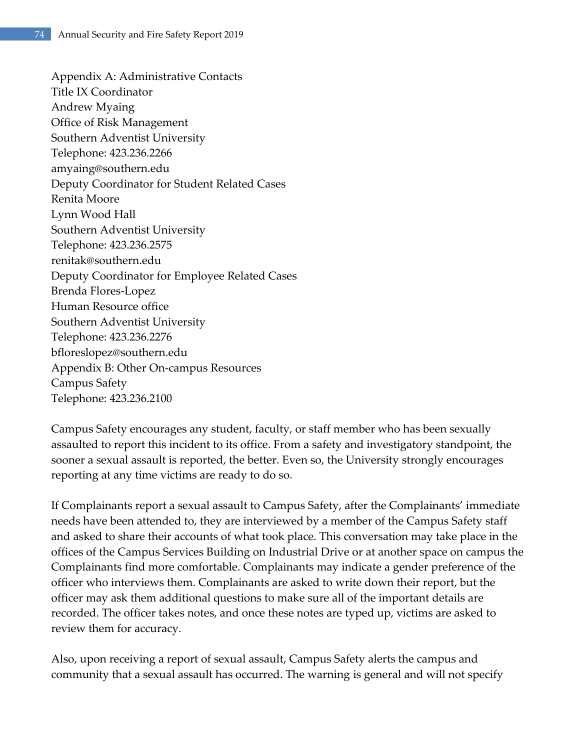## Appendix A: Administrative Contacts

Title IX Coordinator
Andrew Myaing
Office of Risk Management
Southern Adventist University
Telephone: 423.236.2266
amyaing@southern.edu

Deputy Coordinator for Student Related Cases
Renita Moore
Lynn Wood Hall
Southern Adventist University
Telephone: 423.236.2575
renitak@southern.edu

Deputy Coordinator for Employee Related Cases
Brenda Flores-Lopez
Human Resource office
Southern Adventist University
Telephone: 423.236.2276
bfloreslopez@southern.edu

## Appendix B: Other On-campus Resources

Campus Safety
Telephone: 423.236.2100

Campus Safety encourages any student, faculty, or staff member who has been sexually assaulted to report this incident to its office. From a safety and investigatory standpoint, the sooner a sexual assault is reported, the better. Even so, the University strongly encourages reporting at any time victims are ready to do so.

If Complainants report a sexual assault to Campus Safety, after the Complainants' immediate needs have been attended to, they are interviewed by a member of the Campus Safety staff and asked to share their accounts of what took place. This conversation may take place in the offices of the Campus Services Building on Industrial Drive or at another space on campus the Complainants find more comfortable. Complainants may indicate a gender preference of the officer who interviews them. Complainants are asked to write down their report, but the officer may ask them additional questions to make sure all of the important details are recorded. The officer takes notes, and once these notes are typed up, victims are asked to review them for accuracy.

Also, upon receiving a report of sexual assault, Campus Safety alerts the campus and community that a sexual assault has occurred. The warning is general and will not specify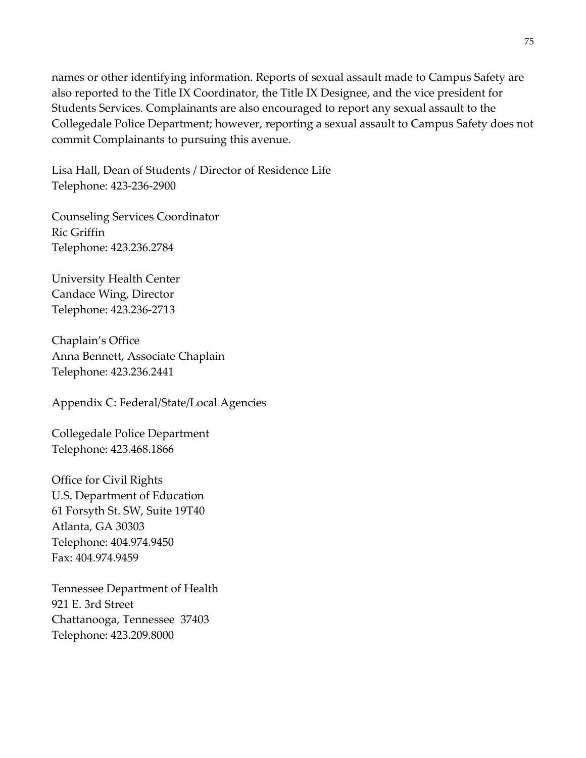names or other identifying information. Reports of sexual assault made to Campus Safety are also reported to the Title IX Coordinator, the Title IX Designee, and the vice president for Students Services. Complainants are also encouraged to report any sexual assault to the Collegedale Police Department; however, reporting a sexual assault to Campus Safety does not commit Complainants to pursuing this avenue.

Lisa Hall, Dean of Students / Director of Residence Life
Telephone: 423-236-2900

Counseling Services Coordinator
Ric Griffin
Telephone: 423.236.2784

University Health Center
Candace Wing, Director
Telephone: 423.236-2713

Chaplain's Office
Anna Bennett, Associate Chaplain
Telephone: 423.236.2441

Appendix C: Federal/State/Local Agencies

Collegedale Police Department
Telephone: 423.468.1866

Office for Civil Rights
U.S. Department of Education
61 Forsyth St. SW, Suite 19T40
Atlanta, GA 30303
Telephone: 404.974.9450
Fax: 404.974.9459

Tennessee Department of Health
921 E. 3rd Street
Chattanooga, Tennessee 37403
Telephone: 423.209.8000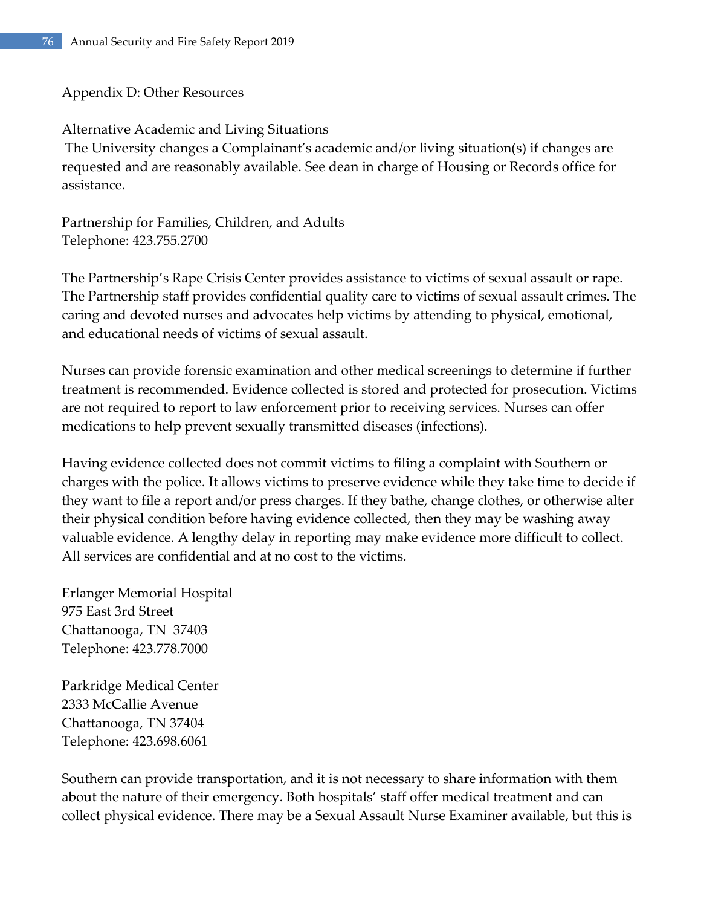## Appendix D: Other Resources

### Alternative Academic and Living Situations

The University changes a Complainant's academic and/or living situation(s) if changes are requested and are reasonably available. See dean in charge of Housing or Records office for assistance.

### Partnership for Families, Children, and Adults

Telephone: 423.755.2700

The Partnership's Rape Crisis Center provides assistance to victims of sexual assault or rape. The Partnership staff provides confidential quality care to victims of sexual assault crimes. The caring and devoted nurses and advocates help victims by attending to physical, emotional, and educational needs of victims of sexual assault.

Nurses can provide forensic examination and other medical screenings to determine if further treatment is recommended. Evidence collected is stored and protected for prosecution. Victims are not required to report to law enforcement prior to receiving services. Nurses can offer medications to help prevent sexually transmitted diseases (infections).

Having evidence collected does not commit victims to filing a complaint with Southern or charges with the police. It allows victims to preserve evidence while they take time to decide if they want to file a report and/or press charges. If they bathe, change clothes, or otherwise alter their physical condition before having evidence collected, then they may be washing away valuable evidence. A lengthy delay in reporting may make evidence more difficult to collect. All services are confidential and at no cost to the victims.

Erlanger Memorial Hospital
975 East 3rd Street
Chattanooga, TN 37403
Telephone: 423.778.7000

Parkridge Medical Center
2333 McCallie Avenue
Chattanooga, TN 37404
Telephone: 423.698.6061

Southern can provide transportation, and it is not necessary to share information with them about the nature of their emergency. Both hospitals' staff offer medical treatment and can collect physical evidence. There may be a Sexual Assault Nurse Examiner available, but this is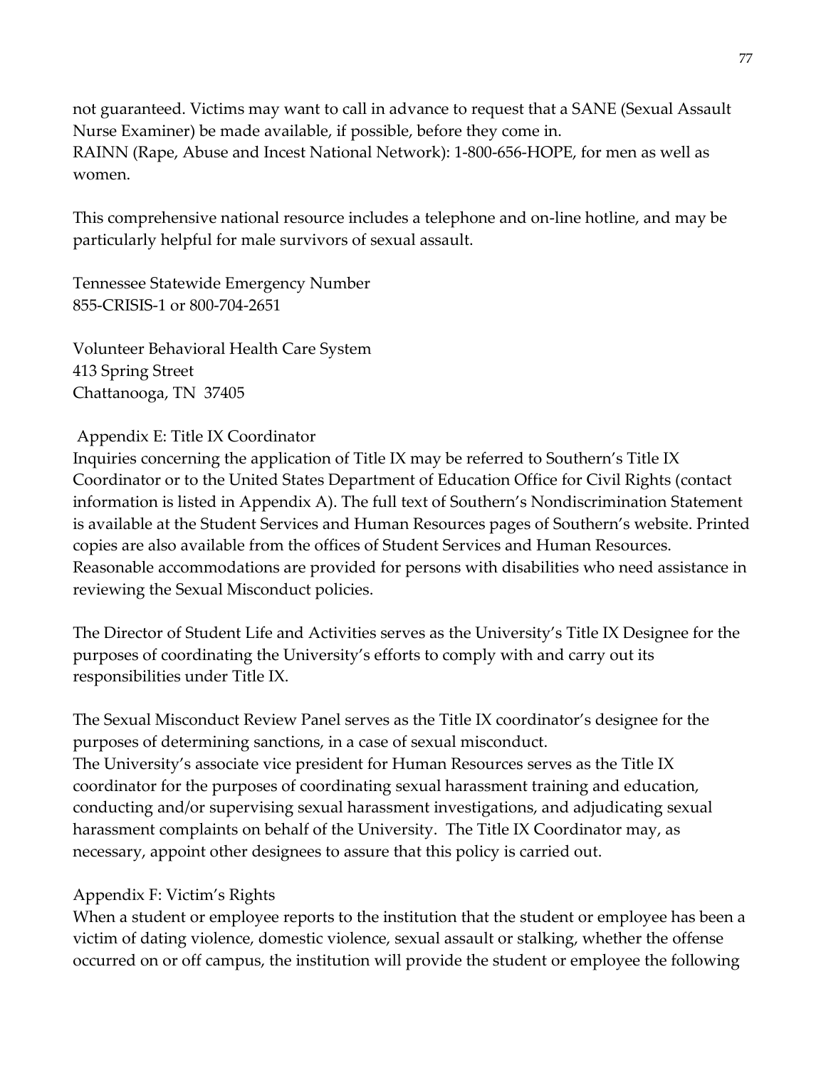not guaranteed. Victims may want to call in advance to request that a SANE (Sexual Assault Nurse Examiner) be made available, if possible, before they come in.
RAINN (Rape, Abuse and Incest National Network): 1-800-656-HOPE, for men as well as women.

This comprehensive national resource includes a telephone and on-line hotline, and may be particularly helpful for male survivors of sexual assault.

Tennessee Statewide Emergency Number
855-CRISIS-1 or 800-704-2651

Volunteer Behavioral Health Care System
413 Spring Street
Chattanooga, TN 37405

## Appendix E: Title IX Coordinator

Inquiries concerning the application of Title IX may be referred to Southern's Title IX Coordinator or to the United States Department of Education Office for Civil Rights (contact information is listed in Appendix A). The full text of Southern's Nondiscrimination Statement is available at the Student Services and Human Resources pages of Southern's website. Printed copies are also available from the offices of Student Services and Human Resources. Reasonable accommodations are provided for persons with disabilities who need assistance in reviewing the Sexual Misconduct policies.

The Director of Student Life and Activities serves as the University's Title IX Designee for the purposes of coordinating the University's efforts to comply with and carry out its responsibilities under Title IX.

The Sexual Misconduct Review Panel serves as the Title IX coordinator's designee for the purposes of determining sanctions, in a case of sexual misconduct.
The University's associate vice president for Human Resources serves as the Title IX coordinator for the purposes of coordinating sexual harassment training and education, conducting and/or supervising sexual harassment investigations, and adjudicating sexual harassment complaints on behalf of the University. The Title IX Coordinator may, as necessary, appoint other designees to assure that this policy is carried out.

## Appendix F: Victim's Rights

When a student or employee reports to the institution that the student or employee has been a victim of dating violence, domestic violence, sexual assault or stalking, whether the offense occurred on or off campus, the institution will provide the student or employee the following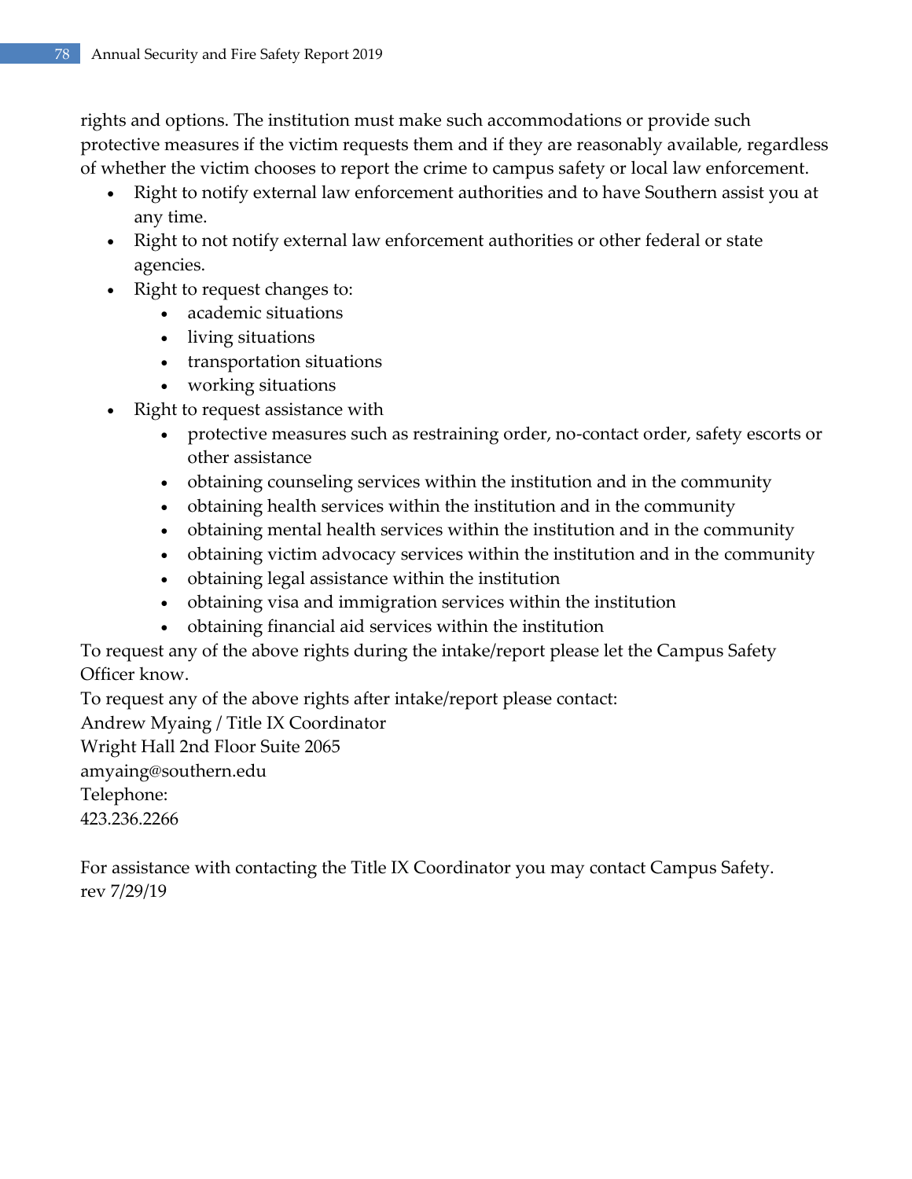rights and options. The institution must make such accommodations or provide such protective measures if the victim requests them and if they are reasonably available, regardless of whether the victim chooses to report the crime to campus safety or local law enforcement.

- Right to notify external law enforcement authorities and to have Southern assist you at any time.
- Right to not notify external law enforcement authorities or other federal or state agencies.
- Right to request changes to:
    - academic situations
    - living situations
    - transportation situations
    - working situations
- Right to request assistance with
    - protective measures such as restraining order, no-contact order, safety escorts or other assistance
    - obtaining counseling services within the institution and in the community
    - obtaining health services within the institution and in the community
    - obtaining mental health services within the institution and in the community
    - obtaining victim advocacy services within the institution and in the community
    - obtaining legal assistance within the institution
    - obtaining visa and immigration services within the institution
    - obtaining financial aid services within the institution

To request any of the above rights during the intake/report please let the Campus Safety Officer know.

To request any of the above rights after intake/report please contact:

Andrew Myaing / Title IX Coordinator  
Wright Hall 2nd Floor Suite 2065  
amyaing@southern.edu  
Telephone:  
423.236.2266

For assistance with contacting the Title IX Coordinator you may contact Campus Safety.  
rev 7/29/19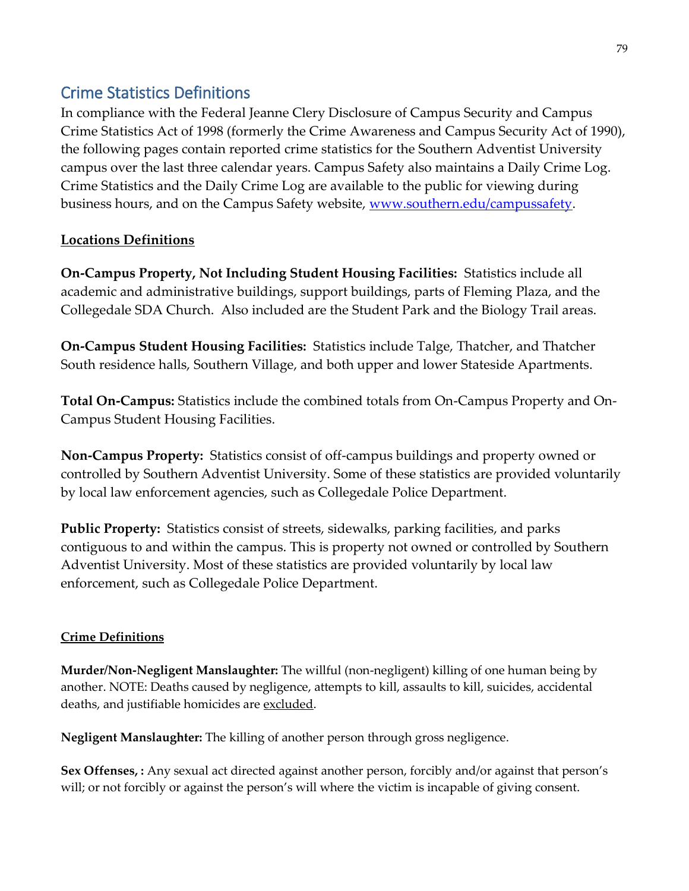## Crime Statistics Definitions

In compliance with the Federal Jeanne Clery Disclosure of Campus Security and Campus Crime Statistics Act of 1998 (formerly the Crime Awareness and Campus Security Act of 1990), the following pages contain reported crime statistics for the Southern Adventist University campus over the last three calendar years. Campus Safety also maintains a Daily Crime Log. Crime Statistics and the Daily Crime Log are available to the public for viewing during business hours, and on the Campus Safety website, [www.southern.edu/campussafety](http://www.southern.edu/campussafety).

**Locations Definitions**

**On-Campus Property, Not Including Student Housing Facilities:** Statistics include all academic and administrative buildings, support buildings, parts of Fleming Plaza, and the Collegedale SDA Church. Also included are the Student Park and the Biology Trail areas.

**On-Campus Student Housing Facilities:** Statistics include Talge, Thatcher, and Thatcher South residence halls, Southern Village, and both upper and lower Stateside Apartments.

**Total On-Campus:** Statistics include the combined totals from On-Campus Property and On-Campus Student Housing Facilities.

**Non-Campus Property:** Statistics consist of off-campus buildings and property owned or controlled by Southern Adventist University. Some of these statistics are provided voluntarily by local law enforcement agencies, such as Collegedale Police Department.

**Public Property:** Statistics consist of streets, sidewalks, parking facilities, and parks contiguous to and within the campus. This is property not owned or controlled by Southern Adventist University. Most of these statistics are provided voluntarily by local law enforcement, such as Collegedale Police Department.

**Crime Definitions**

**Murder/Non-Negligent Manslaughter:** The willful (non-negligent) killing of one human being by another. NOTE: Deaths caused by negligence, attempts to kill, assaults to kill, suicides, accidental deaths, and justifiable homicides are excluded.

**Negligent Manslaughter:** The killing of another person through gross negligence.

**Sex Offenses, :** Any sexual act directed against another person, forcibly and/or against that person's will; or not forcibly or against the person's will where the victim is incapable of giving consent.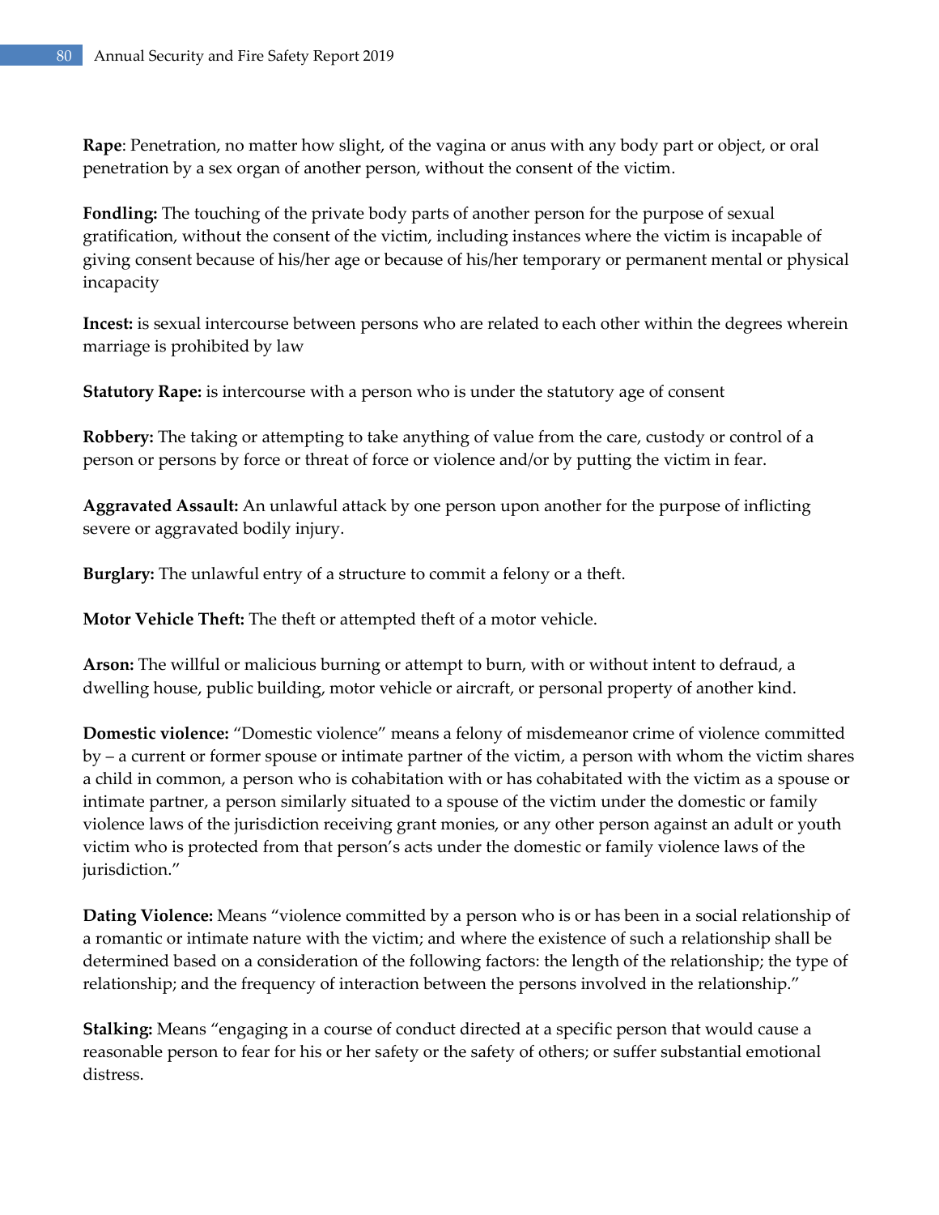**Rape**: Penetration, no matter how slight, of the vagina or anus with any body part or object, or oral penetration by a sex organ of another person, without the consent of the victim.

**Fondling:** The touching of the private body parts of another person for the purpose of sexual gratification, without the consent of the victim, including instances where the victim is incapable of giving consent because of his/her age or because of his/her temporary or permanent mental or physical incapacity

**Incest:** is sexual intercourse between persons who are related to each other within the degrees wherein marriage is prohibited by law

**Statutory Rape:** is intercourse with a person who is under the statutory age of consent

**Robbery:** The taking or attempting to take anything of value from the care, custody or control of a person or persons by force or threat of force or violence and/or by putting the victim in fear.

**Aggravated Assault:** An unlawful attack by one person upon another for the purpose of inflicting severe or aggravated bodily injury.

**Burglary:** The unlawful entry of a structure to commit a felony or a theft.

**Motor Vehicle Theft:** The theft or attempted theft of a motor vehicle.

**Arson:** The willful or malicious burning or attempt to burn, with or without intent to defraud, a dwelling house, public building, motor vehicle or aircraft, or personal property of another kind.

**Domestic violence:** "Domestic violence" means a felony of misdemeanor crime of violence committed by – a current or former spouse or intimate partner of the victim, a person with whom the victim shares a child in common, a person who is cohabitation with or has cohabitated with the victim as a spouse or intimate partner, a person similarly situated to a spouse of the victim under the domestic or family violence laws of the jurisdiction receiving grant monies, or any other person against an adult or youth victim who is protected from that person's acts under the domestic or family violence laws of the jurisdiction."

**Dating Violence:** Means "violence committed by a person who is or has been in a social relationship of a romantic or intimate nature with the victim; and where the existence of such a relationship shall be determined based on a consideration of the following factors: the length of the relationship; the type of relationship; and the frequency of interaction between the persons involved in the relationship."

**Stalking:** Means "engaging in a course of conduct directed at a specific person that would cause a reasonable person to fear for his or her safety or the safety of others; or suffer substantial emotional distress.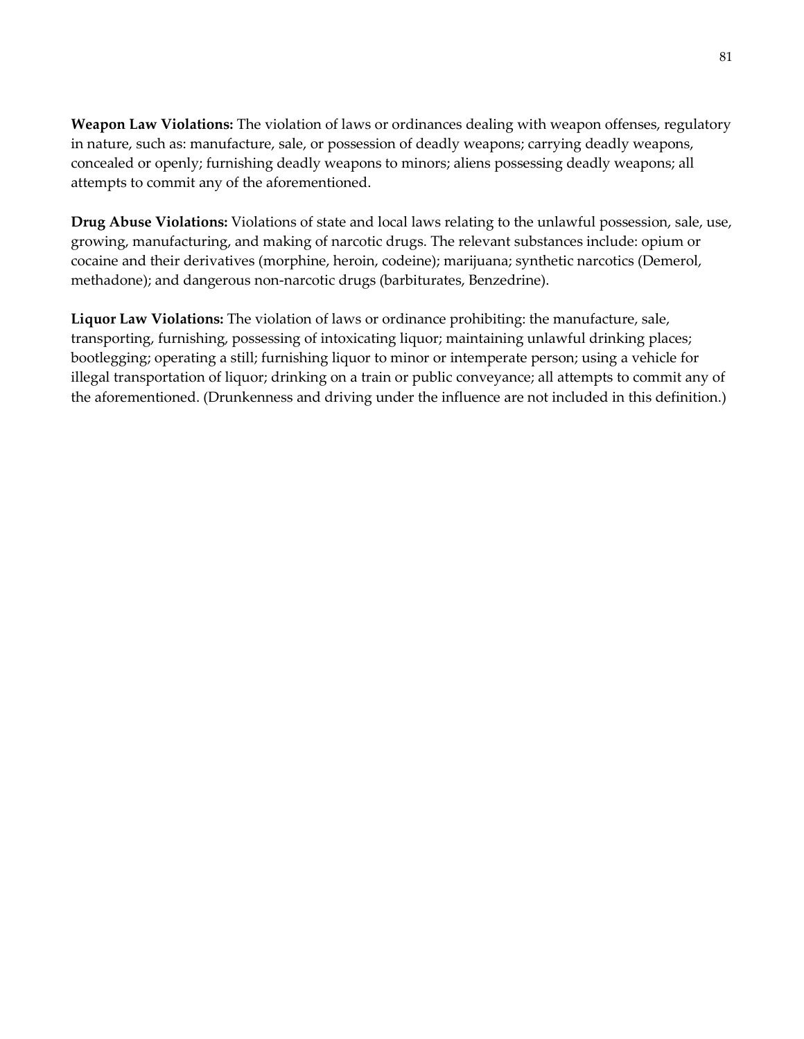**Weapon Law Violations:** The violation of laws or ordinances dealing with weapon offenses, regulatory in nature, such as: manufacture, sale, or possession of deadly weapons; carrying deadly weapons, concealed or openly; furnishing deadly weapons to minors; aliens possessing deadly weapons; all attempts to commit any of the aforementioned.

**Drug Abuse Violations:** Violations of state and local laws relating to the unlawful possession, sale, use, growing, manufacturing, and making of narcotic drugs. The relevant substances include: opium or cocaine and their derivatives (morphine, heroin, codeine); marijuana; synthetic narcotics (Demerol, methadone); and dangerous non-narcotic drugs (barbiturates, Benzedrine).

**Liquor Law Violations:** The violation of laws or ordinance prohibiting: the manufacture, sale, transporting, furnishing, possessing of intoxicating liquor; maintaining unlawful drinking places; bootlegging; operating a still; furnishing liquor to minor or intemperate person; using a vehicle for illegal transportation of liquor; drinking on a train or public conveyance; all attempts to commit any of the aforementioned. (Drunkenness and driving under the influence are not included in this definition.)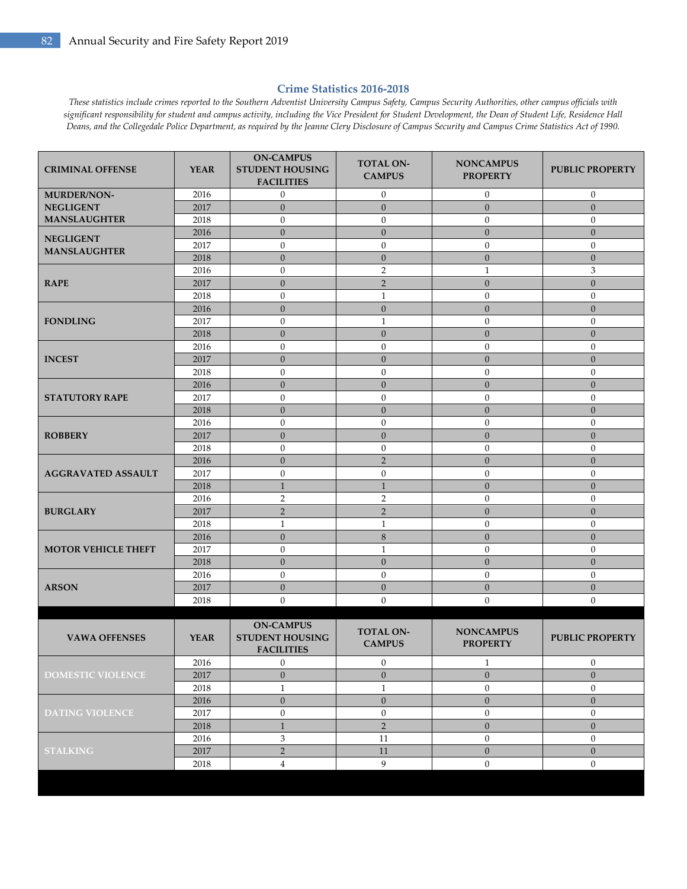## Crime Statistics 2016-2018

*These statistics include crimes reported to the Southern Adventist University Campus Safety, Campus Security Authorities, other campus officials with significant responsibility for student and campus activity, including the Vice President for Student Development, the Dean of Student Life, Residence Hall Deans, and the Collegedale Police Department, as required by the Jeanne Clery Disclosure of Campus Security and Campus Crime Statistics Act of 1990.*

| CRIMINAL OFFENSE | YEAR | ON-CAMPUS STUDENT HOUSING FACILITIES | TOTAL ON-CAMPUS | NONCAMPUS PROPERTY | PUBLIC PROPERTY |
|---|---|---|---|---|---|
| MURDER/NON-NEGLIGENT MANSLAUGHTER | 2016 | 0 | 0 | 0 | 0 |
| | 2017 | 0 | 0 | 0 | 0 |
| | 2018 | 0 | 0 | 0 | 0 |
| NEGLIGENT MANSLAUGHTER | 2016 | 0 | 0 | 0 | 0 |
| | 2017 | 0 | 0 | 0 | 0 |
| | 2018 | 0 | 0 | 0 | 0 |
| RAPE | 2016 | 0 | 2 | 1 | 3 |
| | 2017 | 0 | 2 | 0 | 0 |
| | 2018 | 0 | 1 | 0 | 0 |
| FONDLING | 2016 | 0 | 0 | 0 | 0 |
| | 2017 | 0 | 1 | 0 | 0 |
| | 2018 | 0 | 0 | 0 | 0 |
| INCEST | 2016 | 0 | 0 | 0 | 0 |
| | 2017 | 0 | 0 | 0 | 0 |
| | 2018 | 0 | 0 | 0 | 0 |
| STATUTORY RAPE | 2016 | 0 | 0 | 0 | 0 |
| | 2017 | 0 | 0 | 0 | 0 |
| | 2018 | 0 | 0 | 0 | 0 |
| ROBBERY | 2016 | 0 | 0 | 0 | 0 |
| | 2017 | 0 | 0 | 0 | 0 |
| | 2018 | 0 | 0 | 0 | 0 |
| AGGRAVATED ASSAULT | 2016 | 0 | 2 | 0 | 0 |
| | 2017 | 0 | 0 | 0 | 0 |
| | 2018 | 1 | 1 | 0 | 0 |
| BURGLARY | 2016 | 2 | 2 | 0 | 0 |
| | 2017 | 2 | 2 | 0 | 0 |
| | 2018 | 1 | 1 | 0 | 0 |
| MOTOR VEHICLE THEFT | 2016 | 0 | 8 | 0 | 0 |
| | 2017 | 0 | 1 | 0 | 0 |
| | 2018 | 0 | 0 | 0 | 0 |
| ARSON | 2016 | 0 | 0 | 0 | 0 |
| | 2017 | 0 | 0 | 0 | 0 |
| | 2018 | 0 | 0 | 0 | 0 |

| VAWA OFFENSES | YEAR | ON-CAMPUS STUDENT HOUSING FACILITIES | TOTAL ON-CAMPUS | NONCAMPUS PROPERTY | PUBLIC PROPERTY |
|---|---|---|---|---|---|
| DOMESTIC VIOLENCE | 2016 | 0 | 0 | 1 | 0 |
| | 2017 | 0 | 0 | 0 | 0 |
| | 2018 | 1 | 1 | 0 | 0 |
| DATING VIOLENCE | 2016 | 0 | 0 | 0 | 0 |
| | 2017 | 0 | 0 | 0 | 0 |
| | 2018 | 1 | 2 | 0 | 0 |
| STALKING | 2016 | 3 | 11 | 0 | 0 |
| | 2017 | 2 | 11 | 0 | 0 |
| | 2018 | 4 | 9 | 0 | 0 |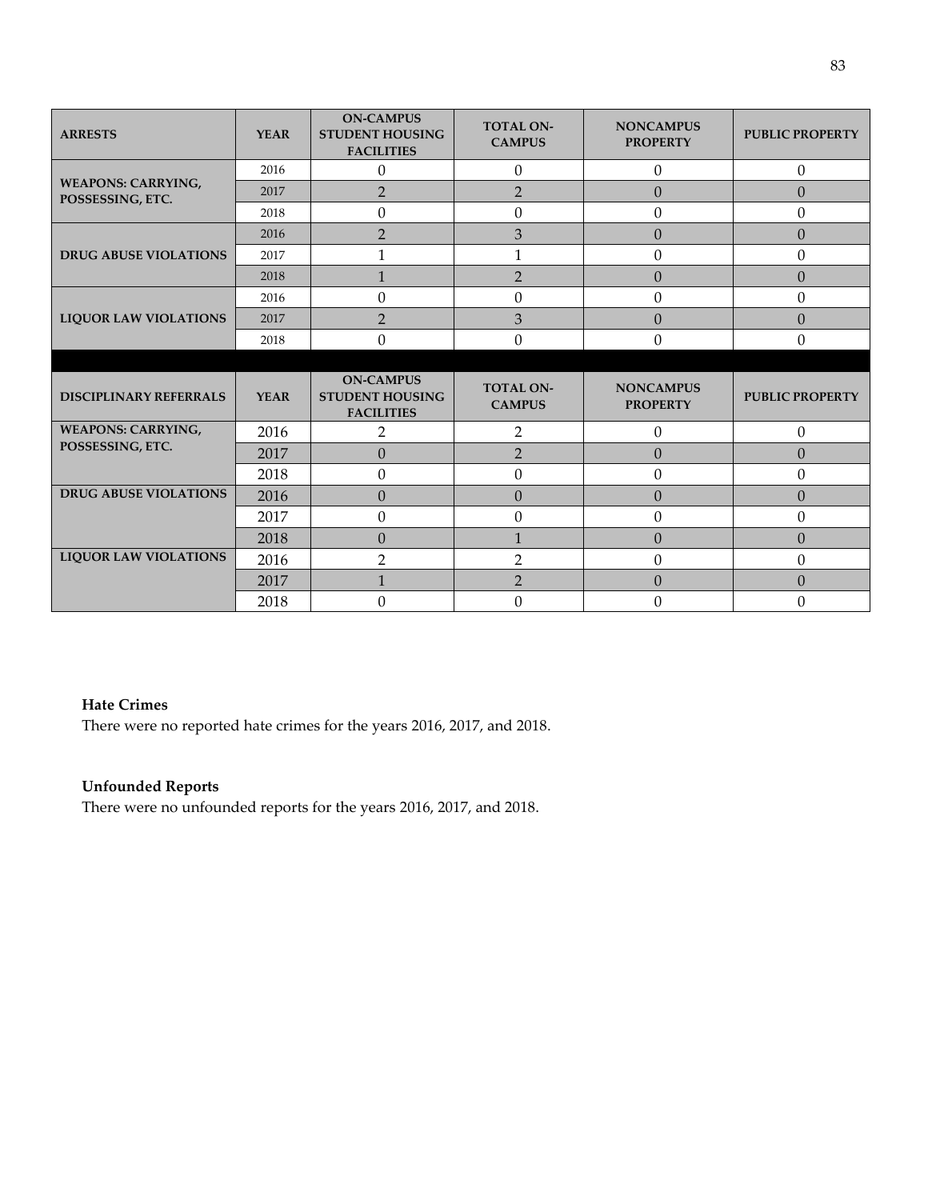| ARRESTS | YEAR | ON-CAMPUS STUDENT HOUSING FACILITIES | TOTAL ON-CAMPUS | NONCAMPUS PROPERTY | PUBLIC PROPERTY |
|---|---|---|---|---|---|
| WEAPONS: CARRYING, POSSESSING, ETC. | 2016 | 0 | 0 | 0 | 0 |
| | 2017 | 2 | 2 | 0 | 0 |
| | 2018 | 0 | 0 | 0 | 0 |
| DRUG ABUSE VIOLATIONS | 2016 | 2 | 3 | 0 | 0 |
| | 2017 | 1 | 1 | 0 | 0 |
| | 2018 | 1 | 2 | 0 | 0 |
| LIQUOR LAW VIOLATIONS | 2016 | 0 | 0 | 0 | 0 |
| | 2017 | 2 | 3 | 0 | 0 |
| | 2018 | 0 | 0 | 0 | 0 |

| DISCIPLINARY REFERRALS | YEAR | ON-CAMPUS STUDENT HOUSING FACILITIES | TOTAL ON-CAMPUS | NONCAMPUS PROPERTY | PUBLIC PROPERTY |
|---|---|---|---|---|---|
| WEAPONS: CARRYING, POSSESSING, ETC. | 2016 | 2 | 2 | 0 | 0 |
| | 2017 | 0 | 2 | 0 | 0 |
| | 2018 | 0 | 0 | 0 | 0 |
| DRUG ABUSE VIOLATIONS | 2016 | 0 | 0 | 0 | 0 |
| | 2017 | 0 | 0 | 0 | 0 |
| | 2018 | 0 | 1 | 0 | 0 |
| LIQUOR LAW VIOLATIONS | 2016 | 2 | 2 | 0 | 0 |
| | 2017 | 1 | 2 | 0 | 0 |
| | 2018 | 0 | 0 | 0 | 0 |

**Hate Crimes**

There were no reported hate crimes for the years 2016, 2017, and 2018.

**Unfounded Reports**

There were no unfounded reports for the years 2016, 2017, and 2018.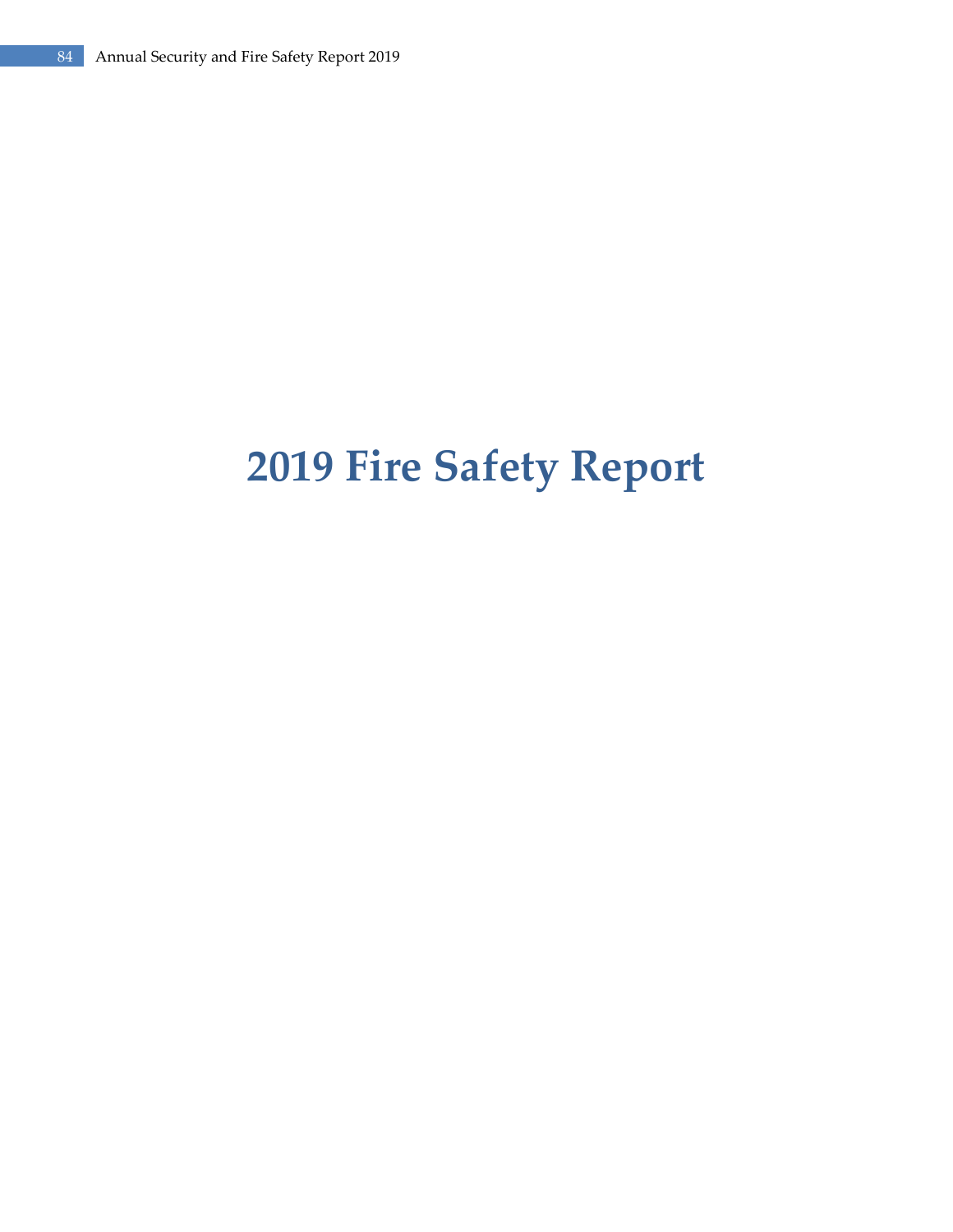# 2019 Fire Safety Report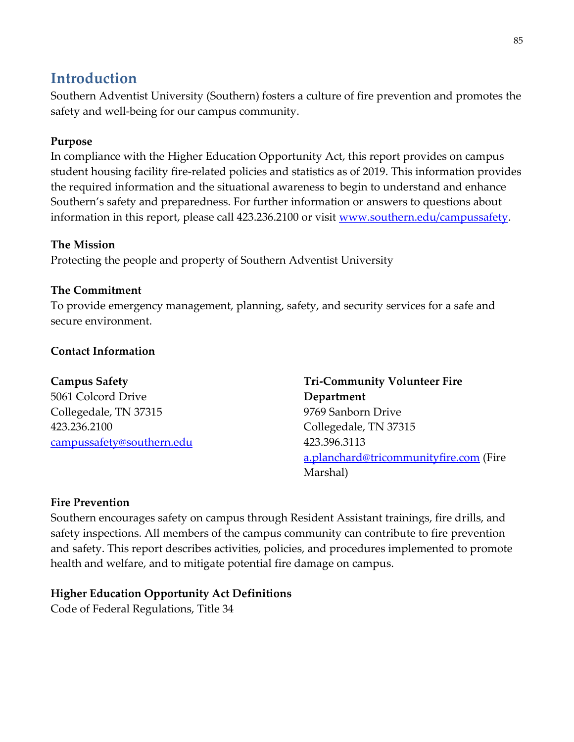# Introduction

Southern Adventist University (Southern) fosters a culture of fire prevention and promotes the safety and well-being for our campus community.

**Purpose**

In compliance with the Higher Education Opportunity Act, this report provides on campus student housing facility fire-related policies and statistics as of 2019. This information provides the required information and the situational awareness to begin to understand and enhance Southern's safety and preparedness. For further information or answers to questions about information in this report, please call 423.236.2100 or visit www.southern.edu/campussafety.

**The Mission**

Protecting the people and property of Southern Adventist University

**The Commitment**

To provide emergency management, planning, safety, and security services for a safe and secure environment.

**Contact Information**

**Campus Safety**
5061 Colcord Drive
Collegedale, TN 37315
423.236.2100
campussafety@southern.edu

**Tri-Community Volunteer Fire Department**
9769 Sanborn Drive
Collegedale, TN 37315
423.396.3113
a.planchard@tricommunityfire.com (Fire Marshal)

**Fire Prevention**

Southern encourages safety on campus through Resident Assistant trainings, fire drills, and safety inspections. All members of the campus community can contribute to fire prevention and safety. This report describes activities, policies, and procedures implemented to promote health and welfare, and to mitigate potential fire damage on campus.

**Higher Education Opportunity Act Definitions**

Code of Federal Regulations, Title 34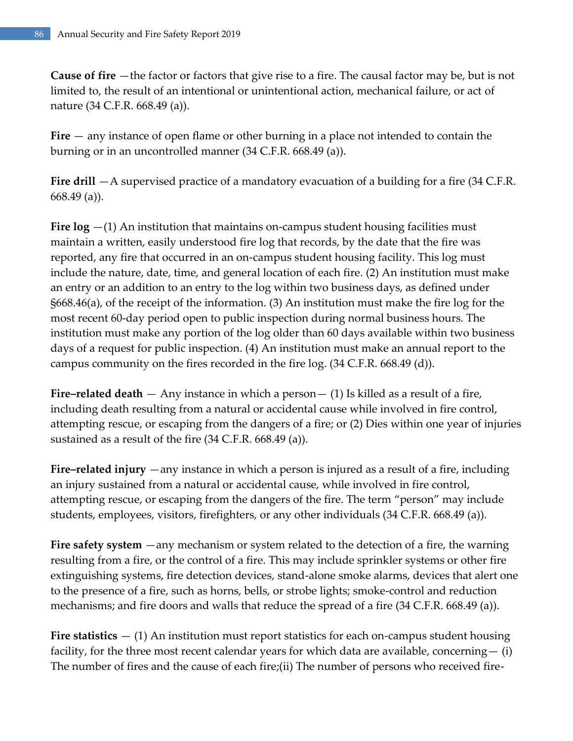**Cause of fire** —the factor or factors that give rise to a fire. The causal factor may be, but is not limited to, the result of an intentional or unintentional action, mechanical failure, or act of nature (34 C.F.R. 668.49 (a)).

**Fire** — any instance of open flame or other burning in a place not intended to contain the burning or in an uncontrolled manner (34 C.F.R. 668.49 (a)).

**Fire drill** —A supervised practice of a mandatory evacuation of a building for a fire (34 C.F.R. 668.49 (a)).

**Fire log** —(1) An institution that maintains on-campus student housing facilities must maintain a written, easily understood fire log that records, by the date that the fire was reported, any fire that occurred in an on-campus student housing facility. This log must include the nature, date, time, and general location of each fire. (2) An institution must make an entry or an addition to an entry to the log within two business days, as defined under §668.46(a), of the receipt of the information. (3) An institution must make the fire log for the most recent 60-day period open to public inspection during normal business hours. The institution must make any portion of the log older than 60 days available within two business days of a request for public inspection. (4) An institution must make an annual report to the campus community on the fires recorded in the fire log. (34 C.F.R. 668.49 (d)).

**Fire–related death** — Any instance in which a person— (1) Is killed as a result of a fire, including death resulting from a natural or accidental cause while involved in fire control, attempting rescue, or escaping from the dangers of a fire; or (2) Dies within one year of injuries sustained as a result of the fire (34 C.F.R. 668.49 (a)).

**Fire–related injury** —any instance in which a person is injured as a result of a fire, including an injury sustained from a natural or accidental cause, while involved in fire control, attempting rescue, or escaping from the dangers of the fire. The term "person" may include students, employees, visitors, firefighters, or any other individuals (34 C.F.R. 668.49 (a)).

**Fire safety system** —any mechanism or system related to the detection of a fire, the warning resulting from a fire, or the control of a fire. This may include sprinkler systems or other fire extinguishing systems, fire detection devices, stand-alone smoke alarms, devices that alert one to the presence of a fire, such as horns, bells, or strobe lights; smoke-control and reduction mechanisms; and fire doors and walls that reduce the spread of a fire (34 C.F.R. 668.49 (a)).

**Fire statistics** — (1) An institution must report statistics for each on-campus student housing facility, for the three most recent calendar years for which data are available, concerning— (i) The number of fires and the cause of each fire;(ii) The number of persons who received fire-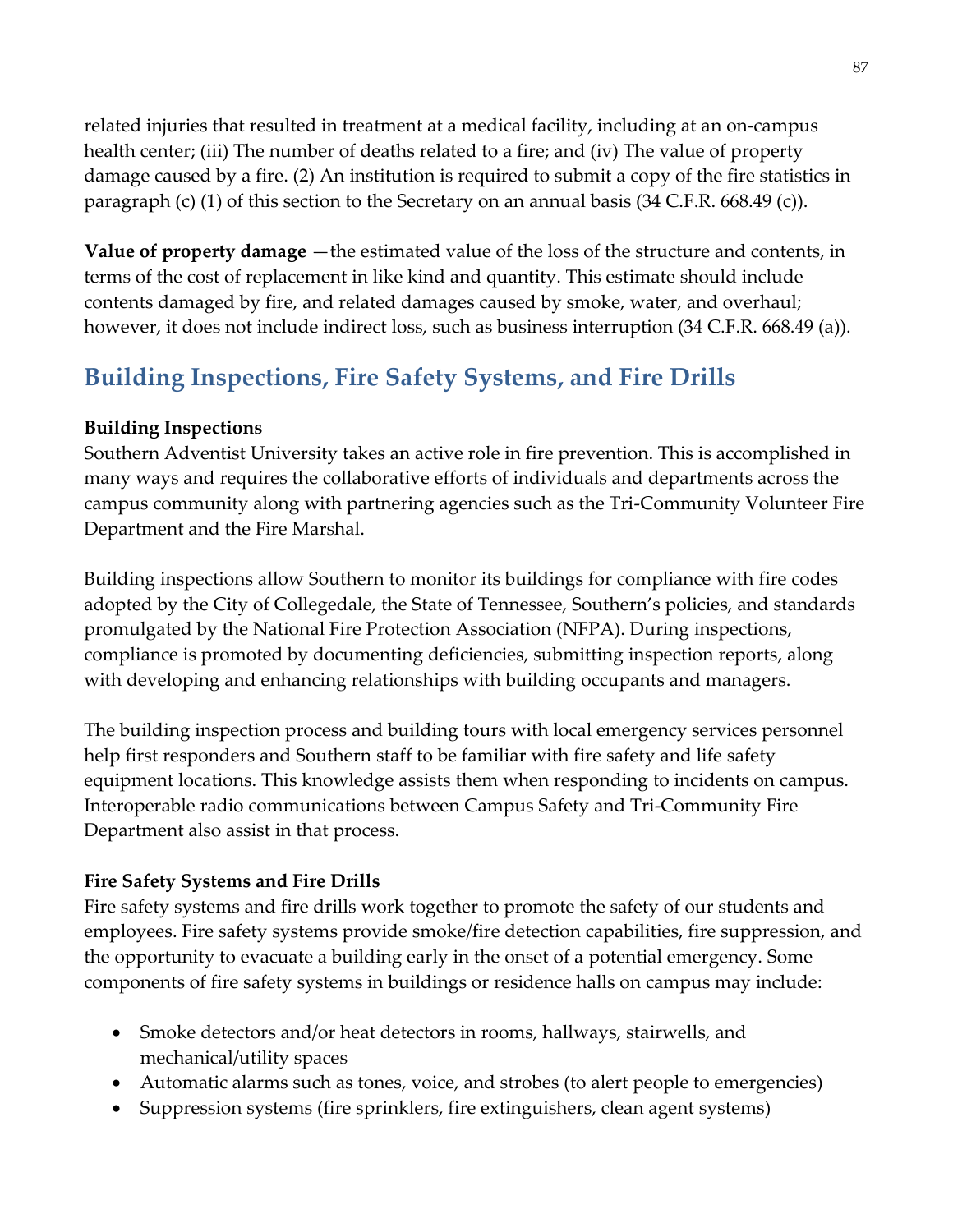related injuries that resulted in treatment at a medical facility, including at an on-campus health center; (iii) The number of deaths related to a fire; and (iv) The value of property damage caused by a fire. (2) An institution is required to submit a copy of the fire statistics in paragraph (c) (1) of this section to the Secretary on an annual basis (34 C.F.R. 668.49 (c)).

**Value of property damage** —the estimated value of the loss of the structure and contents, in terms of the cost of replacement in like kind and quantity. This estimate should include contents damaged by fire, and related damages caused by smoke, water, and overhaul; however, it does not include indirect loss, such as business interruption (34 C.F.R. 668.49 (a)).

## Building Inspections, Fire Safety Systems, and Fire Drills

**Building Inspections**

Southern Adventist University takes an active role in fire prevention. This is accomplished in many ways and requires the collaborative efforts of individuals and departments across the campus community along with partnering agencies such as the Tri-Community Volunteer Fire Department and the Fire Marshal.

Building inspections allow Southern to monitor its buildings for compliance with fire codes adopted by the City of Collegedale, the State of Tennessee, Southern's policies, and standards promulgated by the National Fire Protection Association (NFPA). During inspections, compliance is promoted by documenting deficiencies, submitting inspection reports, along with developing and enhancing relationships with building occupants and managers.

The building inspection process and building tours with local emergency services personnel help first responders and Southern staff to be familiar with fire safety and life safety equipment locations. This knowledge assists them when responding to incidents on campus. Interoperable radio communications between Campus Safety and Tri-Community Fire Department also assist in that process.

**Fire Safety Systems and Fire Drills**

Fire safety systems and fire drills work together to promote the safety of our students and employees. Fire safety systems provide smoke/fire detection capabilities, fire suppression, and the opportunity to evacuate a building early in the onset of a potential emergency. Some components of fire safety systems in buildings or residence halls on campus may include:

- Smoke detectors and/or heat detectors in rooms, hallways, stairwells, and mechanical/utility spaces
- Automatic alarms such as tones, voice, and strobes (to alert people to emergencies)
- Suppression systems (fire sprinklers, fire extinguishers, clean agent systems)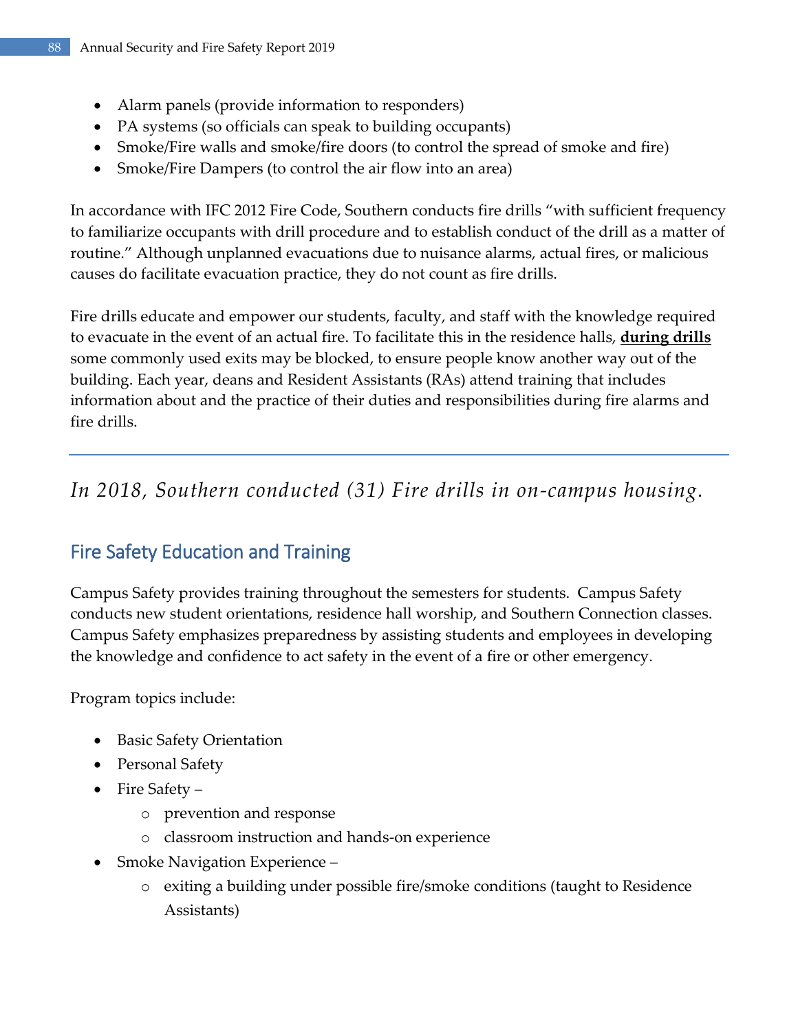- Alarm panels (provide information to responders)
- PA systems (so officials can speak to building occupants)
- Smoke/Fire walls and smoke/fire doors (to control the spread of smoke and fire)
- Smoke/Fire Dampers (to control the air flow into an area)

In accordance with IFC 2012 Fire Code, Southern conducts fire drills "with sufficient frequency to familiarize occupants with drill procedure and to establish conduct of the drill as a matter of routine." Although unplanned evacuations due to nuisance alarms, actual fires, or malicious causes do facilitate evacuation practice, they do not count as fire drills.

Fire drills educate and empower our students, faculty, and staff with the knowledge required to evacuate in the event of an actual fire. To facilitate this in the residence halls, **during drills** some commonly used exits may be blocked, to ensure people know another way out of the building. Each year, deans and Resident Assistants (RAs) attend training that includes information about and the practice of their duties and responsibilities during fire alarms and fire drills.

---

*In 2018, Southern conducted (31) Fire drills in on-campus housing.*

## Fire Safety Education and Training

Campus Safety provides training throughout the semesters for students. Campus Safety conducts new student orientations, residence hall worship, and Southern Connection classes. Campus Safety emphasizes preparedness by assisting students and employees in developing the knowledge and confidence to act safety in the event of a fire or other emergency.

Program topics include:

- Basic Safety Orientation
- Personal Safety
- Fire Safety –
  - prevention and response
  - classroom instruction and hands-on experience
- Smoke Navigation Experience –
  - exiting a building under possible fire/smoke conditions (taught to Residence Assistants)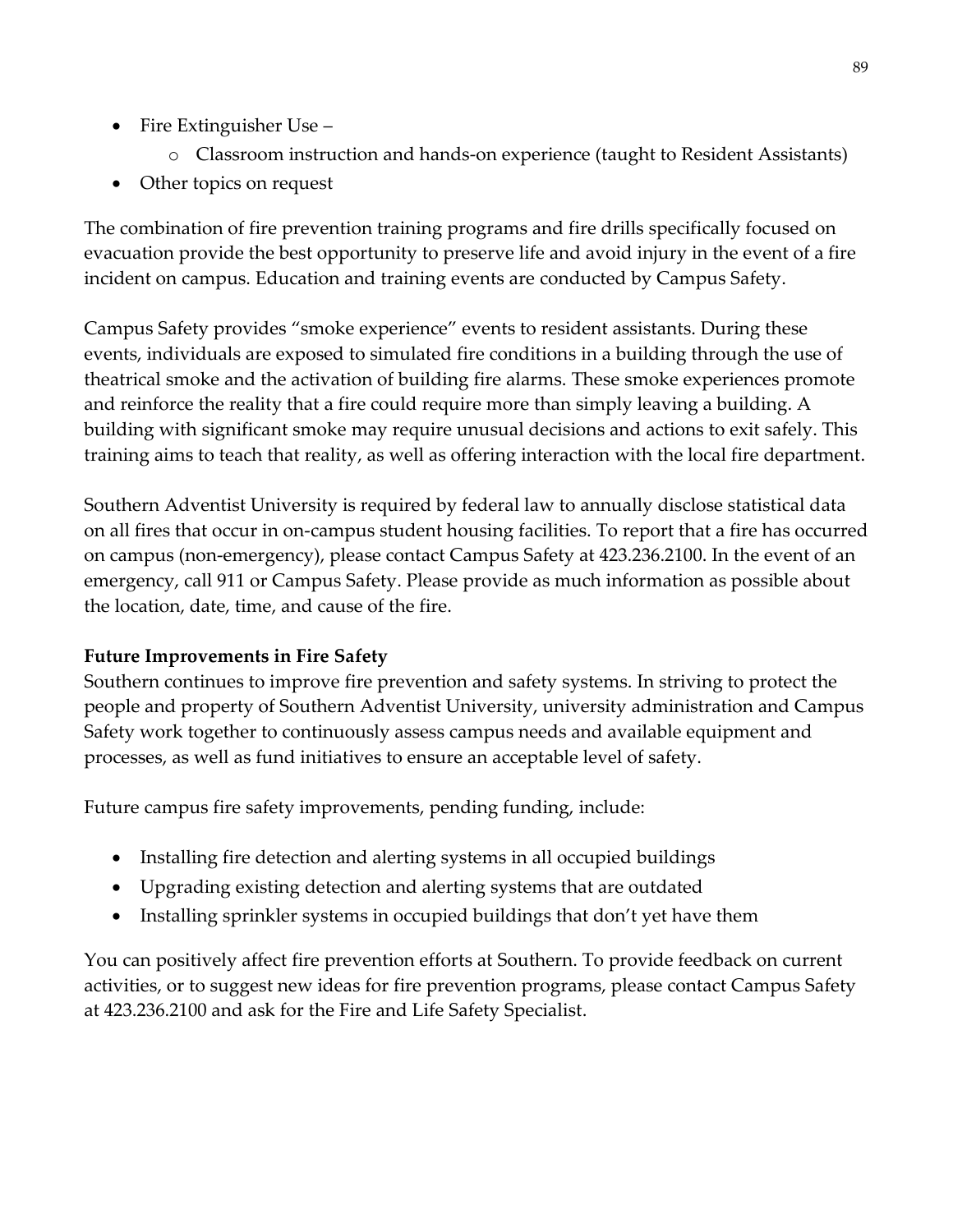- Fire Extinguisher Use –
    - Classroom instruction and hands-on experience (taught to Resident Assistants)
- Other topics on request

The combination of fire prevention training programs and fire drills specifically focused on evacuation provide the best opportunity to preserve life and avoid injury in the event of a fire incident on campus. Education and training events are conducted by Campus Safety.

Campus Safety provides "smoke experience" events to resident assistants. During these events, individuals are exposed to simulated fire conditions in a building through the use of theatrical smoke and the activation of building fire alarms. These smoke experiences promote and reinforce the reality that a fire could require more than simply leaving a building. A building with significant smoke may require unusual decisions and actions to exit safely. This training aims to teach that reality, as well as offering interaction with the local fire department.

Southern Adventist University is required by federal law to annually disclose statistical data on all fires that occur in on-campus student housing facilities. To report that a fire has occurred on campus (non-emergency), please contact Campus Safety at 423.236.2100. In the event of an emergency, call 911 or Campus Safety. Please provide as much information as possible about the location, date, time, and cause of the fire.

**Future Improvements in Fire Safety**

Southern continues to improve fire prevention and safety systems. In striving to protect the people and property of Southern Adventist University, university administration and Campus Safety work together to continuously assess campus needs and available equipment and processes, as well as fund initiatives to ensure an acceptable level of safety.

Future campus fire safety improvements, pending funding, include:

- Installing fire detection and alerting systems in all occupied buildings
- Upgrading existing detection and alerting systems that are outdated
- Installing sprinkler systems in occupied buildings that don't yet have them

You can positively affect fire prevention efforts at Southern. To provide feedback on current activities, or to suggest new ideas for fire prevention programs, please contact Campus Safety at 423.236.2100 and ask for the Fire and Life Safety Specialist.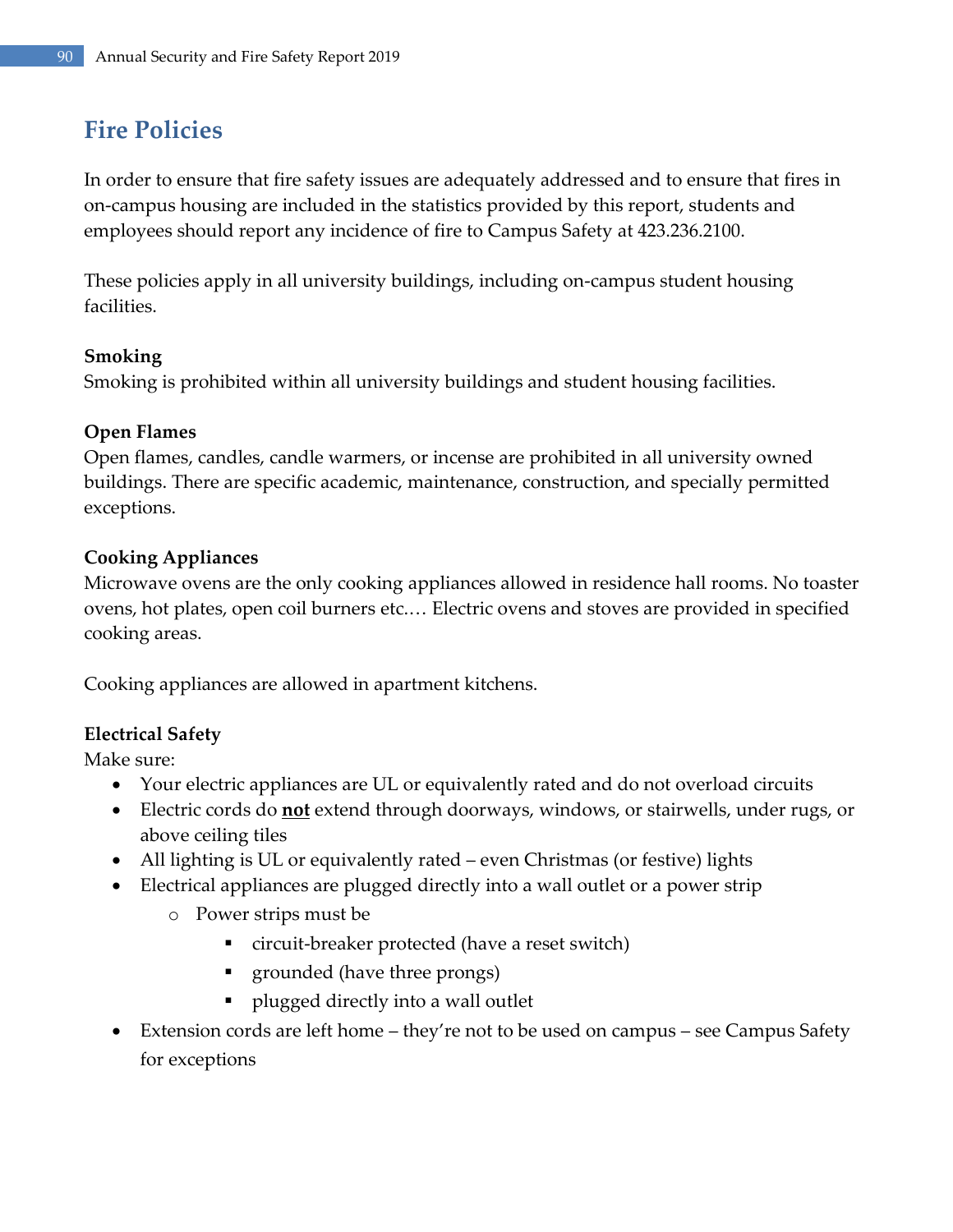# Fire Policies

In order to ensure that fire safety issues are adequately addressed and to ensure that fires in on-campus housing are included in the statistics provided by this report, students and employees should report any incidence of fire to Campus Safety at 423.236.2100.

These policies apply in all university buildings, including on-campus student housing facilities.

**Smoking**
Smoking is prohibited within all university buildings and student housing facilities.

**Open Flames**
Open flames, candles, candle warmers, or incense are prohibited in all university owned buildings. There are specific academic, maintenance, construction, and specially permitted exceptions.

**Cooking Appliances**
Microwave ovens are the only cooking appliances allowed in residence hall rooms. No toaster ovens, hot plates, open coil burners etc.… Electric ovens and stoves are provided in specified cooking areas.

Cooking appliances are allowed in apartment kitchens.

**Electrical Safety**
Make sure:

- Your electric appliances are UL or equivalently rated and do not overload circuits
- Electric cords do **not** extend through doorways, windows, or stairwells, under rugs, or above ceiling tiles
- All lighting is UL or equivalently rated – even Christmas (or festive) lights
- Electrical appliances are plugged directly into a wall outlet or a power strip
  - Power strips must be
    - circuit-breaker protected (have a reset switch)
    - grounded (have three prongs)
    - plugged directly into a wall outlet
- Extension cords are left home – they're not to be used on campus – see Campus Safety for exceptions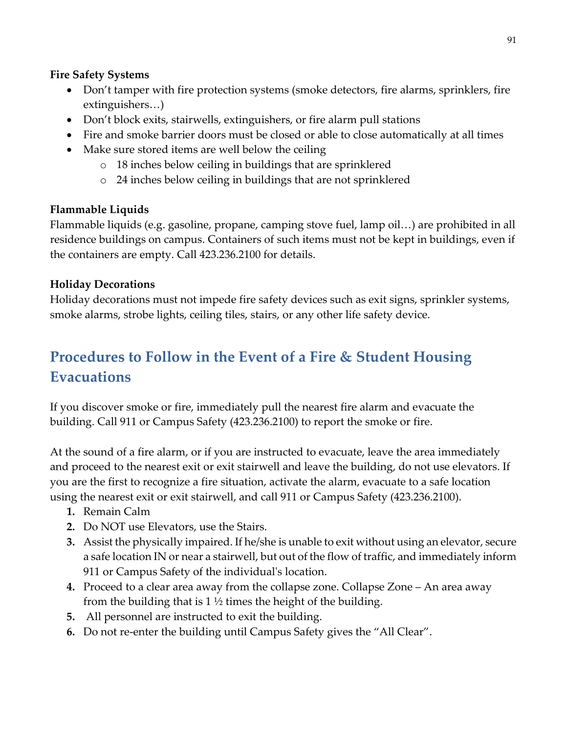**Fire Safety Systems**

- Don't tamper with fire protection systems (smoke detectors, fire alarms, sprinklers, fire extinguishers…)
- Don't block exits, stairwells, extinguishers, or fire alarm pull stations
- Fire and smoke barrier doors must be closed or able to close automatically at all times
- Make sure stored items are well below the ceiling
  - 18 inches below ceiling in buildings that are sprinklered
  - 24 inches below ceiling in buildings that are not sprinklered

**Flammable Liquids**

Flammable liquids (e.g. gasoline, propane, camping stove fuel, lamp oil…) are prohibited in all residence buildings on campus. Containers of such items must not be kept in buildings, even if the containers are empty. Call 423.236.2100 for details.

**Holiday Decorations**

Holiday decorations must not impede fire safety devices such as exit signs, sprinkler systems, smoke alarms, strobe lights, ceiling tiles, stairs, or any other life safety device.

## Procedures to Follow in the Event of a Fire & Student Housing Evacuations

If you discover smoke or fire, immediately pull the nearest fire alarm and evacuate the building. Call 911 or Campus Safety (423.236.2100) to report the smoke or fire.

At the sound of a fire alarm, or if you are instructed to evacuate, leave the area immediately and proceed to the nearest exit or exit stairwell and leave the building, do not use elevators. If you are the first to recognize a fire situation, activate the alarm, evacuate to a safe location using the nearest exit or exit stairwell, and call 911 or Campus Safety (423.236.2100).

1. Remain Calm
2. Do NOT use Elevators, use the Stairs.
3. Assist the physically impaired. If he/she is unable to exit without using an elevator, secure a safe location IN or near a stairwell, but out of the flow of traffic, and immediately inform 911 or Campus Safety of the individual's location.
4. Proceed to a clear area away from the collapse zone. Collapse Zone – An area away from the building that is 1 ½ times the height of the building.
5. All personnel are instructed to exit the building.
6. Do not re-enter the building until Campus Safety gives the "All Clear".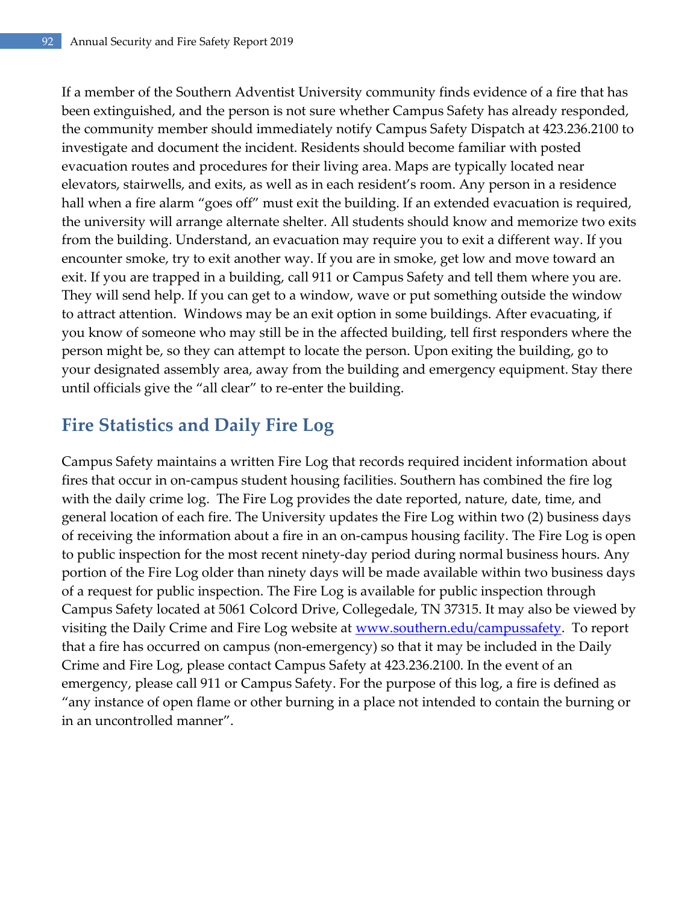If a member of the Southern Adventist University community finds evidence of a fire that has been extinguished, and the person is not sure whether Campus Safety has already responded, the community member should immediately notify Campus Safety Dispatch at 423.236.2100 to investigate and document the incident. Residents should become familiar with posted evacuation routes and procedures for their living area. Maps are typically located near elevators, stairwells, and exits, as well as in each resident's room. Any person in a residence hall when a fire alarm "goes off" must exit the building. If an extended evacuation is required, the university will arrange alternate shelter. All students should know and memorize two exits from the building. Understand, an evacuation may require you to exit a different way. If you encounter smoke, try to exit another way. If you are in smoke, get low and move toward an exit. If you are trapped in a building, call 911 or Campus Safety and tell them where you are. They will send help. If you can get to a window, wave or put something outside the window to attract attention. Windows may be an exit option in some buildings. After evacuating, if you know of someone who may still be in the affected building, tell first responders where the person might be, so they can attempt to locate the person. Upon exiting the building, go to your designated assembly area, away from the building and emergency equipment. Stay there until officials give the "all clear" to re-enter the building.

## Fire Statistics and Daily Fire Log

Campus Safety maintains a written Fire Log that records required incident information about fires that occur in on-campus student housing facilities. Southern has combined the fire log with the daily crime log. The Fire Log provides the date reported, nature, date, time, and general location of each fire. The University updates the Fire Log within two (2) business days of receiving the information about a fire in an on-campus housing facility. The Fire Log is open to public inspection for the most recent ninety-day period during normal business hours. Any portion of the Fire Log older than ninety days will be made available within two business days of a request for public inspection. The Fire Log is available for public inspection through Campus Safety located at 5061 Colcord Drive, Collegedale, TN 37315. It may also be viewed by visiting the Daily Crime and Fire Log website at [www.southern.edu/campussafety](http://www.southern.edu/campussafety). To report that a fire has occurred on campus (non-emergency) so that it may be included in the Daily Crime and Fire Log, please contact Campus Safety at 423.236.2100. In the event of an emergency, please call 911 or Campus Safety. For the purpose of this log, a fire is defined as "any instance of open flame or other burning in a place not intended to contain the burning or in an uncontrolled manner".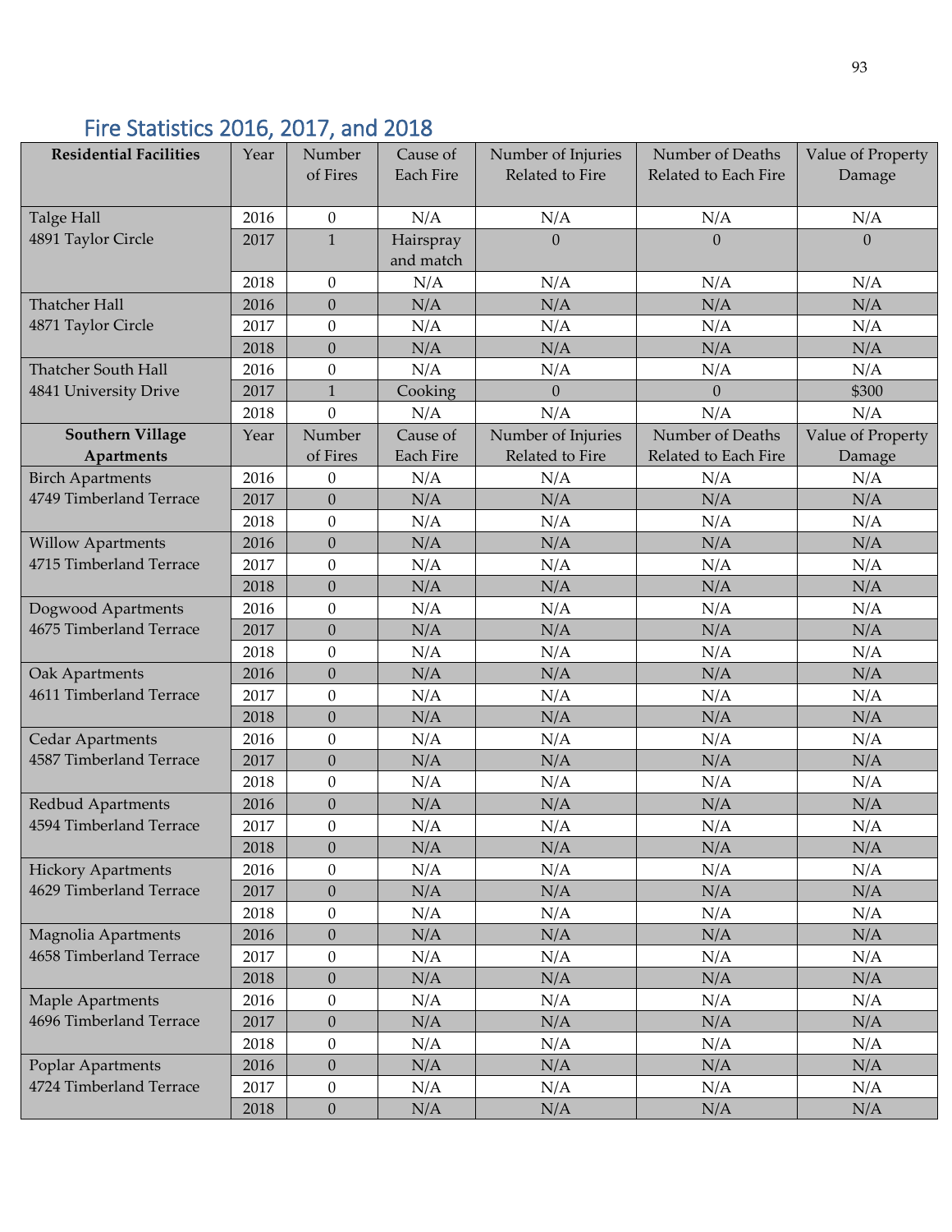## Fire Statistics 2016, 2017, and 2018

| Residential Facilities | Year | Number of Fires | Cause of Each Fire | Number of Injuries Related to Fire | Number of Deaths Related to Each Fire | Value of Property Damage |
|---|---|---|---|---|---|---|
| Talge Hall 4891 Taylor Circle | 2016 | 0 | N/A | N/A | N/A | N/A |
| | 2017 | 1 | Hairspray and match | 0 | 0 | 0 |
| | 2018 | 0 | N/A | N/A | N/A | N/A |
| Thatcher Hall 4871 Taylor Circle | 2016 | 0 | N/A | N/A | N/A | N/A |
| | 2017 | 0 | N/A | N/A | N/A | N/A |
| | 2018 | 0 | N/A | N/A | N/A | N/A |
| Thatcher South Hall 4841 University Drive | 2016 | 0 | N/A | N/A | N/A | N/A |
| | 2017 | 1 | Cooking | 0 | 0 | $300 |
| | 2018 | 0 | N/A | N/A | N/A | N/A |
| **Southern Village Apartments** | Year | Number of Fires | Cause of Each Fire | Number of Injuries Related to Fire | Number of Deaths Related to Each Fire | Value of Property Damage |
| Birch Apartments 4749 Timberland Terrace | 2016 | 0 | N/A | N/A | N/A | N/A |
| | 2017 | 0 | N/A | N/A | N/A | N/A |
| | 2018 | 0 | N/A | N/A | N/A | N/A |
| Willow Apartments 4715 Timberland Terrace | 2016 | 0 | N/A | N/A | N/A | N/A |
| | 2017 | 0 | N/A | N/A | N/A | N/A |
| | 2018 | 0 | N/A | N/A | N/A | N/A |
| Dogwood Apartments 4675 Timberland Terrace | 2016 | 0 | N/A | N/A | N/A | N/A |
| | 2017 | 0 | N/A | N/A | N/A | N/A |
| | 2018 | 0 | N/A | N/A | N/A | N/A |
| Oak Apartments 4611 Timberland Terrace | 2016 | 0 | N/A | N/A | N/A | N/A |
| | 2017 | 0 | N/A | N/A | N/A | N/A |
| | 2018 | 0 | N/A | N/A | N/A | N/A |
| Cedar Apartments 4587 Timberland Terrace | 2016 | 0 | N/A | N/A | N/A | N/A |
| | 2017 | 0 | N/A | N/A | N/A | N/A |
| | 2018 | 0 | N/A | N/A | N/A | N/A |
| Redbud Apartments 4594 Timberland Terrace | 2016 | 0 | N/A | N/A | N/A | N/A |
| | 2017 | 0 | N/A | N/A | N/A | N/A |
| | 2018 | 0 | N/A | N/A | N/A | N/A |
| Hickory Apartments 4629 Timberland Terrace | 2016 | 0 | N/A | N/A | N/A | N/A |
| | 2017 | 0 | N/A | N/A | N/A | N/A |
| | 2018 | 0 | N/A | N/A | N/A | N/A |
| Magnolia Apartments 4658 Timberland Terrace | 2016 | 0 | N/A | N/A | N/A | N/A |
| | 2017 | 0 | N/A | N/A | N/A | N/A |
| | 2018 | 0 | N/A | N/A | N/A | N/A |
| Maple Apartments 4696 Timberland Terrace | 2016 | 0 | N/A | N/A | N/A | N/A |
| | 2017 | 0 | N/A | N/A | N/A | N/A |
| | 2018 | 0 | N/A | N/A | N/A | N/A |
| Poplar Apartments 4724 Timberland Terrace | 2016 | 0 | N/A | N/A | N/A | N/A |
| | 2017 | 0 | N/A | N/A | N/A | N/A |
| | 2018 | 0 | N/A | N/A | N/A | N/A |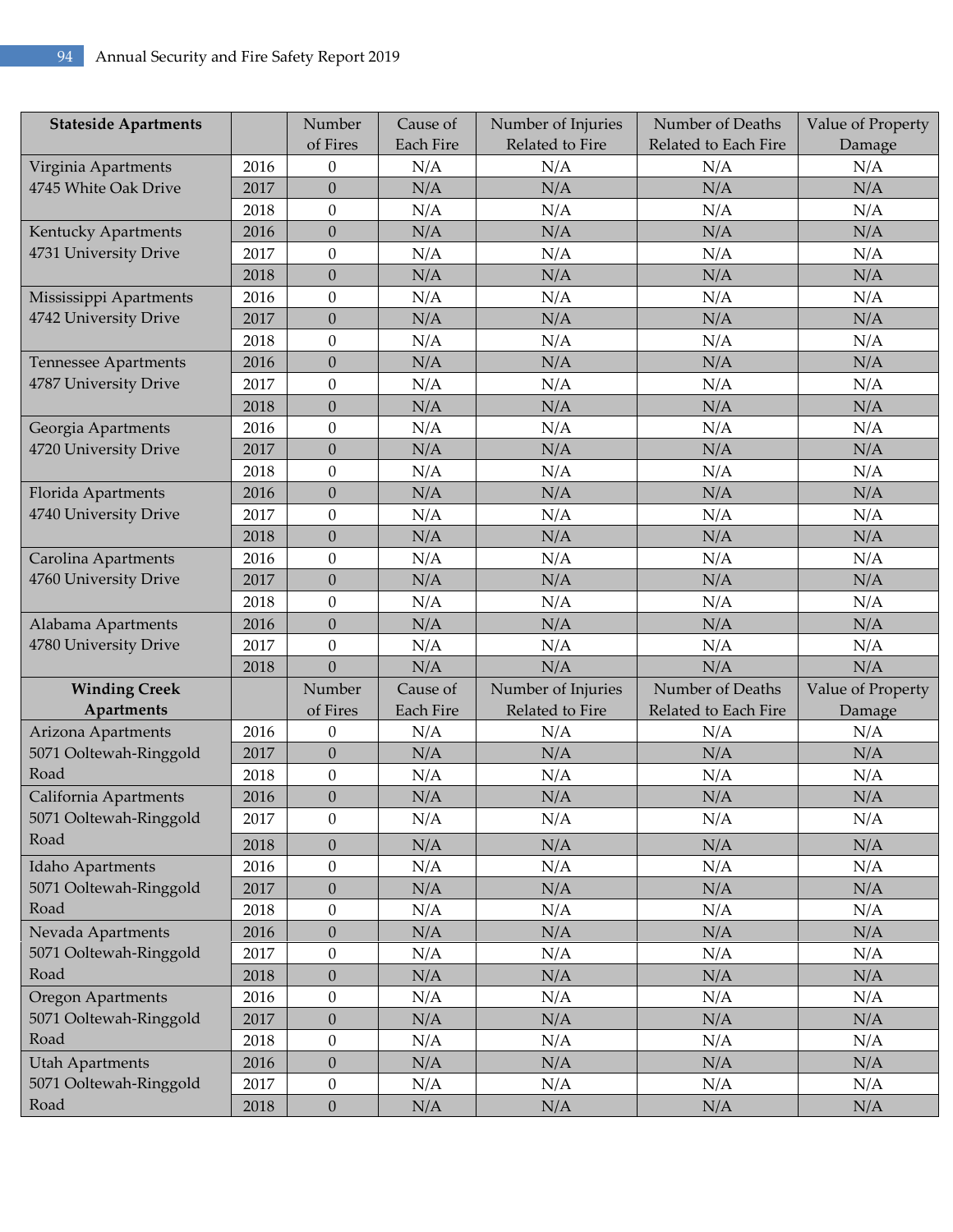| Stateside Apartments | | Number of Fires | Cause of Each Fire | Number of Injuries Related to Fire | Number of Deaths Related to Each Fire | Value of Property Damage |
|---|---|---|---|---|---|---|
| Virginia Apartments 4745 White Oak Drive | 2016 | 0 | N/A | N/A | N/A | N/A |
| | 2017 | 0 | N/A | N/A | N/A | N/A |
| | 2018 | 0 | N/A | N/A | N/A | N/A |
| Kentucky Apartments 4731 University Drive | 2016 | 0 | N/A | N/A | N/A | N/A |
| | 2017 | 0 | N/A | N/A | N/A | N/A |
| | 2018 | 0 | N/A | N/A | N/A | N/A |
| Mississippi Apartments 4742 University Drive | 2016 | 0 | N/A | N/A | N/A | N/A |
| | 2017 | 0 | N/A | N/A | N/A | N/A |
| | 2018 | 0 | N/A | N/A | N/A | N/A |
| Tennessee Apartments 4787 University Drive | 2016 | 0 | N/A | N/A | N/A | N/A |
| | 2017 | 0 | N/A | N/A | N/A | N/A |
| | 2018 | 0 | N/A | N/A | N/A | N/A |
| Georgia Apartments 4720 University Drive | 2016 | 0 | N/A | N/A | N/A | N/A |
| | 2017 | 0 | N/A | N/A | N/A | N/A |
| | 2018 | 0 | N/A | N/A | N/A | N/A |
| Florida Apartments 4740 University Drive | 2016 | 0 | N/A | N/A | N/A | N/A |
| | 2017 | 0 | N/A | N/A | N/A | N/A |
| | 2018 | 0 | N/A | N/A | N/A | N/A |
| Carolina Apartments 4760 University Drive | 2016 | 0 | N/A | N/A | N/A | N/A |
| | 2017 | 0 | N/A | N/A | N/A | N/A |
| | 2018 | 0 | N/A | N/A | N/A | N/A |
| Alabama Apartments 4780 University Drive | 2016 | 0 | N/A | N/A | N/A | N/A |
| | 2017 | 0 | N/A | N/A | N/A | N/A |
| | 2018 | 0 | N/A | N/A | N/A | N/A |
| **Winding Creek Apartments** | | Number of Fires | Cause of Each Fire | Number of Injuries Related to Fire | Number of Deaths Related to Each Fire | Value of Property Damage |
| Arizona Apartments 5071 Ooltewah-Ringgold Road | 2016 | 0 | N/A | N/A | N/A | N/A |
| | 2017 | 0 | N/A | N/A | N/A | N/A |
| | 2018 | 0 | N/A | N/A | N/A | N/A |
| California Apartments 5071 Ooltewah-Ringgold Road | 2016 | 0 | N/A | N/A | N/A | N/A |
| | 2017 | 0 | N/A | N/A | N/A | N/A |
| | 2018 | 0 | N/A | N/A | N/A | N/A |
| Idaho Apartments 5071 Ooltewah-Ringgold Road | 2016 | 0 | N/A | N/A | N/A | N/A |
| | 2017 | 0 | N/A | N/A | N/A | N/A |
| | 2018 | 0 | N/A | N/A | N/A | N/A |
| Nevada Apartments 5071 Ooltewah-Ringgold Road | 2016 | 0 | N/A | N/A | N/A | N/A |
| | 2017 | 0 | N/A | N/A | N/A | N/A |
| | 2018 | 0 | N/A | N/A | N/A | N/A |
| Oregon Apartments 5071 Ooltewah-Ringgold Road | 2016 | 0 | N/A | N/A | N/A | N/A |
| | 2017 | 0 | N/A | N/A | N/A | N/A |
| | 2018 | 0 | N/A | N/A | N/A | N/A |
| Utah Apartments 5071 Ooltewah-Ringgold Road | 2016 | 0 | N/A | N/A | N/A | N/A |
| | 2017 | 0 | N/A | N/A | N/A | N/A |
| | 2018 | 0 | N/A | N/A | N/A | N/A |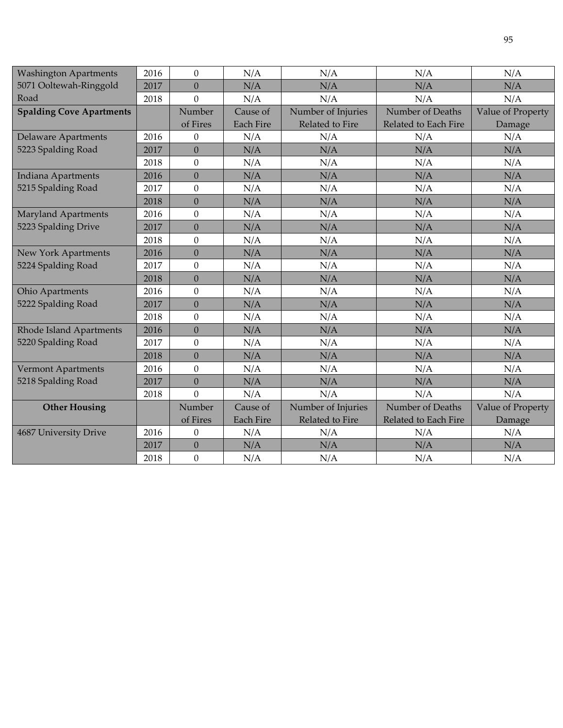| | | | | | | |
|---|---|---|---|---|---|---|
| Washington Apartments 5071 Ooltewah-Ringgold Road | 2016 | 0 | N/A | N/A | N/A | N/A |
| | 2017 | 0 | N/A | N/A | N/A | N/A |
| | 2018 | 0 | N/A | N/A | N/A | N/A |
| **Spalding Cove Apartments** | | Number of Fires | Cause of Each Fire | Number of Injuries Related to Fire | Number of Deaths Related to Each Fire | Value of Property Damage |
| Delaware Apartments 5223 Spalding Road | 2016 | 0 | N/A | N/A | N/A | N/A |
| | 2017 | 0 | N/A | N/A | N/A | N/A |
| | 2018 | 0 | N/A | N/A | N/A | N/A |
| Indiana Apartments 5215 Spalding Road | 2016 | 0 | N/A | N/A | N/A | N/A |
| | 2017 | 0 | N/A | N/A | N/A | N/A |
| | 2018 | 0 | N/A | N/A | N/A | N/A |
| Maryland Apartments 5223 Spalding Drive | 2016 | 0 | N/A | N/A | N/A | N/A |
| | 2017 | 0 | N/A | N/A | N/A | N/A |
| | 2018 | 0 | N/A | N/A | N/A | N/A |
| New York Apartments 5224 Spalding Road | 2016 | 0 | N/A | N/A | N/A | N/A |
| | 2017 | 0 | N/A | N/A | N/A | N/A |
| | 2018 | 0 | N/A | N/A | N/A | N/A |
| Ohio Apartments 5222 Spalding Road | 2016 | 0 | N/A | N/A | N/A | N/A |
| | 2017 | 0 | N/A | N/A | N/A | N/A |
| | 2018 | 0 | N/A | N/A | N/A | N/A |
| Rhode Island Apartments 5220 Spalding Road | 2016 | 0 | N/A | N/A | N/A | N/A |
| | 2017 | 0 | N/A | N/A | N/A | N/A |
| | 2018 | 0 | N/A | N/A | N/A | N/A |
| Vermont Apartments 5218 Spalding Road | 2016 | 0 | N/A | N/A | N/A | N/A |
| | 2017 | 0 | N/A | N/A | N/A | N/A |
| | 2018 | 0 | N/A | N/A | N/A | N/A |
| **Other Housing** | | Number of Fires | Cause of Each Fire | Number of Injuries Related to Fire | Number of Deaths Related to Each Fire | Value of Property Damage |
| 4687 University Drive | 2016 | 0 | N/A | N/A | N/A | N/A |
| | 2017 | 0 | N/A | N/A | N/A | N/A |
| | 2018 | 0 | N/A | N/A | N/A | N/A |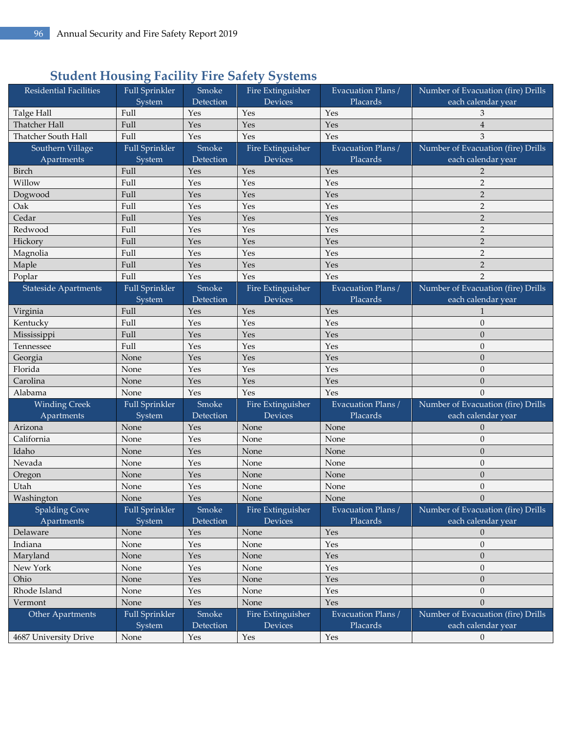## Student Housing Facility Fire Safety Systems

| Residential Facilities | Full Sprinkler System | Smoke Detection | Fire Extinguisher Devices | Evacuation Plans / Placards | Number of Evacuation (fire) Drills each calendar year |
|---|---|---|---|---|---|
| Talge Hall | Full | Yes | Yes | Yes | 3 |
| Thatcher Hall | Full | Yes | Yes | Yes | 4 |
| Thatcher South Hall | Full | Yes | Yes | Yes | 3 |
| **Southern Village Apartments** | **Full Sprinkler System** | **Smoke Detection** | **Fire Extinguisher Devices** | **Evacuation Plans / Placards** | **Number of Evacuation (fire) Drills each calendar year** |
| Birch | Full | Yes | Yes | Yes | 2 |
| Willow | Full | Yes | Yes | Yes | 2 |
| Dogwood | Full | Yes | Yes | Yes | 2 |
| Oak | Full | Yes | Yes | Yes | 2 |
| Cedar | Full | Yes | Yes | Yes | 2 |
| Redwood | Full | Yes | Yes | Yes | 2 |
| Hickory | Full | Yes | Yes | Yes | 2 |
| Magnolia | Full | Yes | Yes | Yes | 2 |
| Maple | Full | Yes | Yes | Yes | 2 |
| Poplar | Full | Yes | Yes | Yes | 2 |
| **Stateside Apartments** | **Full Sprinkler System** | **Smoke Detection** | **Fire Extinguisher Devices** | **Evacuation Plans / Placards** | **Number of Evacuation (fire) Drills each calendar year** |
| Virginia | Full | Yes | Yes | Yes | 1 |
| Kentucky | Full | Yes | Yes | Yes | 0 |
| Mississippi | Full | Yes | Yes | Yes | 0 |
| Tennessee | Full | Yes | Yes | Yes | 0 |
| Georgia | None | Yes | Yes | Yes | 0 |
| Florida | None | Yes | Yes | Yes | 0 |
| Carolina | None | Yes | Yes | Yes | 0 |
| Alabama | None | Yes | Yes | Yes | 0 |
| **Winding Creek Apartments** | **Full Sprinkler System** | **Smoke Detection** | **Fire Extinguisher Devices** | **Evacuation Plans / Placards** | **Number of Evacuation (fire) Drills each calendar year** |
| Arizona | None | Yes | None | None | 0 |
| California | None | Yes | None | None | 0 |
| Idaho | None | Yes | None | None | 0 |
| Nevada | None | Yes | None | None | 0 |
| Oregon | None | Yes | None | None | 0 |
| Utah | None | Yes | None | None | 0 |
| Washington | None | Yes | None | None | 0 |
| **Spalding Cove Apartments** | **Full Sprinkler System** | **Smoke Detection** | **Fire Extinguisher Devices** | **Evacuation Plans / Placards** | **Number of Evacuation (fire) Drills each calendar year** |
| Delaware | None | Yes | None | Yes | 0 |
| Indiana | None | Yes | None | Yes | 0 |
| Maryland | None | Yes | None | Yes | 0 |
| New York | None | Yes | None | Yes | 0 |
| Ohio | None | Yes | None | Yes | 0 |
| Rhode Island | None | Yes | None | Yes | 0 |
| Vermont | None | Yes | None | Yes | 0 |
| **Other Apartments** | **Full Sprinkler System** | **Smoke Detection** | **Fire Extinguisher Devices** | **Evacuation Plans / Placards** | **Number of Evacuation (fire) Drills each calendar year** |
| 4687 University Drive | None | Yes | Yes | Yes | 0 |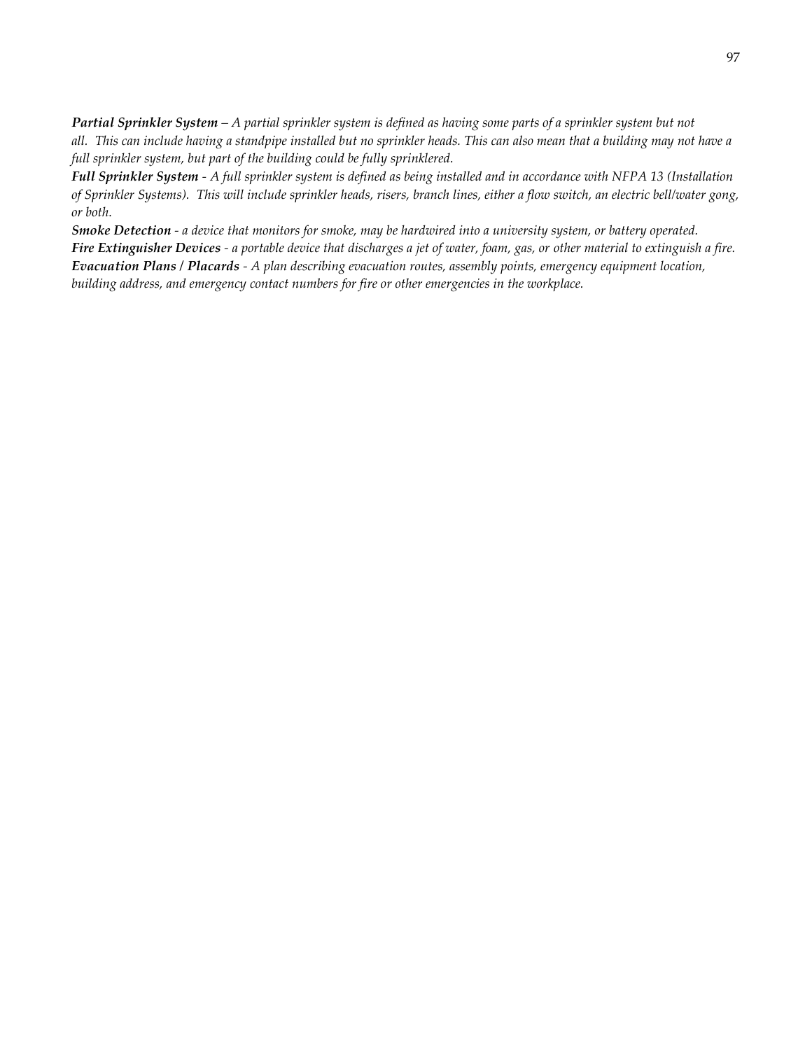***Partial Sprinkler System*** *– A partial sprinkler system is defined as having some parts of a sprinkler system but not all. This can include having a standpipe installed but no sprinkler heads. This can also mean that a building may not have a full sprinkler system, but part of the building could be fully sprinklered.*

***Full Sprinkler System*** *- A full sprinkler system is defined as being installed and in accordance with NFPA 13 (Installation of Sprinkler Systems). This will include sprinkler heads, risers, branch lines, either a flow switch, an electric bell/water gong, or both.*

***Smoke Detection*** *- a device that monitors for smoke, may be hardwired into a university system, or battery operated.*

***Fire Extinguisher Devices*** *- a portable device that discharges a jet of water, foam, gas, or other material to extinguish a fire.*

***Evacuation Plans / Placards*** *- A plan describing evacuation routes, assembly points, emergency equipment location, building address, and emergency contact numbers for fire or other emergencies in the workplace.*